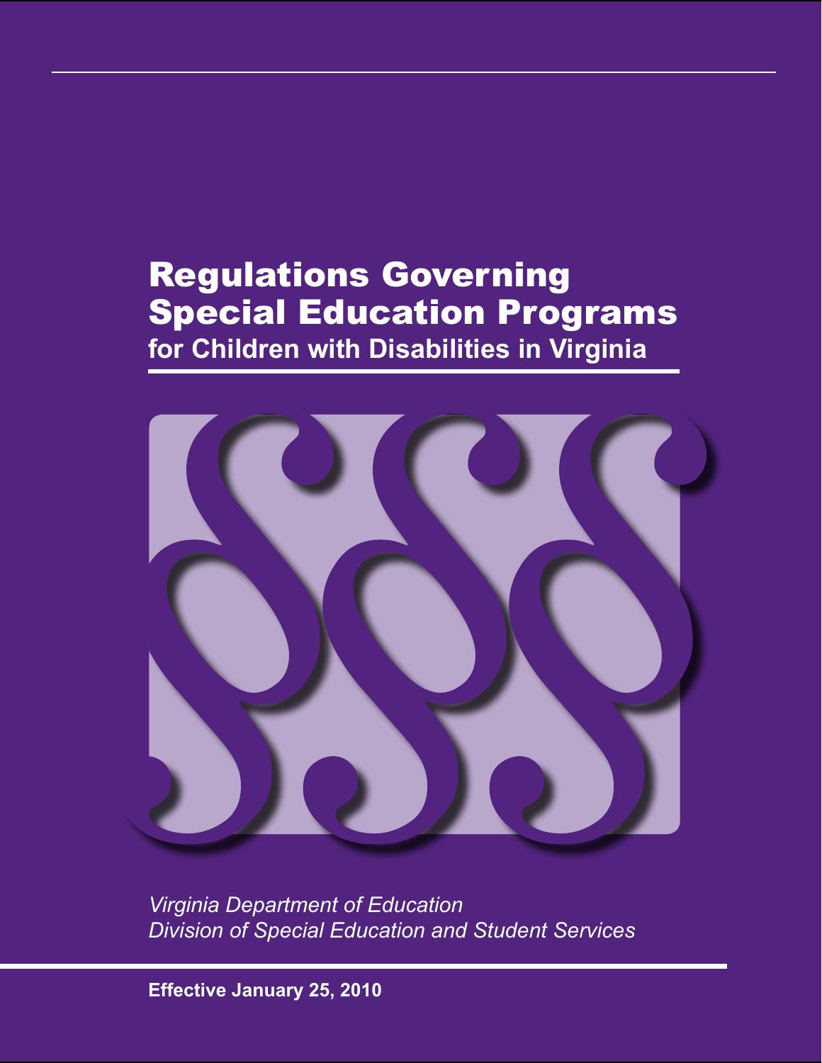# Regulations Governing Special Education Programs

## for Children with Disabilities in Virginia

*Virginia Department of Education*
*Division of Special Education and Student Services*

**Effective January 25, 2010**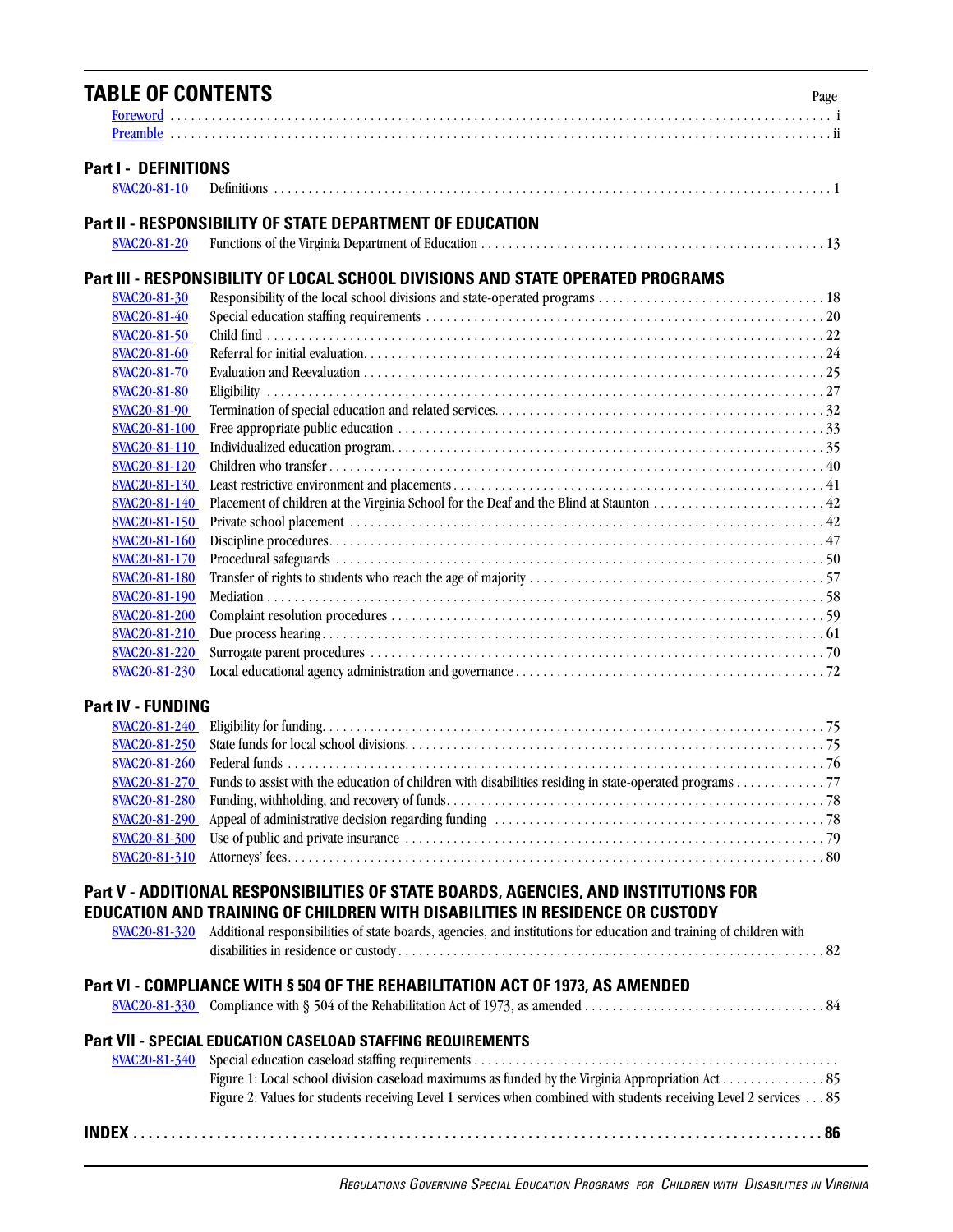# TABLE OF CONTENTS

| | | Page |
|---|---|---|
| Foreword | | i |
| Preamble | | ii |

## Part I - DEFINITIONS

| | | |
|---|---|---|
| 8VAC20-81-10 | Definitions | 1 |

## Part II - RESPONSIBILITY OF STATE DEPARTMENT OF EDUCATION

| | | |
|---|---|---|
| 8VAC20-81-20 | Functions of the Virginia Department of Education | 13 |

## Part III - RESPONSIBILITY OF LOCAL SCHOOL DIVISIONS AND STATE OPERATED PROGRAMS

| | | |
|---|---|---|
| 8VAC20-81-30 | Responsibility of the local school divisions and state-operated programs | 18 |
| 8VAC20-81-40 | Special education staffing requirements | 20 |
| 8VAC20-81-50 | Child find | 22 |
| 8VAC20-81-60 | Referral for initial evaluation | 24 |
| 8VAC20-81-70 | Evaluation and Reevaluation | 25 |
| 8VAC20-81-80 | Eligibility | 27 |
| 8VAC20-81-90 | Termination of special education and related services | 32 |
| 8VAC20-81-100 | Free appropriate public education | 33 |
| 8VAC20-81-110 | Individualized education program | 35 |
| 8VAC20-81-120 | Children who transfer | 40 |
| 8VAC20-81-130 | Least restrictive environment and placements | 41 |
| 8VAC20-81-140 | Placement of children at the Virginia School for the Deaf and the Blind at Staunton | 42 |
| 8VAC20-81-150 | Private school placement | 42 |
| 8VAC20-81-160 | Discipline procedures | 47 |
| 8VAC20-81-170 | Procedural safeguards | 50 |
| 8VAC20-81-180 | Transfer of rights to students who reach the age of majority | 57 |
| 8VAC20-81-190 | Mediation | 58 |
| 8VAC20-81-200 | Complaint resolution procedures | 59 |
| 8VAC20-81-210 | Due process hearing | 61 |
| 8VAC20-81-220 | Surrogate parent procedures | 70 |
| 8VAC20-81-230 | Local educational agency administration and governance | 72 |

## Part IV - FUNDING

| | | |
|---|---|---|
| 8VAC20-81-240 | Eligibility for funding | 75 |
| 8VAC20-81-250 | State funds for local school divisions | 75 |
| 8VAC20-81-260 | Federal funds | 76 |
| 8VAC20-81-270 | Funds to assist with the education of children with disabilities residing in state-operated programs | 77 |
| 8VAC20-81-280 | Funding, withholding, and recovery of funds | 78 |
| 8VAC20-81-290 | Appeal of administrative decision regarding funding | 78 |
| 8VAC20-81-300 | Use of public and private insurance | 79 |
| 8VAC20-81-310 | Attorneys' fees | 80 |

## Part V - ADDITIONAL RESPONSIBILITIES OF STATE BOARDS, AGENCIES, AND INSTITUTIONS FOR EDUCATION AND TRAINING OF CHILDREN WITH DISABILITIES IN RESIDENCE OR CUSTODY

| | | |
|---|---|---|
| 8VAC20-81-320 | Additional responsibilities of state boards, agencies, and institutions for education and training of children with disabilities in residence or custody | 82 |

## Part VI - COMPLIANCE WITH § 504 OF THE REHABILITATION ACT OF 1973, AS AMENDED

| | | |
|---|---|---|
| 8VAC20-81-330 | Compliance with § 504 of the Rehabilitation Act of 1973, as amended | 84 |

## Part VII - SPECIAL EDUCATION CASELOAD STAFFING REQUIREMENTS

| | | |
|---|---|---|
| 8VAC20-81-340 | Special education caseload staffing requirements | |
| | Figure 1: Local school division caseload maximums as funded by the Virginia Appropriation Act | 85 |
| | Figure 2: Values for students receiving Level 1 services when combined with students receiving Level 2 services | 85 |

**INDEX . . . 86**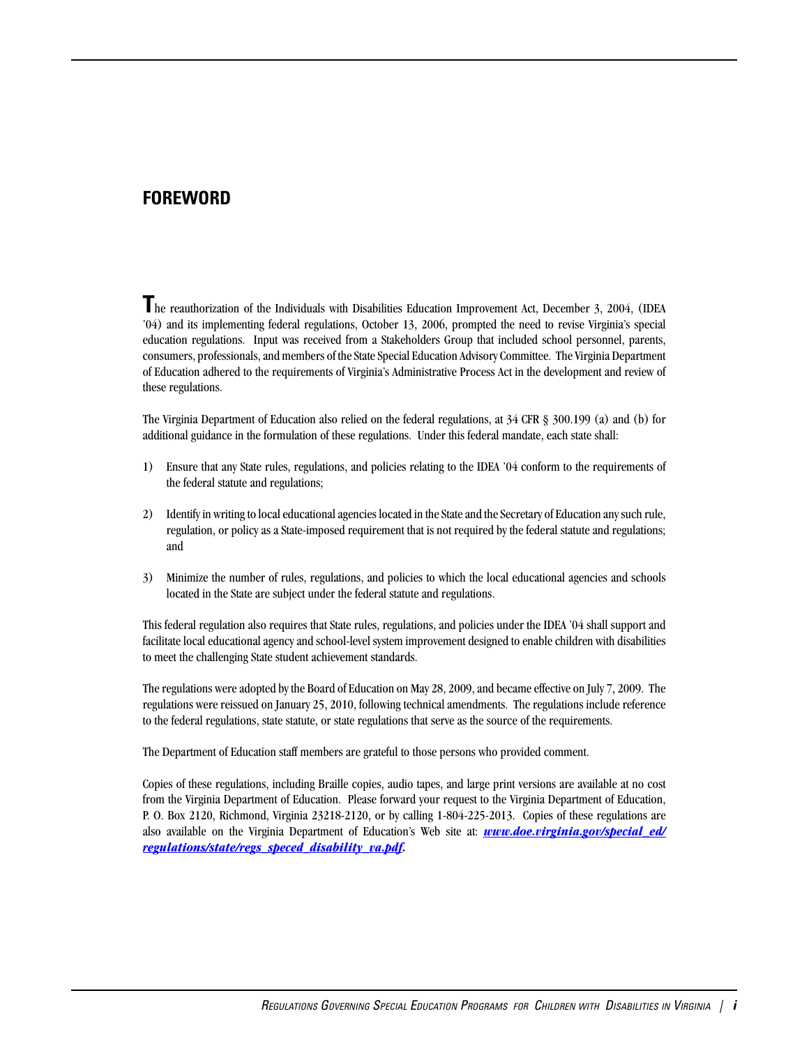# FOREWORD

The reauthorization of the Individuals with Disabilities Education Improvement Act, December 3, 2004, (IDEA '04) and its implementing federal regulations, October 13, 2006, prompted the need to revise Virginia's special education regulations. Input was received from a Stakeholders Group that included school personnel, parents, consumers, professionals, and members of the State Special Education Advisory Committee. The Virginia Department of Education adhered to the requirements of Virginia's Administrative Process Act in the development and review of these regulations.

The Virginia Department of Education also relied on the federal regulations, at 34 CFR § 300.199 (a) and (b) for additional guidance in the formulation of these regulations. Under this federal mandate, each state shall:

1) Ensure that any State rules, regulations, and policies relating to the IDEA '04 conform to the requirements of the federal statute and regulations;

2) Identify in writing to local educational agencies located in the State and the Secretary of Education any such rule, regulation, or policy as a State-imposed requirement that is not required by the federal statute and regulations; and

3) Minimize the number of rules, regulations, and policies to which the local educational agencies and schools located in the State are subject under the federal statute and regulations.

This federal regulation also requires that State rules, regulations, and policies under the IDEA '04 shall support and facilitate local educational agency and school-level system improvement designed to enable children with disabilities to meet the challenging State student achievement standards.

The regulations were adopted by the Board of Education on May 28, 2009, and became effective on July 7, 2009. The regulations were reissued on January 25, 2010, following technical amendments. The regulations include reference to the federal regulations, state statute, or state regulations that serve as the source of the requirements.

The Department of Education staff members are grateful to those persons who provided comment.

Copies of these regulations, including Braille copies, audio tapes, and large print versions are available at no cost from the Virginia Department of Education. Please forward your request to the Virginia Department of Education, P. O. Box 2120, Richmond, Virginia 23218-2120, or by calling 1-804-225-2013. Copies of these regulations are also available on the Virginia Department of Education's Web site at: ***www.doe.virginia.gov/special_ed/regulations/state/regs_speced_disability_va.pdf.***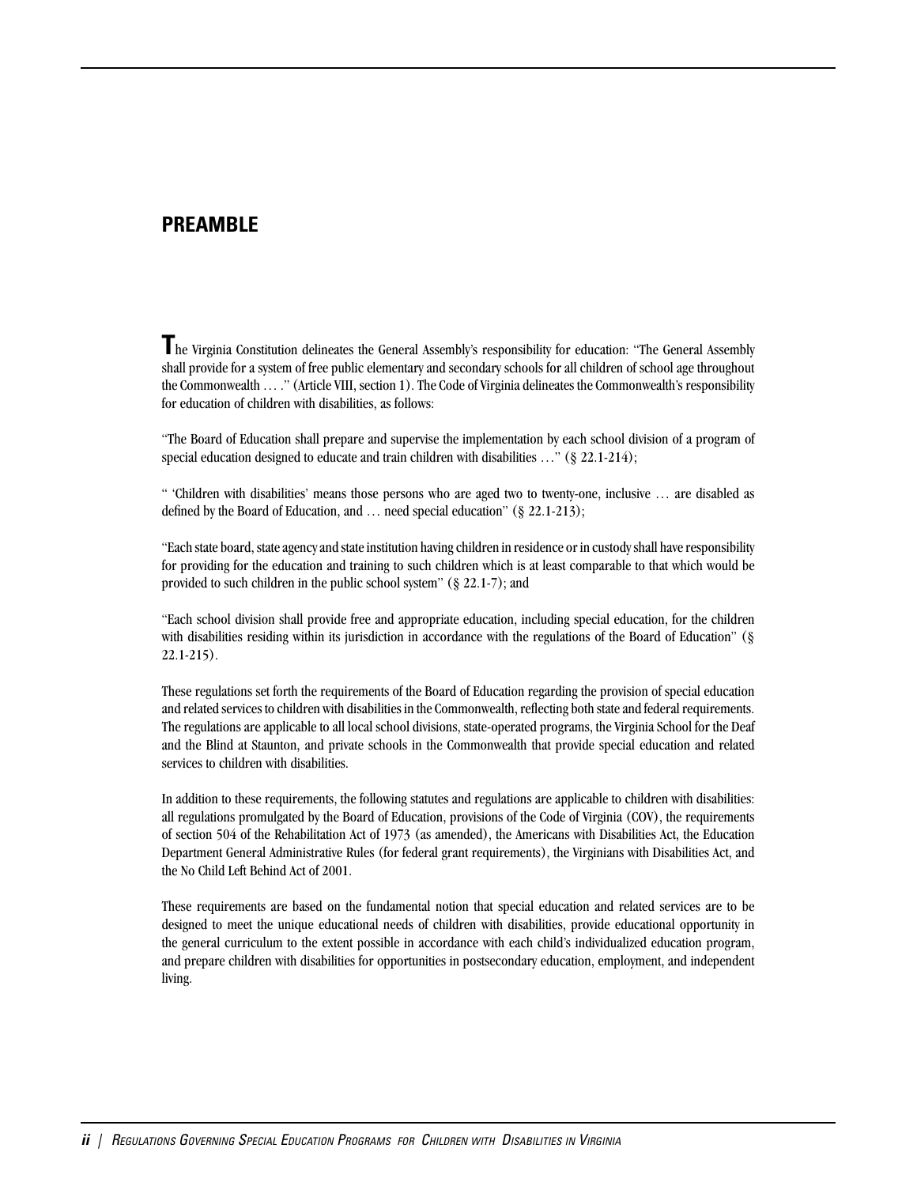## PREAMBLE

The Virginia Constitution delineates the General Assembly's responsibility for education: "The General Assembly shall provide for a system of free public elementary and secondary schools for all children of school age throughout the Commonwealth … ." (Article VIII, section 1). The Code of Virginia delineates the Commonwealth's responsibility for education of children with disabilities, as follows:

"The Board of Education shall prepare and supervise the implementation by each school division of a program of special education designed to educate and train children with disabilities …" (§ 22.1-214);

" 'Children with disabilities' means those persons who are aged two to twenty-one, inclusive … are disabled as defined by the Board of Education, and … need special education" (§ 22.1-213);

"Each state board, state agency and state institution having children in residence or in custody shall have responsibility for providing for the education and training to such children which is at least comparable to that which would be provided to such children in the public school system" (§ 22.1-7); and

"Each school division shall provide free and appropriate education, including special education, for the children with disabilities residing within its jurisdiction in accordance with the regulations of the Board of Education" (§ 22.1-215).

These regulations set forth the requirements of the Board of Education regarding the provision of special education and related services to children with disabilities in the Commonwealth, reflecting both state and federal requirements. The regulations are applicable to all local school divisions, state-operated programs, the Virginia School for the Deaf and the Blind at Staunton, and private schools in the Commonwealth that provide special education and related services to children with disabilities.

In addition to these requirements, the following statutes and regulations are applicable to children with disabilities: all regulations promulgated by the Board of Education, provisions of the Code of Virginia (COV), the requirements of section 504 of the Rehabilitation Act of 1973 (as amended), the Americans with Disabilities Act, the Education Department General Administrative Rules (for federal grant requirements), the Virginians with Disabilities Act, and the No Child Left Behind Act of 2001.

These requirements are based on the fundamental notion that special education and related services are to be designed to meet the unique educational needs of children with disabilities, provide educational opportunity in the general curriculum to the extent possible in accordance with each child's individualized education program, and prepare children with disabilities for opportunities in postsecondary education, employment, and independent living.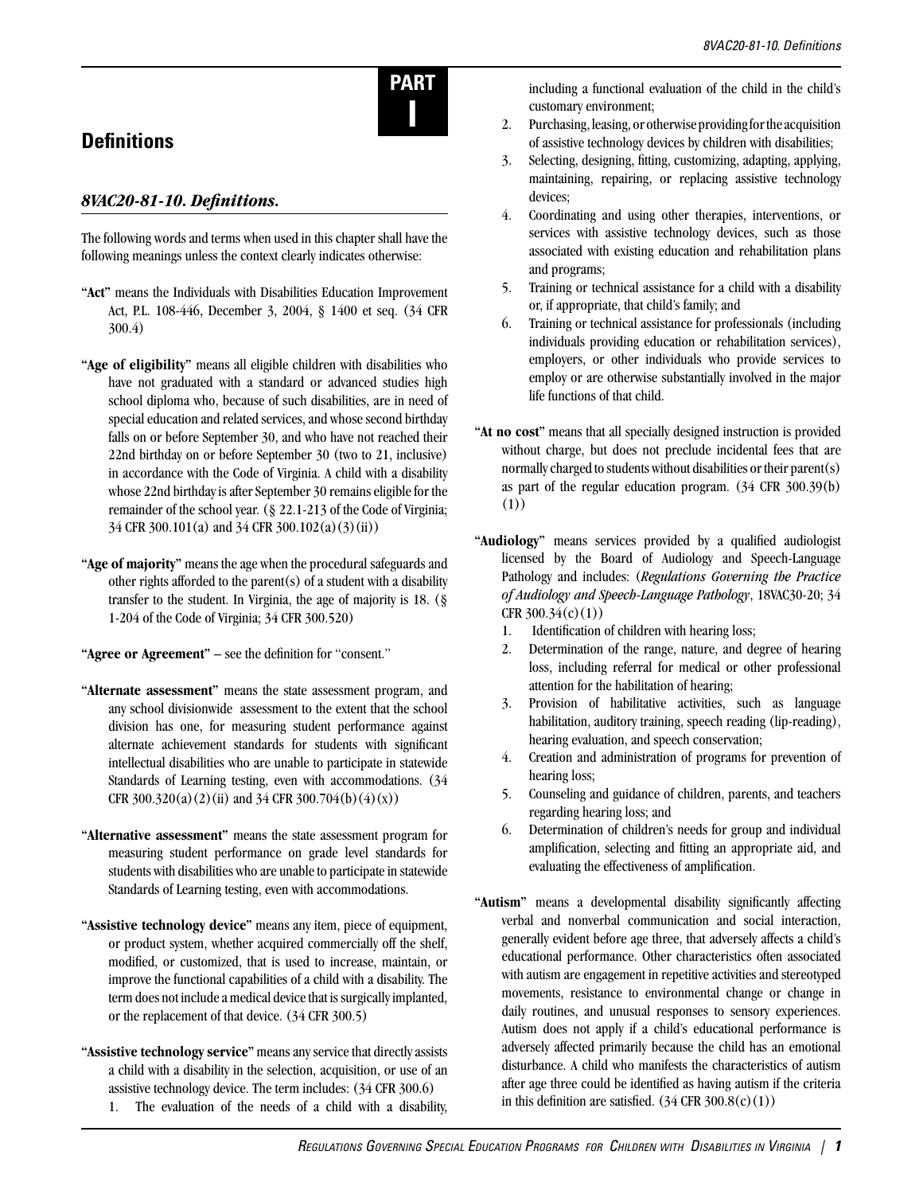# PART I

## Definitions

### *8VAC20-81-10. Definitions.*

The following words and terms when used in this chapter shall have the following meanings unless the context clearly indicates otherwise:

"**Act**" means the Individuals with Disabilities Education Improvement Act, P.L. 108-446, December 3, 2004, § 1400 et seq. (34 CFR 300.4)

"**Age of eligibility**" means all eligible children with disabilities who have not graduated with a standard or advanced studies high school diploma who, because of such disabilities, are in need of special education and related services, and whose second birthday falls on or before September 30, and who have not reached their 22nd birthday on or before September 30 (two to 21, inclusive) in accordance with the Code of Virginia. A child with a disability whose 22nd birthday is after September 30 remains eligible for the remainder of the school year. (§ 22.1-213 of the Code of Virginia; 34 CFR 300.101(a) and 34 CFR 300.102(a)(3)(ii))

"**Age of majority**" means the age when the procedural safeguards and other rights afforded to the parent(s) of a student with a disability transfer to the student. In Virginia, the age of majority is 18. (§ 1-204 of the Code of Virginia; 34 CFR 300.520)

"**Agree or Agreement**" – see the definition for "consent."

"**Alternate assessment**" means the state assessment program, and any school divisionwide assessment to the extent that the school division has one, for measuring student performance against alternate achievement standards for students with significant intellectual disabilities who are unable to participate in statewide Standards of Learning testing, even with accommodations. (34 CFR 300.320(a)(2)(ii) and 34 CFR 300.704(b)(4)(x))

"**Alternative assessment**" means the state assessment program for measuring student performance on grade level standards for students with disabilities who are unable to participate in statewide Standards of Learning testing, even with accommodations.

"**Assistive technology device**" means any item, piece of equipment, or product system, whether acquired commercially off the shelf, modified, or customized, that is used to increase, maintain, or improve the functional capabilities of a child with a disability. The term does not include a medical device that is surgically implanted, or the replacement of that device. (34 CFR 300.5)

"**Assistive technology service**" means any service that directly assists a child with a disability in the selection, acquisition, or use of an assistive technology device. The term includes: (34 CFR 300.6)

1. The evaluation of the needs of a child with a disability, including a functional evaluation of the child in the child's customary environment;
2. Purchasing, leasing, or otherwise providing for the acquisition of assistive technology devices by children with disabilities;
3. Selecting, designing, fitting, customizing, adapting, applying, maintaining, repairing, or replacing assistive technology devices;
4. Coordinating and using other therapies, interventions, or services with assistive technology devices, such as those associated with existing education and rehabilitation plans and programs;
5. Training or technical assistance for a child with a disability or, if appropriate, that child's family; and
6. Training or technical assistance for professionals (including individuals providing education or rehabilitation services), employers, or other individuals who provide services to employ or are otherwise substantially involved in the major life functions of that child.

"**At no cost**" means that all specially designed instruction is provided without charge, but does not preclude incidental fees that are normally charged to students without disabilities or their parent(s) as part of the regular education program. (34 CFR 300.39(b)(1))

"**Audiology**" means services provided by a qualified audiologist licensed by the Board of Audiology and Speech-Language Pathology and includes: (*Regulations Governing the Practice of Audiology and Speech-Language Pathology*, 18VAC30-20; 34 CFR 300.34(c)(1))

1. Identification of children with hearing loss;
2. Determination of the range, nature, and degree of hearing loss, including referral for medical or other professional attention for the habilitation of hearing;
3. Provision of habilitative activities, such as language habilitation, auditory training, speech reading (lip-reading), hearing evaluation, and speech conservation;
4. Creation and administration of programs for prevention of hearing loss;
5. Counseling and guidance of children, parents, and teachers regarding hearing loss; and
6. Determination of children's needs for group and individual amplification, selecting and fitting an appropriate aid, and evaluating the effectiveness of amplification.

"**Autism**" means a developmental disability significantly affecting verbal and nonverbal communication and social interaction, generally evident before age three, that adversely affects a child's educational performance. Other characteristics often associated with autism are engagement in repetitive activities and stereotyped movements, resistance to environmental change or change in daily routines, and unusual responses to sensory experiences. Autism does not apply if a child's educational performance is adversely affected primarily because the child has an emotional disturbance. A child who manifests the characteristics of autism after age three could be identified as having autism if the criteria in this definition are satisfied. (34 CFR 300.8(c)(1))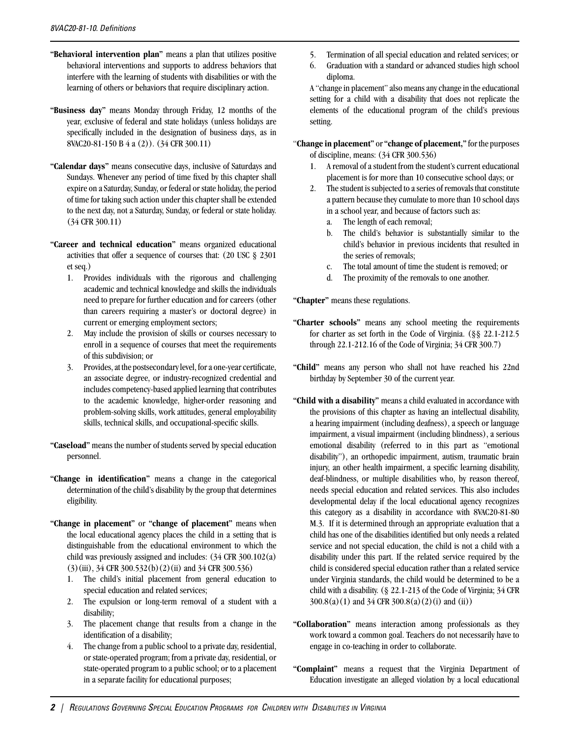"**Behavioral intervention plan**" means a plan that utilizes positive behavioral interventions and supports to address behaviors that interfere with the learning of students with disabilities or with the learning of others or behaviors that require disciplinary action.

"**Business day**" means Monday through Friday, 12 months of the year, exclusive of federal and state holidays (unless holidays are specifically included in the designation of business days, as in 8VAC20-81-150 B 4 a (2)). (34 CFR 300.11)

"**Calendar days**" means consecutive days, inclusive of Saturdays and Sundays. Whenever any period of time fixed by this chapter shall expire on a Saturday, Sunday, or federal or state holiday, the period of time for taking such action under this chapter shall be extended to the next day, not a Saturday, Sunday, or federal or state holiday. (34 CFR 300.11)

"**Career and technical education**" means organized educational activities that offer a sequence of courses that: (20 USC § 2301 et seq.)

1. Provides individuals with the rigorous and challenging academic and technical knowledge and skills the individuals need to prepare for further education and for careers (other than careers requiring a master's or doctoral degree) in current or emerging employment sectors;
2. May include the provision of skills or courses necessary to enroll in a sequence of courses that meet the requirements of this subdivision; or
3. Provides, at the postsecondary level, for a one-year certificate, an associate degree, or industry-recognized credential and includes competency-based applied learning that contributes to the academic knowledge, higher-order reasoning and problem-solving skills, work attitudes, general employability skills, technical skills, and occupational-specific skills.

"**Caseload**" means the number of students served by special education personnel.

"**Change in identification**" means a change in the categorical determination of the child's disability by the group that determines eligibility.

"**Change in placement**" or "**change of placement**" means when the local educational agency places the child in a setting that is distinguishable from the educational environment to which the child was previously assigned and includes: (34 CFR 300.102(a)(3)(iii), 34 CFR 300.532(b)(2)(ii) and 34 CFR 300.536)

1. The child's initial placement from general education to special education and related services;
2. The expulsion or long-term removal of a student with a disability;
3. The placement change that results from a change in the identification of a disability;
4. The change from a public school to a private day, residential, or state-operated program; from a private day, residential, or state-operated program to a public school; or to a placement in a separate facility for educational purposes;
5. Termination of all special education and related services; or
6. Graduation with a standard or advanced studies high school diploma.

A "change in placement" also means any change in the educational setting for a child with a disability that does not replicate the elements of the educational program of the child's previous setting.

"**Change in placement**" or "**change of placement,**" for the purposes of discipline, means: (34 CFR 300.536)

1. A removal of a student from the student's current educational placement is for more than 10 consecutive school days; or
2. The student is subjected to a series of removals that constitute a pattern because they cumulate to more than 10 school days in a school year, and because of factors such as:
   a. The length of each removal;
   b. The child's behavior is substantially similar to the child's behavior in previous incidents that resulted in the series of removals;
   c. The total amount of time the student is removed; or
   d. The proximity of the removals to one another.

"**Chapter**" means these regulations.

"**Charter schools**" means any school meeting the requirements for charter as set forth in the Code of Virginia. (§§ 22.1-212.5 through 22.1-212.16 of the Code of Virginia; 34 CFR 300.7)

"**Child**" means any person who shall not have reached his 22nd birthday by September 30 of the current year.

"**Child with a disability**" means a child evaluated in accordance with the provisions of this chapter as having an intellectual disability, a hearing impairment (including deafness), a speech or language impairment, a visual impairment (including blindness), a serious emotional disability (referred to in this part as "emotional disability"), an orthopedic impairment, autism, traumatic brain injury, an other health impairment, a specific learning disability, deaf-blindness, or multiple disabilities who, by reason thereof, needs special education and related services. This also includes developmental delay if the local educational agency recognizes this category as a disability in accordance with 8VAC20-81-80 M.3. If it is determined through an appropriate evaluation that a child has one of the disabilities identified but only needs a related service and not special education, the child is not a child with a disability under this part. If the related service required by the child is considered special education rather than a related service under Virginia standards, the child would be determined to be a child with a disability. (§ 22.1-213 of the Code of Virginia; 34 CFR 300.8(a)(1) and 34 CFR 300.8(a)(2)(i) and (ii))

"**Collaboration**" means interaction among professionals as they work toward a common goal. Teachers do not necessarily have to engage in co-teaching in order to collaborate.

"**Complaint**" means a request that the Virginia Department of Education investigate an alleged violation by a local educational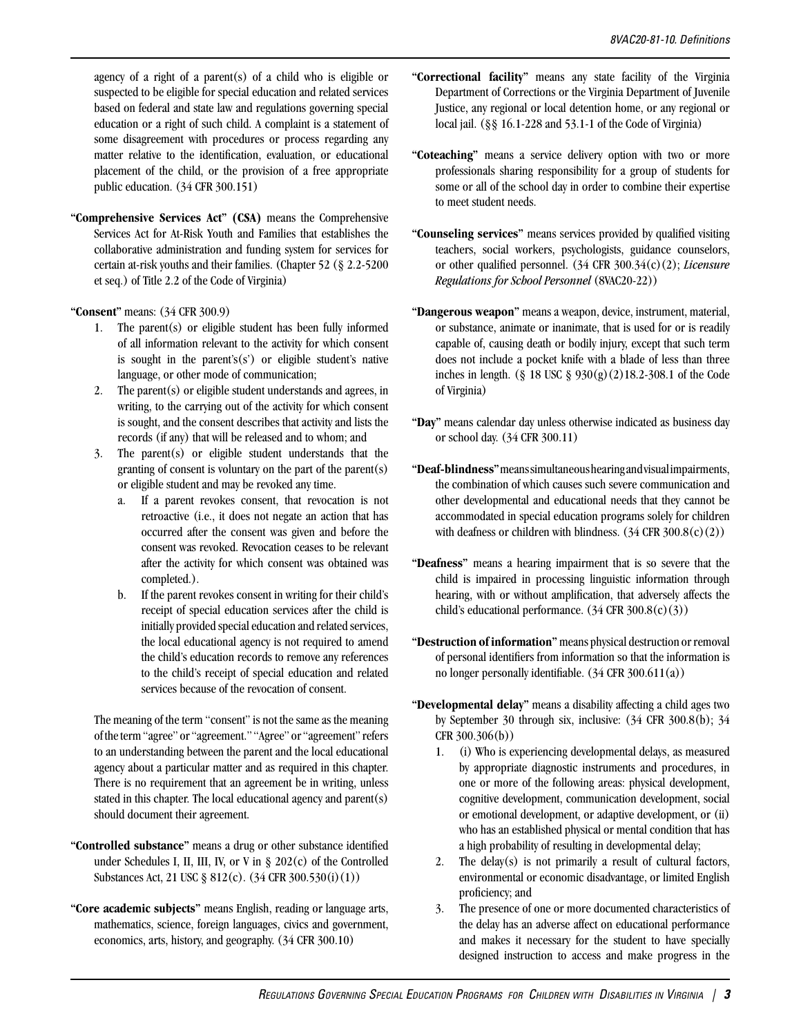agency of a right of a parent(s) of a child who is eligible or suspected to be eligible for special education and related services based on federal and state law and regulations governing special education or a right of such child. A complaint is a statement of some disagreement with procedures or process regarding any matter relative to the identification, evaluation, or educational placement of the child, or the provision of a free appropriate public education. (34 CFR 300.151)

"**Comprehensive Services Act**" **(CSA)** means the Comprehensive Services Act for At-Risk Youth and Families that establishes the collaborative administration and funding system for services for certain at-risk youths and their families. (Chapter 52 (§ 2.2-5200 et seq.) of Title 2.2 of the Code of Virginia)

"**Consent**" means: (34 CFR 300.9)

1. The parent(s) or eligible student has been fully informed of all information relevant to the activity for which consent is sought in the parent's(s') or eligible student's native language, or other mode of communication;
2. The parent(s) or eligible student understands and agrees, in writing, to the carrying out of the activity for which consent is sought, and the consent describes that activity and lists the records (if any) that will be released and to whom; and
3. The parent(s) or eligible student understands that the granting of consent is voluntary on the part of the parent(s) or eligible student and may be revoked any time.
   a. If a parent revokes consent, that revocation is not retroactive (i.e., it does not negate an action that has occurred after the consent was given and before the consent was revoked. Revocation ceases to be relevant after the activity for which consent was obtained was completed.).
   b. If the parent revokes consent in writing for their child's receipt of special education services after the child is initially provided special education and related services, the local educational agency is not required to amend the child's education records to remove any references to the child's receipt of special education and related services because of the revocation of consent.

The meaning of the term "consent" is not the same as the meaning of the term "agree" or "agreement." "Agree" or "agreement" refers to an understanding between the parent and the local educational agency about a particular matter and as required in this chapter. There is no requirement that an agreement be in writing, unless stated in this chapter. The local educational agency and parent(s) should document their agreement.

"**Controlled substance**" means a drug or other substance identified under Schedules I, II, III, IV, or V in § 202(c) of the Controlled Substances Act, 21 USC § 812(c). (34 CFR 300.530(i)(1))

"**Core academic subjects**" means English, reading or language arts, mathematics, science, foreign languages, civics and government, economics, arts, history, and geography. (34 CFR 300.10)

"**Correctional facility**" means any state facility of the Virginia Department of Corrections or the Virginia Department of Juvenile Justice, any regional or local detention home, or any regional or local jail. (§§ 16.1-228 and 53.1-1 of the Code of Virginia)

"**Coteaching**" means a service delivery option with two or more professionals sharing responsibility for a group of students for some or all of the school day in order to combine their expertise to meet student needs.

"**Counseling services**" means services provided by qualified visiting teachers, social workers, psychologists, guidance counselors, or other qualified personnel. (34 CFR 300.34(c)(2); *Licensure Regulations for School Personnel* (8VAC20-22))

"**Dangerous weapon**" means a weapon, device, instrument, material, or substance, animate or inanimate, that is used for or is readily capable of, causing death or bodily injury, except that such term does not include a pocket knife with a blade of less than three inches in length. (§ 18 USC § 930(g)(2)18.2-308.1 of the Code of Virginia)

"**Day**" means calendar day unless otherwise indicated as business day or school day. (34 CFR 300.11)

"**Deaf-blindness**" means simultaneous hearing and visual impairments, the combination of which causes such severe communication and other developmental and educational needs that they cannot be accommodated in special education programs solely for children with deafness or children with blindness. (34 CFR 300.8(c)(2))

"**Deafness**" means a hearing impairment that is so severe that the child is impaired in processing linguistic information through hearing, with or without amplification, that adversely affects the child's educational performance. (34 CFR 300.8(c)(3))

"**Destruction of information**" means physical destruction or removal of personal identifiers from information so that the information is no longer personally identifiable. (34 CFR 300.611(a))

"**Developmental delay**" means a disability affecting a child ages two by September 30 through six, inclusive: (34 CFR 300.8(b); 34 CFR 300.306(b))

1. (i) Who is experiencing developmental delays, as measured by appropriate diagnostic instruments and procedures, in one or more of the following areas: physical development, cognitive development, communication development, social or emotional development, or adaptive development, or (ii) who has an established physical or mental condition that has a high probability of resulting in developmental delay;
2. The delay(s) is not primarily a result of cultural factors, environmental or economic disadvantage, or limited English proficiency; and
3. The presence of one or more documented characteristics of the delay has an adverse affect on educational performance and makes it necessary for the student to have specially designed instruction to access and make progress in the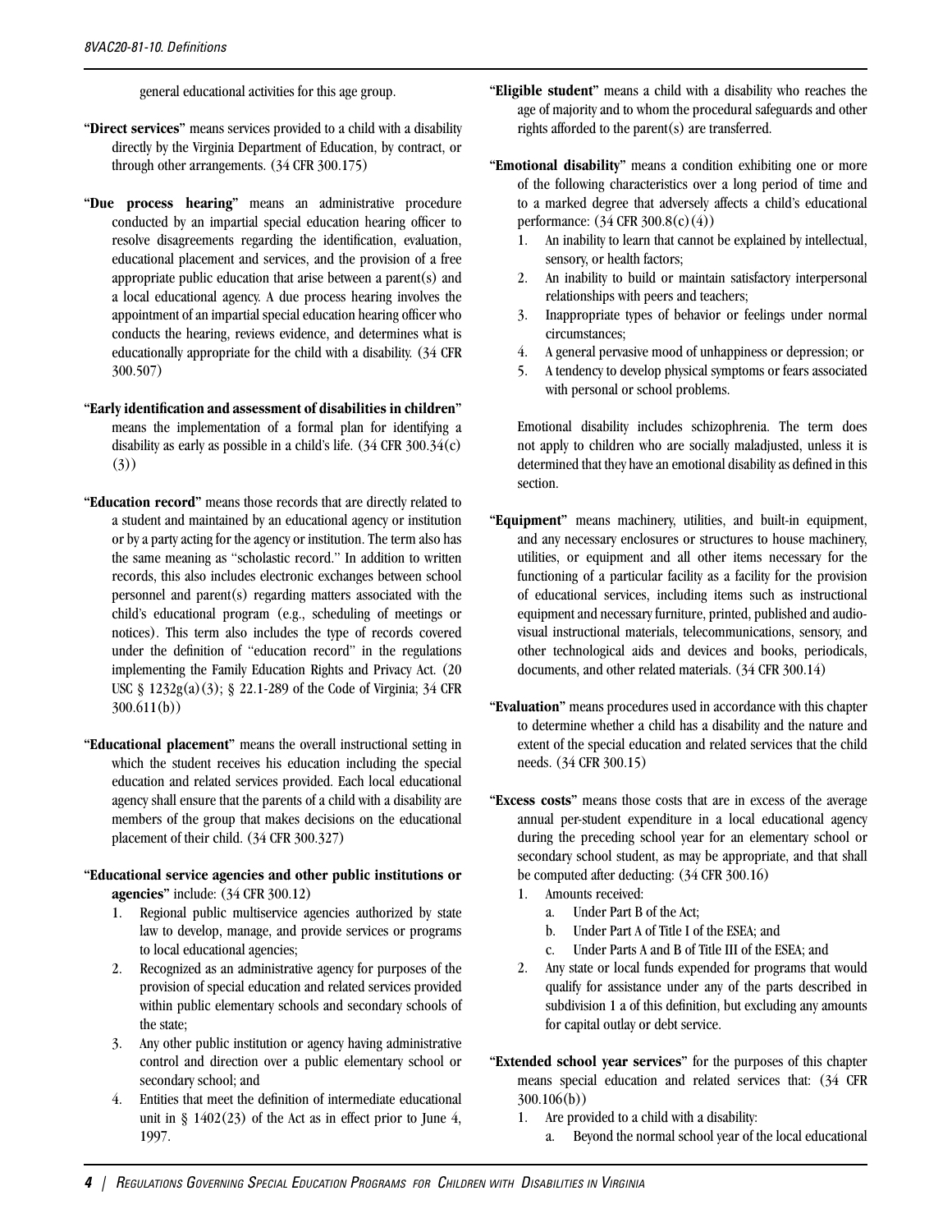general educational activities for this age group.

"**Direct services**" means services provided to a child with a disability directly by the Virginia Department of Education, by contract, or through other arrangements. (34 CFR 300.175)

"**Due process hearing**" means an administrative procedure conducted by an impartial special education hearing officer to resolve disagreements regarding the identification, evaluation, educational placement and services, and the provision of a free appropriate public education that arise between a parent(s) and a local educational agency. A due process hearing involves the appointment of an impartial special education hearing officer who conducts the hearing, reviews evidence, and determines what is educationally appropriate for the child with a disability. (34 CFR 300.507)

"**Early identification and assessment of disabilities in children**" means the implementation of a formal plan for identifying a disability as early as possible in a child's life. (34 CFR 300.34(c)(3))

"**Education record**" means those records that are directly related to a student and maintained by an educational agency or institution or by a party acting for the agency or institution. The term also has the same meaning as "scholastic record." In addition to written records, this also includes electronic exchanges between school personnel and parent(s) regarding matters associated with the child's educational program (e.g., scheduling of meetings or notices). This term also includes the type of records covered under the definition of "education record" in the regulations implementing the Family Education Rights and Privacy Act. (20 USC § 1232g(a)(3); § 22.1-289 of the Code of Virginia; 34 CFR 300.611(b))

"**Educational placement**" means the overall instructional setting in which the student receives his education including the special education and related services provided. Each local educational agency shall ensure that the parents of a child with a disability are members of the group that makes decisions on the educational placement of their child. (34 CFR 300.327)

"**Educational service agencies and other public institutions or agencies**" include: (34 CFR 300.12)

1. Regional public multiservice agencies authorized by state law to develop, manage, and provide services or programs to local educational agencies;
2. Recognized as an administrative agency for purposes of the provision of special education and related services provided within public elementary schools and secondary schools of the state;
3. Any other public institution or agency having administrative control and direction over a public elementary school or secondary school; and
4. Entities that meet the definition of intermediate educational unit in § 1402(23) of the Act as in effect prior to June 4, 1997.

"**Eligible student**" means a child with a disability who reaches the age of majority and to whom the procedural safeguards and other rights afforded to the parent(s) are transferred.

"**Emotional disability**" means a condition exhibiting one or more of the following characteristics over a long period of time and to a marked degree that adversely affects a child's educational performance: (34 CFR 300.8(c)(4))

1. An inability to learn that cannot be explained by intellectual, sensory, or health factors;
2. An inability to build or maintain satisfactory interpersonal relationships with peers and teachers;
3. Inappropriate types of behavior or feelings under normal circumstances;
4. A general pervasive mood of unhappiness or depression; or
5. A tendency to develop physical symptoms or fears associated with personal or school problems.

Emotional disability includes schizophrenia. The term does not apply to children who are socially maladjusted, unless it is determined that they have an emotional disability as defined in this section.

"**Equipment**" means machinery, utilities, and built-in equipment, and any necessary enclosures or structures to house machinery, utilities, or equipment and all other items necessary for the functioning of a particular facility as a facility for the provision of educational services, including items such as instructional equipment and necessary furniture, printed, published and audio-visual instructional materials, telecommunications, sensory, and other technological aids and devices and books, periodicals, documents, and other related materials. (34 CFR 300.14)

"**Evaluation**" means procedures used in accordance with this chapter to determine whether a child has a disability and the nature and extent of the special education and related services that the child needs. (34 CFR 300.15)

"**Excess costs**" means those costs that are in excess of the average annual per-student expenditure in a local educational agency during the preceding school year for an elementary school or secondary school student, as may be appropriate, and that shall be computed after deducting: (34 CFR 300.16)

1. Amounts received:
   a. Under Part B of the Act;
   b. Under Part A of Title I of the ESEA; and
   c. Under Parts A and B of Title III of the ESEA; and
2. Any state or local funds expended for programs that would qualify for assistance under any of the parts described in subdivision 1 a of this definition, but excluding any amounts for capital outlay or debt service.

"**Extended school year services**" for the purposes of this chapter means special education and related services that: (34 CFR 300.106(b))

1. Are provided to a child with a disability:
   a. Beyond the normal school year of the local educational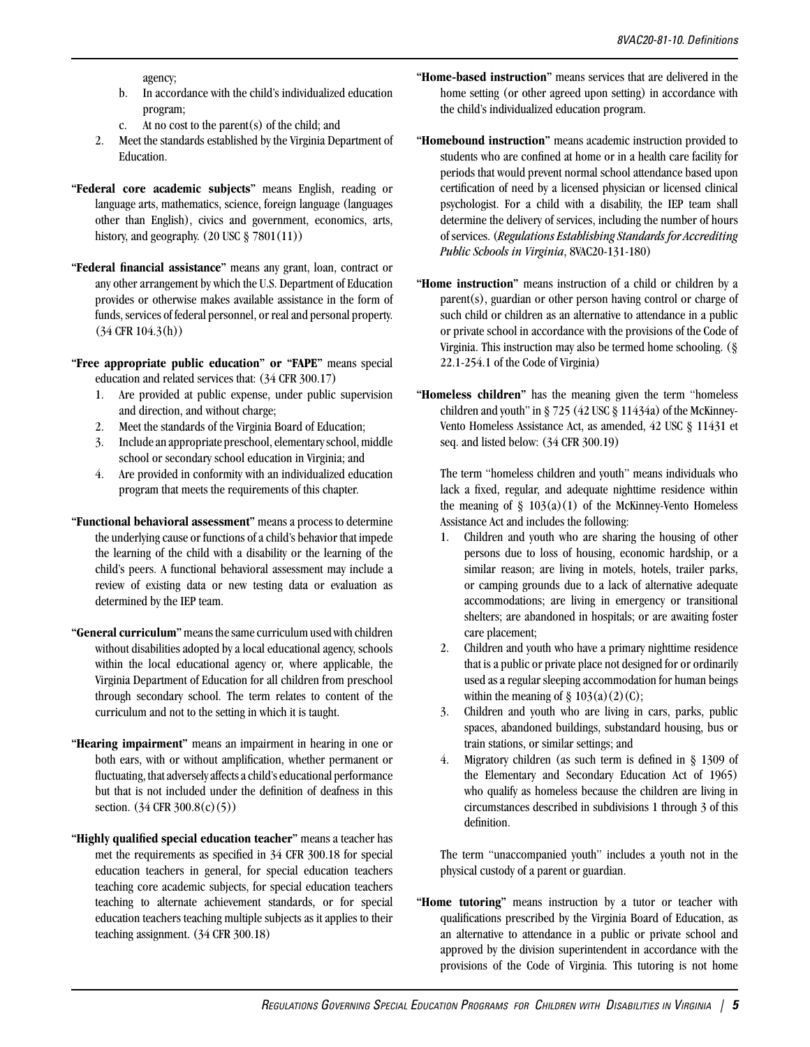agency;

   b. In accordance with the child's individualized education program;
   c. At no cost to the parent(s) of the child; and

2. Meet the standards established by the Virginia Department of Education.

"**Federal core academic subjects**" means English, reading or language arts, mathematics, science, foreign language (languages other than English), civics and government, economics, arts, history, and geography. (20 USC § 7801(11))

"**Federal financial assistance**" means any grant, loan, contract or any other arrangement by which the U.S. Department of Education provides or otherwise makes available assistance in the form of funds, services of federal personnel, or real and personal property. (34 CFR 104.3(h))

"**Free appropriate public education**" or "**FAPE**" means special education and related services that: (34 CFR 300.17)

1. Are provided at public expense, under public supervision and direction, and without charge;
2. Meet the standards of the Virginia Board of Education;
3. Include an appropriate preschool, elementary school, middle school or secondary school education in Virginia; and
4. Are provided in conformity with an individualized education program that meets the requirements of this chapter.

"**Functional behavioral assessment**" means a process to determine the underlying cause or functions of a child's behavior that impede the learning of the child with a disability or the learning of the child's peers. A functional behavioral assessment may include a review of existing data or new testing data or evaluation as determined by the IEP team.

"**General curriculum**" means the same curriculum used with children without disabilities adopted by a local educational agency, schools within the local educational agency or, where applicable, the Virginia Department of Education for all children from preschool through secondary school. The term relates to content of the curriculum and not to the setting in which it is taught.

"**Hearing impairment**" means an impairment in hearing in one or both ears, with or without amplification, whether permanent or fluctuating, that adversely affects a child's educational performance but that is not included under the definition of deafness in this section. (34 CFR 300.8(c)(5))

"**Highly qualified special education teacher**" means a teacher has met the requirements as specified in 34 CFR 300.18 for special education teachers in general, for special education teachers teaching core academic subjects, for special education teachers teaching to alternate achievement standards, or for special education teachers teaching multiple subjects as it applies to their teaching assignment. (34 CFR 300.18)

"**Home-based instruction**" means services that are delivered in the home setting (or other agreed upon setting) in accordance with the child's individualized education program.

"**Homebound instruction**" means academic instruction provided to students who are confined at home or in a health care facility for periods that would prevent normal school attendance based upon certification of need by a licensed physician or licensed clinical psychologist. For a child with a disability, the IEP team shall determine the delivery of services, including the number of hours of services. (*Regulations Establishing Standards for Accrediting Public Schools in Virginia*, 8VAC20-131-180)

"**Home instruction**" means instruction of a child or children by a parent(s), guardian or other person having control or charge of such child or children as an alternative to attendance in a public or private school in accordance with the provisions of the Code of Virginia. This instruction may also be termed home schooling. (§ 22.1-254.1 of the Code of Virginia)

"**Homeless children**" has the meaning given the term "homeless children and youth" in § 725 (42 USC § 11434a) of the McKinney-Vento Homeless Assistance Act, as amended, 42 USC § 11431 et seq. and listed below: (34 CFR 300.19)

The term "homeless children and youth" means individuals who lack a fixed, regular, and adequate nighttime residence within the meaning of § 103(a)(1) of the McKinney-Vento Homeless Assistance Act and includes the following:

1. Children and youth who are sharing the housing of other persons due to loss of housing, economic hardship, or a similar reason; are living in motels, hotels, trailer parks, or camping grounds due to a lack of alternative adequate accommodations; are living in emergency or transitional shelters; are abandoned in hospitals; or are awaiting foster care placement;
2. Children and youth who have a primary nighttime residence that is a public or private place not designed for or ordinarily used as a regular sleeping accommodation for human beings within the meaning of § 103(a)(2)(C);
3. Children and youth who are living in cars, parks, public spaces, abandoned buildings, substandard housing, bus or train stations, or similar settings; and
4. Migratory children (as such term is defined in § 1309 of the Elementary and Secondary Education Act of 1965) who qualify as homeless because the children are living in circumstances described in subdivisions 1 through 3 of this definition.

The term "unaccompanied youth" includes a youth not in the physical custody of a parent or guardian.

"**Home tutoring**" means instruction by a tutor or teacher with qualifications prescribed by the Virginia Board of Education, as an alternative to attendance in a public or private school and approved by the division superintendent in accordance with the provisions of the Code of Virginia. This tutoring is not home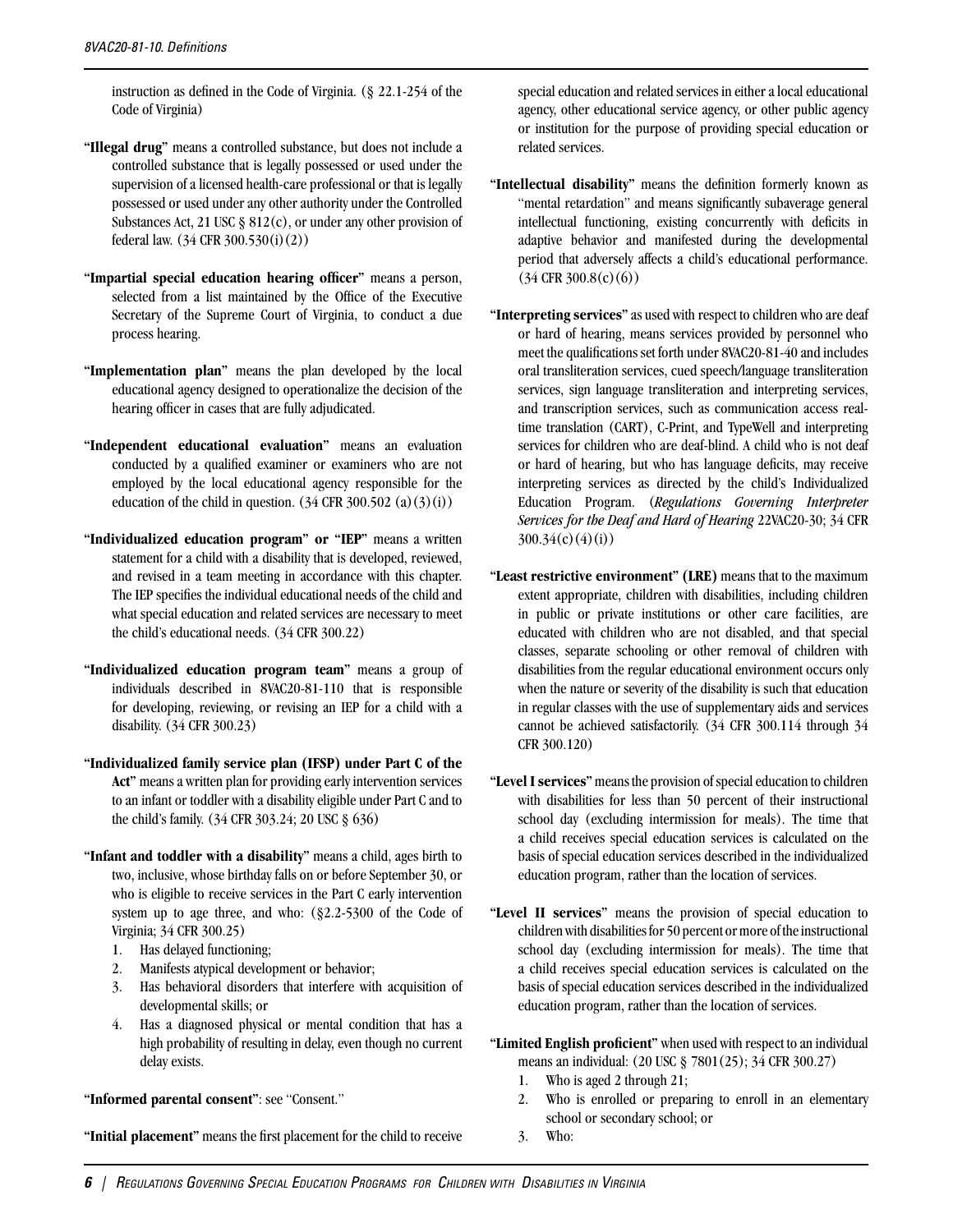instruction as defined in the Code of Virginia. (§ 22.1-254 of the Code of Virginia)

"**Illegal drug**" means a controlled substance, but does not include a controlled substance that is legally possessed or used under the supervision of a licensed health-care professional or that is legally possessed or used under any other authority under the Controlled Substances Act, 21 USC § 812(c), or under any other provision of federal law. (34 CFR 300.530(i)(2))

"**Impartial special education hearing officer**" means a person, selected from a list maintained by the Office of the Executive Secretary of the Supreme Court of Virginia, to conduct a due process hearing.

"**Implementation plan**" means the plan developed by the local educational agency designed to operationalize the decision of the hearing officer in cases that are fully adjudicated.

"**Independent educational evaluation**" means an evaluation conducted by a qualified examiner or examiners who are not employed by the local educational agency responsible for the education of the child in question. (34 CFR 300.502 (a)(3)(i))

"**Individualized education program" or "IEP**" means a written statement for a child with a disability that is developed, reviewed, and revised in a team meeting in accordance with this chapter. The IEP specifies the individual educational needs of the child and what special education and related services are necessary to meet the child's educational needs. (34 CFR 300.22)

"**Individualized education program team**" means a group of individuals described in 8VAC20-81-110 that is responsible for developing, reviewing, or revising an IEP for a child with a disability. (34 CFR 300.23)

"**Individualized family service plan (IFSP) under Part C of the Act**" means a written plan for providing early intervention services to an infant or toddler with a disability eligible under Part C and to the child's family. (34 CFR 303.24; 20 USC § 636)

"**Infant and toddler with a disability**" means a child, ages birth to two, inclusive, whose birthday falls on or before September 30, or who is eligible to receive services in the Part C early intervention system up to age three, and who: (§2.2-5300 of the Code of Virginia; 34 CFR 300.25)

1. Has delayed functioning;
2. Manifests atypical development or behavior;
3. Has behavioral disorders that interfere with acquisition of developmental skills; or
4. Has a diagnosed physical or mental condition that has a high probability of resulting in delay, even though no current delay exists.

"**Informed parental consent**": see "Consent."

"**Initial placement**" means the first placement for the child to receive special education and related services in either a local educational agency, other educational service agency, or other public agency or institution for the purpose of providing special education or related services.

"**Intellectual disability**" means the definition formerly known as "mental retardation" and means significantly subaverage general intellectual functioning, existing concurrently with deficits in adaptive behavior and manifested during the developmental period that adversely affects a child's educational performance. (34 CFR 300.8(c)(6))

"**Interpreting services**" as used with respect to children who are deaf or hard of hearing, means services provided by personnel who meet the qualifications set forth under 8VAC20-81-40 and includes oral transliteration services, cued speech/language transliteration services, sign language transliteration and interpreting services, and transcription services, such as communication access real-time translation (CART), C-Print, and TypeWell and interpreting services for children who are deaf-blind. A child who is not deaf or hard of hearing, but who has language deficits, may receive interpreting services as directed by the child's Individualized Education Program. (*Regulations Governing Interpreter Services for the Deaf and Hard of Hearing* 22VAC20-30; 34 CFR 300.34(c)(4)(i))

"**Least restrictive environment" (LRE)** means that to the maximum extent appropriate, children with disabilities, including children in public or private institutions or other care facilities, are educated with children who are not disabled, and that special classes, separate schooling or other removal of children with disabilities from the regular educational environment occurs only when the nature or severity of the disability is such that education in regular classes with the use of supplementary aids and services cannot be achieved satisfactorily. (34 CFR 300.114 through 34 CFR 300.120)

"**Level I services**" means the provision of special education to children with disabilities for less than 50 percent of their instructional school day (excluding intermission for meals). The time that a child receives special education services is calculated on the basis of special education services described in the individualized education program, rather than the location of services.

"**Level II services**" means the provision of special education to children with disabilities for 50 percent or more of the instructional school day (excluding intermission for meals). The time that a child receives special education services is calculated on the basis of special education services described in the individualized education program, rather than the location of services.

"**Limited English proficient**" when used with respect to an individual means an individual: (20 USC § 7801(25); 34 CFR 300.27)

1. Who is aged 2 through 21;
2. Who is enrolled or preparing to enroll in an elementary school or secondary school; or
3. Who: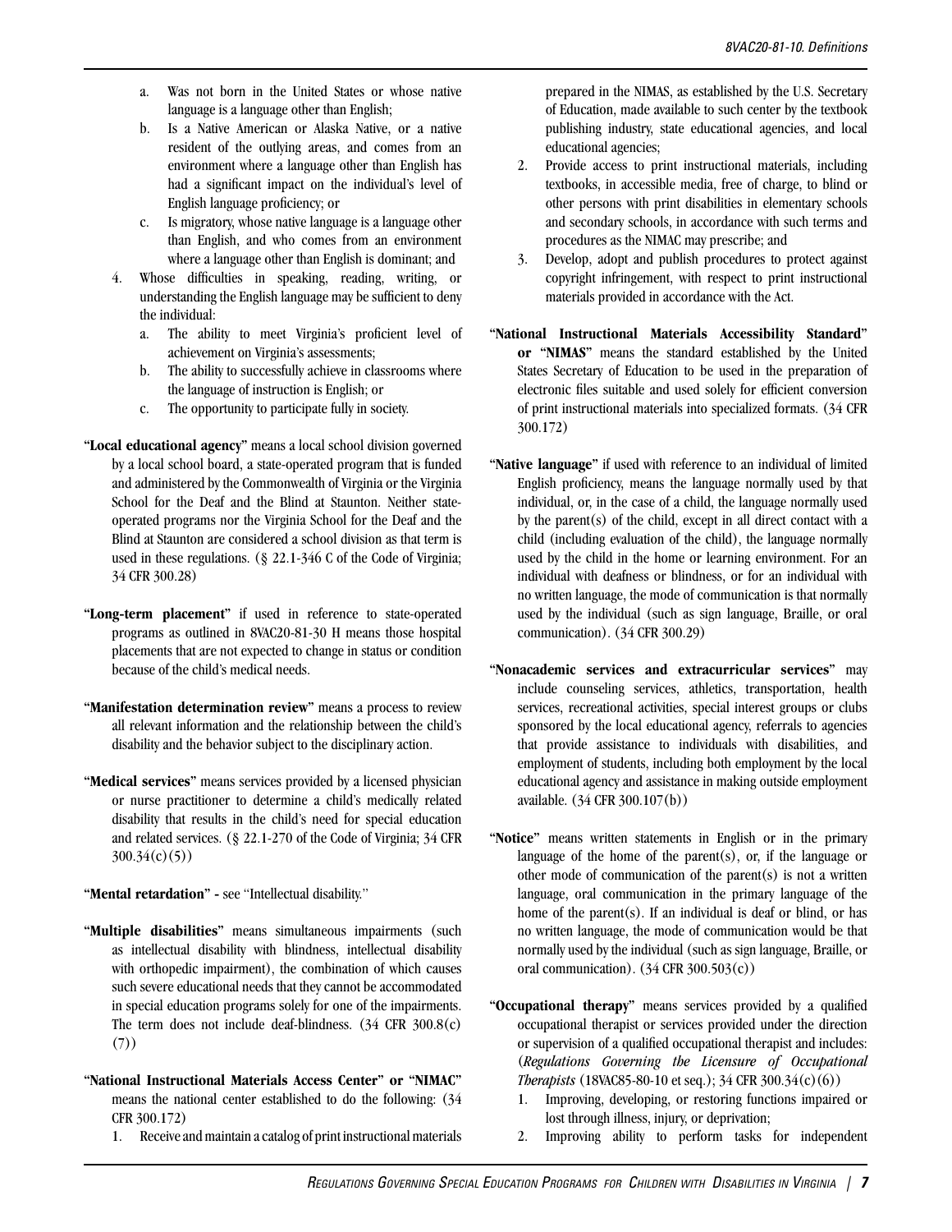a. Was not born in the United States or whose native language is a language other than English;
b. Is a Native American or Alaska Native, or a native resident of the outlying areas, and comes from an environment where a language other than English has had a significant impact on the individual's level of English language proficiency; or
c. Is migratory, whose native language is a language other than English, and who comes from an environment where a language other than English is dominant; and

4. Whose difficulties in speaking, reading, writing, or understanding the English language may be sufficient to deny the individual:
   a. The ability to meet Virginia's proficient level of achievement on Virginia's assessments;
   b. The ability to successfully achieve in classrooms where the language of instruction is English; or
   c. The opportunity to participate fully in society.

"**Local educational agency**" means a local school division governed by a local school board, a state-operated program that is funded and administered by the Commonwealth of Virginia or the Virginia School for the Deaf and the Blind at Staunton. Neither state-operated programs nor the Virginia School for the Deaf and the Blind at Staunton are considered a school division as that term is used in these regulations. (§ 22.1-346 C of the Code of Virginia; 34 CFR 300.28)

"**Long-term placement**" if used in reference to state-operated programs as outlined in 8VAC20-81-30 H means those hospital placements that are not expected to change in status or condition because of the child's medical needs.

"**Manifestation determination review**" means a process to review all relevant information and the relationship between the child's disability and the behavior subject to the disciplinary action.

"**Medical services**" means services provided by a licensed physician or nurse practitioner to determine a child's medically related disability that results in the child's need for special education and related services. (§ 22.1-270 of the Code of Virginia; 34 CFR 300.34(c)(5))

"**Mental retardation**" - see "Intellectual disability."

"**Multiple disabilities**" means simultaneous impairments (such as intellectual disability with blindness, intellectual disability with orthopedic impairment), the combination of which causes such severe educational needs that they cannot be accommodated in special education programs solely for one of the impairments. The term does not include deaf-blindness. (34 CFR 300.8(c)(7))

"**National Instructional Materials Access Center**" or "**NIMAC**" means the national center established to do the following: (34 CFR 300.172)

1. Receive and maintain a catalog of print instructional materials prepared in the NIMAS, as established by the U.S. Secretary of Education, made available to such center by the textbook publishing industry, state educational agencies, and local educational agencies;
2. Provide access to print instructional materials, including textbooks, in accessible media, free of charge, to blind or other persons with print disabilities in elementary schools and secondary schools, in accordance with such terms and procedures as the NIMAC may prescribe; and
3. Develop, adopt and publish procedures to protect against copyright infringement, with respect to print instructional materials provided in accordance with the Act.

"**National Instructional Materials Accessibility Standard**" **or "NIMAS"** means the standard established by the United States Secretary of Education to be used in the preparation of electronic files suitable and used solely for efficient conversion of print instructional materials into specialized formats. (34 CFR 300.172)

"**Native language**" if used with reference to an individual of limited English proficiency, means the language normally used by that individual, or, in the case of a child, the language normally used by the parent(s) of the child, except in all direct contact with a child (including evaluation of the child), the language normally used by the child in the home or learning environment. For an individual with deafness or blindness, or for an individual with no written language, the mode of communication is that normally used by the individual (such as sign language, Braille, or oral communication). (34 CFR 300.29)

"**Nonacademic services and extracurricular services**" may include counseling services, athletics, transportation, health services, recreational activities, special interest groups or clubs sponsored by the local educational agency, referrals to agencies that provide assistance to individuals with disabilities, and employment of students, including both employment by the local educational agency and assistance in making outside employment available. (34 CFR 300.107(b))

"**Notice**" means written statements in English or in the primary language of the home of the parent(s), or, if the language or other mode of communication of the parent(s) is not a written language, oral communication in the primary language of the home of the parent(s). If an individual is deaf or blind, or has no written language, the mode of communication would be that normally used by the individual (such as sign language, Braille, or oral communication). (34 CFR 300.503(c))

"**Occupational therapy**" means services provided by a qualified occupational therapist or services provided under the direction or supervision of a qualified occupational therapist and includes: (*Regulations Governing the Licensure of Occupational Therapists* (18VAC85-80-10 et seq.); 34 CFR 300.34(c)(6))

1. Improving, developing, or restoring functions impaired or lost through illness, injury, or deprivation;
2. Improving ability to perform tasks for independent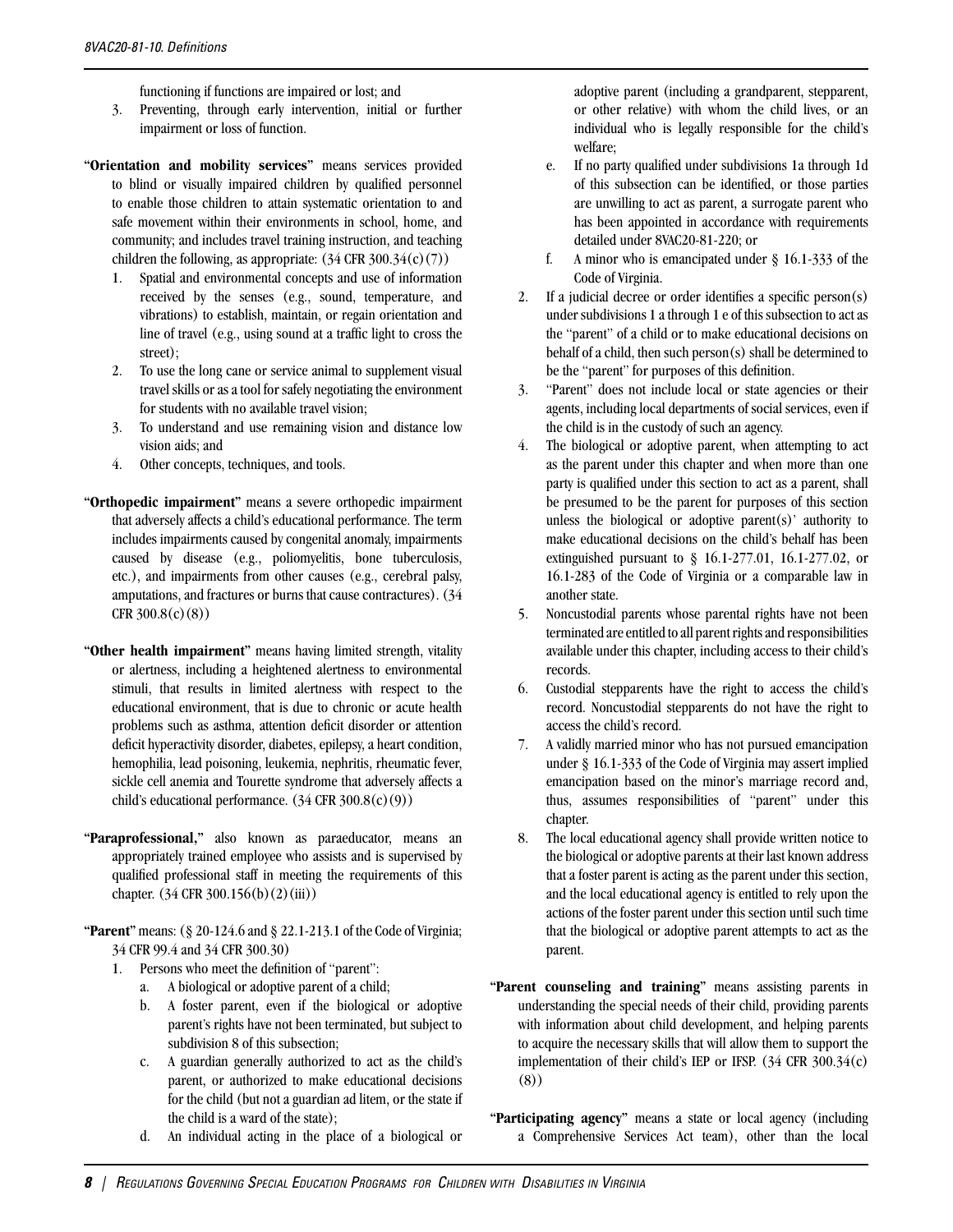functioning if functions are impaired or lost; and

3. Preventing, through early intervention, initial or further impairment or loss of function.

"**Orientation and mobility services**" means services provided to blind or visually impaired children by qualified personnel to enable those children to attain systematic orientation to and safe movement within their environments in school, home, and community; and includes travel training instruction, and teaching children the following, as appropriate: (34 CFR 300.34(c)(7))

1. Spatial and environmental concepts and use of information received by the senses (e.g., sound, temperature, and vibrations) to establish, maintain, or regain orientation and line of travel (e.g., using sound at a traffic light to cross the street);
2. To use the long cane or service animal to supplement visual travel skills or as a tool for safely negotiating the environment for students with no available travel vision;
3. To understand and use remaining vision and distance low vision aids; and
4. Other concepts, techniques, and tools.

"**Orthopedic impairment**" means a severe orthopedic impairment that adversely affects a child's educational performance. The term includes impairments caused by congenital anomaly, impairments caused by disease (e.g., poliomyelitis, bone tuberculosis, etc.), and impairments from other causes (e.g., cerebral palsy, amputations, and fractures or burns that cause contractures). (34 CFR 300.8(c)(8))

"**Other health impairment**" means having limited strength, vitality or alertness, including a heightened alertness to environmental stimuli, that results in limited alertness with respect to the educational environment, that is due to chronic or acute health problems such as asthma, attention deficit disorder or attention deficit hyperactivity disorder, diabetes, epilepsy, a heart condition, hemophilia, lead poisoning, leukemia, nephritis, rheumatic fever, sickle cell anemia and Tourette syndrome that adversely affects a child's educational performance. (34 CFR 300.8(c)(9))

"**Paraprofessional,**" also known as paraeducator, means an appropriately trained employee who assists and is supervised by qualified professional staff in meeting the requirements of this chapter. (34 CFR 300.156(b)(2)(iii))

"**Parent**" means: (§ 20-124.6 and § 22.1-213.1 of the Code of Virginia; 34 CFR 99.4 and 34 CFR 300.30)

1. Persons who meet the definition of "parent":
   a. A biological or adoptive parent of a child;
   b. A foster parent, even if the biological or adoptive parent's rights have not been terminated, but subject to subdivision 8 of this subsection;
   c. A guardian generally authorized to act as the child's parent, or authorized to make educational decisions for the child (but not a guardian ad litem, or the state if the child is a ward of the state);
   d. An individual acting in the place of a biological or adoptive parent (including a grandparent, stepparent, or other relative) with whom the child lives, or an individual who is legally responsible for the child's welfare;
   e. If no party qualified under subdivisions 1a through 1d of this subsection can be identified, or those parties are unwilling to act as parent, a surrogate parent who has been appointed in accordance with requirements detailed under 8VAC20-81-220; or
   f. A minor who is emancipated under § 16.1-333 of the Code of Virginia.
2. If a judicial decree or order identifies a specific person(s) under subdivisions 1 a through 1 e of this subsection to act as the "parent" of a child or to make educational decisions on behalf of a child, then such person(s) shall be determined to be the "parent" for purposes of this definition.
3. "Parent" does not include local or state agencies or their agents, including local departments of social services, even if the child is in the custody of such an agency.
4. The biological or adoptive parent, when attempting to act as the parent under this chapter and when more than one party is qualified under this section to act as a parent, shall be presumed to be the parent for purposes of this section unless the biological or adoptive parent(s)' authority to make educational decisions on the child's behalf has been extinguished pursuant to § 16.1-277.01, 16.1-277.02, or 16.1-283 of the Code of Virginia or a comparable law in another state.
5. Noncustodial parents whose parental rights have not been terminated are entitled to all parent rights and responsibilities available under this chapter, including access to their child's records.
6. Custodial stepparents have the right to access the child's record. Noncustodial stepparents do not have the right to access the child's record.
7. A validly married minor who has not pursued emancipation under § 16.1-333 of the Code of Virginia may assert implied emancipation based on the minor's marriage record and, thus, assumes responsibilities of "parent" under this chapter.
8. The local educational agency shall provide written notice to the biological or adoptive parents at their last known address that a foster parent is acting as the parent under this section, and the local educational agency is entitled to rely upon the actions of the foster parent under this section until such time that the biological or adoptive parent attempts to act as the parent.

"**Parent counseling and training**" means assisting parents in understanding the special needs of their child, providing parents with information about child development, and helping parents to acquire the necessary skills that will allow them to support the implementation of their child's IEP or IFSP. (34 CFR 300.34(c)(8))

"**Participating agency**" means a state or local agency (including a Comprehensive Services Act team), other than the local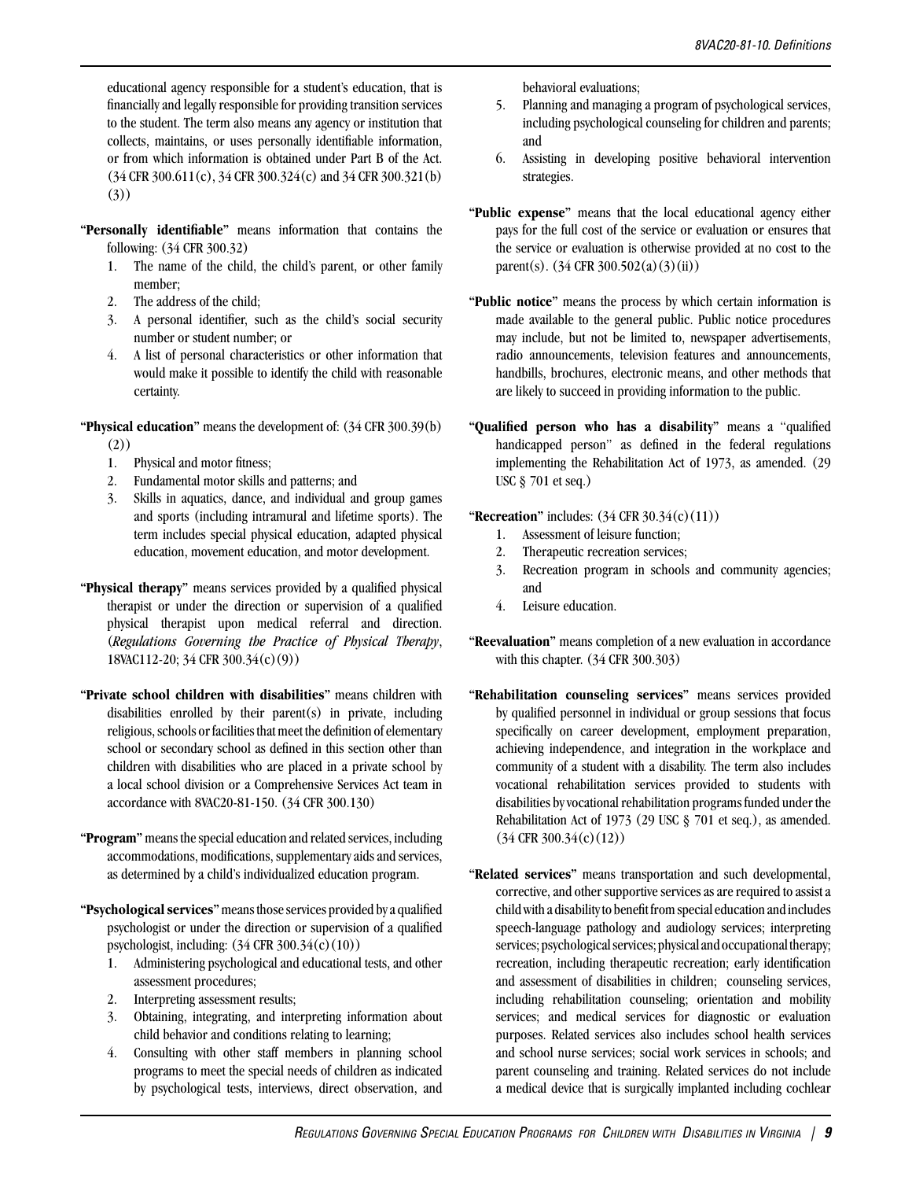educational agency responsible for a student's education, that is financially and legally responsible for providing transition services to the student. The term also means any agency or institution that collects, maintains, or uses personally identifiable information, or from which information is obtained under Part B of the Act. (34 CFR 300.611(c), 34 CFR 300.324(c) and 34 CFR 300.321(b)(3))

"**Personally identifiable**" means information that contains the following: (34 CFR 300.32)

1. The name of the child, the child's parent, or other family member;
2. The address of the child;
3. A personal identifier, such as the child's social security number or student number; or
4. A list of personal characteristics or other information that would make it possible to identify the child with reasonable certainty.

"**Physical education**" means the development of: (34 CFR 300.39(b)(2))

1. Physical and motor fitness;
2. Fundamental motor skills and patterns; and
3. Skills in aquatics, dance, and individual and group games and sports (including intramural and lifetime sports). The term includes special physical education, adapted physical education, movement education, and motor development.

"**Physical therapy**" means services provided by a qualified physical therapist or under the direction or supervision of a qualified physical therapist upon medical referral and direction. (*Regulations Governing the Practice of Physical Therapy*, 18VAC112-20; 34 CFR 300.34(c)(9))

"**Private school children with disabilities**" means children with disabilities enrolled by their parent(s) in private, including religious, schools or facilities that meet the definition of elementary school or secondary school as defined in this section other than children with disabilities who are placed in a private school by a local school division or a Comprehensive Services Act team in accordance with 8VAC20-81-150. (34 CFR 300.130)

"**Program**" means the special education and related services, including accommodations, modifications, supplementary aids and services, as determined by a child's individualized education program.

"**Psychological services**" means those services provided by a qualified psychologist or under the direction or supervision of a qualified psychologist, including: (34 CFR 300.34(c)(10))

1. Administering psychological and educational tests, and other assessment procedures;
2. Interpreting assessment results;
3. Obtaining, integrating, and interpreting information about child behavior and conditions relating to learning;
4. Consulting with other staff members in planning school programs to meet the special needs of children as indicated by psychological tests, interviews, direct observation, and behavioral evaluations;
5. Planning and managing a program of psychological services, including psychological counseling for children and parents; and
6. Assisting in developing positive behavioral intervention strategies.

"**Public expense**" means that the local educational agency either pays for the full cost of the service or evaluation or ensures that the service or evaluation is otherwise provided at no cost to the parent(s). (34 CFR 300.502(a)(3)(ii))

"**Public notice**" means the process by which certain information is made available to the general public. Public notice procedures may include, but not be limited to, newspaper advertisements, radio announcements, television features and announcements, handbills, brochures, electronic means, and other methods that are likely to succeed in providing information to the public.

"**Qualified person who has a disability**" means a "qualified handicapped person" as defined in the federal regulations implementing the Rehabilitation Act of 1973, as amended. (29 USC § 701 et seq.)

"**Recreation**" includes: (34 CFR 30.34(c)(11))

1. Assessment of leisure function;
2. Therapeutic recreation services;
3. Recreation program in schools and community agencies; and
4. Leisure education.

"**Reevaluation**" means completion of a new evaluation in accordance with this chapter. (34 CFR 300.303)

"**Rehabilitation counseling services**" means services provided by qualified personnel in individual or group sessions that focus specifically on career development, employment preparation, achieving independence, and integration in the workplace and community of a student with a disability. The term also includes vocational rehabilitation services provided to students with disabilities by vocational rehabilitation programs funded under the Rehabilitation Act of 1973 (29 USC § 701 et seq.), as amended. (34 CFR 300.34(c)(12))

"**Related services**" means transportation and such developmental, corrective, and other supportive services as are required to assist a child with a disability to benefit from special education and includes speech-language pathology and audiology services; interpreting services; psychological services; physical and occupational therapy; recreation, including therapeutic recreation; early identification and assessment of disabilities in children; counseling services, including rehabilitation counseling; orientation and mobility services; and medical services for diagnostic or evaluation purposes. Related services also includes school health services and school nurse services; social work services in schools; and parent counseling and training. Related services do not include a medical device that is surgically implanted including cochlear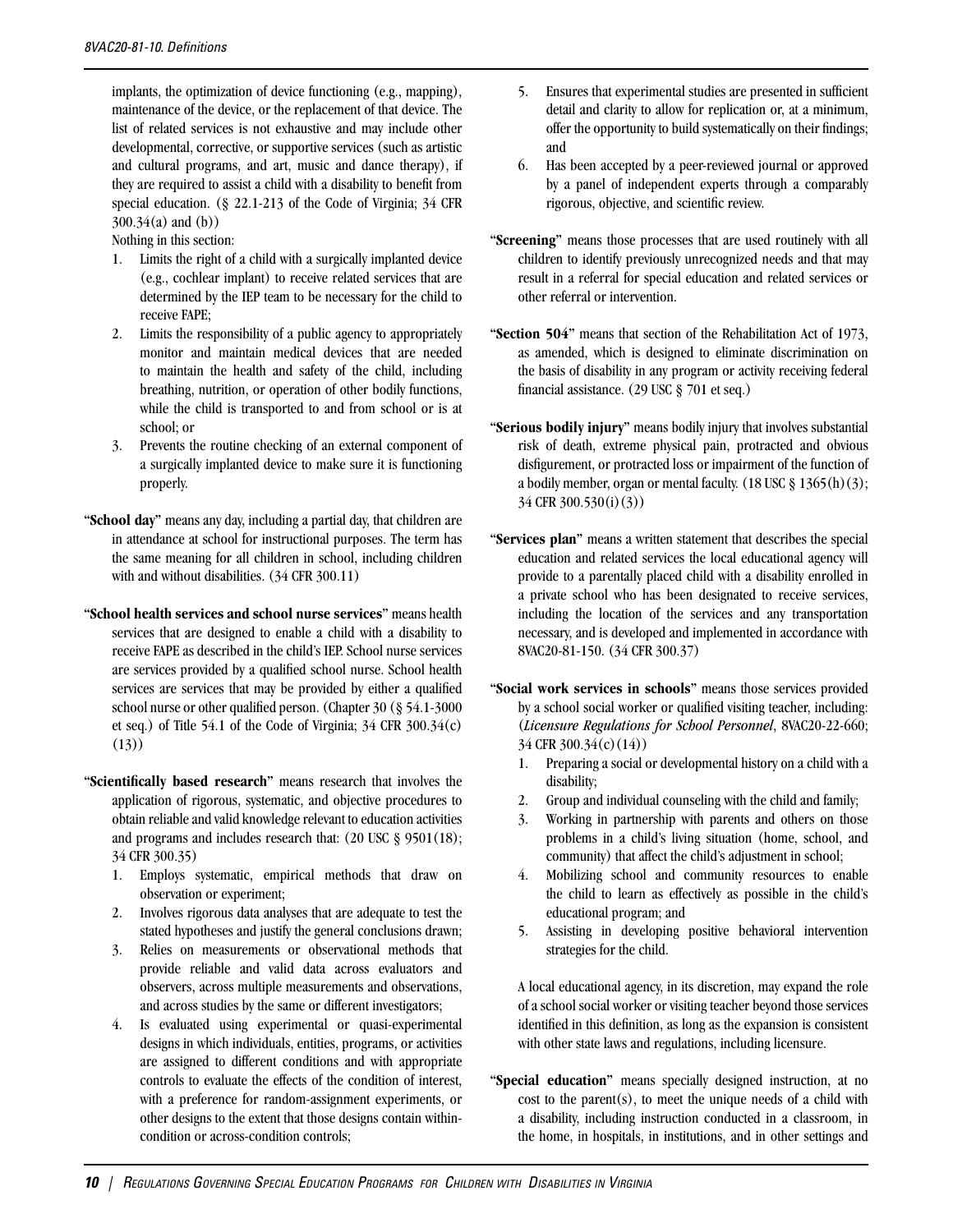implants, the optimization of device functioning (e.g., mapping), maintenance of the device, or the replacement of that device. The list of related services is not exhaustive and may include other developmental, corrective, or supportive services (such as artistic and cultural programs, and art, music and dance therapy), if they are required to assist a child with a disability to benefit from special education. (§ 22.1-213 of the Code of Virginia; 34 CFR 300.34(a) and (b))

Nothing in this section:

1. Limits the right of a child with a surgically implanted device (e.g., cochlear implant) to receive related services that are determined by the IEP team to be necessary for the child to receive FAPE;
2. Limits the responsibility of a public agency to appropriately monitor and maintain medical devices that are needed to maintain the health and safety of the child, including breathing, nutrition, or operation of other bodily functions, while the child is transported to and from school or is at school; or
3. Prevents the routine checking of an external component of a surgically implanted device to make sure it is functioning properly.

"**School day**" means any day, including a partial day, that children are in attendance at school for instructional purposes. The term has the same meaning for all children in school, including children with and without disabilities. (34 CFR 300.11)

"**School health services and school nurse services**" means health services that are designed to enable a child with a disability to receive FAPE as described in the child's IEP. School nurse services are services provided by a qualified school nurse. School health services are services that may be provided by either a qualified school nurse or other qualified person. (Chapter 30 (§ 54.1-3000 et seq.) of Title 54.1 of the Code of Virginia; 34 CFR 300.34(c)(13))

"**Scientifically based research**" means research that involves the application of rigorous, systematic, and objective procedures to obtain reliable and valid knowledge relevant to education activities and programs and includes research that: (20 USC § 9501(18); 34 CFR 300.35)

1. Employs systematic, empirical methods that draw on observation or experiment;
2. Involves rigorous data analyses that are adequate to test the stated hypotheses and justify the general conclusions drawn;
3. Relies on measurements or observational methods that provide reliable and valid data across evaluators and observers, across multiple measurements and observations, and across studies by the same or different investigators;
4. Is evaluated using experimental or quasi-experimental designs in which individuals, entities, programs, or activities are assigned to different conditions and with appropriate controls to evaluate the effects of the condition of interest, with a preference for random-assignment experiments, or other designs to the extent that those designs contain within-condition or across-condition controls;
5. Ensures that experimental studies are presented in sufficient detail and clarity to allow for replication or, at a minimum, offer the opportunity to build systematically on their findings; and
6. Has been accepted by a peer-reviewed journal or approved by a panel of independent experts through a comparably rigorous, objective, and scientific review.

"**Screening**" means those processes that are used routinely with all children to identify previously unrecognized needs and that may result in a referral for special education and related services or other referral or intervention.

"**Section 504**" means that section of the Rehabilitation Act of 1973, as amended, which is designed to eliminate discrimination on the basis of disability in any program or activity receiving federal financial assistance. (29 USC § 701 et seq.)

"**Serious bodily injury**" means bodily injury that involves substantial risk of death, extreme physical pain, protracted and obvious disfigurement, or protracted loss or impairment of the function of a bodily member, organ or mental faculty. (18 USC § 1365(h)(3); 34 CFR 300.530(i)(3))

"**Services plan**" means a written statement that describes the special education and related services the local educational agency will provide to a parentally placed child with a disability enrolled in a private school who has been designated to receive services, including the location of the services and any transportation necessary, and is developed and implemented in accordance with 8VAC20-81-150. (34 CFR 300.37)

"**Social work services in schools**" means those services provided by a school social worker or qualified visiting teacher, including: (*Licensure Regulations for School Personnel*, 8VAC20-22-660; 34 CFR 300.34(c)(14))

1. Preparing a social or developmental history on a child with a disability;
2. Group and individual counseling with the child and family;
3. Working in partnership with parents and others on those problems in a child's living situation (home, school, and community) that affect the child's adjustment in school;
4. Mobilizing school and community resources to enable the child to learn as effectively as possible in the child's educational program; and
5. Assisting in developing positive behavioral intervention strategies for the child.

A local educational agency, in its discretion, may expand the role of a school social worker or visiting teacher beyond those services identified in this definition, as long as the expansion is consistent with other state laws and regulations, including licensure.

"**Special education**" means specially designed instruction, at no cost to the parent(s), to meet the unique needs of a child with a disability, including instruction conducted in a classroom, in the home, in hospitals, in institutions, and in other settings and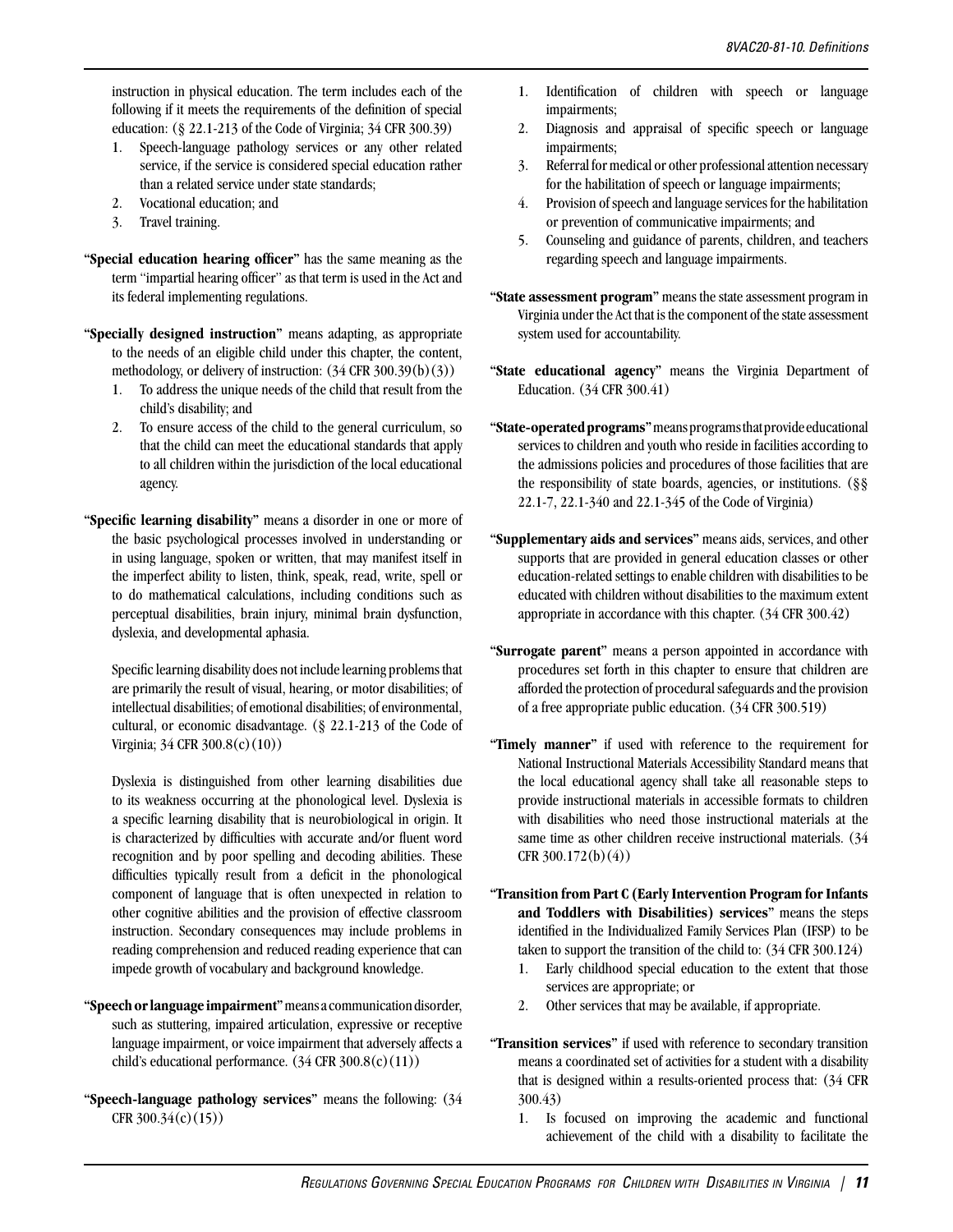instruction in physical education. The term includes each of the following if it meets the requirements of the definition of special education: (§ 22.1-213 of the Code of Virginia; 34 CFR 300.39)

1. Speech-language pathology services or any other related service, if the service is considered special education rather than a related service under state standards;
2. Vocational education; and
3. Travel training.

"**Special education hearing officer**" has the same meaning as the term "impartial hearing officer" as that term is used in the Act and its federal implementing regulations.

"**Specially designed instruction**" means adapting, as appropriate to the needs of an eligible child under this chapter, the content, methodology, or delivery of instruction: (34 CFR 300.39(b)(3))

1. To address the unique needs of the child that result from the child's disability; and
2. To ensure access of the child to the general curriculum, so that the child can meet the educational standards that apply to all children within the jurisdiction of the local educational agency.

"**Specific learning disability**" means a disorder in one or more of the basic psychological processes involved in understanding or in using language, spoken or written, that may manifest itself in the imperfect ability to listen, think, speak, read, write, spell or to do mathematical calculations, including conditions such as perceptual disabilities, brain injury, minimal brain dysfunction, dyslexia, and developmental aphasia.

Specific learning disability does not include learning problems that are primarily the result of visual, hearing, or motor disabilities; of intellectual disabilities; of emotional disabilities; of environmental, cultural, or economic disadvantage. (§ 22.1-213 of the Code of Virginia; 34 CFR 300.8(c)(10))

Dyslexia is distinguished from other learning disabilities due to its weakness occurring at the phonological level. Dyslexia is a specific learning disability that is neurobiological in origin. It is characterized by difficulties with accurate and/or fluent word recognition and by poor spelling and decoding abilities. These difficulties typically result from a deficit in the phonological component of language that is often unexpected in relation to other cognitive abilities and the provision of effective classroom instruction. Secondary consequences may include problems in reading comprehension and reduced reading experience that can impede growth of vocabulary and background knowledge.

"**Speech or language impairment**" means a communication disorder, such as stuttering, impaired articulation, expressive or receptive language impairment, or voice impairment that adversely affects a child's educational performance. (34 CFR 300.8(c)(11))

"**Speech-language pathology services**" means the following: (34 CFR 300.34(c)(15))

1. Identification of children with speech or language impairments;
2. Diagnosis and appraisal of specific speech or language impairments;
3. Referral for medical or other professional attention necessary for the habilitation of speech or language impairments;
4. Provision of speech and language services for the habilitation or prevention of communicative impairments; and
5. Counseling and guidance of parents, children, and teachers regarding speech and language impairments.

"**State assessment program**" means the state assessment program in Virginia under the Act that is the component of the state assessment system used for accountability.

"**State educational agency**" means the Virginia Department of Education. (34 CFR 300.41)

"**State-operated programs**" means programs that provide educational services to children and youth who reside in facilities according to the admissions policies and procedures of those facilities that are the responsibility of state boards, agencies, or institutions. (§§ 22.1-7, 22.1-340 and 22.1-345 of the Code of Virginia)

"**Supplementary aids and services**" means aids, services, and other supports that are provided in general education classes or other education-related settings to enable children with disabilities to be educated with children without disabilities to the maximum extent appropriate in accordance with this chapter. (34 CFR 300.42)

"**Surrogate parent**" means a person appointed in accordance with procedures set forth in this chapter to ensure that children are afforded the protection of procedural safeguards and the provision of a free appropriate public education. (34 CFR 300.519)

"**Timely manner**" if used with reference to the requirement for National Instructional Materials Accessibility Standard means that the local educational agency shall take all reasonable steps to provide instructional materials in accessible formats to children with disabilities who need those instructional materials at the same time as other children receive instructional materials. (34 CFR 300.172(b)(4))

"**Transition from Part C (Early Intervention Program for Infants and Toddlers with Disabilities) services**" means the steps identified in the Individualized Family Services Plan (IFSP) to be taken to support the transition of the child to: (34 CFR 300.124)

1. Early childhood special education to the extent that those services are appropriate; or
2. Other services that may be available, if appropriate.

"**Transition services**" if used with reference to secondary transition means a coordinated set of activities for a student with a disability that is designed within a results-oriented process that: (34 CFR 300.43)

1. Is focused on improving the academic and functional achievement of the child with a disability to facilitate the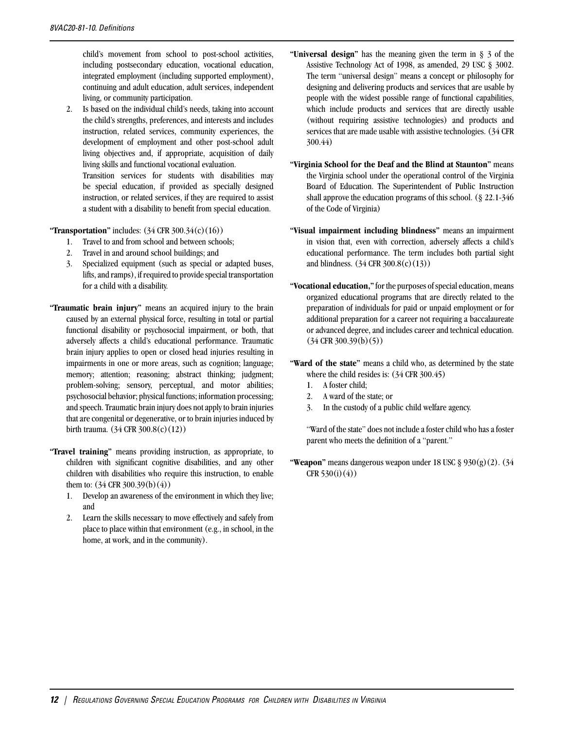child's movement from school to post-school activities, including postsecondary education, vocational education, integrated employment (including supported employment), continuing and adult education, adult services, independent living, or community participation.

2. Is based on the individual child's needs, taking into account the child's strengths, preferences, and interests and includes instruction, related services, community experiences, the development of employment and other post-school adult living objectives and, if appropriate, acquisition of daily living skills and functional vocational evaluation.

   Transition services for students with disabilities may be special education, if provided as specially designed instruction, or related services, if they are required to assist a student with a disability to benefit from special education.

"**Transportation**" includes: (34 CFR 300.34(c)(16))

1. Travel to and from school and between schools;
2. Travel in and around school buildings; and
3. Specialized equipment (such as special or adapted buses, lifts, and ramps), if required to provide special transportation for a child with a disability.

"**Traumatic brain injury**" means an acquired injury to the brain caused by an external physical force, resulting in total or partial functional disability or psychosocial impairment, or both, that adversely affects a child's educational performance. Traumatic brain injury applies to open or closed head injuries resulting in impairments in one or more areas, such as cognition; language; memory; attention; reasoning; abstract thinking; judgment; problem-solving; sensory, perceptual, and motor abilities; psychosocial behavior; physical functions; information processing; and speech. Traumatic brain injury does not apply to brain injuries that are congenital or degenerative, or to brain injuries induced by birth trauma. (34 CFR 300.8(c)(12))

"**Travel training**" means providing instruction, as appropriate, to children with significant cognitive disabilities, and any other children with disabilities who require this instruction, to enable them to: (34 CFR 300.39(b)(4))

1. Develop an awareness of the environment in which they live; and
2. Learn the skills necessary to move effectively and safely from place to place within that environment (e.g., in school, in the home, at work, and in the community).

"**Universal design**" has the meaning given the term in § 3 of the Assistive Technology Act of 1998, as amended, 29 USC § 3002. The term "universal design" means a concept or philosophy for designing and delivering products and services that are usable by people with the widest possible range of functional capabilities, which include products and services that are directly usable (without requiring assistive technologies) and products and services that are made usable with assistive technologies. (34 CFR 300.44)

"**Virginia School for the Deaf and the Blind at Staunton**" means the Virginia school under the operational control of the Virginia Board of Education. The Superintendent of Public Instruction shall approve the education programs of this school. (§ 22.1-346 of the Code of Virginia)

"**Visual impairment including blindness**" means an impairment in vision that, even with correction, adversely affects a child's educational performance. The term includes both partial sight and blindness. (34 CFR 300.8(c)(13))

"**Vocational education,**" for the purposes of special education, means organized educational programs that are directly related to the preparation of individuals for paid or unpaid employment or for additional preparation for a career not requiring a baccalaureate or advanced degree, and includes career and technical education. (34 CFR 300.39(b)(5))

"**Ward of the state**" means a child who, as determined by the state where the child resides is: (34 CFR 300.45)

1. A foster child;
2. A ward of the state; or
3. In the custody of a public child welfare agency.

"Ward of the state" does not include a foster child who has a foster parent who meets the definition of a "parent."

"**Weapon**" means dangerous weapon under 18 USC § 930(g)(2). (34 CFR 530(i)(4))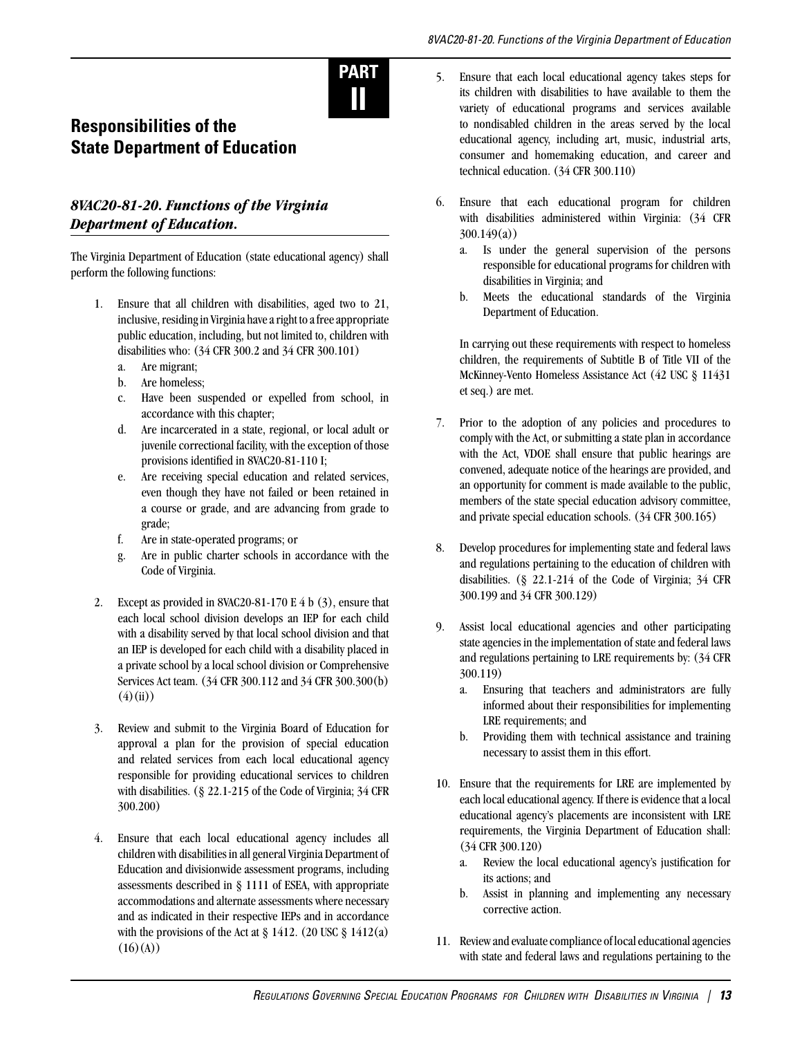# PART II

## Responsibilities of the State Department of Education

### *8VAC20-81-20. Functions of the Virginia Department of Education.*

The Virginia Department of Education (state educational agency) shall perform the following functions:

1. Ensure that all children with disabilities, aged two to 21, inclusive, residing in Virginia have a right to a free appropriate public education, including, but not limited to, children with disabilities who: (34 CFR 300.2 and 34 CFR 300.101)
   a. Are migrant;
   b. Are homeless;
   c. Have been suspended or expelled from school, in accordance with this chapter;
   d. Are incarcerated in a state, regional, or local adult or juvenile correctional facility, with the exception of those provisions identified in 8VAC20-81-110 I;
   e. Are receiving special education and related services, even though they have not failed or been retained in a course or grade, and are advancing from grade to grade;
   f. Are in state-operated programs; or
   g. Are in public charter schools in accordance with the Code of Virginia.

2. Except as provided in 8VAC20-81-170 E 4 b (3), ensure that each local school division develops an IEP for each child with a disability served by that local school division and that an IEP is developed for each child with a disability placed in a private school by a local school division or Comprehensive Services Act team. (34 CFR 300.112 and 34 CFR 300.300(b)(4)(ii))

3. Review and submit to the Virginia Board of Education for approval a plan for the provision of special education and related services from each local educational agency responsible for providing educational services to children with disabilities. (§ 22.1-215 of the Code of Virginia; 34 CFR 300.200)

4. Ensure that each local educational agency includes all children with disabilities in all general Virginia Department of Education and divisionwide assessment programs, including assessments described in § 1111 of ESEA, with appropriate accommodations and alternate assessments where necessary and as indicated in their respective IEPs and in accordance with the provisions of the Act at § 1412. (20 USC § 1412(a)(16)(A))

5. Ensure that each local educational agency takes steps for its children with disabilities to have available to them the variety of educational programs and services available to nondisabled children in the areas served by the local educational agency, including art, music, industrial arts, consumer and homemaking education, and career and technical education. (34 CFR 300.110)

6. Ensure that each educational program for children with disabilities administered within Virginia: (34 CFR 300.149(a))
   a. Is under the general supervision of the persons responsible for educational programs for children with disabilities in Virginia; and
   b. Meets the educational standards of the Virginia Department of Education.

   In carrying out these requirements with respect to homeless children, the requirements of Subtitle B of Title VII of the McKinney-Vento Homeless Assistance Act (42 USC § 11431 et seq.) are met.

7. Prior to the adoption of any policies and procedures to comply with the Act, or submitting a state plan in accordance with the Act, VDOE shall ensure that public hearings are convened, adequate notice of the hearings are provided, and an opportunity for comment is made available to the public, members of the state special education advisory committee, and private special education schools. (34 CFR 300.165)

8. Develop procedures for implementing state and federal laws and regulations pertaining to the education of children with disabilities. (§ 22.1-214 of the Code of Virginia; 34 CFR 300.199 and 34 CFR 300.129)

9. Assist local educational agencies and other participating state agencies in the implementation of state and federal laws and regulations pertaining to LRE requirements by: (34 CFR 300.119)
   a. Ensuring that teachers and administrators are fully informed about their responsibilities for implementing LRE requirements; and
   b. Providing them with technical assistance and training necessary to assist them in this effort.

10. Ensure that the requirements for LRE are implemented by each local educational agency. If there is evidence that a local educational agency's placements are inconsistent with LRE requirements, the Virginia Department of Education shall: (34 CFR 300.120)
    a. Review the local educational agency's justification for its actions; and
    b. Assist in planning and implementing any necessary corrective action.

11. Review and evaluate compliance of local educational agencies with state and federal laws and regulations pertaining to the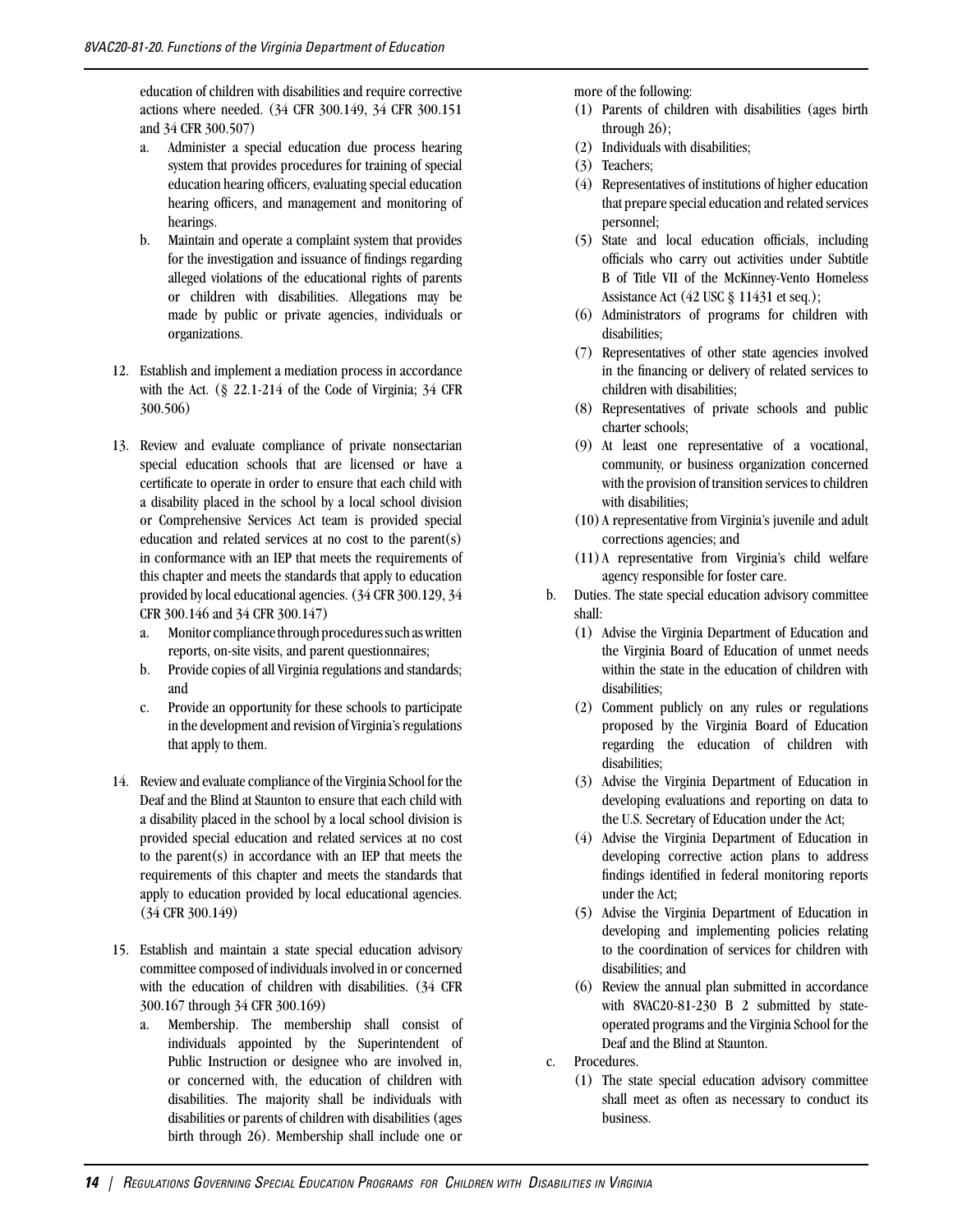education of children with disabilities and require corrective actions where needed. (34 CFR 300.149, 34 CFR 300.151 and 34 CFR 300.507)

   a. Administer a special education due process hearing system that provides procedures for training of special education hearing officers, evaluating special education hearing officers, and management and monitoring of hearings.
   b. Maintain and operate a complaint system that provides for the investigation and issuance of findings regarding alleged violations of the educational rights of parents or children with disabilities. Allegations may be made by public or private agencies, individuals or organizations.

12. Establish and implement a mediation process in accordance with the Act. (§ 22.1-214 of the Code of Virginia; 34 CFR 300.506)

13. Review and evaluate compliance of private nonsectarian special education schools that are licensed or have a certificate to operate in order to ensure that each child with a disability placed in the school by a local school division or Comprehensive Services Act team is provided special education and related services at no cost to the parent(s) in conformance with an IEP that meets the requirements of this chapter and meets the standards that apply to education provided by local educational agencies. (34 CFR 300.129, 34 CFR 300.146 and 34 CFR 300.147)
   a. Monitor compliance through procedures such as written reports, on-site visits, and parent questionnaires;
   b. Provide copies of all Virginia regulations and standards; and
   c. Provide an opportunity for these schools to participate in the development and revision of Virginia's regulations that apply to them.

14. Review and evaluate compliance of the Virginia School for the Deaf and the Blind at Staunton to ensure that each child with a disability placed in the school by a local school division is provided special education and related services at no cost to the parent(s) in accordance with an IEP that meets the requirements of this chapter and meets the standards that apply to education provided by local educational agencies. (34 CFR 300.149)

15. Establish and maintain a state special education advisory committee composed of individuals involved in or concerned with the education of children with disabilities. (34 CFR 300.167 through 34 CFR 300.169)
   a. Membership. The membership shall consist of individuals appointed by the Superintendent of Public Instruction or designee who are involved in, or concerned with, the education of children with disabilities. The majority shall be individuals with disabilities or parents of children with disabilities (ages birth through 26). Membership shall include one or more of the following:
      (1) Parents of children with disabilities (ages birth through 26);
      (2) Individuals with disabilities;
      (3) Teachers;
      (4) Representatives of institutions of higher education that prepare special education and related services personnel;
      (5) State and local education officials, including officials who carry out activities under Subtitle B of Title VII of the McKinney-Vento Homeless Assistance Act (42 USC § 11431 et seq.);
      (6) Administrators of programs for children with disabilities;
      (7) Representatives of other state agencies involved in the financing or delivery of related services to children with disabilities;
      (8) Representatives of private schools and public charter schools;
      (9) At least one representative of a vocational, community, or business organization concerned with the provision of transition services to children with disabilities;
      (10) A representative from Virginia's juvenile and adult corrections agencies; and
      (11) A representative from Virginia's child welfare agency responsible for foster care.
   b. Duties. The state special education advisory committee shall:
      (1) Advise the Virginia Department of Education and the Virginia Board of Education of unmet needs within the state in the education of children with disabilities;
      (2) Comment publicly on any rules or regulations proposed by the Virginia Board of Education regarding the education of children with disabilities;
      (3) Advise the Virginia Department of Education in developing evaluations and reporting on data to the U.S. Secretary of Education under the Act;
      (4) Advise the Virginia Department of Education in developing corrective action plans to address findings identified in federal monitoring reports under the Act;
      (5) Advise the Virginia Department of Education in developing and implementing policies relating to the coordination of services for children with disabilities; and
      (6) Review the annual plan submitted in accordance with 8VAC20-81-230 B 2 submitted by state-operated programs and the Virginia School for the Deaf and the Blind at Staunton.
   c. Procedures.
      (1) The state special education advisory committee shall meet as often as necessary to conduct its business.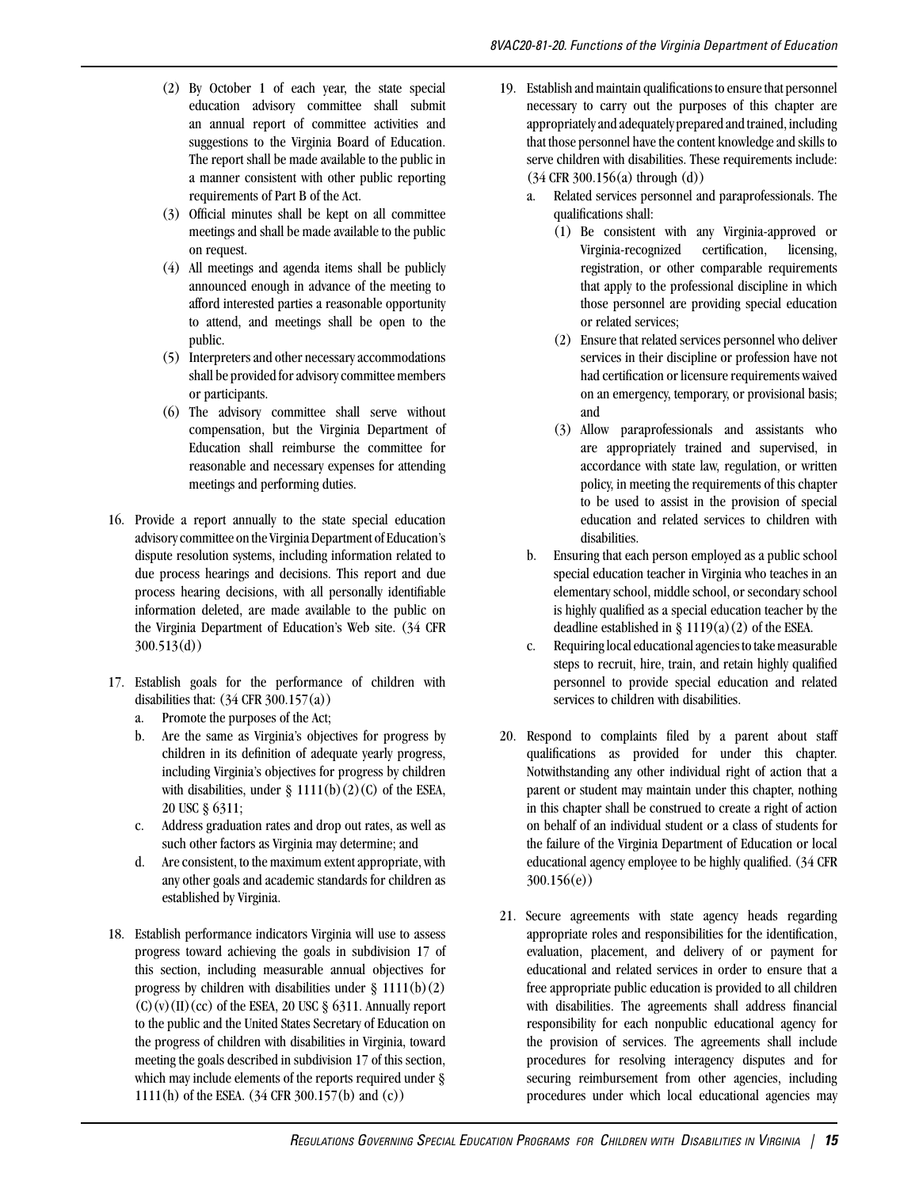(2) By October 1 of each year, the state special education advisory committee shall submit an annual report of committee activities and suggestions to the Virginia Board of Education. The report shall be made available to the public in a manner consistent with other public reporting requirements of Part B of the Act.

(3) Official minutes shall be kept on all committee meetings and shall be made available to the public on request.

(4) All meetings and agenda items shall be publicly announced enough in advance of the meeting to afford interested parties a reasonable opportunity to attend, and meetings shall be open to the public.

(5) Interpreters and other necessary accommodations shall be provided for advisory committee members or participants.

(6) The advisory committee shall serve without compensation, but the Virginia Department of Education shall reimburse the committee for reasonable and necessary expenses for attending meetings and performing duties.

16. Provide a report annually to the state special education advisory committee on the Virginia Department of Education's dispute resolution systems, including information related to due process hearings and decisions. This report and due process hearing decisions, with all personally identifiable information deleted, are made available to the public on the Virginia Department of Education's Web site. (34 CFR 300.513(d))

17. Establish goals for the performance of children with disabilities that: (34 CFR 300.157(a))
    a. Promote the purposes of the Act;
    b. Are the same as Virginia's objectives for progress by children in its definition of adequate yearly progress, including Virginia's objectives for progress by children with disabilities, under § 1111(b)(2)(C) of the ESEA, 20 USC § 6311;
    c. Address graduation rates and drop out rates, as well as such other factors as Virginia may determine; and
    d. Are consistent, to the maximum extent appropriate, with any other goals and academic standards for children as established by Virginia.

18. Establish performance indicators Virginia will use to assess progress toward achieving the goals in subdivision 17 of this section, including measurable annual objectives for progress by children with disabilities under § 1111(b)(2)(C)(v)(II)(cc) of the ESEA, 20 USC § 6311. Annually report to the public and the United States Secretary of Education on the progress of children with disabilities in Virginia, toward meeting the goals described in subdivision 17 of this section, which may include elements of the reports required under § 1111(h) of the ESEA. (34 CFR 300.157(b) and (c))

19. Establish and maintain qualifications to ensure that personnel necessary to carry out the purposes of this chapter are appropriately and adequately prepared and trained, including that those personnel have the content knowledge and skills to serve children with disabilities. These requirements include: (34 CFR 300.156(a) through (d))
    a. Related services personnel and paraprofessionals. The qualifications shall:
       (1) Be consistent with any Virginia-approved or Virginia-recognized certification, licensing, registration, or other comparable requirements that apply to the professional discipline in which those personnel are providing special education or related services;
       (2) Ensure that related services personnel who deliver services in their discipline or profession have not had certification or licensure requirements waived on an emergency, temporary, or provisional basis; and
       (3) Allow paraprofessionals and assistants who are appropriately trained and supervised, in accordance with state law, regulation, or written policy, in meeting the requirements of this chapter to be used to assist in the provision of special education and related services to children with disabilities.
    b. Ensuring that each person employed as a public school special education teacher in Virginia who teaches in an elementary school, middle school, or secondary school is highly qualified as a special education teacher by the deadline established in § 1119(a)(2) of the ESEA.
    c. Requiring local educational agencies to take measurable steps to recruit, hire, train, and retain highly qualified personnel to provide special education and related services to children with disabilities.

20. Respond to complaints filed by a parent about staff qualifications as provided for under this chapter. Notwithstanding any other individual right of action that a parent or student may maintain under this chapter, nothing in this chapter shall be construed to create a right of action on behalf of an individual student or a class of students for the failure of the Virginia Department of Education or local educational agency employee to be highly qualified. (34 CFR 300.156(e))

21. Secure agreements with state agency heads regarding appropriate roles and responsibilities for the identification, evaluation, placement, and delivery of or payment for educational and related services in order to ensure that a free appropriate public education is provided to all children with disabilities. The agreements shall address financial responsibility for each nonpublic educational agency for the provision of services. The agreements shall include procedures for resolving interagency disputes and for securing reimbursement from other agencies, including procedures under which local educational agencies may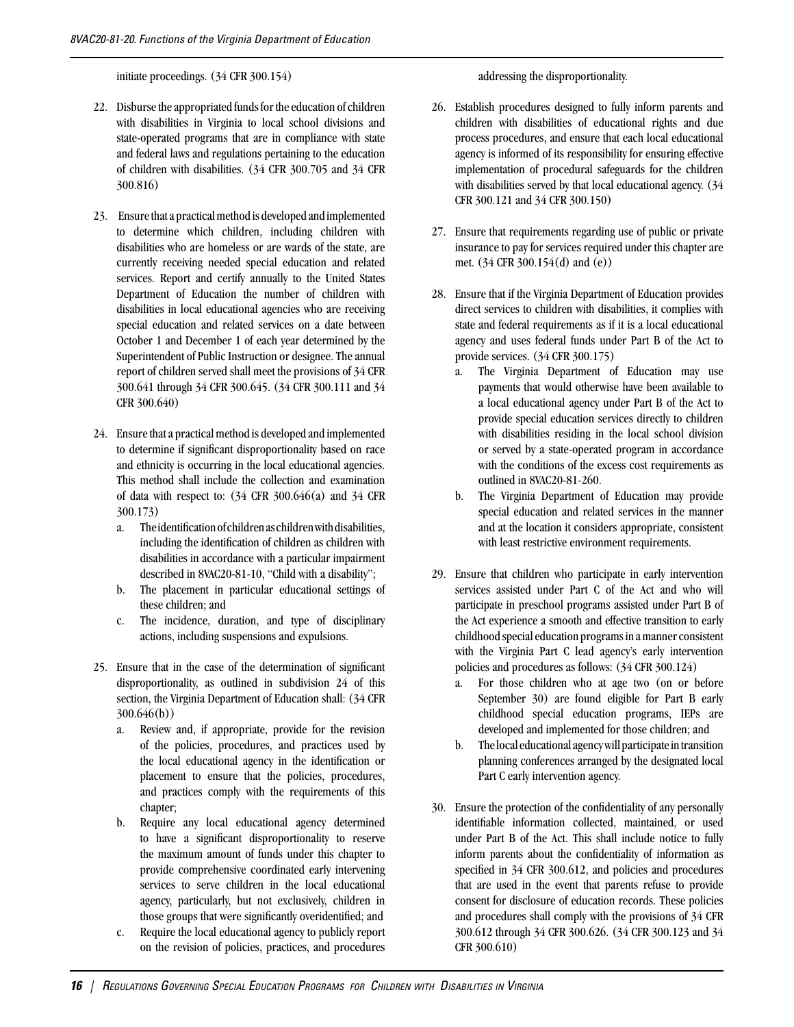initiate proceedings. (34 CFR 300.154)

22. Disburse the appropriated funds for the education of children with disabilities in Virginia to local school divisions and state-operated programs that are in compliance with state and federal laws and regulations pertaining to the education of children with disabilities. (34 CFR 300.705 and 34 CFR 300.816)

23. Ensure that a practical method is developed and implemented to determine which children, including children with disabilities who are homeless or are wards of the state, are currently receiving needed special education and related services. Report and certify annually to the United States Department of Education the number of children with disabilities in local educational agencies who are receiving special education and related services on a date between October 1 and December 1 of each year determined by the Superintendent of Public Instruction or designee. The annual report of children served shall meet the provisions of 34 CFR 300.641 through 34 CFR 300.645. (34 CFR 300.111 and 34 CFR 300.640)

24. Ensure that a practical method is developed and implemented to determine if significant disproportionality based on race and ethnicity is occurring in the local educational agencies. This method shall include the collection and examination of data with respect to: (34 CFR 300.646(a) and 34 CFR 300.173)
    a. The identification of children as children with disabilities, including the identification of children as children with disabilities in accordance with a particular impairment described in 8VAC20-81-10, "Child with a disability";
    b. The placement in particular educational settings of these children; and
    c. The incidence, duration, and type of disciplinary actions, including suspensions and expulsions.

25. Ensure that in the case of the determination of significant disproportionality, as outlined in subdivision 24 of this section, the Virginia Department of Education shall: (34 CFR 300.646(b))
    a. Review and, if appropriate, provide for the revision of the policies, procedures, and practices used by the local educational agency in the identification or placement to ensure that the policies, procedures, and practices comply with the requirements of this chapter;
    b. Require any local educational agency determined to have a significant disproportionality to reserve the maximum amount of funds under this chapter to provide comprehensive coordinated early intervening services to serve children in the local educational agency, particularly, but not exclusively, children in those groups that were significantly overidentified; and
    c. Require the local educational agency to publicly report on the revision of policies, practices, and procedures addressing the disproportionality.

26. Establish procedures designed to fully inform parents and children with disabilities of educational rights and due process procedures, and ensure that each local educational agency is informed of its responsibility for ensuring effective implementation of procedural safeguards for the children with disabilities served by that local educational agency. (34 CFR 300.121 and 34 CFR 300.150)

27. Ensure that requirements regarding use of public or private insurance to pay for services required under this chapter are met. (34 CFR 300.154(d) and (e))

28. Ensure that if the Virginia Department of Education provides direct services to children with disabilities, it complies with state and federal requirements as if it is a local educational agency and uses federal funds under Part B of the Act to provide services. (34 CFR 300.175)
    a. The Virginia Department of Education may use payments that would otherwise have been available to a local educational agency under Part B of the Act to provide special education services directly to children with disabilities residing in the local school division or served by a state-operated program in accordance with the conditions of the excess cost requirements as outlined in 8VAC20-81-260.
    b. The Virginia Department of Education may provide special education and related services in the manner and at the location it considers appropriate, consistent with least restrictive environment requirements.

29. Ensure that children who participate in early intervention services assisted under Part C of the Act and who will participate in preschool programs assisted under Part B of the Act experience a smooth and effective transition to early childhood special education programs in a manner consistent with the Virginia Part C lead agency's early intervention policies and procedures as follows: (34 CFR 300.124)
    a. For those children who at age two (on or before September 30) are found eligible for Part B early childhood special education programs, IEPs are developed and implemented for those children; and
    b. The local educational agency will participate in transition planning conferences arranged by the designated local Part C early intervention agency.

30. Ensure the protection of the confidentiality of any personally identifiable information collected, maintained, or used under Part B of the Act. This shall include notice to fully inform parents about the confidentiality of information as specified in 34 CFR 300.612, and policies and procedures that are used in the event that parents refuse to provide consent for disclosure of education records. These policies and procedures shall comply with the provisions of 34 CFR 300.612 through 34 CFR 300.626. (34 CFR 300.123 and 34 CFR 300.610)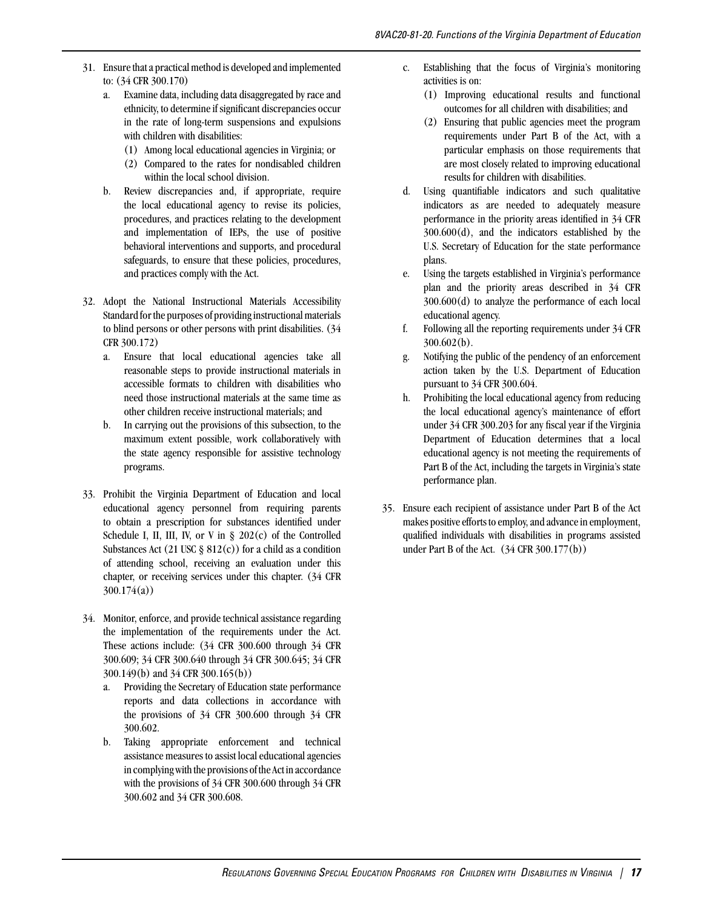31. Ensure that a practical method is developed and implemented to: (34 CFR 300.170)
    a. Examine data, including data disaggregated by race and ethnicity, to determine if significant discrepancies occur in the rate of long-term suspensions and expulsions with children with disabilities:
        (1) Among local educational agencies in Virginia; or
        (2) Compared to the rates for nondisabled children within the local school division.
    b. Review discrepancies and, if appropriate, require the local educational agency to revise its policies, procedures, and practices relating to the development and implementation of IEPs, the use of positive behavioral interventions and supports, and procedural safeguards, to ensure that these policies, procedures, and practices comply with the Act.

32. Adopt the National Instructional Materials Accessibility Standard for the purposes of providing instructional materials to blind persons or other persons with print disabilities. (34 CFR 300.172)
    a. Ensure that local educational agencies take all reasonable steps to provide instructional materials in accessible formats to children with disabilities who need those instructional materials at the same time as other children receive instructional materials; and
    b. In carrying out the provisions of this subsection, to the maximum extent possible, work collaboratively with the state agency responsible for assistive technology programs.

33. Prohibit the Virginia Department of Education and local educational agency personnel from requiring parents to obtain a prescription for substances identified under Schedule I, II, III, IV, or V in § 202(c) of the Controlled Substances Act (21 USC § 812(c)) for a child as a condition of attending school, receiving an evaluation under this chapter, or receiving services under this chapter. (34 CFR 300.174(a))

34. Monitor, enforce, and provide technical assistance regarding the implementation of the requirements under the Act. These actions include: (34 CFR 300.600 through 34 CFR 300.609; 34 CFR 300.640 through 34 CFR 300.645; 34 CFR 300.149(b) and 34 CFR 300.165(b))
    a. Providing the Secretary of Education state performance reports and data collections in accordance with the provisions of 34 CFR 300.600 through 34 CFR 300.602.
    b. Taking appropriate enforcement and technical assistance measures to assist local educational agencies in complying with the provisions of the Act in accordance with the provisions of 34 CFR 300.600 through 34 CFR 300.602 and 34 CFR 300.608.
    c. Establishing that the focus of Virginia's monitoring activities is on:
        (1) Improving educational results and functional outcomes for all children with disabilities; and
        (2) Ensuring that public agencies meet the program requirements under Part B of the Act, with a particular emphasis on those requirements that are most closely related to improving educational results for children with disabilities.
    d. Using quantifiable indicators and such qualitative indicators as are needed to adequately measure performance in the priority areas identified in 34 CFR 300.600(d), and the indicators established by the U.S. Secretary of Education for the state performance plans.
    e. Using the targets established in Virginia's performance plan and the priority areas described in 34 CFR 300.600(d) to analyze the performance of each local educational agency.
    f. Following all the reporting requirements under 34 CFR 300.602(b).
    g. Notifying the public of the pendency of an enforcement action taken by the U.S. Department of Education pursuant to 34 CFR 300.604.
    h. Prohibiting the local educational agency from reducing the local educational agency's maintenance of effort under 34 CFR 300.203 for any fiscal year if the Virginia Department of Education determines that a local educational agency is not meeting the requirements of Part B of the Act, including the targets in Virginia's state performance plan.

35. Ensure each recipient of assistance under Part B of the Act makes positive efforts to employ, and advance in employment, qualified individuals with disabilities in programs assisted under Part B of the Act. (34 CFR 300.177(b))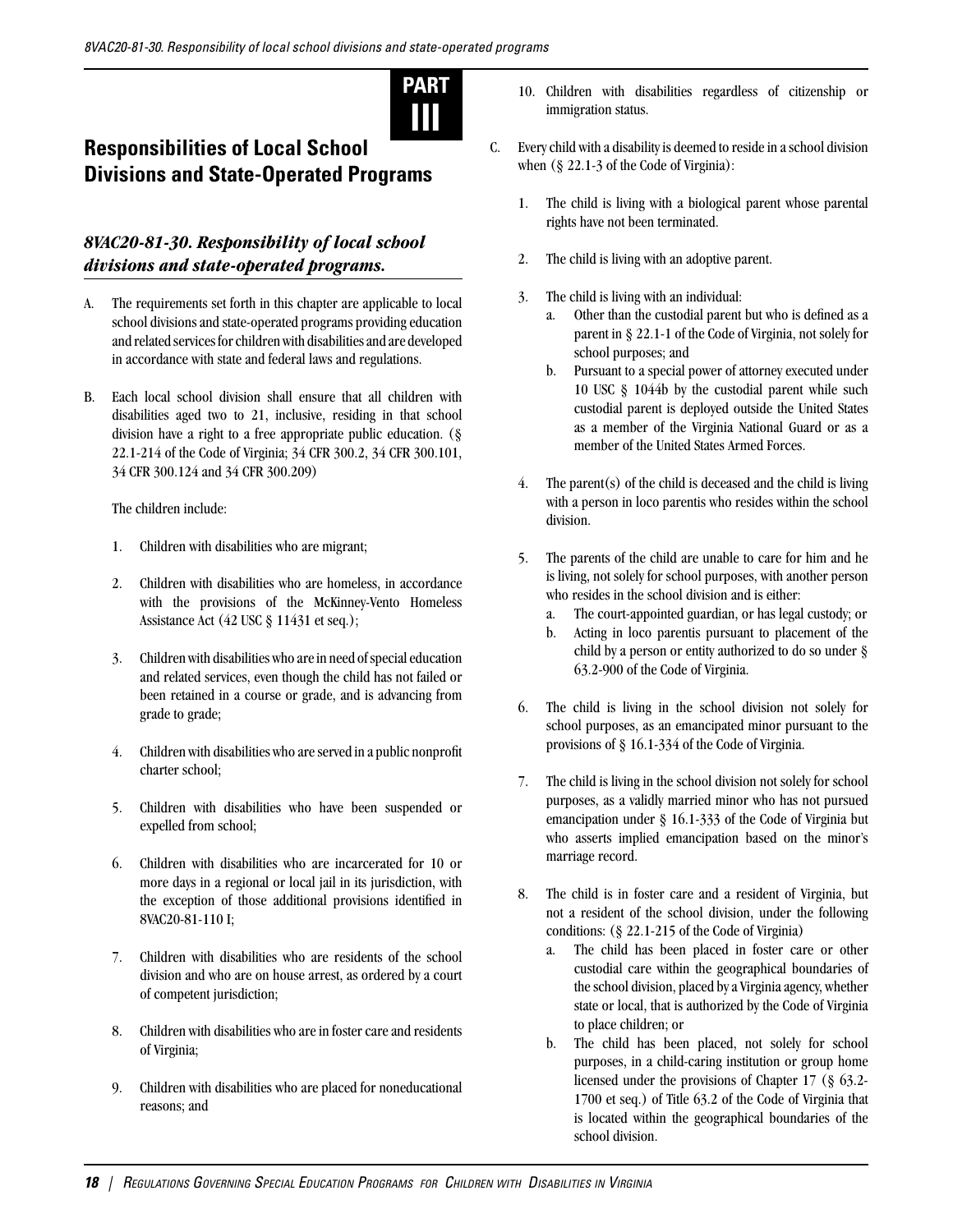# PART III

# Responsibilities of Local School Divisions and State-Operated Programs

## *8VAC20-81-30. Responsibility of local school divisions and state-operated programs.*

A. The requirements set forth in this chapter are applicable to local school divisions and state-operated programs providing education and related services for children with disabilities and are developed in accordance with state and federal laws and regulations.

B. Each local school division shall ensure that all children with disabilities aged two to 21, inclusive, residing in that school division have a right to a free appropriate public education. (§ 22.1-214 of the Code of Virginia; 34 CFR 300.2, 34 CFR 300.101, 34 CFR 300.124 and 34 CFR 300.209)

   The children include:

   1. Children with disabilities who are migrant;

   2. Children with disabilities who are homeless, in accordance with the provisions of the McKinney-Vento Homeless Assistance Act (42 USC § 11431 et seq.);

   3. Children with disabilities who are in need of special education and related services, even though the child has not failed or been retained in a course or grade, and is advancing from grade to grade;

   4. Children with disabilities who are served in a public nonprofit charter school;

   5. Children with disabilities who have been suspended or expelled from school;

   6. Children with disabilities who are incarcerated for 10 or more days in a regional or local jail in its jurisdiction, with the exception of those additional provisions identified in 8VAC20-81-110 I;

   7. Children with disabilities who are residents of the school division and who are on house arrest, as ordered by a court of competent jurisdiction;

   8. Children with disabilities who are in foster care and residents of Virginia;

   9. Children with disabilities who are placed for noneducational reasons; and

   10. Children with disabilities regardless of citizenship or immigration status.

C. Every child with a disability is deemed to reside in a school division when (§ 22.1-3 of the Code of Virginia):

   1. The child is living with a biological parent whose parental rights have not been terminated.

   2. The child is living with an adoptive parent.

   3. The child is living with an individual:
      a. Other than the custodial parent but who is defined as a parent in § 22.1-1 of the Code of Virginia, not solely for school purposes; and
      b. Pursuant to a special power of attorney executed under 10 USC § 1044b by the custodial parent while such custodial parent is deployed outside the United States as a member of the Virginia National Guard or as a member of the United States Armed Forces.

   4. The parent(s) of the child is deceased and the child is living with a person in loco parentis who resides within the school division.

   5. The parents of the child are unable to care for him and he is living, not solely for school purposes, with another person who resides in the school division and is either:
      a. The court-appointed guardian, or has legal custody; or
      b. Acting in loco parentis pursuant to placement of the child by a person or entity authorized to do so under § 63.2-900 of the Code of Virginia.

   6. The child is living in the school division not solely for school purposes, as an emancipated minor pursuant to the provisions of § 16.1-334 of the Code of Virginia.

   7. The child is living in the school division not solely for school purposes, as a validly married minor who has not pursued emancipation under § 16.1-333 of the Code of Virginia but who asserts implied emancipation based on the minor's marriage record.

   8. The child is in foster care and a resident of Virginia, but not a resident of the school division, under the following conditions: (§ 22.1-215 of the Code of Virginia)
      a. The child has been placed in foster care or other custodial care within the geographical boundaries of the school division, placed by a Virginia agency, whether state or local, that is authorized by the Code of Virginia to place children; or
      b. The child has been placed, not solely for school purposes, in a child-caring institution or group home licensed under the provisions of Chapter 17 (§ 63.2-1700 et seq.) of Title 63.2 of the Code of Virginia that is located within the geographical boundaries of the school division.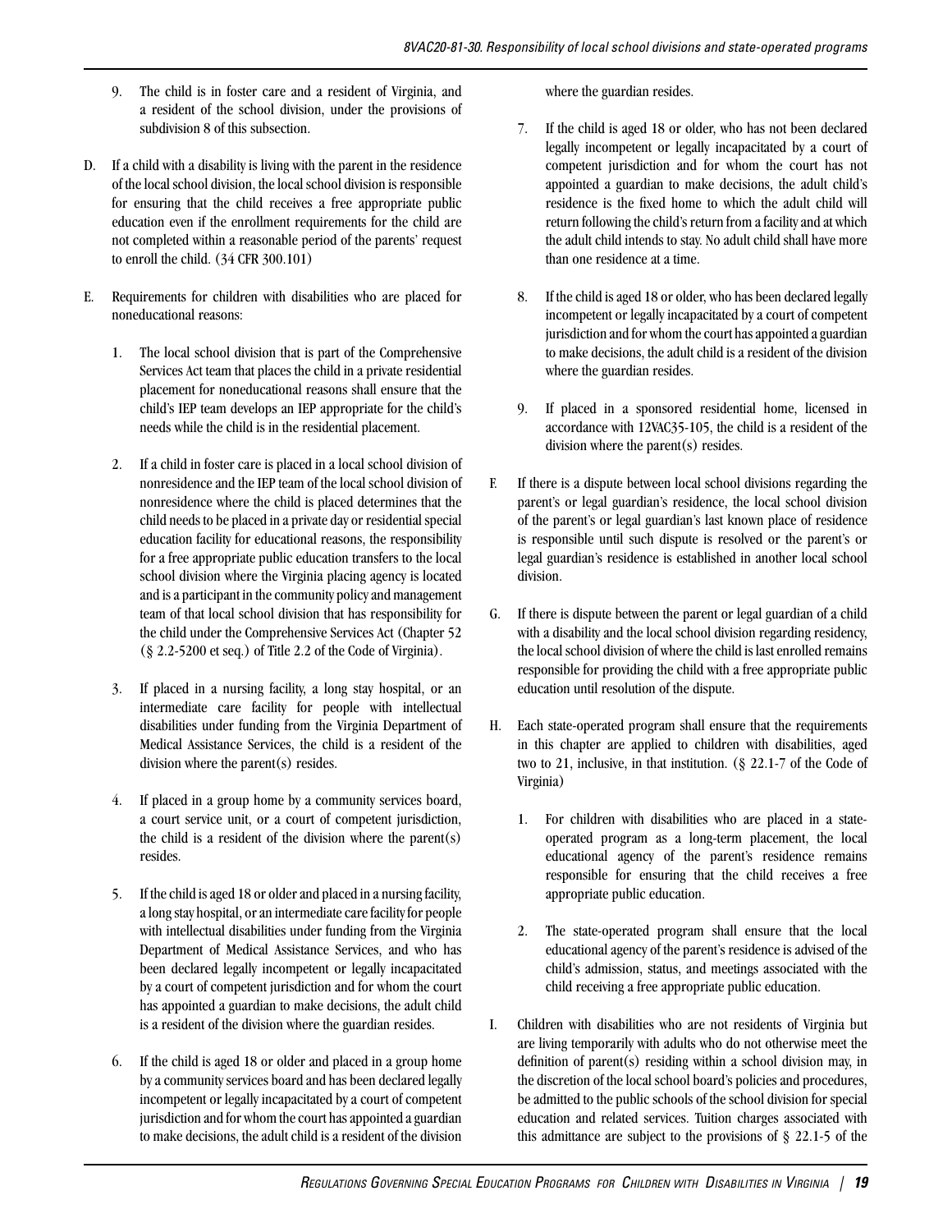9. The child is in foster care and a resident of Virginia, and a resident of the school division, under the provisions of subdivision 8 of this subsection.

D. If a child with a disability is living with the parent in the residence of the local school division, the local school division is responsible for ensuring that the child receives a free appropriate public education even if the enrollment requirements for the child are not completed within a reasonable period of the parents' request to enroll the child. (34 CFR 300.101)

E. Requirements for children with disabilities who are placed for noneducational reasons:

1. The local school division that is part of the Comprehensive Services Act team that places the child in a private residential placement for noneducational reasons shall ensure that the child's IEP team develops an IEP appropriate for the child's needs while the child is in the residential placement.

2. If a child in foster care is placed in a local school division of nonresidence and the IEP team of the local school division of nonresidence where the child is placed determines that the child needs to be placed in a private day or residential special education facility for educational reasons, the responsibility for a free appropriate public education transfers to the local school division where the Virginia placing agency is located and is a participant in the community policy and management team of that local school division that has responsibility for the child under the Comprehensive Services Act (Chapter 52 (§ 2.2-5200 et seq.) of Title 2.2 of the Code of Virginia).

3. If placed in a nursing facility, a long stay hospital, or an intermediate care facility for people with intellectual disabilities under funding from the Virginia Department of Medical Assistance Services, the child is a resident of the division where the parent(s) resides.

4. If placed in a group home by a community services board, a court service unit, or a court of competent jurisdiction, the child is a resident of the division where the parent(s) resides.

5. If the child is aged 18 or older and placed in a nursing facility, a long stay hospital, or an intermediate care facility for people with intellectual disabilities under funding from the Virginia Department of Medical Assistance Services, and who has been declared legally incompetent or legally incapacitated by a court of competent jurisdiction and for whom the court has appointed a guardian to make decisions, the adult child is a resident of the division where the guardian resides.

6. If the child is aged 18 or older and placed in a group home by a community services board and has been declared legally incompetent or legally incapacitated by a court of competent jurisdiction and for whom the court has appointed a guardian to make decisions, the adult child is a resident of the division where the guardian resides.

7. If the child is aged 18 or older, who has not been declared legally incompetent or legally incapacitated by a court of competent jurisdiction and for whom the court has not appointed a guardian to make decisions, the adult child's residence is the fixed home to which the adult child will return following the child's return from a facility and at which the adult child intends to stay. No adult child shall have more than one residence at a time.

8. If the child is aged 18 or older, who has been declared legally incompetent or legally incapacitated by a court of competent jurisdiction and for whom the court has appointed a guardian to make decisions, the adult child is a resident of the division where the guardian resides.

9. If placed in a sponsored residential home, licensed in accordance with 12VAC35-105, the child is a resident of the division where the parent(s) resides.

F. If there is a dispute between local school divisions regarding the parent's or legal guardian's residence, the local school division of the parent's or legal guardian's last known place of residence is responsible until such dispute is resolved or the parent's or legal guardian's residence is established in another local school division.

G. If there is dispute between the parent or legal guardian of a child with a disability and the local school division regarding residency, the local school division of where the child is last enrolled remains responsible for providing the child with a free appropriate public education until resolution of the dispute.

H. Each state-operated program shall ensure that the requirements in this chapter are applied to children with disabilities, aged two to 21, inclusive, in that institution. (§ 22.1-7 of the Code of Virginia)

1. For children with disabilities who are placed in a state-operated program as a long-term placement, the local educational agency of the parent's residence remains responsible for ensuring that the child receives a free appropriate public education.

2. The state-operated program shall ensure that the local educational agency of the parent's residence is advised of the child's admission, status, and meetings associated with the child receiving a free appropriate public education.

I. Children with disabilities who are not residents of Virginia but are living temporarily with adults who do not otherwise meet the definition of parent(s) residing within a school division may, in the discretion of the local school board's policies and procedures, be admitted to the public schools of the school division for special education and related services. Tuition charges associated with this admittance are subject to the provisions of § 22.1-5 of the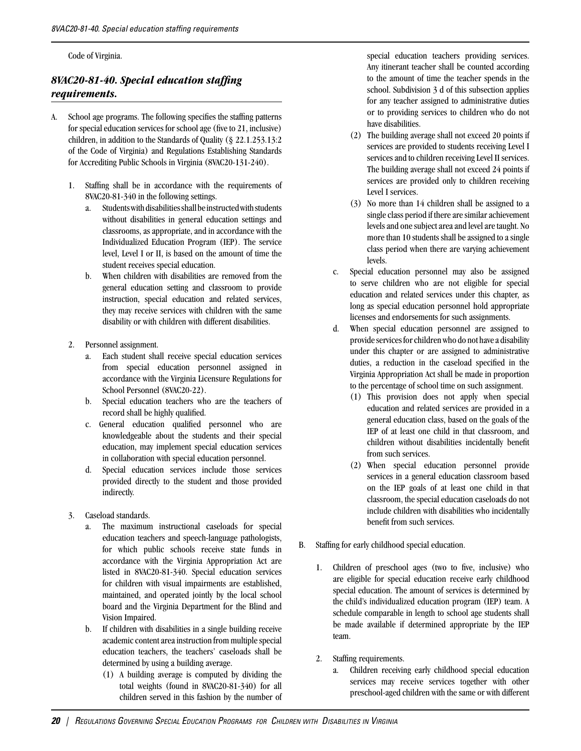Code of Virginia.

## *8VAC20-81-40. Special education staffing requirements.*

A. School age programs. The following specifies the staffing patterns for special education services for school age (five to 21, inclusive) children, in addition to the Standards of Quality (§ 22.1.253.13:2 of the Code of Virginia) and Regulations Establishing Standards for Accrediting Public Schools in Virginia (8VAC20-131-240).

1. Staffing shall be in accordance with the requirements of 8VAC20-81-340 in the following settings.
   a. Students with disabilities shall be instructed with students without disabilities in general education settings and classrooms, as appropriate, and in accordance with the Individualized Education Program (IEP). The service level, Level I or II, is based on the amount of time the student receives special education.
   b. When children with disabilities are removed from the general education setting and classroom to provide instruction, special education and related services, they may receive services with children with the same disability or with children with different disabilities.

2. Personnel assignment.
   a. Each student shall receive special education services from special education personnel assigned in accordance with the Virginia Licensure Regulations for School Personnel (8VAC20-22).
   b. Special education teachers who are the teachers of record shall be highly qualified.
   c. General education qualified personnel who are knowledgeable about the students and their special education, may implement special education services in collaboration with special education personnel.
   d. Special education services include those services provided directly to the student and those provided indirectly.

3. Caseload standards.
   a. The maximum instructional caseloads for special education teachers and speech-language pathologists, for which public schools receive state funds in accordance with the Virginia Appropriation Act are listed in 8VAC20-81-340. Special education services for children with visual impairments are established, maintained, and operated jointly by the local school board and the Virginia Department for the Blind and Vision Impaired.
   b. If children with disabilities in a single building receive academic content area instruction from multiple special education teachers, the teachers' caseloads shall be determined by using a building average.
      (1) A building average is computed by dividing the total weights (found in 8VAC20-81-340) for all children served in this fashion by the number of special education teachers providing services. Any itinerant teacher shall be counted according to the amount of time the teacher spends in the school. Subdivision 3 d of this subsection applies for any teacher assigned to administrative duties or to providing services to children who do not have disabilities.
      (2) The building average shall not exceed 20 points if services are provided to students receiving Level I services and to children receiving Level II services. The building average shall not exceed 24 points if services are provided only to children receiving Level I services.
      (3) No more than 14 children shall be assigned to a single class period if there are similar achievement levels and one subject area and level are taught. No more than 10 students shall be assigned to a single class period when there are varying achievement levels.
   c. Special education personnel may also be assigned to serve children who are not eligible for special education and related services under this chapter, as long as special education personnel hold appropriate licenses and endorsements for such assignments.
   d. When special education personnel are assigned to provide services for children who do not have a disability under this chapter or are assigned to administrative duties, a reduction in the caseload specified in the Virginia Appropriation Act shall be made in proportion to the percentage of school time on such assignment.
      (1) This provision does not apply when special education and related services are provided in a general education class, based on the goals of the IEP of at least one child in that classroom, and children without disabilities incidentally benefit from such services.
      (2) When special education personnel provide services in a general education classroom based on the IEP goals of at least one child in that classroom, the special education caseloads do not include children with disabilities who incidentally benefit from such services.

B. Staffing for early childhood special education.

1. Children of preschool ages (two to five, inclusive) who are eligible for special education receive early childhood special education. The amount of services is determined by the child's individualized education program (IEP) team. A schedule comparable in length to school age students shall be made available if determined appropriate by the IEP team.

2. Staffing requirements.
   a. Children receiving early childhood special education services may receive services together with other preschool-aged children with the same or with different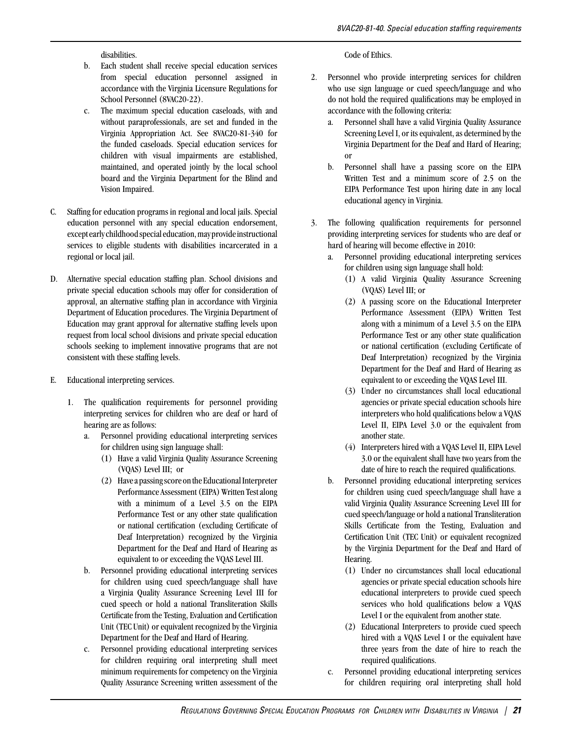disabilities.

b. Each student shall receive special education services from special education personnel assigned in accordance with the Virginia Licensure Regulations for School Personnel (8VAC20-22).

c. The maximum special education caseloads, with and without paraprofessionals, are set and funded in the Virginia Appropriation Act. See 8VAC20-81-340 for the funded caseloads. Special education services for children with visual impairments are established, maintained, and operated jointly by the local school board and the Virginia Department for the Blind and Vision Impaired.

C. Staffing for education programs in regional and local jails. Special education personnel with any special education endorsement, except early childhood special education, may provide instructional services to eligible students with disabilities incarcerated in a regional or local jail.

D. Alternative special education staffing plan. School divisions and private special education schools may offer for consideration of approval, an alternative staffing plan in accordance with Virginia Department of Education procedures. The Virginia Department of Education may grant approval for alternative staffing levels upon request from local school divisions and private special education schools seeking to implement innovative programs that are not consistent with these staffing levels.

E. Educational interpreting services.

1. The qualification requirements for personnel providing interpreting services for children who are deaf or hard of hearing are as follows:
   a. Personnel providing educational interpreting services for children using sign language shall:
      (1) Have a valid Virginia Quality Assurance Screening (VQAS) Level III; or
      (2) Have a passing score on the Educational Interpreter Performance Assessment (EIPA) Written Test along with a minimum of a Level 3.5 on the EIPA Performance Test or any other state qualification or national certification (excluding Certificate of Deaf Interpretation) recognized by the Virginia Department for the Deaf and Hard of Hearing as equivalent to or exceeding the VQAS Level III.
   b. Personnel providing educational interpreting services for children using cued speech/language shall have a Virginia Quality Assurance Screening Level III for cued speech or hold a national Transliteration Skills Certificate from the Testing, Evaluation and Certification Unit (TEC Unit) or equivalent recognized by the Virginia Department for the Deaf and Hard of Hearing.
   c. Personnel providing educational interpreting services for children requiring oral interpreting shall meet minimum requirements for competency on the Virginia Quality Assurance Screening written assessment of the Code of Ethics.

2. Personnel who provide interpreting services for children who use sign language or cued speech/language and who do not hold the required qualifications may be employed in accordance with the following criteria:
   a. Personnel shall have a valid Virginia Quality Assurance Screening Level I, or its equivalent, as determined by the Virginia Department for the Deaf and Hard of Hearing; or
   b. Personnel shall have a passing score on the EIPA Written Test and a minimum score of 2.5 on the EIPA Performance Test upon hiring date in any local educational agency in Virginia.

3. The following qualification requirements for personnel providing interpreting services for students who are deaf or hard of hearing will become effective in 2010:
   a. Personnel providing educational interpreting services for children using sign language shall hold:
      (1) A valid Virginia Quality Assurance Screening (VQAS) Level III; or
      (2) A passing score on the Educational Interpreter Performance Assessment (EIPA) Written Test along with a minimum of a Level 3.5 on the EIPA Performance Test or any other state qualification or national certification (excluding Certificate of Deaf Interpretation) recognized by the Virginia Department for the Deaf and Hard of Hearing as equivalent to or exceeding the VQAS Level III.
      (3) Under no circumstances shall local educational agencies or private special education schools hire interpreters who hold qualifications below a VQAS Level II, EIPA Level 3.0 or the equivalent from another state.
      (4) Interpreters hired with a VQAS Level II, EIPA Level 3.0 or the equivalent shall have two years from the date of hire to reach the required qualifications.
   b. Personnel providing educational interpreting services for children using cued speech/language shall have a valid Virginia Quality Assurance Screening Level III for cued speech/language or hold a national Transliteration Skills Certificate from the Testing, Evaluation and Certification Unit (TEC Unit) or equivalent recognized by the Virginia Department for the Deaf and Hard of Hearing.
      (1) Under no circumstances shall local educational agencies or private special education schools hire educational interpreters to provide cued speech services who hold qualifications below a VQAS Level I or the equivalent from another state.
      (2) Educational Interpreters to provide cued speech hired with a VQAS Level I or the equivalent have three years from the date of hire to reach the required qualifications.
   c. Personnel providing educational interpreting services for children requiring oral interpreting shall hold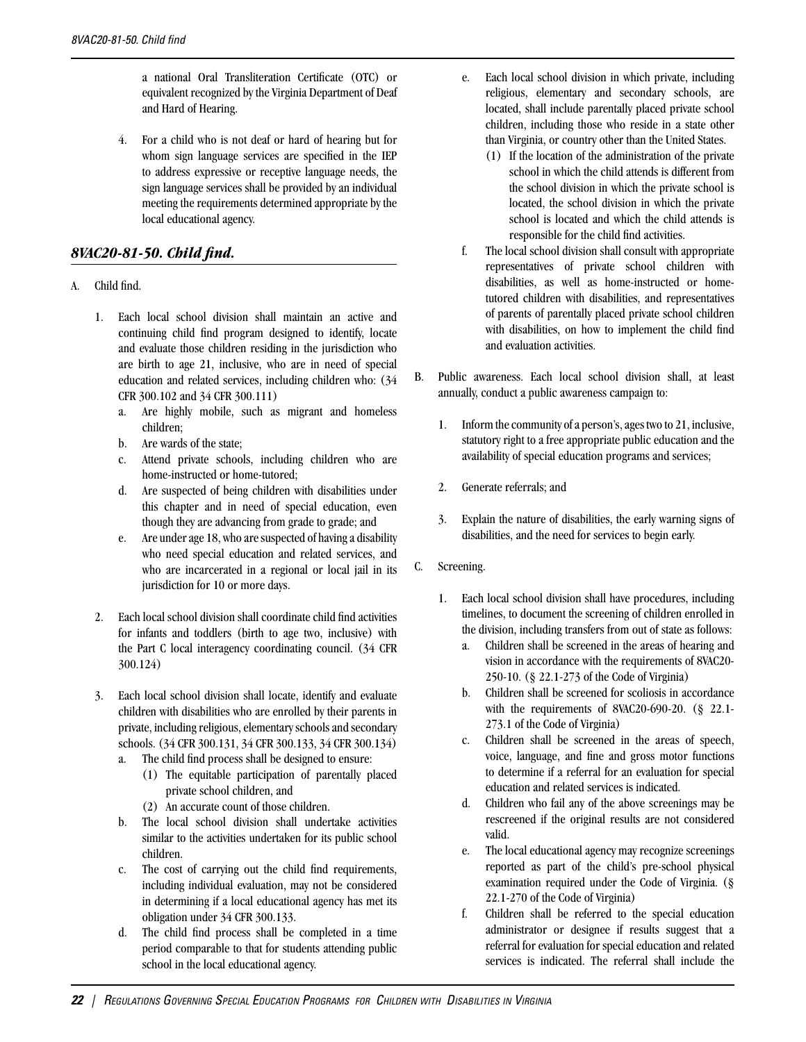a national Oral Transliteration Certificate (OTC) or equivalent recognized by the Virginia Department of Deaf and Hard of Hearing.

4. For a child who is not deaf or hard of hearing but for whom sign language services are specified in the IEP to address expressive or receptive language needs, the sign language services shall be provided by an individual meeting the requirements determined appropriate by the local educational agency.

## *8VAC20-81-50. Child find.*

A. Child find.

1. Each local school division shall maintain an active and continuing child find program designed to identify, locate and evaluate those children residing in the jurisdiction who are birth to age 21, inclusive, who are in need of special education and related services, including children who: (34 CFR 300.102 and 34 CFR 300.111)
    a. Are highly mobile, such as migrant and homeless children;
    b. Are wards of the state;
    c. Attend private schools, including children who are home-instructed or home-tutored;
    d. Are suspected of being children with disabilities under this chapter and in need of special education, even though they are advancing from grade to grade; and
    e. Are under age 18, who are suspected of having a disability who need special education and related services, and who are incarcerated in a regional or local jail in its jurisdiction for 10 or more days.

2. Each local school division shall coordinate child find activities for infants and toddlers (birth to age two, inclusive) with the Part C local interagency coordinating council. (34 CFR 300.124)

3. Each local school division shall locate, identify and evaluate children with disabilities who are enrolled by their parents in private, including religious, elementary schools and secondary schools. (34 CFR 300.131, 34 CFR 300.133, 34 CFR 300.134)
    a. The child find process shall be designed to ensure:
        (1) The equitable participation of parentally placed private school children, and
        (2) An accurate count of those children.
    b. The local school division shall undertake activities similar to the activities undertaken for its public school children.
    c. The cost of carrying out the child find requirements, including individual evaluation, may not be considered in determining if a local educational agency has met its obligation under 34 CFR 300.133.
    d. The child find process shall be completed in a time period comparable to that for students attending public school in the local educational agency.
    e. Each local school division in which private, including religious, elementary and secondary schools, are located, shall include parentally placed private school children, including those who reside in a state other than Virginia, or country other than the United States.
        (1) If the location of the administration of the private school in which the child attends is different from the school division in which the private school is located, the school division in which the private school is located and which the child attends is responsible for the child find activities.
    f. The local school division shall consult with appropriate representatives of private school children with disabilities, as well as home-instructed or home-tutored children with disabilities, and representatives of parents of parentally placed private school children with disabilities, on how to implement the child find and evaluation activities.

B. Public awareness. Each local school division shall, at least annually, conduct a public awareness campaign to:

1. Inform the community of a person's, ages two to 21, inclusive, statutory right to a free appropriate public education and the availability of special education programs and services;

2. Generate referrals; and

3. Explain the nature of disabilities, the early warning signs of disabilities, and the need for services to begin early.

C. Screening.

1. Each local school division shall have procedures, including timelines, to document the screening of children enrolled in the division, including transfers from out of state as follows:
    a. Children shall be screened in the areas of hearing and vision in accordance with the requirements of 8VAC20-250-10. (§ 22.1-273 of the Code of Virginia)
    b. Children shall be screened for scoliosis in accordance with the requirements of 8VAC20-690-20. (§ 22.1-273.1 of the Code of Virginia)
    c. Children shall be screened in the areas of speech, voice, language, and fine and gross motor functions to determine if a referral for an evaluation for special education and related services is indicated.
    d. Children who fail any of the above screenings may be rescreened if the original results are not considered valid.
    e. The local educational agency may recognize screenings reported as part of the child's pre-school physical examination required under the Code of Virginia. (§ 22.1-270 of the Code of Virginia)
    f. Children shall be referred to the special education administrator or designee if results suggest that a referral for evaluation for special education and related services is indicated. The referral shall include the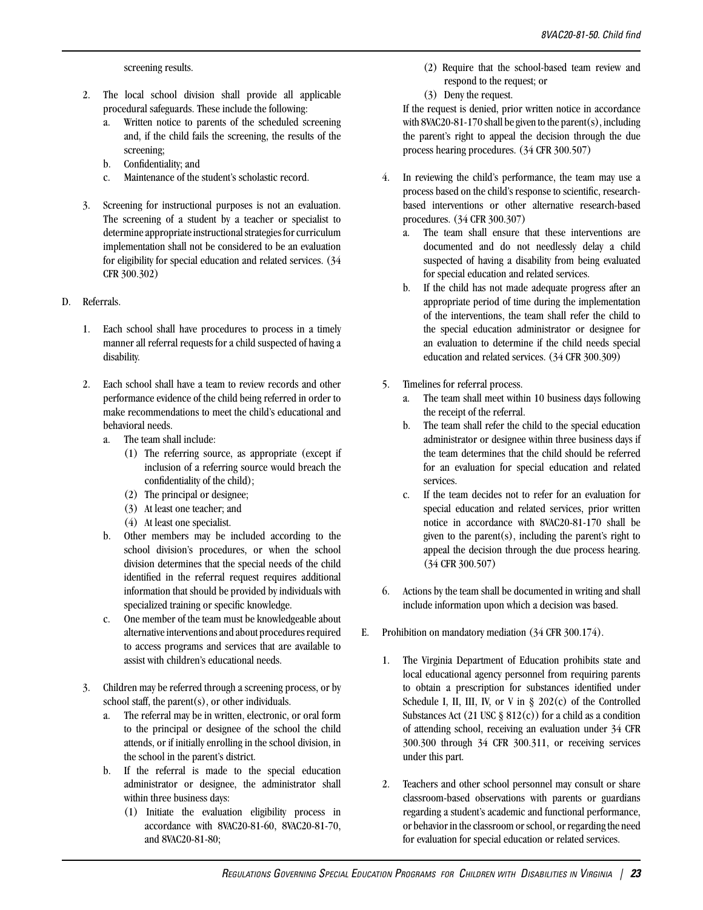screening results.

2. The local school division shall provide all applicable procedural safeguards. These include the following:
   a. Written notice to parents of the scheduled screening and, if the child fails the screening, the results of the screening;
   b. Confidentiality; and
   c. Maintenance of the student's scholastic record.

3. Screening for instructional purposes is not an evaluation. The screening of a student by a teacher or specialist to determine appropriate instructional strategies for curriculum implementation shall not be considered to be an evaluation for eligibility for special education and related services. (34 CFR 300.302)

D. Referrals.

1. Each school shall have procedures to process in a timely manner all referral requests for a child suspected of having a disability.

2. Each school shall have a team to review records and other performance evidence of the child being referred in order to make recommendations to meet the child's educational and behavioral needs.
   a. The team shall include:
      (1) The referring source, as appropriate (except if inclusion of a referring source would breach the confidentiality of the child);
      (2) The principal or designee;
      (3) At least one teacher; and
      (4) At least one specialist.
   b. Other members may be included according to the school division's procedures, or when the school division determines that the special needs of the child identified in the referral request requires additional information that should be provided by individuals with specialized training or specific knowledge.
   c. One member of the team must be knowledgeable about alternative interventions and about procedures required to access programs and services that are available to assist with children's educational needs.

3. Children may be referred through a screening process, or by school staff, the parent(s), or other individuals.
   a. The referral may be in written, electronic, or oral form to the principal or designee of the school the child attends, or if initially enrolling in the school division, in the school in the parent's district.
   b. If the referral is made to the special education administrator or designee, the administrator shall within three business days:
      (1) Initiate the evaluation eligibility process in accordance with 8VAC20-81-60, 8VAC20-81-70, and 8VAC20-81-80;
      (2) Require that the school-based team review and respond to the request; or
      (3) Deny the request.

   If the request is denied, prior written notice in accordance with 8VAC20-81-170 shall be given to the parent(s), including the parent's right to appeal the decision through the due process hearing procedures. (34 CFR 300.507)

4. In reviewing the child's performance, the team may use a process based on the child's response to scientific, research-based interventions or other alternative research-based procedures. (34 CFR 300.307)
   a. The team shall ensure that these interventions are documented and do not needlessly delay a child suspected of having a disability from being evaluated for special education and related services.
   b. If the child has not made adequate progress after an appropriate period of time during the implementation of the interventions, the team shall refer the child to the special education administrator or designee for an evaluation to determine if the child needs special education and related services. (34 CFR 300.309)

5. Timelines for referral process.
   a. The team shall meet within 10 business days following the receipt of the referral.
   b. The team shall refer the child to the special education administrator or designee within three business days if the team determines that the child should be referred for an evaluation for special education and related services.
   c. If the team decides not to refer for an evaluation for special education and related services, prior written notice in accordance with 8VAC20-81-170 shall be given to the parent(s), including the parent's right to appeal the decision through the due process hearing. (34 CFR 300.507)

6. Actions by the team shall be documented in writing and shall include information upon which a decision was based.

E. Prohibition on mandatory mediation (34 CFR 300.174).

1. The Virginia Department of Education prohibits state and local educational agency personnel from requiring parents to obtain a prescription for substances identified under Schedule I, II, III, IV, or V in § 202(c) of the Controlled Substances Act (21 USC § 812(c)) for a child as a condition of attending school, receiving an evaluation under 34 CFR 300.300 through 34 CFR 300.311, or receiving services under this part.

2. Teachers and other school personnel may consult or share classroom-based observations with parents or guardians regarding a student's academic and functional performance, or behavior in the classroom or school, or regarding the need for evaluation for special education or related services.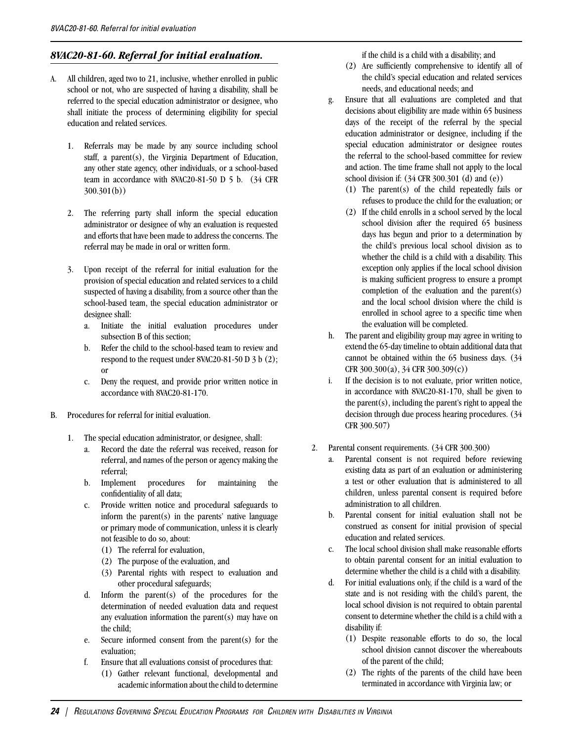## *8VAC20-81-60. Referral for initial evaluation.*

A. All children, aged two to 21, inclusive, whether enrolled in public school or not, who are suspected of having a disability, shall be referred to the special education administrator or designee, who shall initiate the process of determining eligibility for special education and related services.

   1. Referrals may be made by any source including school staff, a parent(s), the Virginia Department of Education, any other state agency, other individuals, or a school-based team in accordance with 8VAC20-81-50 D 5 b. (34 CFR 300.301(b))

   2. The referring party shall inform the special education administrator or designee of why an evaluation is requested and efforts that have been made to address the concerns. The referral may be made in oral or written form.

   3. Upon receipt of the referral for initial evaluation for the provision of special education and related services to a child suspected of having a disability, from a source other than the school-based team, the special education administrator or designee shall:
      a. Initiate the initial evaluation procedures under subsection B of this section;
      b. Refer the child to the school-based team to review and respond to the request under 8VAC20-81-50 D 3 b (2); or
      c. Deny the request, and provide prior written notice in accordance with 8VAC20-81-170.

B. Procedures for referral for initial evaluation.

   1. The special education administrator, or designee, shall:
      a. Record the date the referral was received, reason for referral, and names of the person or agency making the referral;
      b. Implement procedures for maintaining the confidentiality of all data;
      c. Provide written notice and procedural safeguards to inform the parent(s) in the parents' native language or primary mode of communication, unless it is clearly not feasible to do so, about:
         (1) The referral for evaluation,
         (2) The purpose of the evaluation, and
         (3) Parental rights with respect to evaluation and other procedural safeguards;
      d. Inform the parent(s) of the procedures for the determination of needed evaluation data and request any evaluation information the parent(s) may have on the child;
      e. Secure informed consent from the parent(s) for the evaluation;
      f. Ensure that all evaluations consist of procedures that:
         (1) Gather relevant functional, developmental and academic information about the child to determine if the child is a child with a disability; and
         (2) Are sufficiently comprehensive to identify all of the child's special education and related services needs, and educational needs; and
      g. Ensure that all evaluations are completed and that decisions about eligibility are made within 65 business days of the receipt of the referral by the special education administrator or designee, including if the special education administrator or designee routes the referral to the school-based committee for review and action. The time frame shall not apply to the local school division if: (34 CFR 300.301 (d) and (e))
         (1) The parent(s) of the child repeatedly fails or refuses to produce the child for the evaluation; or
         (2) If the child enrolls in a school served by the local school division after the required 65 business days has begun and prior to a determination by the child's previous local school division as to whether the child is a child with a disability. This exception only applies if the local school division is making sufficient progress to ensure a prompt completion of the evaluation and the parent(s) and the local school division where the child is enrolled in school agree to a specific time when the evaluation will be completed.
      h. The parent and eligibility group may agree in writing to extend the 65-day timeline to obtain additional data that cannot be obtained within the 65 business days. (34 CFR 300.300(a), 34 CFR 300.309(c))
      i. If the decision is to not evaluate, prior written notice, in accordance with 8VAC20-81-170, shall be given to the parent(s), including the parent's right to appeal the decision through due process hearing procedures. (34 CFR 300.507)

   2. Parental consent requirements. (34 CFR 300.300)
      a. Parental consent is not required before reviewing existing data as part of an evaluation or administering a test or other evaluation that is administered to all children, unless parental consent is required before administration to all children.
      b. Parental consent for initial evaluation shall not be construed as consent for initial provision of special education and related services.
      c. The local school division shall make reasonable efforts to obtain parental consent for an initial evaluation to determine whether the child is a child with a disability.
      d. For initial evaluations only, if the child is a ward of the state and is not residing with the child's parent, the local school division is not required to obtain parental consent to determine whether the child is a child with a disability if:
         (1) Despite reasonable efforts to do so, the local school division cannot discover the whereabouts of the parent of the child;
         (2) The rights of the parents of the child have been terminated in accordance with Virginia law; or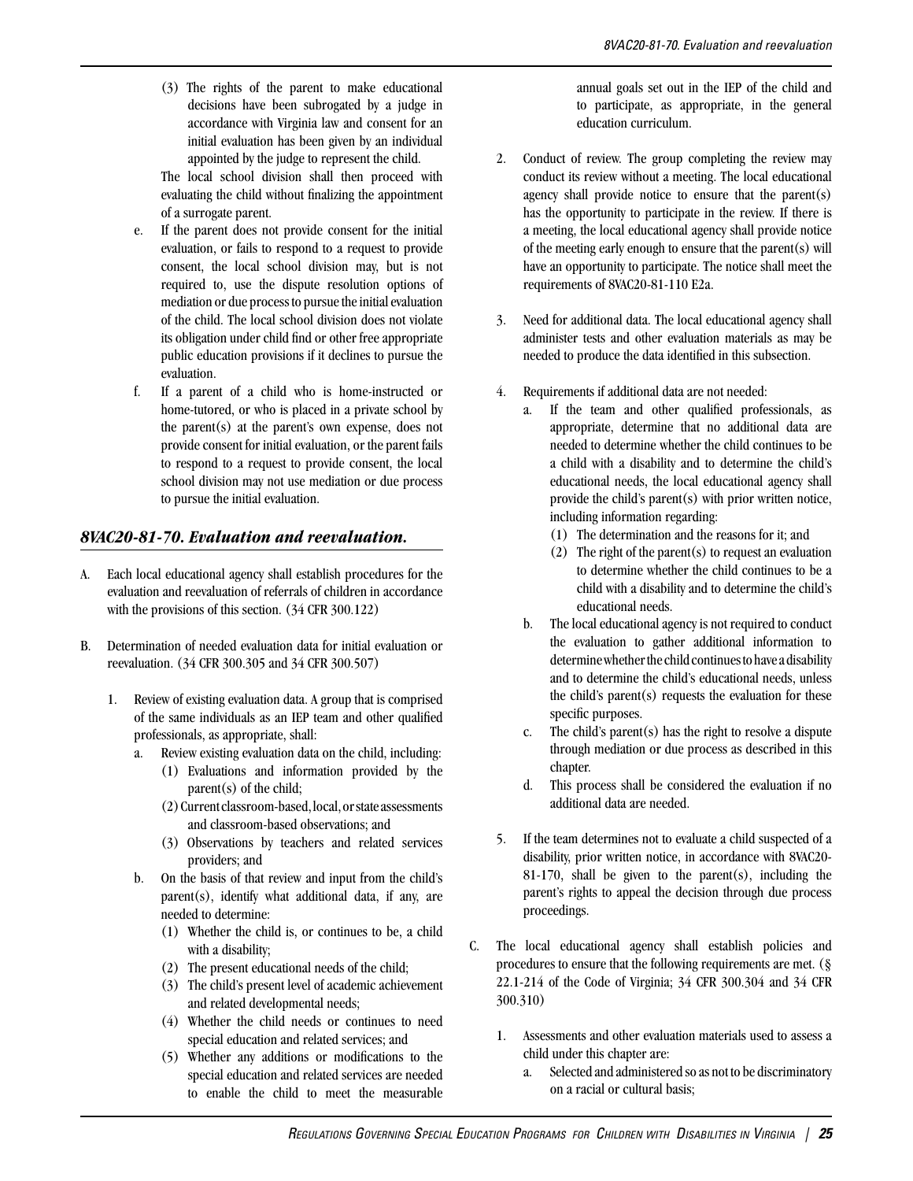(3) The rights of the parent to make educational decisions have been subrogated by a judge in accordance with Virginia law and consent for an initial evaluation has been given by an individual appointed by the judge to represent the child.

The local school division shall then proceed with evaluating the child without finalizing the appointment of a surrogate parent.

e. If the parent does not provide consent for the initial evaluation, or fails to respond to a request to provide consent, the local school division may, but is not required to, use the dispute resolution options of mediation or due process to pursue the initial evaluation of the child. The local school division does not violate its obligation under child find or other free appropriate public education provisions if it declines to pursue the evaluation.

f. If a parent of a child who is home-instructed or home-tutored, or who is placed in a private school by the parent(s) at the parent's own expense, does not provide consent for initial evaluation, or the parent fails to respond to a request to provide consent, the local school division may not use mediation or due process to pursue the initial evaluation.

## *8VAC20-81-70. Evaluation and reevaluation.*

A. Each local educational agency shall establish procedures for the evaluation and reevaluation of referrals of children in accordance with the provisions of this section. (34 CFR 300.122)

B. Determination of needed evaluation data for initial evaluation or reevaluation. (34 CFR 300.305 and 34 CFR 300.507)

1. Review of existing evaluation data. A group that is comprised of the same individuals as an IEP team and other qualified professionals, as appropriate, shall:
   a. Review existing evaluation data on the child, including:
      (1) Evaluations and information provided by the parent(s) of the child;
      (2) Current classroom-based, local, or state assessments and classroom-based observations; and
      (3) Observations by teachers and related services providers; and
   b. On the basis of that review and input from the child's parent(s), identify what additional data, if any, are needed to determine:
      (1) Whether the child is, or continues to be, a child with a disability;
      (2) The present educational needs of the child;
      (3) The child's present level of academic achievement and related developmental needs;
      (4) Whether the child needs or continues to need special education and related services; and
      (5) Whether any additions or modifications to the special education and related services are needed to enable the child to meet the measurable annual goals set out in the IEP of the child and to participate, as appropriate, in the general education curriculum.

2. Conduct of review. The group completing the review may conduct its review without a meeting. The local educational agency shall provide notice to ensure that the parent(s) has the opportunity to participate in the review. If there is a meeting, the local educational agency shall provide notice of the meeting early enough to ensure that the parent(s) will have an opportunity to participate. The notice shall meet the requirements of 8VAC20-81-110 E2a.

3. Need for additional data. The local educational agency shall administer tests and other evaluation materials as may be needed to produce the data identified in this subsection.

4. Requirements if additional data are not needed:
   a. If the team and other qualified professionals, as appropriate, determine that no additional data are needed to determine whether the child continues to be a child with a disability and to determine the child's educational needs, the local educational agency shall provide the child's parent(s) with prior written notice, including information regarding:
      (1) The determination and the reasons for it; and
      (2) The right of the parent(s) to request an evaluation to determine whether the child continues to be a child with a disability and to determine the child's educational needs.
   b. The local educational agency is not required to conduct the evaluation to gather additional information to determine whether the child continues to have a disability and to determine the child's educational needs, unless the child's parent(s) requests the evaluation for these specific purposes.
   c. The child's parent(s) has the right to resolve a dispute through mediation or due process as described in this chapter.
   d. This process shall be considered the evaluation if no additional data are needed.

5. If the team determines not to evaluate a child suspected of a disability, prior written notice, in accordance with 8VAC20-81-170, shall be given to the parent(s), including the parent's rights to appeal the decision through due process proceedings.

C. The local educational agency shall establish policies and procedures to ensure that the following requirements are met. (§ 22.1-214 of the Code of Virginia; 34 CFR 300.304 and 34 CFR 300.310)

1. Assessments and other evaluation materials used to assess a child under this chapter are:
   a. Selected and administered so as not to be discriminatory on a racial or cultural basis;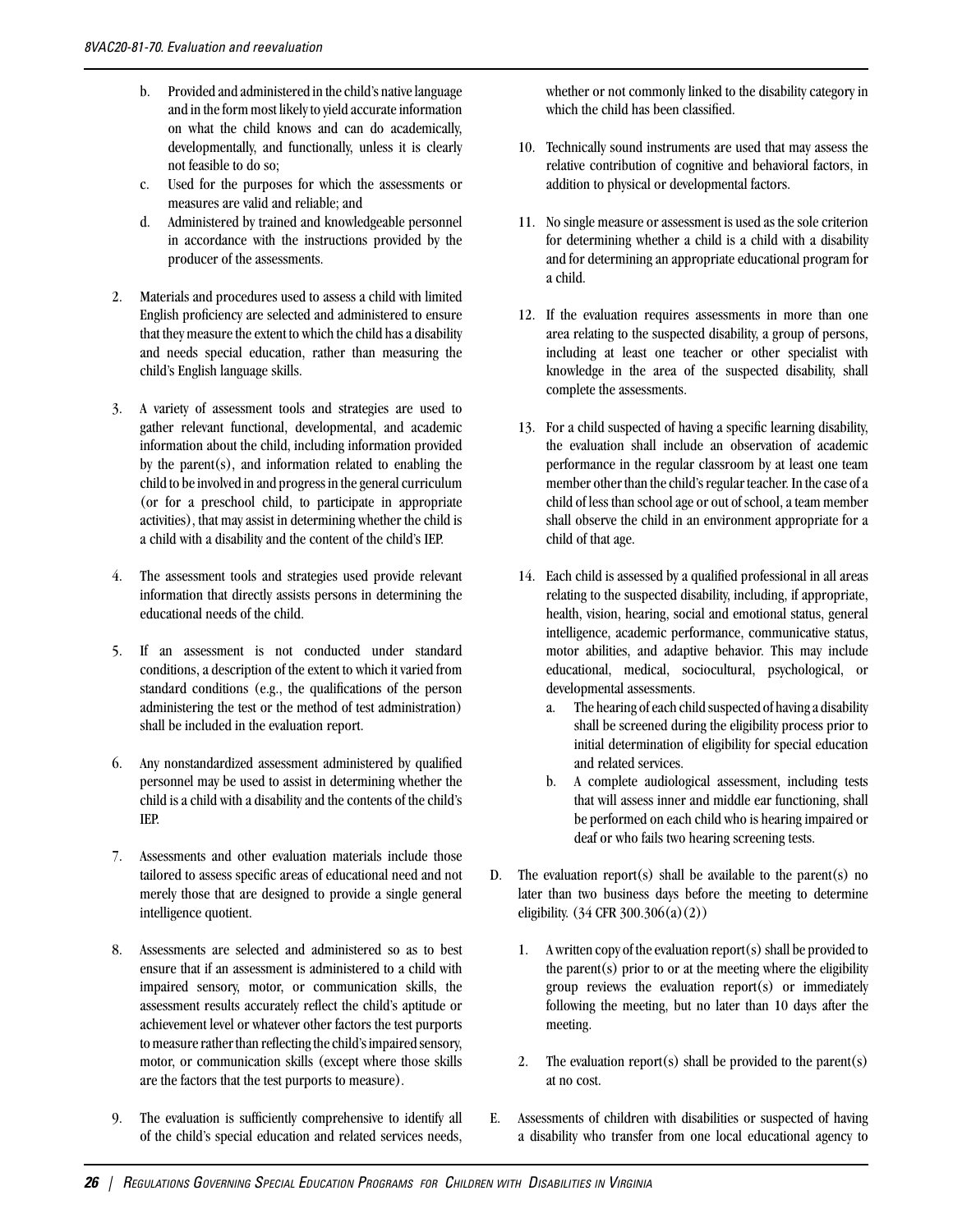b. Provided and administered in the child's native language and in the form most likely to yield accurate information on what the child knows and can do academically, developmentally, and functionally, unless it is clearly not feasible to do so;
c. Used for the purposes for which the assessments or measures are valid and reliable; and
d. Administered by trained and knowledgeable personnel in accordance with the instructions provided by the producer of the assessments.

2. Materials and procedures used to assess a child with limited English proficiency are selected and administered to ensure that they measure the extent to which the child has a disability and needs special education, rather than measuring the child's English language skills.

3. A variety of assessment tools and strategies are used to gather relevant functional, developmental, and academic information about the child, including information provided by the parent(s), and information related to enabling the child to be involved in and progress in the general curriculum (or for a preschool child, to participate in appropriate activities), that may assist in determining whether the child is a child with a disability and the content of the child's IEP.

4. The assessment tools and strategies used provide relevant information that directly assists persons in determining the educational needs of the child.

5. If an assessment is not conducted under standard conditions, a description of the extent to which it varied from standard conditions (e.g., the qualifications of the person administering the test or the method of test administration) shall be included in the evaluation report.

6. Any nonstandardized assessment administered by qualified personnel may be used to assist in determining whether the child is a child with a disability and the contents of the child's IEP.

7. Assessments and other evaluation materials include those tailored to assess specific areas of educational need and not merely those that are designed to provide a single general intelligence quotient.

8. Assessments are selected and administered so as to best ensure that if an assessment is administered to a child with impaired sensory, motor, or communication skills, the assessment results accurately reflect the child's aptitude or achievement level or whatever other factors the test purports to measure rather than reflecting the child's impaired sensory, motor, or communication skills (except where those skills are the factors that the test purports to measure).

9. The evaluation is sufficiently comprehensive to identify all of the child's special education and related services needs, whether or not commonly linked to the disability category in which the child has been classified.

10. Technically sound instruments are used that may assess the relative contribution of cognitive and behavioral factors, in addition to physical or developmental factors.

11. No single measure or assessment is used as the sole criterion for determining whether a child is a child with a disability and for determining an appropriate educational program for a child.

12. If the evaluation requires assessments in more than one area relating to the suspected disability, a group of persons, including at least one teacher or other specialist with knowledge in the area of the suspected disability, shall complete the assessments.

13. For a child suspected of having a specific learning disability, the evaluation shall include an observation of academic performance in the regular classroom by at least one team member other than the child's regular teacher. In the case of a child of less than school age or out of school, a team member shall observe the child in an environment appropriate for a child of that age.

14. Each child is assessed by a qualified professional in all areas relating to the suspected disability, including, if appropriate, health, vision, hearing, social and emotional status, general intelligence, academic performance, communicative status, motor abilities, and adaptive behavior. This may include educational, medical, sociocultural, psychological, or developmental assessments.
    a. The hearing of each child suspected of having a disability shall be screened during the eligibility process prior to initial determination of eligibility for special education and related services.
    b. A complete audiological assessment, including tests that will assess inner and middle ear functioning, shall be performed on each child who is hearing impaired or deaf or who fails two hearing screening tests.

D. The evaluation report(s) shall be available to the parent(s) no later than two business days before the meeting to determine eligibility. (34 CFR 300.306(a)(2))

1. A written copy of the evaluation report(s) shall be provided to the parent(s) prior to or at the meeting where the eligibility group reviews the evaluation report(s) or immediately following the meeting, but no later than 10 days after the meeting.

2. The evaluation report(s) shall be provided to the parent(s) at no cost.

E. Assessments of children with disabilities or suspected of having a disability who transfer from one local educational agency to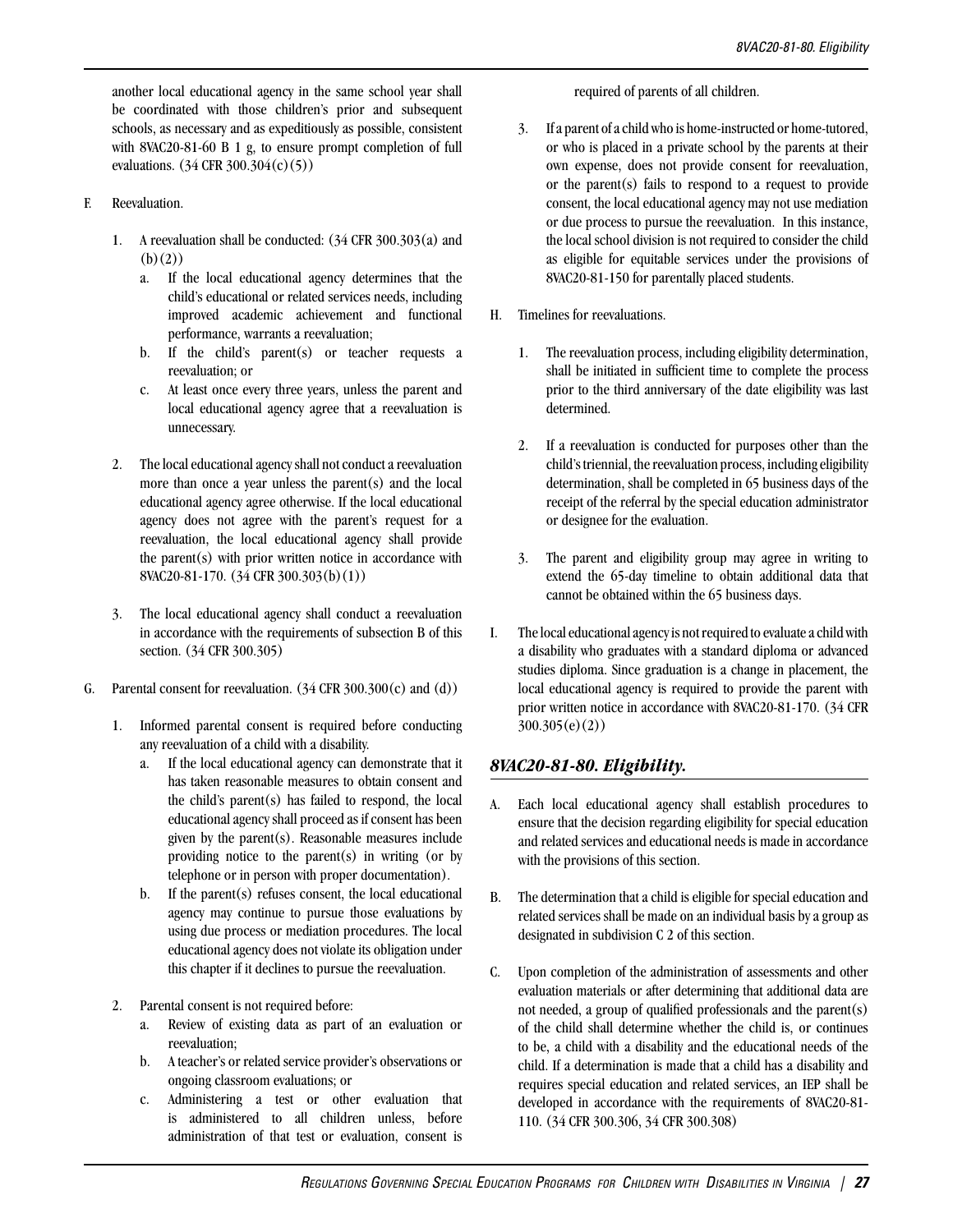another local educational agency in the same school year shall be coordinated with those children's prior and subsequent schools, as necessary and as expeditiously as possible, consistent with 8VAC20-81-60 B 1 g, to ensure prompt completion of full evaluations. (34 CFR 300.304(c)(5))

F. Reevaluation.

1. A reevaluation shall be conducted: (34 CFR 300.303(a) and (b)(2))
   a. If the local educational agency determines that the child's educational or related services needs, including improved academic achievement and functional performance, warrants a reevaluation;
   b. If the child's parent(s) or teacher requests a reevaluation; or
   c. At least once every three years, unless the parent and local educational agency agree that a reevaluation is unnecessary.

2. The local educational agency shall not conduct a reevaluation more than once a year unless the parent(s) and the local educational agency agree otherwise. If the local educational agency does not agree with the parent's request for a reevaluation, the local educational agency shall provide the parent(s) with prior written notice in accordance with 8VAC20-81-170. (34 CFR 300.303(b)(1))

3. The local educational agency shall conduct a reevaluation in accordance with the requirements of subsection B of this section. (34 CFR 300.305)

G. Parental consent for reevaluation. (34 CFR 300.300(c) and (d))

1. Informed parental consent is required before conducting any reevaluation of a child with a disability.
   a. If the local educational agency can demonstrate that it has taken reasonable measures to obtain consent and the child's parent(s) has failed to respond, the local educational agency shall proceed as if consent has been given by the parent(s). Reasonable measures include providing notice to the parent(s) in writing (or by telephone or in person with proper documentation).
   b. If the parent(s) refuses consent, the local educational agency may continue to pursue those evaluations by using due process or mediation procedures. The local educational agency does not violate its obligation under this chapter if it declines to pursue the reevaluation.

2. Parental consent is not required before:
   a. Review of existing data as part of an evaluation or reevaluation;
   b. A teacher's or related service provider's observations or ongoing classroom evaluations; or
   c. Administering a test or other evaluation that is administered to all children unless, before administration of that test or evaluation, consent is required of parents of all children.

3. If a parent of a child who is home-instructed or home-tutored, or who is placed in a private school by the parents at their own expense, does not provide consent for reevaluation, or the parent(s) fails to respond to a request to provide consent, the local educational agency may not use mediation or due process to pursue the reevaluation. In this instance, the local school division is not required to consider the child as eligible for equitable services under the provisions of 8VAC20-81-150 for parentally placed students.

H. Timelines for reevaluations.

1. The reevaluation process, including eligibility determination, shall be initiated in sufficient time to complete the process prior to the third anniversary of the date eligibility was last determined.

2. If a reevaluation is conducted for purposes other than the child's triennial, the reevaluation process, including eligibility determination, shall be completed in 65 business days of the receipt of the referral by the special education administrator or designee for the evaluation.

3. The parent and eligibility group may agree in writing to extend the 65-day timeline to obtain additional data that cannot be obtained within the 65 business days.

I. The local educational agency is not required to evaluate a child with a disability who graduates with a standard diploma or advanced studies diploma. Since graduation is a change in placement, the local educational agency is required to provide the parent with prior written notice in accordance with 8VAC20-81-170. (34 CFR 300.305(e)(2))

## *8VAC20-81-80. Eligibility.*

A. Each local educational agency shall establish procedures to ensure that the decision regarding eligibility for special education and related services and educational needs is made in accordance with the provisions of this section.

B. The determination that a child is eligible for special education and related services shall be made on an individual basis by a group as designated in subdivision C 2 of this section.

C. Upon completion of the administration of assessments and other evaluation materials or after determining that additional data are not needed, a group of qualified professionals and the parent(s) of the child shall determine whether the child is, or continues to be, a child with a disability and the educational needs of the child. If a determination is made that a child has a disability and requires special education and related services, an IEP shall be developed in accordance with the requirements of 8VAC20-81-110. (34 CFR 300.306, 34 CFR 300.308)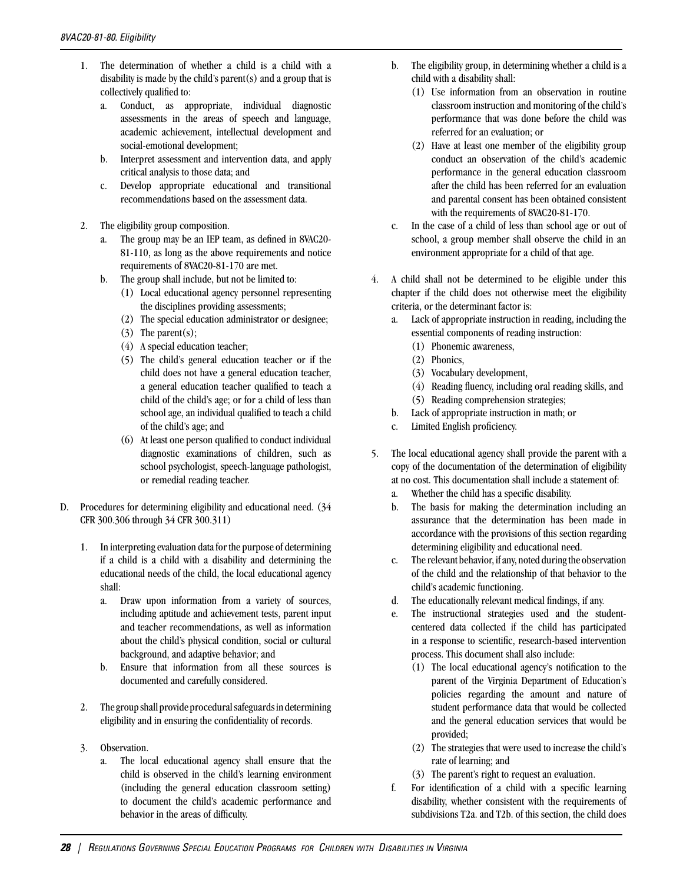1. The determination of whether a child is a child with a disability is made by the child's parent(s) and a group that is collectively qualified to:
   a. Conduct, as appropriate, individual diagnostic assessments in the areas of speech and language, academic achievement, intellectual development and social-emotional development;
   b. Interpret assessment and intervention data, and apply critical analysis to those data; and
   c. Develop appropriate educational and transitional recommendations based on the assessment data.

2. The eligibility group composition.
   a. The group may be an IEP team, as defined in 8VAC20-81-110, as long as the above requirements and notice requirements of 8VAC20-81-170 are met.
   b. The group shall include, but not be limited to:
      (1) Local educational agency personnel representing the disciplines providing assessments;
      (2) The special education administrator or designee;
      (3) The parent(s);
      (4) A special education teacher;
      (5) The child's general education teacher or if the child does not have a general education teacher, a general education teacher qualified to teach a child of the child's age; or for a child of less than school age, an individual qualified to teach a child of the child's age; and
      (6) At least one person qualified to conduct individual diagnostic examinations of children, such as school psychologist, speech-language pathologist, or remedial reading teacher.

D. Procedures for determining eligibility and educational need. (34 CFR 300.306 through 34 CFR 300.311)

1. In interpreting evaluation data for the purpose of determining if a child is a child with a disability and determining the educational needs of the child, the local educational agency shall:
   a. Draw upon information from a variety of sources, including aptitude and achievement tests, parent input and teacher recommendations, as well as information about the child's physical condition, social or cultural background, and adaptive behavior; and
   b. Ensure that information from all these sources is documented and carefully considered.

2. The group shall provide procedural safeguards in determining eligibility and in ensuring the confidentiality of records.

3. Observation.
   a. The local educational agency shall ensure that the child is observed in the child's learning environment (including the general education classroom setting) to document the child's academic performance and behavior in the areas of difficulty.
   b. The eligibility group, in determining whether a child is a child with a disability shall:
      (1) Use information from an observation in routine classroom instruction and monitoring of the child's performance that was done before the child was referred for an evaluation; or
      (2) Have at least one member of the eligibility group conduct an observation of the child's academic performance in the general education classroom after the child has been referred for an evaluation and parental consent has been obtained consistent with the requirements of 8VAC20-81-170.
   c. In the case of a child of less than school age or out of school, a group member shall observe the child in an environment appropriate for a child of that age.

4. A child shall not be determined to be eligible under this chapter if the child does not otherwise meet the eligibility criteria, or the determinant factor is:
   a. Lack of appropriate instruction in reading, including the essential components of reading instruction:
      (1) Phonemic awareness,
      (2) Phonics,
      (3) Vocabulary development,
      (4) Reading fluency, including oral reading skills, and
      (5) Reading comprehension strategies;
   b. Lack of appropriate instruction in math; or
   c. Limited English proficiency.

5. The local educational agency shall provide the parent with a copy of the documentation of the determination of eligibility at no cost. This documentation shall include a statement of:
   a. Whether the child has a specific disability.
   b. The basis for making the determination including an assurance that the determination has been made in accordance with the provisions of this section regarding determining eligibility and educational need.
   c. The relevant behavior, if any, noted during the observation of the child and the relationship of that behavior to the child's academic functioning.
   d. The educationally relevant medical findings, if any.
   e. The instructional strategies used and the student-centered data collected if the child has participated in a response to scientific, research-based intervention process. This document shall also include:
      (1) The local educational agency's notification to the parent of the Virginia Department of Education's policies regarding the amount and nature of student performance data that would be collected and the general education services that would be provided;
      (2) The strategies that were used to increase the child's rate of learning; and
      (3) The parent's right to request an evaluation.
   f. For identification of a child with a specific learning disability, whether consistent with the requirements of subdivisions T2a. and T2b. of this section, the child does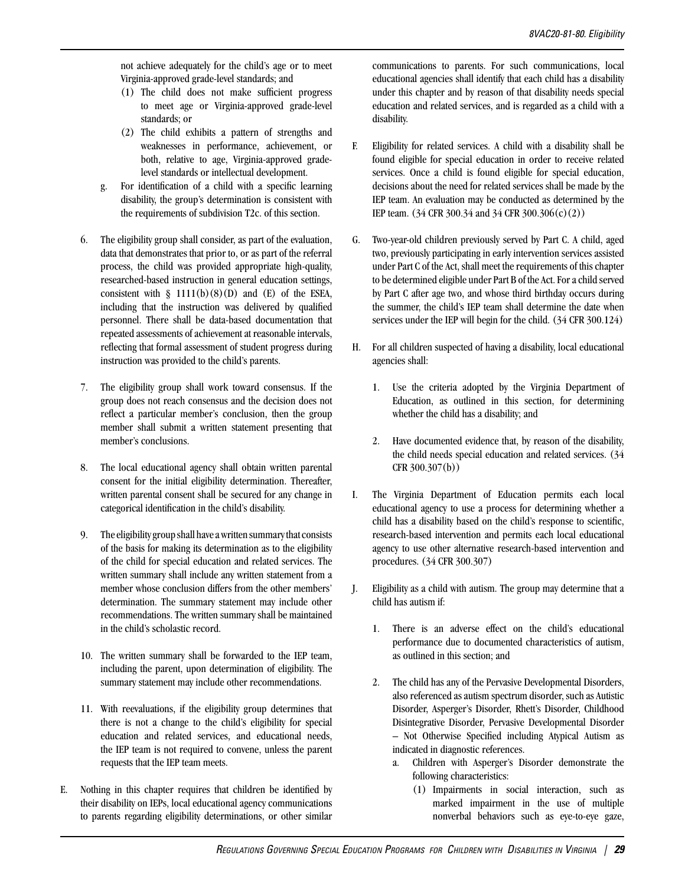not achieve adequately for the child's age or to meet Virginia-approved grade-level standards; and

(1) The child does not make sufficient progress to meet age or Virginia-approved grade-level standards; or

(2) The child exhibits a pattern of strengths and weaknesses in performance, achievement, or both, relative to age, Virginia-approved grade-level standards or intellectual development.

g. For identification of a child with a specific learning disability, the group's determination is consistent with the requirements of subdivision T2c. of this section.

6. The eligibility group shall consider, as part of the evaluation, data that demonstrates that prior to, or as part of the referral process, the child was provided appropriate high-quality, researched-based instruction in general education settings, consistent with § 1111(b)(8)(D) and (E) of the ESEA, including that the instruction was delivered by qualified personnel. There shall be data-based documentation that repeated assessments of achievement at reasonable intervals, reflecting that formal assessment of student progress during instruction was provided to the child's parents.

7. The eligibility group shall work toward consensus. If the group does not reach consensus and the decision does not reflect a particular member's conclusion, then the group member shall submit a written statement presenting that member's conclusions.

8. The local educational agency shall obtain written parental consent for the initial eligibility determination. Thereafter, written parental consent shall be secured for any change in categorical identification in the child's disability.

9. The eligibility group shall have a written summary that consists of the basis for making its determination as to the eligibility of the child for special education and related services. The written summary shall include any written statement from a member whose conclusion differs from the other members' determination. The summary statement may include other recommendations. The written summary shall be maintained in the child's scholastic record.

10. The written summary shall be forwarded to the IEP team, including the parent, upon determination of eligibility. The summary statement may include other recommendations.

11. With reevaluations, if the eligibility group determines that there is not a change to the child's eligibility for special education and related services, and educational needs, the IEP team is not required to convene, unless the parent requests that the IEP team meets.

E. Nothing in this chapter requires that children be identified by their disability on IEPs, local educational agency communications to parents regarding eligibility determinations, or other similar communications to parents. For such communications, local educational agencies shall identify that each child has a disability under this chapter and by reason of that disability needs special education and related services, and is regarded as a child with a disability.

F. Eligibility for related services. A child with a disability shall be found eligible for special education in order to receive related services. Once a child is found eligible for special education, decisions about the need for related services shall be made by the IEP team. An evaluation may be conducted as determined by the IEP team. (34 CFR 300.34 and 34 CFR 300.306(c)(2))

G. Two-year-old children previously served by Part C. A child, aged two, previously participating in early intervention services assisted under Part C of the Act, shall meet the requirements of this chapter to be determined eligible under Part B of the Act. For a child served by Part C after age two, and whose third birthday occurs during the summer, the child's IEP team shall determine the date when services under the IEP will begin for the child. (34 CFR 300.124)

H. For all children suspected of having a disability, local educational agencies shall:

1. Use the criteria adopted by the Virginia Department of Education, as outlined in this section, for determining whether the child has a disability; and

2. Have documented evidence that, by reason of the disability, the child needs special education and related services. (34 CFR 300.307(b))

I. The Virginia Department of Education permits each local educational agency to use a process for determining whether a child has a disability based on the child's response to scientific, research-based intervention and permits each local educational agency to use other alternative research-based intervention and procedures. (34 CFR 300.307)

J. Eligibility as a child with autism. The group may determine that a child has autism if:

1. There is an adverse effect on the child's educational performance due to documented characteristics of autism, as outlined in this section; and

2. The child has any of the Pervasive Developmental Disorders, also referenced as autism spectrum disorder, such as Autistic Disorder, Asperger's Disorder, Rhett's Disorder, Childhood Disintegrative Disorder, Pervasive Developmental Disorder – Not Otherwise Specified including Atypical Autism as indicated in diagnostic references.

a. Children with Asperger's Disorder demonstrate the following characteristics:

(1) Impairments in social interaction, such as marked impairment in the use of multiple nonverbal behaviors such as eye-to-eye gaze,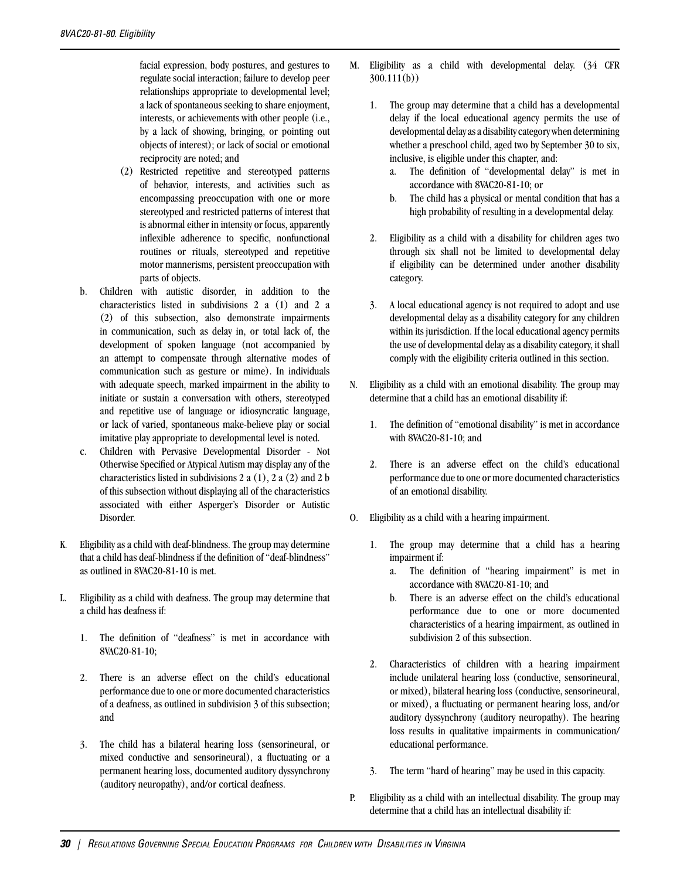facial expression, body postures, and gestures to regulate social interaction; failure to develop peer relationships appropriate to developmental level; a lack of spontaneous seeking to share enjoyment, interests, or achievements with other people (i.e., by a lack of showing, bringing, or pointing out objects of interest); or lack of social or emotional reciprocity are noted; and

(2) Restricted repetitive and stereotyped patterns of behavior, interests, and activities such as encompassing preoccupation with one or more stereotyped and restricted patterns of interest that is abnormal either in intensity or focus, apparently inflexible adherence to specific, nonfunctional routines or rituals, stereotyped and repetitive motor mannerisms, persistent preoccupation with parts of objects.

b. Children with autistic disorder, in addition to the characteristics listed in subdivisions 2 a (1) and 2 a (2) of this subsection, also demonstrate impairments in communication, such as delay in, or total lack of, the development of spoken language (not accompanied by an attempt to compensate through alternative modes of communication such as gesture or mime). In individuals with adequate speech, marked impairment in the ability to initiate or sustain a conversation with others, stereotyped and repetitive use of language or idiosyncratic language, or lack of varied, spontaneous make-believe play or social imitative play appropriate to developmental level is noted.

c. Children with Pervasive Developmental Disorder - Not Otherwise Specified or Atypical Autism may display any of the characteristics listed in subdivisions 2 a (1), 2 a (2) and 2 b of this subsection without displaying all of the characteristics associated with either Asperger's Disorder or Autistic Disorder.

K. Eligibility as a child with deaf-blindness. The group may determine that a child has deaf-blindness if the definition of "deaf-blindness" as outlined in 8VAC20-81-10 is met.

L. Eligibility as a child with deafness. The group may determine that a child has deafness if:

1. The definition of "deafness" is met in accordance with 8VAC20-81-10;

2. There is an adverse effect on the child's educational performance due to one or more documented characteristics of a deafness, as outlined in subdivision 3 of this subsection; and

3. The child has a bilateral hearing loss (sensorineural, or mixed conductive and sensorineural), a fluctuating or a permanent hearing loss, documented auditory dyssynchrony (auditory neuropathy), and/or cortical deafness.

M. Eligibility as a child with developmental delay. (34 CFR 300.111(b))

1. The group may determine that a child has a developmental delay if the local educational agency permits the use of developmental delay as a disability category when determining whether a preschool child, aged two by September 30 to six, inclusive, is eligible under this chapter, and:
   a. The definition of "developmental delay" is met in accordance with 8VAC20-81-10; or
   b. The child has a physical or mental condition that has a high probability of resulting in a developmental delay.

2. Eligibility as a child with a disability for children ages two through six shall not be limited to developmental delay if eligibility can be determined under another disability category.

3. A local educational agency is not required to adopt and use developmental delay as a disability category for any children within its jurisdiction. If the local educational agency permits the use of developmental delay as a disability category, it shall comply with the eligibility criteria outlined in this section.

N. Eligibility as a child with an emotional disability. The group may determine that a child has an emotional disability if:

1. The definition of "emotional disability" is met in accordance with 8VAC20-81-10; and

2. There is an adverse effect on the child's educational performance due to one or more documented characteristics of an emotional disability.

O. Eligibility as a child with a hearing impairment.

1. The group may determine that a child has a hearing impairment if:
   a. The definition of "hearing impairment" is met in accordance with 8VAC20-81-10; and
   b. There is an adverse effect on the child's educational performance due to one or more documented characteristics of a hearing impairment, as outlined in subdivision 2 of this subsection.

2. Characteristics of children with a hearing impairment include unilateral hearing loss (conductive, sensorineural, or mixed), bilateral hearing loss (conductive, sensorineural, or mixed), a fluctuating or permanent hearing loss, and/or auditory dyssynchrony (auditory neuropathy). The hearing loss results in qualitative impairments in communication/ educational performance.

3. The term "hard of hearing" may be used in this capacity.

P. Eligibility as a child with an intellectual disability. The group may determine that a child has an intellectual disability if: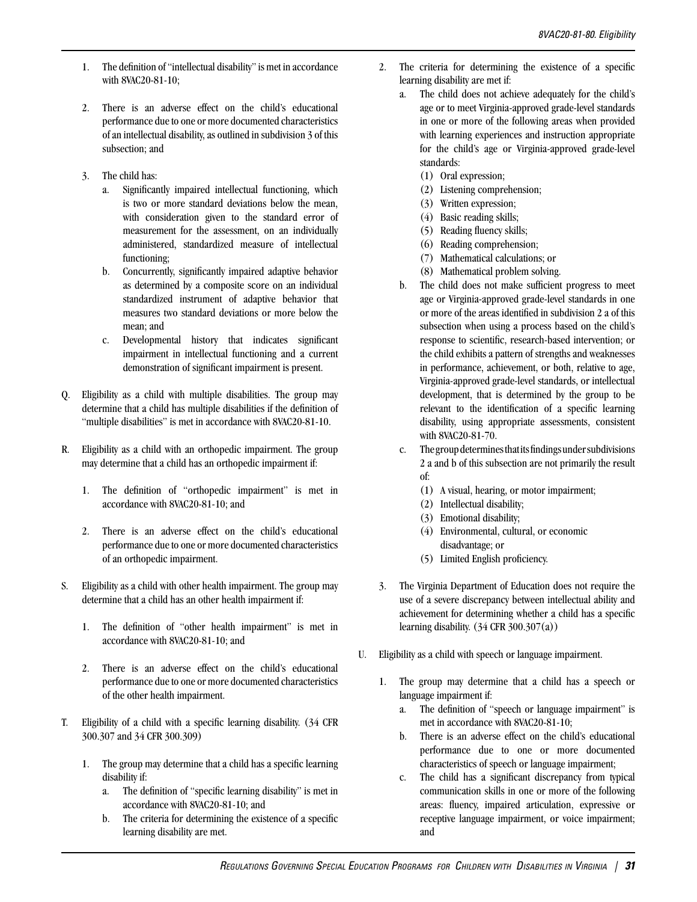1. The definition of "intellectual disability" is met in accordance with 8VAC20-81-10;

2. There is an adverse effect on the child's educational performance due to one or more documented characteristics of an intellectual disability, as outlined in subdivision 3 of this subsection; and

3. The child has:
   a. Significantly impaired intellectual functioning, which is two or more standard deviations below the mean, with consideration given to the standard error of measurement for the assessment, on an individually administered, standardized measure of intellectual functioning;
   b. Concurrently, significantly impaired adaptive behavior as determined by a composite score on an individual standardized instrument of adaptive behavior that measures two standard deviations or more below the mean; and
   c. Developmental history that indicates significant impairment in intellectual functioning and a current demonstration of significant impairment is present.

Q. Eligibility as a child with multiple disabilities. The group may determine that a child has multiple disabilities if the definition of "multiple disabilities" is met in accordance with 8VAC20-81-10.

R. Eligibility as a child with an orthopedic impairment. The group may determine that a child has an orthopedic impairment if:

1. The definition of "orthopedic impairment" is met in accordance with 8VAC20-81-10; and

2. There is an adverse effect on the child's educational performance due to one or more documented characteristics of an orthopedic impairment.

S. Eligibility as a child with other health impairment. The group may determine that a child has an other health impairment if:

1. The definition of "other health impairment" is met in accordance with 8VAC20-81-10; and

2. There is an adverse effect on the child's educational performance due to one or more documented characteristics of the other health impairment.

T. Eligibility of a child with a specific learning disability. (34 CFR 300.307 and 34 CFR 300.309)

1. The group may determine that a child has a specific learning disability if:
   a. The definition of "specific learning disability" is met in accordance with 8VAC20-81-10; and
   b. The criteria for determining the existence of a specific learning disability are met.

2. The criteria for determining the existence of a specific learning disability are met if:
   a. The child does not achieve adequately for the child's age or to meet Virginia-approved grade-level standards in one or more of the following areas when provided with learning experiences and instruction appropriate for the child's age or Virginia-approved grade-level standards:
      (1) Oral expression;
      (2) Listening comprehension;
      (3) Written expression;
      (4) Basic reading skills;
      (5) Reading fluency skills;
      (6) Reading comprehension;
      (7) Mathematical calculations; or
      (8) Mathematical problem solving.
   b. The child does not make sufficient progress to meet age or Virginia-approved grade-level standards in one or more of the areas identified in subdivision 2 a of this subsection when using a process based on the child's response to scientific, research-based intervention; or the child exhibits a pattern of strengths and weaknesses in performance, achievement, or both, relative to age, Virginia-approved grade-level standards, or intellectual development, that is determined by the group to be relevant to the identification of a specific learning disability, using appropriate assessments, consistent with 8VAC20-81-70.
   c. The group determines that its findings under subdivisions 2 a and b of this subsection are not primarily the result of:
      (1) A visual, hearing, or motor impairment;
      (2) Intellectual disability;
      (3) Emotional disability;
      (4) Environmental, cultural, or economic disadvantage; or
      (5) Limited English proficiency.

3. The Virginia Department of Education does not require the use of a severe discrepancy between intellectual ability and achievement for determining whether a child has a specific learning disability. (34 CFR 300.307(a))

U. Eligibility as a child with speech or language impairment.

1. The group may determine that a child has a speech or language impairment if:
   a. The definition of "speech or language impairment" is met in accordance with 8VAC20-81-10;
   b. There is an adverse effect on the child's educational performance due to one or more documented characteristics of speech or language impairment;
   c. The child has a significant discrepancy from typical communication skills in one or more of the following areas: fluency, impaired articulation, expressive or receptive language impairment, or voice impairment; and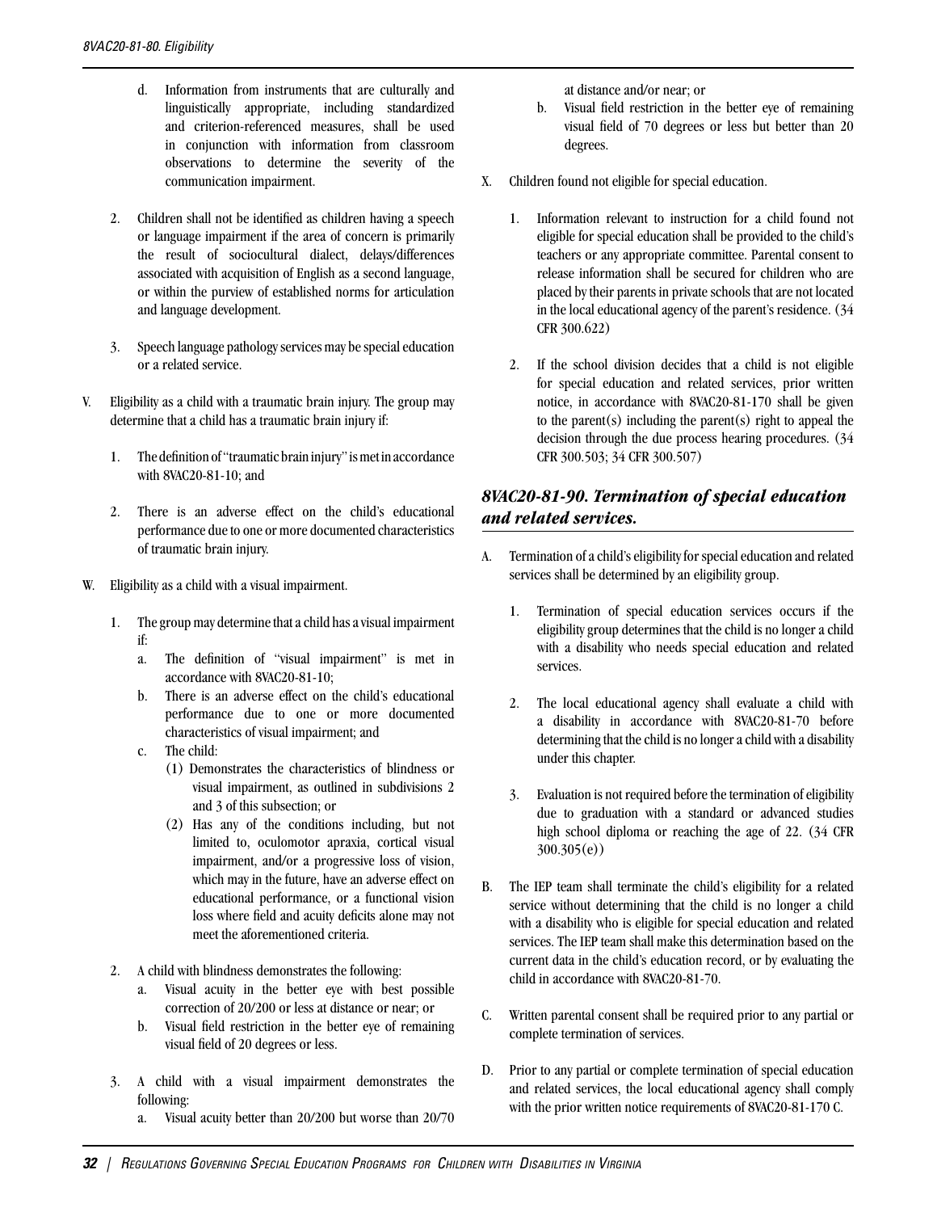d. Information from instruments that are culturally and linguistically appropriate, including standardized and criterion-referenced measures, shall be used in conjunction with information from classroom observations to determine the severity of the communication impairment.

2. Children shall not be identified as children having a speech or language impairment if the area of concern is primarily the result of sociocultural dialect, delays/differences associated with acquisition of English as a second language, or within the purview of established norms for articulation and language development.

3. Speech language pathology services may be special education or a related service.

V. Eligibility as a child with a traumatic brain injury. The group may determine that a child has a traumatic brain injury if:

1. The definition of "traumatic brain injury" is met in accordance with 8VAC20-81-10; and

2. There is an adverse effect on the child's educational performance due to one or more documented characteristics of traumatic brain injury.

W. Eligibility as a child with a visual impairment.

1. The group may determine that a child has a visual impairment if:
   a. The definition of "visual impairment" is met in accordance with 8VAC20-81-10;
   b. There is an adverse effect on the child's educational performance due to one or more documented characteristics of visual impairment; and
   c. The child:
      (1) Demonstrates the characteristics of blindness or visual impairment, as outlined in subdivisions 2 and 3 of this subsection; or
      (2) Has any of the conditions including, but not limited to, oculomotor apraxia, cortical visual impairment, and/or a progressive loss of vision, which may in the future, have an adverse effect on educational performance, or a functional vision loss where field and acuity deficits alone may not meet the aforementioned criteria.

2. A child with blindness demonstrates the following:
   a. Visual acuity in the better eye with best possible correction of 20/200 or less at distance or near; or
   b. Visual field restriction in the better eye of remaining visual field of 20 degrees or less.

3. A child with a visual impairment demonstrates the following:
   a. Visual acuity better than 20/200 but worse than 20/70 at distance and/or near; or
   b. Visual field restriction in the better eye of remaining visual field of 70 degrees or less but better than 20 degrees.

X. Children found not eligible for special education.

1. Information relevant to instruction for a child found not eligible for special education shall be provided to the child's teachers or any appropriate committee. Parental consent to release information shall be secured for children who are placed by their parents in private schools that are not located in the local educational agency of the parent's residence. (34 CFR 300.622)

2. If the school division decides that a child is not eligible for special education and related services, prior written notice, in accordance with 8VAC20-81-170 shall be given to the parent(s) including the parent(s) right to appeal the decision through the due process hearing procedures. (34 CFR 300.503; 34 CFR 300.507)

## *8VAC20-81-90. Termination of special education and related services.*

A. Termination of a child's eligibility for special education and related services shall be determined by an eligibility group.

1. Termination of special education services occurs if the eligibility group determines that the child is no longer a child with a disability who needs special education and related services.

2. The local educational agency shall evaluate a child with a disability in accordance with 8VAC20-81-70 before determining that the child is no longer a child with a disability under this chapter.

3. Evaluation is not required before the termination of eligibility due to graduation with a standard or advanced studies high school diploma or reaching the age of 22. (34 CFR 300.305(e))

B. The IEP team shall terminate the child's eligibility for a related service without determining that the child is no longer a child with a disability who is eligible for special education and related services. The IEP team shall make this determination based on the current data in the child's education record, or by evaluating the child in accordance with 8VAC20-81-70.

C. Written parental consent shall be required prior to any partial or complete termination of services.

D. Prior to any partial or complete termination of special education and related services, the local educational agency shall comply with the prior written notice requirements of 8VAC20-81-170 C.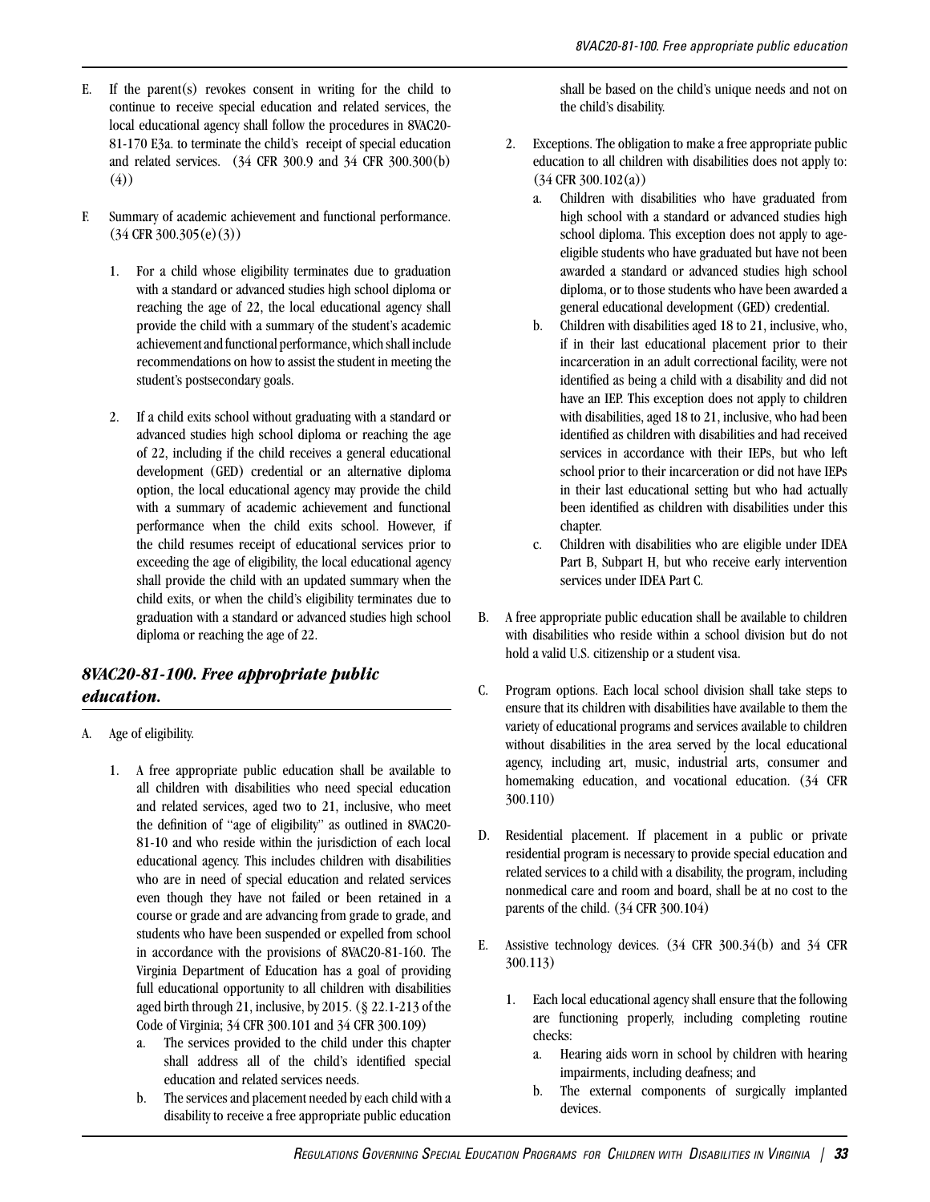E. If the parent(s) revokes consent in writing for the child to continue to receive special education and related services, the local educational agency shall follow the procedures in 8VAC20-81-170 E3a. to terminate the child's receipt of special education and related services. (34 CFR 300.9 and 34 CFR 300.300(b)(4))

F. Summary of academic achievement and functional performance. (34 CFR 300.305(e)(3))

   1. For a child whose eligibility terminates due to graduation with a standard or advanced studies high school diploma or reaching the age of 22, the local educational agency shall provide the child with a summary of the student's academic achievement and functional performance, which shall include recommendations on how to assist the student in meeting the student's postsecondary goals.

   2. If a child exits school without graduating with a standard or advanced studies high school diploma or reaching the age of 22, including if the child receives a general educational development (GED) credential or an alternative diploma option, the local educational agency may provide the child with a summary of academic achievement and functional performance when the child exits school. However, if the child resumes receipt of educational services prior to exceeding the age of eligibility, the local educational agency shall provide the child with an updated summary when the child exits, or when the child's eligibility terminates due to graduation with a standard or advanced studies high school diploma or reaching the age of 22.

## *8VAC20-81-100. Free appropriate public education.*

A. Age of eligibility.

   1. A free appropriate public education shall be available to all children with disabilities who need special education and related services, aged two to 21, inclusive, who meet the definition of "age of eligibility" as outlined in 8VAC20-81-10 and who reside within the jurisdiction of each local educational agency. This includes children with disabilities who are in need of special education and related services even though they have not failed or been retained in a course or grade and are advancing from grade to grade, and students who have been suspended or expelled from school in accordance with the provisions of 8VAC20-81-160. The Virginia Department of Education has a goal of providing full educational opportunity to all children with disabilities aged birth through 21, inclusive, by 2015. (§ 22.1-213 of the Code of Virginia; 34 CFR 300.101 and 34 CFR 300.109)
      a. The services provided to the child under this chapter shall address all of the child's identified special education and related services needs.
      b. The services and placement needed by each child with a disability to receive a free appropriate public education shall be based on the child's unique needs and not on the child's disability.

   2. Exceptions. The obligation to make a free appropriate public education to all children with disabilities does not apply to: (34 CFR 300.102(a))
      a. Children with disabilities who have graduated from high school with a standard or advanced studies high school diploma. This exception does not apply to age-eligible students who have graduated but have not been awarded a standard or advanced studies high school diploma, or to those students who have been awarded a general educational development (GED) credential.
      b. Children with disabilities aged 18 to 21, inclusive, who, if in their last educational placement prior to their incarceration in an adult correctional facility, were not identified as being a child with a disability and did not have an IEP. This exception does not apply to children with disabilities, aged 18 to 21, inclusive, who had been identified as children with disabilities and had received services in accordance with their IEPs, but who left school prior to their incarceration or did not have IEPs in their last educational setting but who had actually been identified as children with disabilities under this chapter.
      c. Children with disabilities who are eligible under IDEA Part B, Subpart H, but who receive early intervention services under IDEA Part C.

B. A free appropriate public education shall be available to children with disabilities who reside within a school division but do not hold a valid U.S. citizenship or a student visa.

C. Program options. Each local school division shall take steps to ensure that its children with disabilities have available to them the variety of educational programs and services available to children without disabilities in the area served by the local educational agency, including art, music, industrial arts, consumer and homemaking education, and vocational education. (34 CFR 300.110)

D. Residential placement. If placement in a public or private residential program is necessary to provide special education and related services to a child with a disability, the program, including nonmedical care and room and board, shall be at no cost to the parents of the child. (34 CFR 300.104)

E. Assistive technology devices. (34 CFR 300.34(b) and 34 CFR 300.113)

   1. Each local educational agency shall ensure that the following are functioning properly, including completing routine checks:
      a. Hearing aids worn in school by children with hearing impairments, including deafness; and
      b. The external components of surgically implanted devices.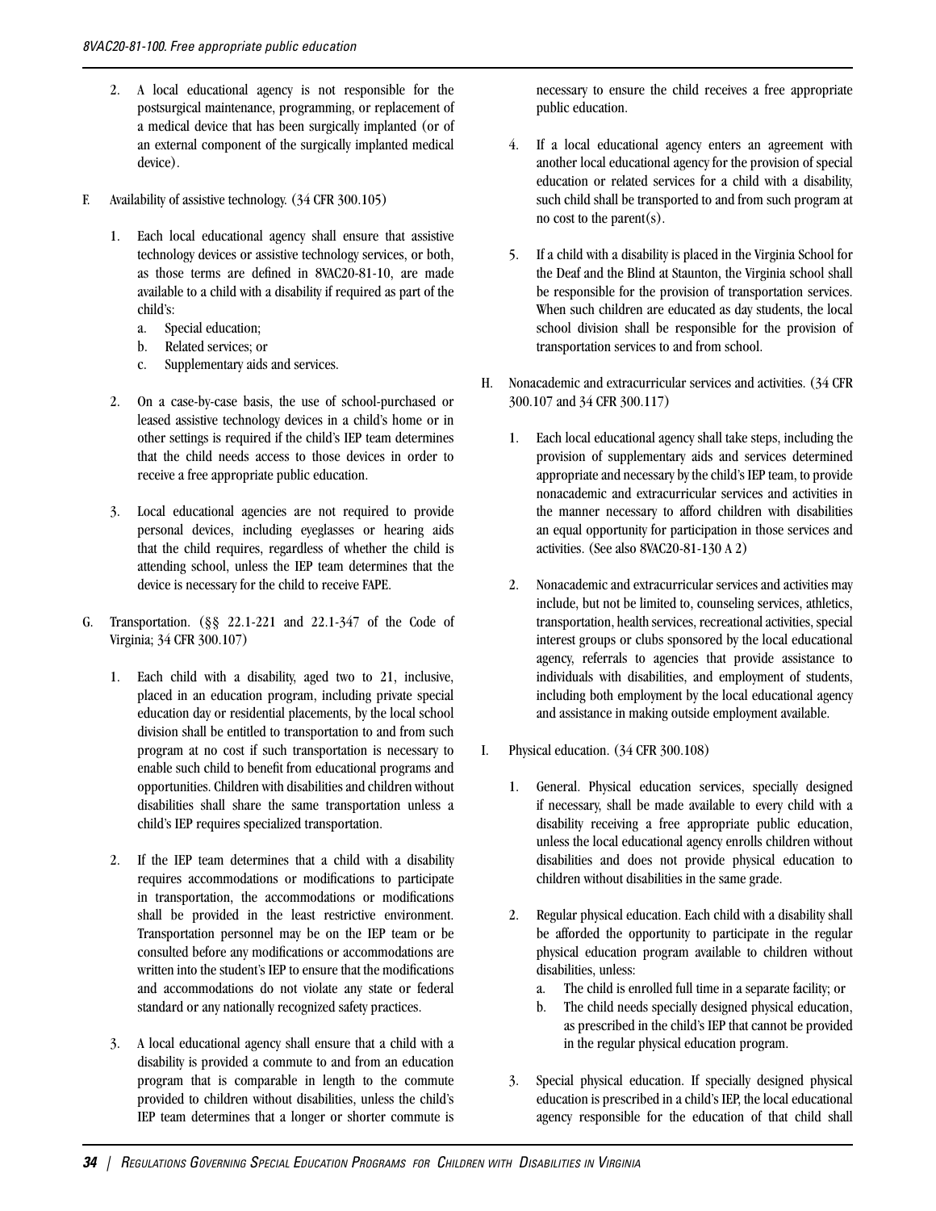2. A local educational agency is not responsible for the postsurgical maintenance, programming, or replacement of a medical device that has been surgically implanted (or of an external component of the surgically implanted medical device).

F. Availability of assistive technology. (34 CFR 300.105)

1. Each local educational agency shall ensure that assistive technology devices or assistive technology services, or both, as those terms are defined in 8VAC20-81-10, are made available to a child with a disability if required as part of the child's:
   a. Special education;
   b. Related services; or
   c. Supplementary aids and services.

2. On a case-by-case basis, the use of school-purchased or leased assistive technology devices in a child's home or in other settings is required if the child's IEP team determines that the child needs access to those devices in order to receive a free appropriate public education.

3. Local educational agencies are not required to provide personal devices, including eyeglasses or hearing aids that the child requires, regardless of whether the child is attending school, unless the IEP team determines that the device is necessary for the child to receive FAPE.

G. Transportation. (§§ 22.1-221 and 22.1-347 of the Code of Virginia; 34 CFR 300.107)

1. Each child with a disability, aged two to 21, inclusive, placed in an education program, including private special education day or residential placements, by the local school division shall be entitled to transportation to and from such program at no cost if such transportation is necessary to enable such child to benefit from educational programs and opportunities. Children with disabilities and children without disabilities shall share the same transportation unless a child's IEP requires specialized transportation.

2. If the IEP team determines that a child with a disability requires accommodations or modifications to participate in transportation, the accommodations or modifications shall be provided in the least restrictive environment. Transportation personnel may be on the IEP team or be consulted before any modifications or accommodations are written into the student's IEP to ensure that the modifications and accommodations do not violate any state or federal standard or any nationally recognized safety practices.

3. A local educational agency shall ensure that a child with a disability is provided a commute to and from an education program that is comparable in length to the commute provided to children without disabilities, unless the child's IEP team determines that a longer or shorter commute is necessary to ensure the child receives a free appropriate public education.

4. If a local educational agency enters an agreement with another local educational agency for the provision of special education or related services for a child with a disability, such child shall be transported to and from such program at no cost to the parent(s).

5. If a child with a disability is placed in the Virginia School for the Deaf and the Blind at Staunton, the Virginia school shall be responsible for the provision of transportation services. When such children are educated as day students, the local school division shall be responsible for the provision of transportation services to and from school.

H. Nonacademic and extracurricular services and activities. (34 CFR 300.107 and 34 CFR 300.117)

1. Each local educational agency shall take steps, including the provision of supplementary aids and services determined appropriate and necessary by the child's IEP team, to provide nonacademic and extracurricular services and activities in the manner necessary to afford children with disabilities an equal opportunity for participation in those services and activities. (See also 8VAC20-81-130 A 2)

2. Nonacademic and extracurricular services and activities may include, but not be limited to, counseling services, athletics, transportation, health services, recreational activities, special interest groups or clubs sponsored by the local educational agency, referrals to agencies that provide assistance to individuals with disabilities, and employment of students, including both employment by the local educational agency and assistance in making outside employment available.

I. Physical education. (34 CFR 300.108)

1. General. Physical education services, specially designed if necessary, shall be made available to every child with a disability receiving a free appropriate public education, unless the local educational agency enrolls children without disabilities and does not provide physical education to children without disabilities in the same grade.

2. Regular physical education. Each child with a disability shall be afforded the opportunity to participate in the regular physical education program available to children without disabilities, unless:
   a. The child is enrolled full time in a separate facility; or
   b. The child needs specially designed physical education, as prescribed in the child's IEP that cannot be provided in the regular physical education program.

3. Special physical education. If specially designed physical education is prescribed in a child's IEP, the local educational agency responsible for the education of that child shall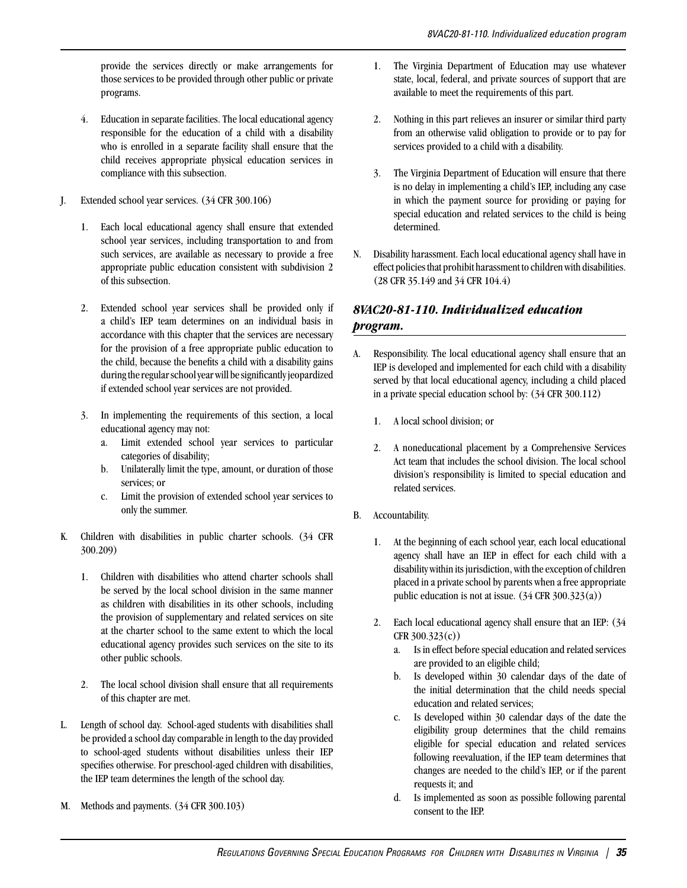provide the services directly or make arrangements for those services to be provided through other public or private programs.

4. Education in separate facilities. The local educational agency responsible for the education of a child with a disability who is enrolled in a separate facility shall ensure that the child receives appropriate physical education services in compliance with this subsection.

J. Extended school year services. (34 CFR 300.106)

   1. Each local educational agency shall ensure that extended school year services, including transportation to and from such services, are available as necessary to provide a free appropriate public education consistent with subdivision 2 of this subsection.

   2. Extended school year services shall be provided only if a child's IEP team determines on an individual basis in accordance with this chapter that the services are necessary for the provision of a free appropriate public education to the child, because the benefits a child with a disability gains during the regular school year will be significantly jeopardized if extended school year services are not provided.

   3. In implementing the requirements of this section, a local educational agency may not:
      a. Limit extended school year services to particular categories of disability;
      b. Unilaterally limit the type, amount, or duration of those services; or
      c. Limit the provision of extended school year services to only the summer.

K. Children with disabilities in public charter schools. (34 CFR 300.209)

   1. Children with disabilities who attend charter schools shall be served by the local school division in the same manner as children with disabilities in its other schools, including the provision of supplementary and related services on site at the charter school to the same extent to which the local educational agency provides such services on the site to its other public schools.

   2. The local school division shall ensure that all requirements of this chapter are met.

L. Length of school day. School-aged students with disabilities shall be provided a school day comparable in length to the day provided to school-aged students without disabilities unless their IEP specifies otherwise. For preschool-aged children with disabilities, the IEP team determines the length of the school day.

M. Methods and payments. (34 CFR 300.103)

   1. The Virginia Department of Education may use whatever state, local, federal, and private sources of support that are available to meet the requirements of this part.

   2. Nothing in this part relieves an insurer or similar third party from an otherwise valid obligation to provide or to pay for services provided to a child with a disability.

   3. The Virginia Department of Education will ensure that there is no delay in implementing a child's IEP, including any case in which the payment source for providing or paying for special education and related services to the child is being determined.

N. Disability harassment. Each local educational agency shall have in effect policies that prohibit harassment to children with disabilities. (28 CFR 35.149 and 34 CFR 104.4)

## *8VAC20-81-110. Individualized education program.*

A. Responsibility. The local educational agency shall ensure that an IEP is developed and implemented for each child with a disability served by that local educational agency, including a child placed in a private special education school by: (34 CFR 300.112)

   1. A local school division; or

   2. A noneducational placement by a Comprehensive Services Act team that includes the school division. The local school division's responsibility is limited to special education and related services.

B. Accountability.

   1. At the beginning of each school year, each local educational agency shall have an IEP in effect for each child with a disability within its jurisdiction, with the exception of children placed in a private school by parents when a free appropriate public education is not at issue. (34 CFR 300.323(a))

   2. Each local educational agency shall ensure that an IEP: (34 CFR 300.323(c))
      a. Is in effect before special education and related services are provided to an eligible child;
      b. Is developed within 30 calendar days of the date of the initial determination that the child needs special education and related services;
      c. Is developed within 30 calendar days of the date the eligibility group determines that the child remains eligible for special education and related services following reevaluation, if the IEP team determines that changes are needed to the child's IEP, or if the parent requests it; and
      d. Is implemented as soon as possible following parental consent to the IEP.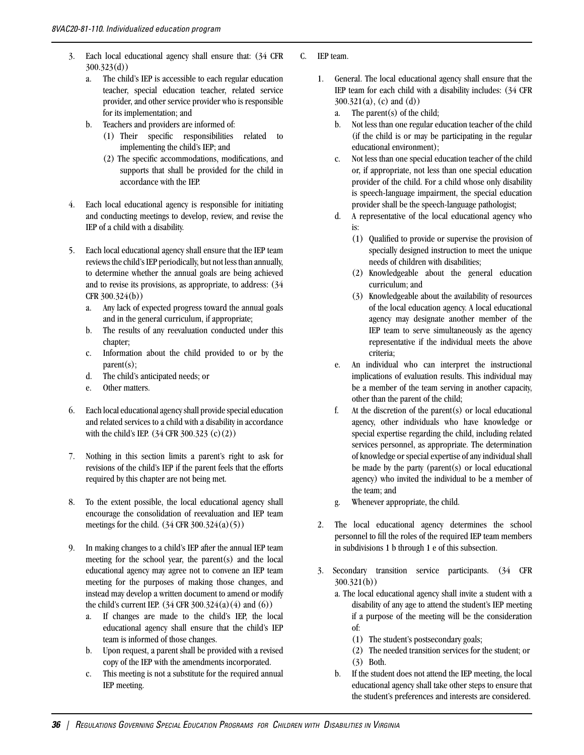3. Each local educational agency shall ensure that: (34 CFR 300.323(d))
   a. The child's IEP is accessible to each regular education teacher, special education teacher, related service provider, and other service provider who is responsible for its implementation; and
   b. Teachers and providers are informed of:
      (1) Their specific responsibilities related to implementing the child's IEP; and
      (2) The specific accommodations, modifications, and supports that shall be provided for the child in accordance with the IEP.

4. Each local educational agency is responsible for initiating and conducting meetings to develop, review, and revise the IEP of a child with a disability.

5. Each local educational agency shall ensure that the IEP team reviews the child's IEP periodically, but not less than annually, to determine whether the annual goals are being achieved and to revise its provisions, as appropriate, to address: (34 CFR 300.324(b))
   a. Any lack of expected progress toward the annual goals and in the general curriculum, if appropriate;
   b. The results of any reevaluation conducted under this chapter;
   c. Information about the child provided to or by the parent(s);
   d. The child's anticipated needs; or
   e. Other matters.

6. Each local educational agency shall provide special education and related services to a child with a disability in accordance with the child's IEP. (34 CFR 300.323 (c)(2))

7. Nothing in this section limits a parent's right to ask for revisions of the child's IEP if the parent feels that the efforts required by this chapter are not being met.

8. To the extent possible, the local educational agency shall encourage the consolidation of reevaluation and IEP team meetings for the child. (34 CFR 300.324(a)(5))

9. In making changes to a child's IEP after the annual IEP team meeting for the school year, the parent(s) and the local educational agency may agree not to convene an IEP team meeting for the purposes of making those changes, and instead may develop a written document to amend or modify the child's current IEP. (34 CFR 300.324(a)(4) and (6))
   a. If changes are made to the child's IEP, the local educational agency shall ensure that the child's IEP team is informed of those changes.
   b. Upon request, a parent shall be provided with a revised copy of the IEP with the amendments incorporated.
   c. This meeting is not a substitute for the required annual IEP meeting.

C. IEP team.

1. General. The local educational agency shall ensure that the IEP team for each child with a disability includes: (34 CFR 300.321(a), (c) and (d))
   a. The parent(s) of the child;
   b. Not less than one regular education teacher of the child (if the child is or may be participating in the regular educational environment);
   c. Not less than one special education teacher of the child or, if appropriate, not less than one special education provider of the child. For a child whose only disability is speech-language impairment, the special education provider shall be the speech-language pathologist;
   d. A representative of the local educational agency who is:
      (1) Qualified to provide or supervise the provision of specially designed instruction to meet the unique needs of children with disabilities;
      (2) Knowledgeable about the general education curriculum; and
      (3) Knowledgeable about the availability of resources of the local education agency. A local educational agency may designate another member of the IEP team to serve simultaneously as the agency representative if the individual meets the above criteria;
   e. An individual who can interpret the instructional implications of evaluation results. This individual may be a member of the team serving in another capacity, other than the parent of the child;
   f. At the discretion of the parent(s) or local educational agency, other individuals who have knowledge or special expertise regarding the child, including related services personnel, as appropriate. The determination of knowledge or special expertise of any individual shall be made by the party (parent(s) or local educational agency) who invited the individual to be a member of the team; and
   g. Whenever appropriate, the child.

2. The local educational agency determines the school personnel to fill the roles of the required IEP team members in subdivisions 1 b through 1 e of this subsection.

3. Secondary transition service participants. (34 CFR 300.321(b))
   a. The local educational agency shall invite a student with a disability of any age to attend the student's IEP meeting if a purpose of the meeting will be the consideration of:
      (1) The student's postsecondary goals;
      (2) The needed transition services for the student; or
      (3) Both.
   b. If the student does not attend the IEP meeting, the local educational agency shall take other steps to ensure that the student's preferences and interests are considered.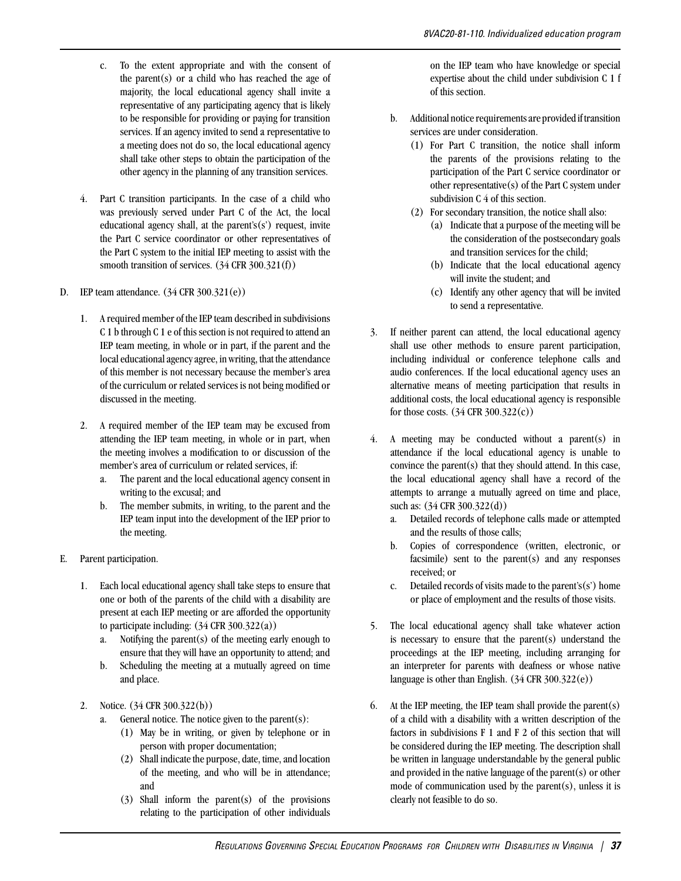c. To the extent appropriate and with the consent of the parent(s) or a child who has reached the age of majority, the local educational agency shall invite a representative of any participating agency that is likely to be responsible for providing or paying for transition services. If an agency invited to send a representative to a meeting does not do so, the local educational agency shall take other steps to obtain the participation of the other agency in the planning of any transition services.

4. Part C transition participants. In the case of a child who was previously served under Part C of the Act, the local educational agency shall, at the parent's(s') request, invite the Part C service coordinator or other representatives of the Part C system to the initial IEP meeting to assist with the smooth transition of services. (34 CFR 300.321(f))

D. IEP team attendance. (34 CFR 300.321(e))

1. A required member of the IEP team described in subdivisions C 1 b through C 1 e of this section is not required to attend an IEP team meeting, in whole or in part, if the parent and the local educational agency agree, in writing, that the attendance of this member is not necessary because the member's area of the curriculum or related services is not being modified or discussed in the meeting.

2. A required member of the IEP team may be excused from attending the IEP team meeting, in whole or in part, when the meeting involves a modification to or discussion of the member's area of curriculum or related services, if:
   a. The parent and the local educational agency consent in writing to the excusal; and
   b. The member submits, in writing, to the parent and the IEP team input into the development of the IEP prior to the meeting.

E. Parent participation.

1. Each local educational agency shall take steps to ensure that one or both of the parents of the child with a disability are present at each IEP meeting or are afforded the opportunity to participate including: (34 CFR 300.322(a))
   a. Notifying the parent(s) of the meeting early enough to ensure that they will have an opportunity to attend; and
   b. Scheduling the meeting at a mutually agreed on time and place.

2. Notice. (34 CFR 300.322(b))
   a. General notice. The notice given to the parent(s):
      (1) May be in writing, or given by telephone or in person with proper documentation;
      (2) Shall indicate the purpose, date, time, and location of the meeting, and who will be in attendance; and
      (3) Shall inform the parent(s) of the provisions relating to the participation of other individuals on the IEP team who have knowledge or special expertise about the child under subdivision C 1 f of this section.
   b. Additional notice requirements are provided if transition services are under consideration.
      (1) For Part C transition, the notice shall inform the parents of the provisions relating to the participation of the Part C service coordinator or other representative(s) of the Part C system under subdivision C 4 of this section.
      (2) For secondary transition, the notice shall also:
         (a) Indicate that a purpose of the meeting will be the consideration of the postsecondary goals and transition services for the child;
         (b) Indicate that the local educational agency will invite the student; and
         (c) Identify any other agency that will be invited to send a representative.

3. If neither parent can attend, the local educational agency shall use other methods to ensure parent participation, including individual or conference telephone calls and audio conferences. If the local educational agency uses an alternative means of meeting participation that results in additional costs, the local educational agency is responsible for those costs. (34 CFR 300.322(c))

4. A meeting may be conducted without a parent(s) in attendance if the local educational agency is unable to convince the parent(s) that they should attend. In this case, the local educational agency shall have a record of the attempts to arrange a mutually agreed on time and place, such as: (34 CFR 300.322(d))
   a. Detailed records of telephone calls made or attempted and the results of those calls;
   b. Copies of correspondence (written, electronic, or facsimile) sent to the parent(s) and any responses received; or
   c. Detailed records of visits made to the parent's(s') home or place of employment and the results of those visits.

5. The local educational agency shall take whatever action is necessary to ensure that the parent(s) understand the proceedings at the IEP meeting, including arranging for an interpreter for parents with deafness or whose native language is other than English. (34 CFR 300.322(e))

6. At the IEP meeting, the IEP team shall provide the parent(s) of a child with a disability with a written description of the factors in subdivisions F 1 and F 2 of this section that will be considered during the IEP meeting. The description shall be written in language understandable by the general public and provided in the native language of the parent(s) or other mode of communication used by the parent(s), unless it is clearly not feasible to do so.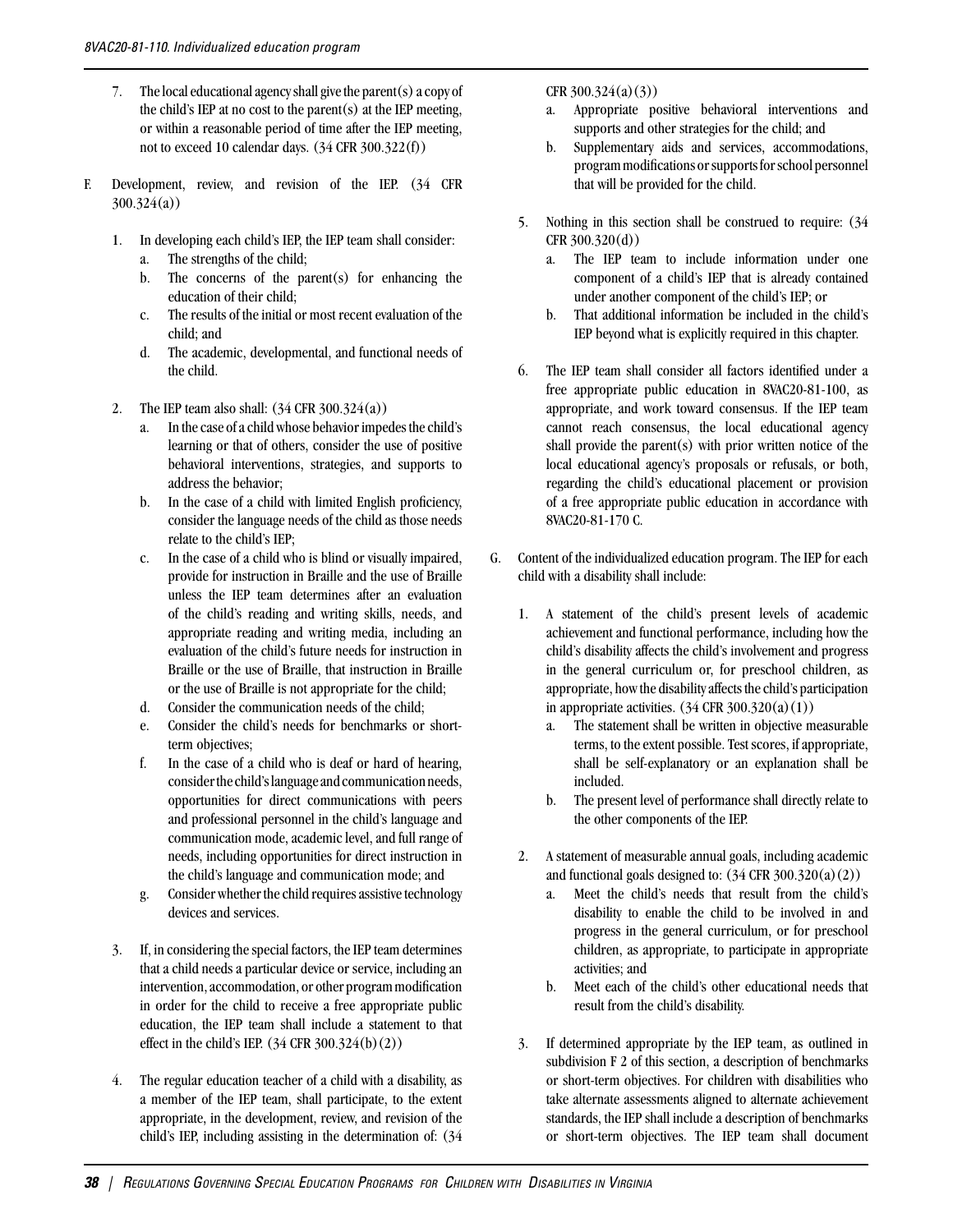7. The local educational agency shall give the parent(s) a copy of the child's IEP at no cost to the parent(s) at the IEP meeting, or within a reasonable period of time after the IEP meeting, not to exceed 10 calendar days. (34 CFR 300.322(f))

F. Development, review, and revision of the IEP. (34 CFR 300.324(a))

1. In developing each child's IEP, the IEP team shall consider:
   a. The strengths of the child;
   b. The concerns of the parent(s) for enhancing the education of their child;
   c. The results of the initial or most recent evaluation of the child; and
   d. The academic, developmental, and functional needs of the child.

2. The IEP team also shall: (34 CFR 300.324(a))
   a. In the case of a child whose behavior impedes the child's learning or that of others, consider the use of positive behavioral interventions, strategies, and supports to address the behavior;
   b. In the case of a child with limited English proficiency, consider the language needs of the child as those needs relate to the child's IEP;
   c. In the case of a child who is blind or visually impaired, provide for instruction in Braille and the use of Braille unless the IEP team determines after an evaluation of the child's reading and writing skills, needs, and appropriate reading and writing media, including an evaluation of the child's future needs for instruction in Braille or the use of Braille, that instruction in Braille or the use of Braille is not appropriate for the child;
   d. Consider the communication needs of the child;
   e. Consider the child's needs for benchmarks or short-term objectives;
   f. In the case of a child who is deaf or hard of hearing, consider the child's language and communication needs, opportunities for direct communications with peers and professional personnel in the child's language and communication mode, academic level, and full range of needs, including opportunities for direct instruction in the child's language and communication mode; and
   g. Consider whether the child requires assistive technology devices and services.

3. If, in considering the special factors, the IEP team determines that a child needs a particular device or service, including an intervention, accommodation, or other program modification in order for the child to receive a free appropriate public education, the IEP team shall include a statement to that effect in the child's IEP. (34 CFR 300.324(b)(2))

4. The regular education teacher of a child with a disability, as a member of the IEP team, shall participate, to the extent appropriate, in the development, review, and revision of the child's IEP, including assisting in the determination of: (34 CFR 300.324(a)(3))
   a. Appropriate positive behavioral interventions and supports and other strategies for the child; and
   b. Supplementary aids and services, accommodations, program modifications or supports for school personnel that will be provided for the child.

5. Nothing in this section shall be construed to require: (34 CFR 300.320(d))
   a. The IEP team to include information under one component of a child's IEP that is already contained under another component of the child's IEP; or
   b. That additional information be included in the child's IEP beyond what is explicitly required in this chapter.

6. The IEP team shall consider all factors identified under a free appropriate public education in 8VAC20-81-100, as appropriate, and work toward consensus. If the IEP team cannot reach consensus, the local educational agency shall provide the parent(s) with prior written notice of the local educational agency's proposals or refusals, or both, regarding the child's educational placement or provision of a free appropriate public education in accordance with 8VAC20-81-170 C.

G. Content of the individualized education program. The IEP for each child with a disability shall include:

1. A statement of the child's present levels of academic achievement and functional performance, including how the child's disability affects the child's involvement and progress in the general curriculum or, for preschool children, as appropriate, how the disability affects the child's participation in appropriate activities. (34 CFR 300.320(a)(1))
   a. The statement shall be written in objective measurable terms, to the extent possible. Test scores, if appropriate, shall be self-explanatory or an explanation shall be included.
   b. The present level of performance shall directly relate to the other components of the IEP.

2. A statement of measurable annual goals, including academic and functional goals designed to: (34 CFR 300.320(a)(2))
   a. Meet the child's needs that result from the child's disability to enable the child to be involved in and progress in the general curriculum, or for preschool children, as appropriate, to participate in appropriate activities; and
   b. Meet each of the child's other educational needs that result from the child's disability.

3. If determined appropriate by the IEP team, as outlined in subdivision F 2 of this section, a description of benchmarks or short-term objectives. For children with disabilities who take alternate assessments aligned to alternate achievement standards, the IEP shall include a description of benchmarks or short-term objectives. The IEP team shall document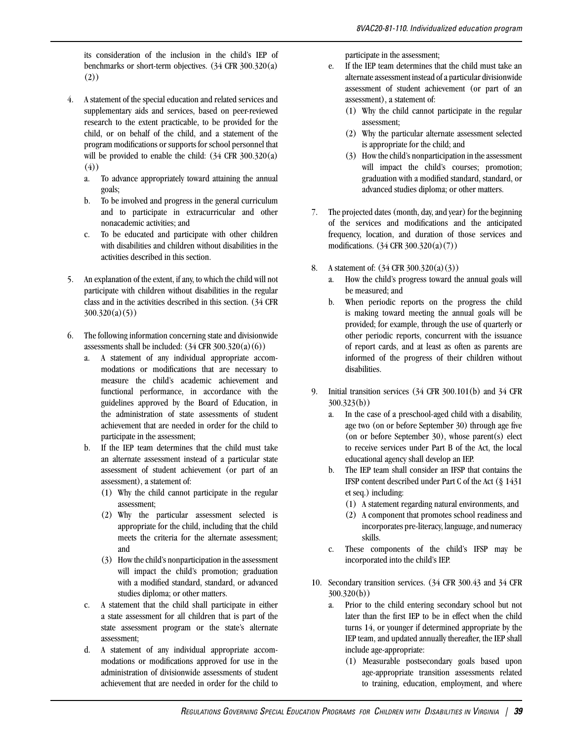its consideration of the inclusion in the child's IEP of benchmarks or short-term objectives. (34 CFR 300.320(a)(2))

4. A statement of the special education and related services and supplementary aids and services, based on peer-reviewed research to the extent practicable, to be provided for the child, or on behalf of the child, and a statement of the program modifications or supports for school personnel that will be provided to enable the child: (34 CFR 300.320(a)(4))
   a. To advance appropriately toward attaining the annual goals;
   b. To be involved and progress in the general curriculum and to participate in extracurricular and other nonacademic activities; and
   c. To be educated and participate with other children with disabilities and children without disabilities in the activities described in this section.

5. An explanation of the extent, if any, to which the child will not participate with children without disabilities in the regular class and in the activities described in this section. (34 CFR 300.320(a)(5))

6. The following information concerning state and divisionwide assessments shall be included: (34 CFR 300.320(a)(6))
   a. A statement of any individual appropriate accommodations or modifications that are necessary to measure the child's academic achievement and functional performance, in accordance with the guidelines approved by the Board of Education, in the administration of state assessments of student achievement that are needed in order for the child to participate in the assessment;
   b. If the IEP team determines that the child must take an alternate assessment instead of a particular state assessment of student achievement (or part of an assessment), a statement of:
      (1) Why the child cannot participate in the regular assessment;
      (2) Why the particular assessment selected is appropriate for the child, including that the child meets the criteria for the alternate assessment; and
      (3) How the child's nonparticipation in the assessment will impact the child's promotion; graduation with a modified standard, standard, or advanced studies diploma; or other matters.
   c. A statement that the child shall participate in either a state assessment for all children that is part of the state assessment program or the state's alternate assessment;
   d. A statement of any individual appropriate accommodations or modifications approved for use in the administration of divisionwide assessments of student achievement that are needed in order for the child to participate in the assessment;
   e. If the IEP team determines that the child must take an alternate assessment instead of a particular divisionwide assessment of student achievement (or part of an assessment), a statement of:
      (1) Why the child cannot participate in the regular assessment;
      (2) Why the particular alternate assessment selected is appropriate for the child; and
      (3) How the child's nonparticipation in the assessment will impact the child's courses; promotion; graduation with a modified standard, standard, or advanced studies diploma; or other matters.

7. The projected dates (month, day, and year) for the beginning of the services and modifications and the anticipated frequency, location, and duration of those services and modifications. (34 CFR 300.320(a)(7))

8. A statement of: (34 CFR 300.320(a)(3))
   a. How the child's progress toward the annual goals will be measured; and
   b. When periodic reports on the progress the child is making toward meeting the annual goals will be provided; for example, through the use of quarterly or other periodic reports, concurrent with the issuance of report cards, and at least as often as parents are informed of the progress of their children without disabilities.

9. Initial transition services (34 CFR 300.101(b) and 34 CFR 300.323(b))
   a. In the case of a preschool-aged child with a disability, age two (on or before September 30) through age five (on or before September 30), whose parent(s) elect to receive services under Part B of the Act, the local educational agency shall develop an IEP.
   b. The IEP team shall consider an IFSP that contains the IFSP content described under Part C of the Act (§ 1431 et seq.) including:
      (1) A statement regarding natural environments, and
      (2) A component that promotes school readiness and incorporates pre-literacy, language, and numeracy skills.
   c. These components of the child's IFSP may be incorporated into the child's IEP.

10. Secondary transition services. (34 CFR 300.43 and 34 CFR 300.320(b))
    a. Prior to the child entering secondary school but not later than the first IEP to be in effect when the child turns 14, or younger if determined appropriate by the IEP team, and updated annually thereafter, the IEP shall include age-appropriate:
       (1) Measurable postsecondary goals based upon age-appropriate transition assessments related to training, education, employment, and where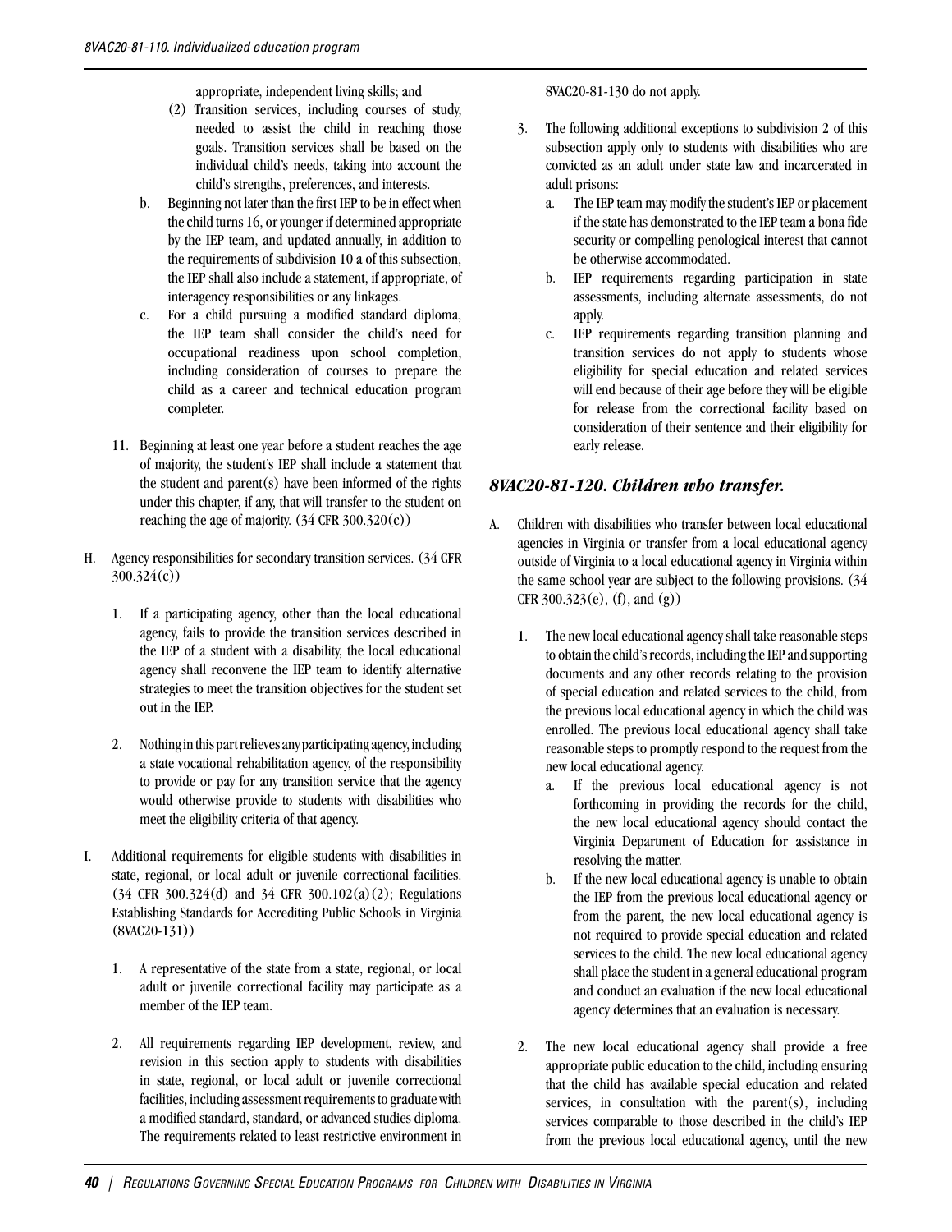appropriate, independent living skills; and

(2) Transition services, including courses of study, needed to assist the child in reaching those goals. Transition services shall be based on the individual child's needs, taking into account the child's strengths, preferences, and interests.

b. Beginning not later than the first IEP to be in effect when the child turns 16, or younger if determined appropriate by the IEP team, and updated annually, in addition to the requirements of subdivision 10 a of this subsection, the IEP shall also include a statement, if appropriate, of interagency responsibilities or any linkages.

c. For a child pursuing a modified standard diploma, the IEP team shall consider the child's need for occupational readiness upon school completion, including consideration of courses to prepare the child as a career and technical education program completer.

11. Beginning at least one year before a student reaches the age of majority, the student's IEP shall include a statement that the student and parent(s) have been informed of the rights under this chapter, if any, that will transfer to the student on reaching the age of majority. (34 CFR 300.320(c))

H. Agency responsibilities for secondary transition services. (34 CFR 300.324(c))

1. If a participating agency, other than the local educational agency, fails to provide the transition services described in the IEP of a student with a disability, the local educational agency shall reconvene the IEP team to identify alternative strategies to meet the transition objectives for the student set out in the IEP.

2. Nothing in this part relieves any participating agency, including a state vocational rehabilitation agency, of the responsibility to provide or pay for any transition service that the agency would otherwise provide to students with disabilities who meet the eligibility criteria of that agency.

I. Additional requirements for eligible students with disabilities in state, regional, or local adult or juvenile correctional facilities. (34 CFR 300.324(d) and 34 CFR 300.102(a)(2); Regulations Establishing Standards for Accrediting Public Schools in Virginia (8VAC20-131))

1. A representative of the state from a state, regional, or local adult or juvenile correctional facility may participate as a member of the IEP team.

2. All requirements regarding IEP development, review, and revision in this section apply to students with disabilities in state, regional, or local adult or juvenile correctional facilities, including assessment requirements to graduate with a modified standard, standard, or advanced studies diploma. The requirements related to least restrictive environment in 8VAC20-81-130 do not apply.

3. The following additional exceptions to subdivision 2 of this subsection apply only to students with disabilities who are convicted as an adult under state law and incarcerated in adult prisons:

a. The IEP team may modify the student's IEP or placement if the state has demonstrated to the IEP team a bona fide security or compelling penological interest that cannot be otherwise accommodated.

b. IEP requirements regarding participation in state assessments, including alternate assessments, do not apply.

c. IEP requirements regarding transition planning and transition services do not apply to students whose eligibility for special education and related services will end because of their age before they will be eligible for release from the correctional facility based on consideration of their sentence and their eligibility for early release.

## *8VAC20-81-120. Children who transfer.*

A. Children with disabilities who transfer between local educational agencies in Virginia or transfer from a local educational agency outside of Virginia to a local educational agency in Virginia within the same school year are subject to the following provisions. (34 CFR 300.323(e), (f), and (g))

1. The new local educational agency shall take reasonable steps to obtain the child's records, including the IEP and supporting documents and any other records relating to the provision of special education and related services to the child, from the previous local educational agency in which the child was enrolled. The previous local educational agency shall take reasonable steps to promptly respond to the request from the new local educational agency.

a. If the previous local educational agency is not forthcoming in providing the records for the child, the new local educational agency should contact the Virginia Department of Education for assistance in resolving the matter.

b. If the new local educational agency is unable to obtain the IEP from the previous local educational agency or from the parent, the new local educational agency is not required to provide special education and related services to the child. The new local educational agency shall place the student in a general educational program and conduct an evaluation if the new local educational agency determines that an evaluation is necessary.

2. The new local educational agency shall provide a free appropriate public education to the child, including ensuring that the child has available special education and related services, in consultation with the parent(s), including services comparable to those described in the child's IEP from the previous local educational agency, until the new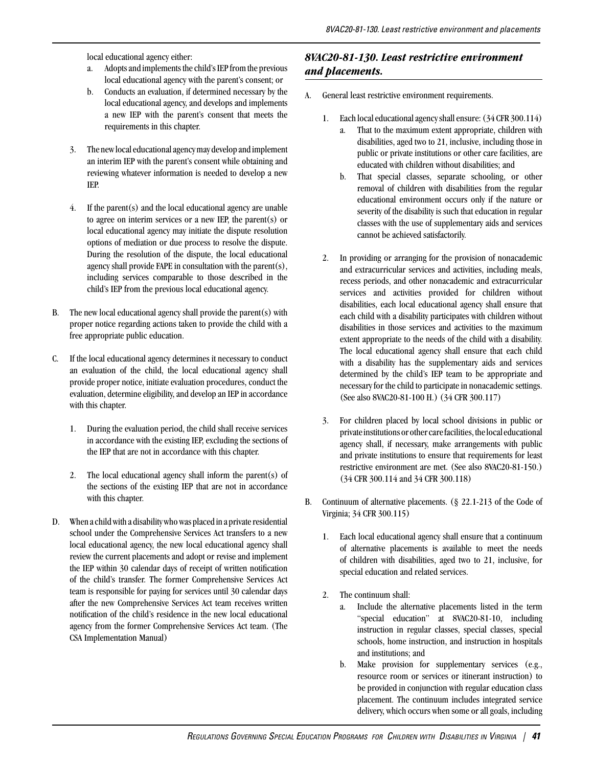local educational agency either:

a. Adopts and implements the child's IEP from the previous local educational agency with the parent's consent; or
b. Conducts an evaluation, if determined necessary by the local educational agency, and develops and implements a new IEP with the parent's consent that meets the requirements in this chapter.

3. The new local educational agency may develop and implement an interim IEP with the parent's consent while obtaining and reviewing whatever information is needed to develop a new IEP.

4. If the parent(s) and the local educational agency are unable to agree on interim services or a new IEP, the parent(s) or local educational agency may initiate the dispute resolution options of mediation or due process to resolve the dispute. During the resolution of the dispute, the local educational agency shall provide FAPE in consultation with the parent(s), including services comparable to those described in the child's IEP from the previous local educational agency.

B. The new local educational agency shall provide the parent(s) with proper notice regarding actions taken to provide the child with a free appropriate public education.

C. If the local educational agency determines it necessary to conduct an evaluation of the child, the local educational agency shall provide proper notice, initiate evaluation procedures, conduct the evaluation, determine eligibility, and develop an IEP in accordance with this chapter.

1. During the evaluation period, the child shall receive services in accordance with the existing IEP, excluding the sections of the IEP that are not in accordance with this chapter.

2. The local educational agency shall inform the parent(s) of the sections of the existing IEP that are not in accordance with this chapter.

D. When a child with a disability who was placed in a private residential school under the Comprehensive Services Act transfers to a new local educational agency, the new local educational agency shall review the current placements and adopt or revise and implement the IEP within 30 calendar days of receipt of written notification of the child's transfer. The former Comprehensive Services Act team is responsible for paying for services until 30 calendar days after the new Comprehensive Services Act team receives written notification of the child's residence in the new local educational agency from the former Comprehensive Services Act team. (The CSA Implementation Manual)

## *8VAC20-81-130. Least restrictive environment and placements.*

A. General least restrictive environment requirements.

1. Each local educational agency shall ensure: (34 CFR 300.114)
   a. That to the maximum extent appropriate, children with disabilities, aged two to 21, inclusive, including those in public or private institutions or other care facilities, are educated with children without disabilities; and
   b. That special classes, separate schooling, or other removal of children with disabilities from the regular educational environment occurs only if the nature or severity of the disability is such that education in regular classes with the use of supplementary aids and services cannot be achieved satisfactorily.

2. In providing or arranging for the provision of nonacademic and extracurricular services and activities, including meals, recess periods, and other nonacademic and extracurricular services and activities provided for children without disabilities, each local educational agency shall ensure that each child with a disability participates with children without disabilities in those services and activities to the maximum extent appropriate to the needs of the child with a disability. The local educational agency shall ensure that each child with a disability has the supplementary aids and services determined by the child's IEP team to be appropriate and necessary for the child to participate in nonacademic settings. (See also 8VAC20-81-100 H.) (34 CFR 300.117)

3. For children placed by local school divisions in public or private institutions or other care facilities, the local educational agency shall, if necessary, make arrangements with public and private institutions to ensure that requirements for least restrictive environment are met. (See also 8VAC20-81-150.) (34 CFR 300.114 and 34 CFR 300.118)

B. Continuum of alternative placements. (§ 22.1-213 of the Code of Virginia; 34 CFR 300.115)

1. Each local educational agency shall ensure that a continuum of alternative placements is available to meet the needs of children with disabilities, aged two to 21, inclusive, for special education and related services.

2. The continuum shall:
   a. Include the alternative placements listed in the term "special education" at 8VAC20-81-10, including instruction in regular classes, special classes, special schools, home instruction, and instruction in hospitals and institutions; and
   b. Make provision for supplementary services (e.g., resource room or services or itinerant instruction) to be provided in conjunction with regular education class placement. The continuum includes integrated service delivery, which occurs when some or all goals, including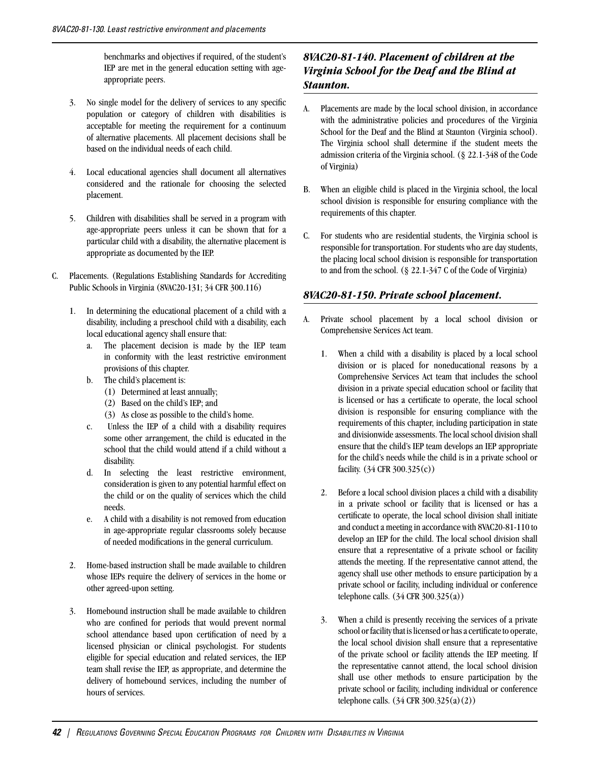benchmarks and objectives if required, of the student's IEP are met in the general education setting with age-appropriate peers.

3. No single model for the delivery of services to any specific population or category of children with disabilities is acceptable for meeting the requirement for a continuum of alternative placements. All placement decisions shall be based on the individual needs of each child.

4. Local educational agencies shall document all alternatives considered and the rationale for choosing the selected placement.

5. Children with disabilities shall be served in a program with age-appropriate peers unless it can be shown that for a particular child with a disability, the alternative placement is appropriate as documented by the IEP.

C. Placements. (Regulations Establishing Standards for Accrediting Public Schools in Virginia (8VAC20-131; 34 CFR 300.116)

   1. In determining the educational placement of a child with a disability, including a preschool child with a disability, each local educational agency shall ensure that:
      a. The placement decision is made by the IEP team in conformity with the least restrictive environment provisions of this chapter.
      b. The child's placement is:
         (1) Determined at least annually;
         (2) Based on the child's IEP; and
         (3) As close as possible to the child's home.
      c. Unless the IEP of a child with a disability requires some other arrangement, the child is educated in the school that the child would attend if a child without a disability.
      d. In selecting the least restrictive environment, consideration is given to any potential harmful effect on the child or on the quality of services which the child needs.
      e. A child with a disability is not removed from education in age-appropriate regular classrooms solely because of needed modifications in the general curriculum.

   2. Home-based instruction shall be made available to children whose IEPs require the delivery of services in the home or other agreed-upon setting.

   3. Homebound instruction shall be made available to children who are confined for periods that would prevent normal school attendance based upon certification of need by a licensed physician or clinical psychologist. For students eligible for special education and related services, the IEP team shall revise the IEP, as appropriate, and determine the delivery of homebound services, including the number of hours of services.

## *8VAC20-81-140. Placement of children at the Virginia School for the Deaf and the Blind at Staunton.*

A. Placements are made by the local school division, in accordance with the administrative policies and procedures of the Virginia School for the Deaf and the Blind at Staunton (Virginia school). The Virginia school shall determine if the student meets the admission criteria of the Virginia school. (§ 22.1-348 of the Code of Virginia)

B. When an eligible child is placed in the Virginia school, the local school division is responsible for ensuring compliance with the requirements of this chapter.

C. For students who are residential students, the Virginia school is responsible for transportation. For students who are day students, the placing local school division is responsible for transportation to and from the school. (§ 22.1-347 C of the Code of Virginia)

## *8VAC20-81-150. Private school placement.*

A. Private school placement by a local school division or Comprehensive Services Act team.

   1. When a child with a disability is placed by a local school division or is placed for noneducational reasons by a Comprehensive Services Act team that includes the school division in a private special education school or facility that is licensed or has a certificate to operate, the local school division is responsible for ensuring compliance with the requirements of this chapter, including participation in state and divisionwide assessments. The local school division shall ensure that the child's IEP team develops an IEP appropriate for the child's needs while the child is in a private school or facility. (34 CFR 300.325(c))

   2. Before a local school division places a child with a disability in a private school or facility that is licensed or has a certificate to operate, the local school division shall initiate and conduct a meeting in accordance with 8VAC20-81-110 to develop an IEP for the child. The local school division shall ensure that a representative of a private school or facility attends the meeting. If the representative cannot attend, the agency shall use other methods to ensure participation by a private school or facility, including individual or conference telephone calls. (34 CFR 300.325(a))

   3. When a child is presently receiving the services of a private school or facility that is licensed or has a certificate to operate, the local school division shall ensure that a representative of the private school or facility attends the IEP meeting. If the representative cannot attend, the local school division shall use other methods to ensure participation by the private school or facility, including individual or conference telephone calls. (34 CFR 300.325(a)(2))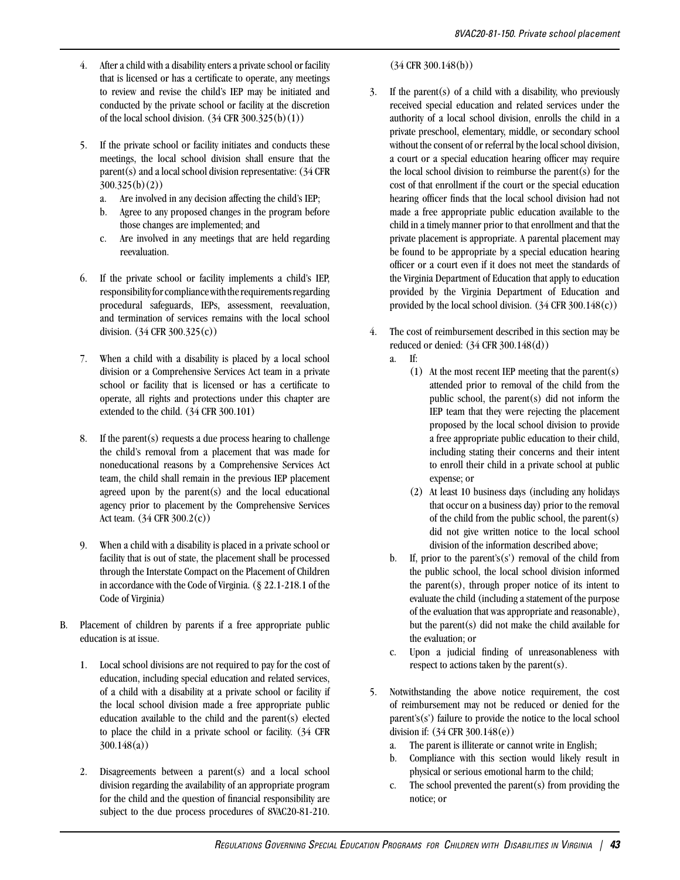4. After a child with a disability enters a private school or facility that is licensed or has a certificate to operate, any meetings to review and revise the child's IEP may be initiated and conducted by the private school or facility at the discretion of the local school division. (34 CFR 300.325(b)(1))

5. If the private school or facility initiates and conducts these meetings, the local school division shall ensure that the parent(s) and a local school division representative: (34 CFR 300.325(b)(2))
   a. Are involved in any decision affecting the child's IEP;
   b. Agree to any proposed changes in the program before those changes are implemented; and
   c. Are involved in any meetings that are held regarding reevaluation.

6. If the private school or facility implements a child's IEP, responsibility for compliance with the requirements regarding procedural safeguards, IEPs, assessment, reevaluation, and termination of services remains with the local school division. (34 CFR 300.325(c))

7. When a child with a disability is placed by a local school division or a Comprehensive Services Act team in a private school or facility that is licensed or has a certificate to operate, all rights and protections under this chapter are extended to the child. (34 CFR 300.101)

8. If the parent(s) requests a due process hearing to challenge the child's removal from a placement that was made for noneducational reasons by a Comprehensive Services Act team, the child shall remain in the previous IEP placement agreed upon by the parent(s) and the local educational agency prior to placement by the Comprehensive Services Act team. (34 CFR 300.2(c))

9. When a child with a disability is placed in a private school or facility that is out of state, the placement shall be processed through the Interstate Compact on the Placement of Children in accordance with the Code of Virginia. (§ 22.1-218.1 of the Code of Virginia)

B. Placement of children by parents if a free appropriate public education is at issue.

1. Local school divisions are not required to pay for the cost of education, including special education and related services, of a child with a disability at a private school or facility if the local school division made a free appropriate public education available to the child and the parent(s) elected to place the child in a private school or facility. (34 CFR 300.148(a))

2. Disagreements between a parent(s) and a local school division regarding the availability of an appropriate program for the child and the question of financial responsibility are subject to the due process procedures of 8VAC20-81-210. (34 CFR 300.148(b))

3. If the parent(s) of a child with a disability, who previously received special education and related services under the authority of a local school division, enrolls the child in a private preschool, elementary, middle, or secondary school without the consent of or referral by the local school division, a court or a special education hearing officer may require the local school division to reimburse the parent(s) for the cost of that enrollment if the court or the special education hearing officer finds that the local school division had not made a free appropriate public education available to the child in a timely manner prior to that enrollment and that the private placement is appropriate. A parental placement may be found to be appropriate by a special education hearing officer or a court even if it does not meet the standards of the Virginia Department of Education that apply to education provided by the Virginia Department of Education and provided by the local school division. (34 CFR 300.148(c))

4. The cost of reimbursement described in this section may be reduced or denied: (34 CFR 300.148(d))
   a. If:
      (1) At the most recent IEP meeting that the parent(s) attended prior to removal of the child from the public school, the parent(s) did not inform the IEP team that they were rejecting the placement proposed by the local school division to provide a free appropriate public education to their child, including stating their concerns and their intent to enroll their child in a private school at public expense; or
      (2) At least 10 business days (including any holidays that occur on a business day) prior to the removal of the child from the public school, the parent(s) did not give written notice to the local school division of the information described above;
   b. If, prior to the parent's(s') removal of the child from the public school, the local school division informed the parent(s), through proper notice of its intent to evaluate the child (including a statement of the purpose of the evaluation that was appropriate and reasonable), but the parent(s) did not make the child available for the evaluation; or
   c. Upon a judicial finding of unreasonableness with respect to actions taken by the parent(s).

5. Notwithstanding the above notice requirement, the cost of reimbursement may not be reduced or denied for the parent's(s') failure to provide the notice to the local school division if: (34 CFR 300.148(e))
   a. The parent is illiterate or cannot write in English;
   b. Compliance with this section would likely result in physical or serious emotional harm to the child;
   c. The school prevented the parent(s) from providing the notice; or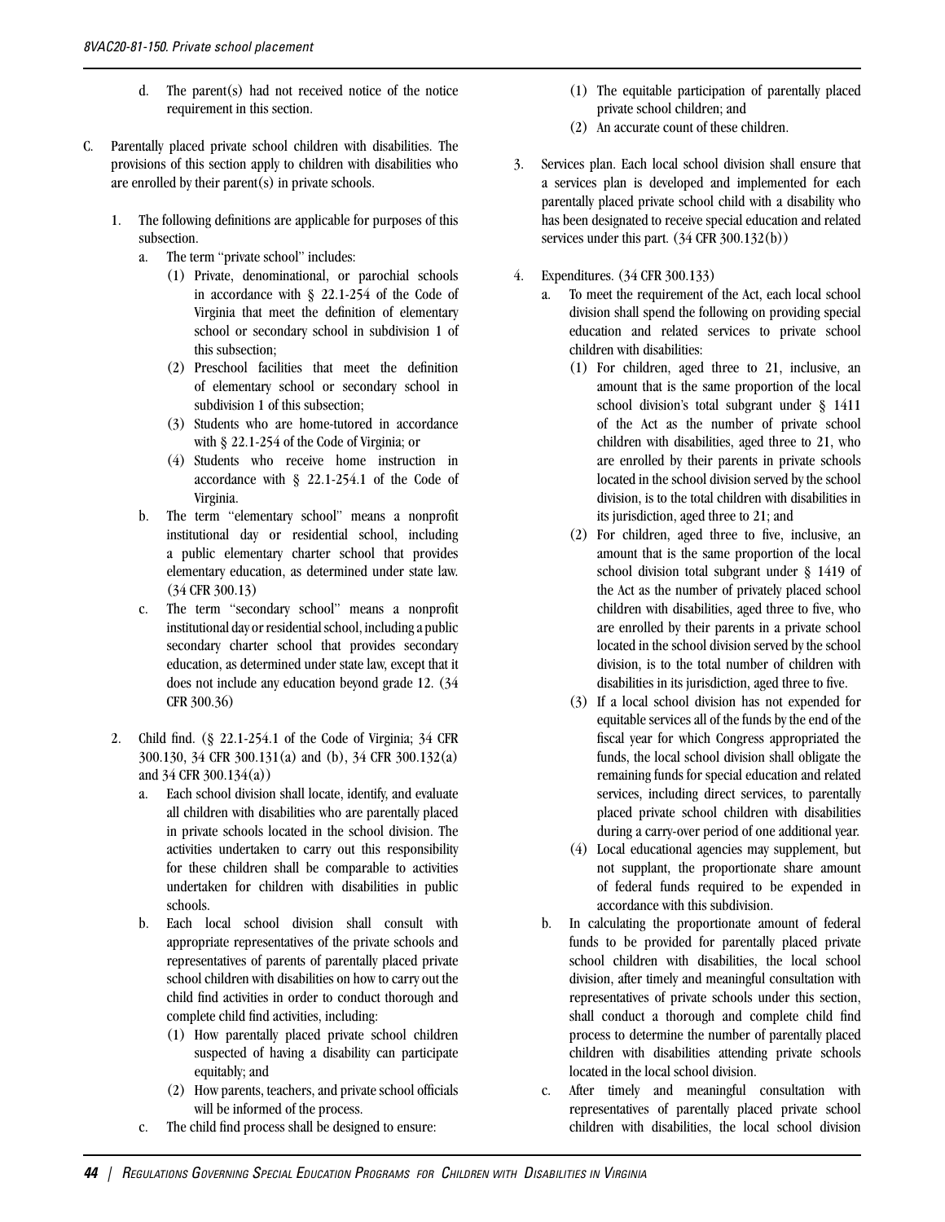d. The parent(s) had not received notice of the notice requirement in this section.

C. Parentally placed private school children with disabilities. The provisions of this section apply to children with disabilities who are enrolled by their parent(s) in private schools.

1. The following definitions are applicable for purposes of this subsection.
   a. The term "private school" includes:
      (1) Private, denominational, or parochial schools in accordance with § 22.1-254 of the Code of Virginia that meet the definition of elementary school or secondary school in subdivision 1 of this subsection;
      (2) Preschool facilities that meet the definition of elementary school or secondary school in subdivision 1 of this subsection;
      (3) Students who are home-tutored in accordance with § 22.1-254 of the Code of Virginia; or
      (4) Students who receive home instruction in accordance with § 22.1-254.1 of the Code of Virginia.
   b. The term "elementary school" means a nonprofit institutional day or residential school, including a public elementary charter school that provides elementary education, as determined under state law. (34 CFR 300.13)
   c. The term "secondary school" means a nonprofit institutional day or residential school, including a public secondary charter school that provides secondary education, as determined under state law, except that it does not include any education beyond grade 12. (34 CFR 300.36)

2. Child find. (§ 22.1-254.1 of the Code of Virginia; 34 CFR 300.130, 34 CFR 300.131(a) and (b), 34 CFR 300.132(a) and 34 CFR 300.134(a))
   a. Each school division shall locate, identify, and evaluate all children with disabilities who are parentally placed in private schools located in the school division. The activities undertaken to carry out this responsibility for these children shall be comparable to activities undertaken for children with disabilities in public schools.
   b. Each local school division shall consult with appropriate representatives of the private schools and representatives of parents of parentally placed private school children with disabilities on how to carry out the child find activities in order to conduct thorough and complete child find activities, including:
      (1) How parentally placed private school children suspected of having a disability can participate equitably; and
      (2) How parents, teachers, and private school officials will be informed of the process.
   c. The child find process shall be designed to ensure:
      (1) The equitable participation of parentally placed private school children; and
      (2) An accurate count of these children.

3. Services plan. Each local school division shall ensure that a services plan is developed and implemented for each parentally placed private school child with a disability who has been designated to receive special education and related services under this part. (34 CFR 300.132(b))

4. Expenditures. (34 CFR 300.133)
   a. To meet the requirement of the Act, each local school division shall spend the following on providing special education and related services to private school children with disabilities:
      (1) For children, aged three to 21, inclusive, an amount that is the same proportion of the local school division's total subgrant under § 1411 of the Act as the number of private school children with disabilities, aged three to 21, who are enrolled by their parents in private schools located in the school division served by the school division, is to the total children with disabilities in its jurisdiction, aged three to 21; and
      (2) For children, aged three to five, inclusive, an amount that is the same proportion of the local school division total subgrant under § 1419 of the Act as the number of privately placed school children with disabilities, aged three to five, who are enrolled by their parents in a private school located in the school division served by the school division, is to the total number of children with disabilities in its jurisdiction, aged three to five.
      (3) If a local school division has not expended for equitable services all of the funds by the end of the fiscal year for which Congress appropriated the funds, the local school division shall obligate the remaining funds for special education and related services, including direct services, to parentally placed private school children with disabilities during a carry-over period of one additional year.
      (4) Local educational agencies may supplement, but not supplant, the proportionate share amount of federal funds required to be expended in accordance with this subdivision.
   b. In calculating the proportionate amount of federal funds to be provided for parentally placed private school children with disabilities, the local school division, after timely and meaningful consultation with representatives of private schools under this section, shall conduct a thorough and complete child find process to determine the number of parentally placed children with disabilities attending private schools located in the local school division.
   c. After timely and meaningful consultation with representatives of parentally placed private school children with disabilities, the local school division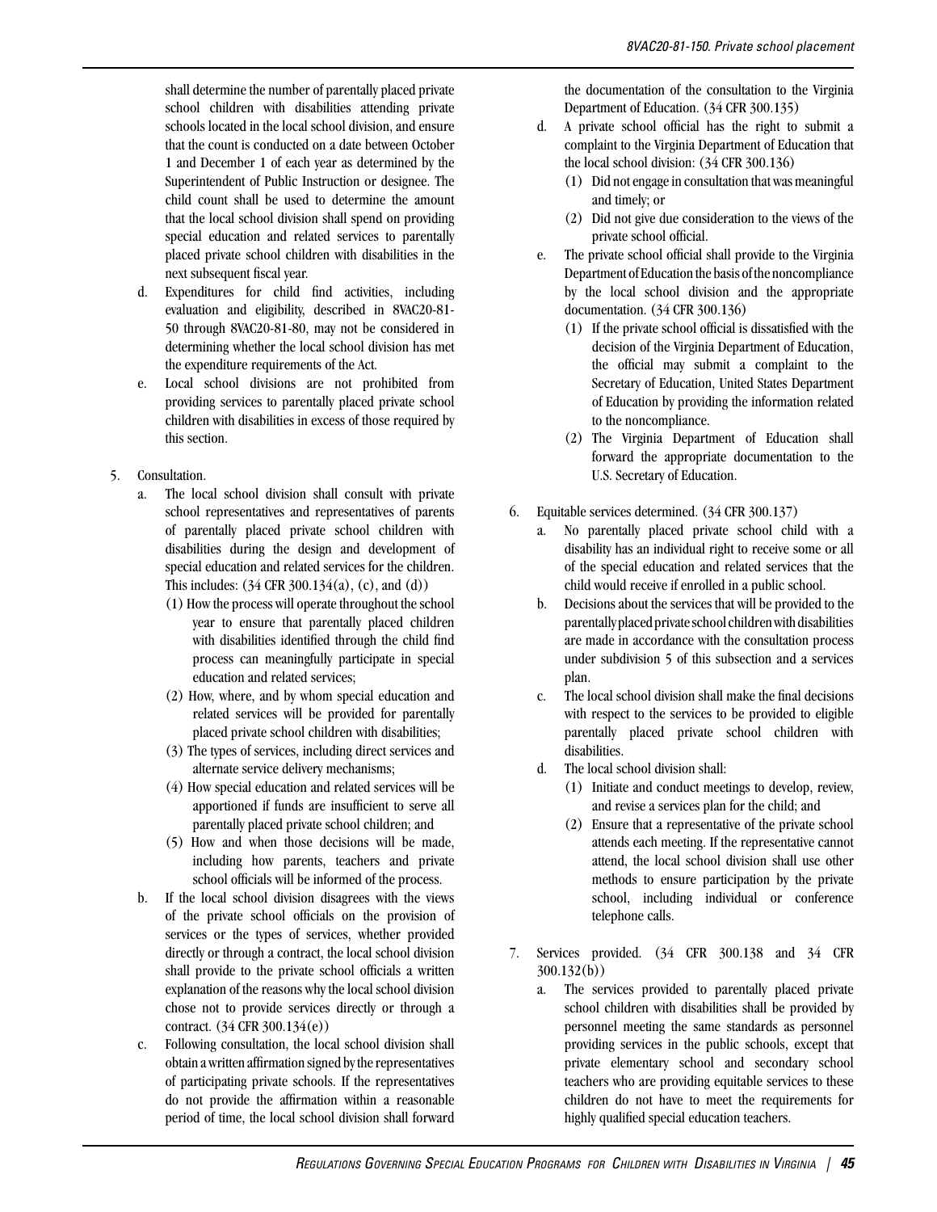shall determine the number of parentally placed private school children with disabilities attending private schools located in the local school division, and ensure that the count is conducted on a date between October 1 and December 1 of each year as determined by the Superintendent of Public Instruction or designee. The child count shall be used to determine the amount that the local school division shall spend on providing special education and related services to parentally placed private school children with disabilities in the next subsequent fiscal year.

   d. Expenditures for child find activities, including evaluation and eligibility, described in 8VAC20-81-50 through 8VAC20-81-80, may not be considered in determining whether the local school division has met the expenditure requirements of the Act.
   e. Local school divisions are not prohibited from providing services to parentally placed private school children with disabilities in excess of those required by this section.

5. Consultation.
   a. The local school division shall consult with private school representatives and representatives of parents of parentally placed private school children with disabilities during the design and development of special education and related services for the children. This includes: (34 CFR 300.134(a), (c), and (d))
      (1) How the process will operate throughout the school year to ensure that parentally placed children with disabilities identified through the child find process can meaningfully participate in special education and related services;
      (2) How, where, and by whom special education and related services will be provided for parentally placed private school children with disabilities;
      (3) The types of services, including direct services and alternate service delivery mechanisms;
      (4) How special education and related services will be apportioned if funds are insufficient to serve all parentally placed private school children; and
      (5) How and when those decisions will be made, including how parents, teachers and private school officials will be informed of the process.
   b. If the local school division disagrees with the views of the private school officials on the provision of services or the types of services, whether provided directly or through a contract, the local school division shall provide to the private school officials a written explanation of the reasons why the local school division chose not to provide services directly or through a contract. (34 CFR 300.134(e))
   c. Following consultation, the local school division shall obtain a written affirmation signed by the representatives of participating private schools. If the representatives do not provide the affirmation within a reasonable period of time, the local school division shall forward the documentation of the consultation to the Virginia Department of Education. (34 CFR 300.135)
   d. A private school official has the right to submit a complaint to the Virginia Department of Education that the local school division: (34 CFR 300.136)
      (1) Did not engage in consultation that was meaningful and timely; or
      (2) Did not give due consideration to the views of the private school official.
   e. The private school official shall provide to the Virginia Department of Education the basis of the noncompliance by the local school division and the appropriate documentation. (34 CFR 300.136)
      (1) If the private school official is dissatisfied with the decision of the Virginia Department of Education, the official may submit a complaint to the Secretary of Education, United States Department of Education by providing the information related to the noncompliance.
      (2) The Virginia Department of Education shall forward the appropriate documentation to the U.S. Secretary of Education.

6. Equitable services determined. (34 CFR 300.137)
   a. No parentally placed private school child with a disability has an individual right to receive some or all of the special education and related services that the child would receive if enrolled in a public school.
   b. Decisions about the services that will be provided to the parentally placed private school children with disabilities are made in accordance with the consultation process under subdivision 5 of this subsection and a services plan.
   c. The local school division shall make the final decisions with respect to the services to be provided to eligible parentally placed private school children with disabilities.
   d. The local school division shall:
      (1) Initiate and conduct meetings to develop, review, and revise a services plan for the child; and
      (2) Ensure that a representative of the private school attends each meeting. If the representative cannot attend, the local school division shall use other methods to ensure participation by the private school, including individual or conference telephone calls.

7. Services provided. (34 CFR 300.138 and 34 CFR 300.132(b))
   a. The services provided to parentally placed private school children with disabilities shall be provided by personnel meeting the same standards as personnel providing services in the public schools, except that private elementary school and secondary school teachers who are providing equitable services to these children do not have to meet the requirements for highly qualified special education teachers.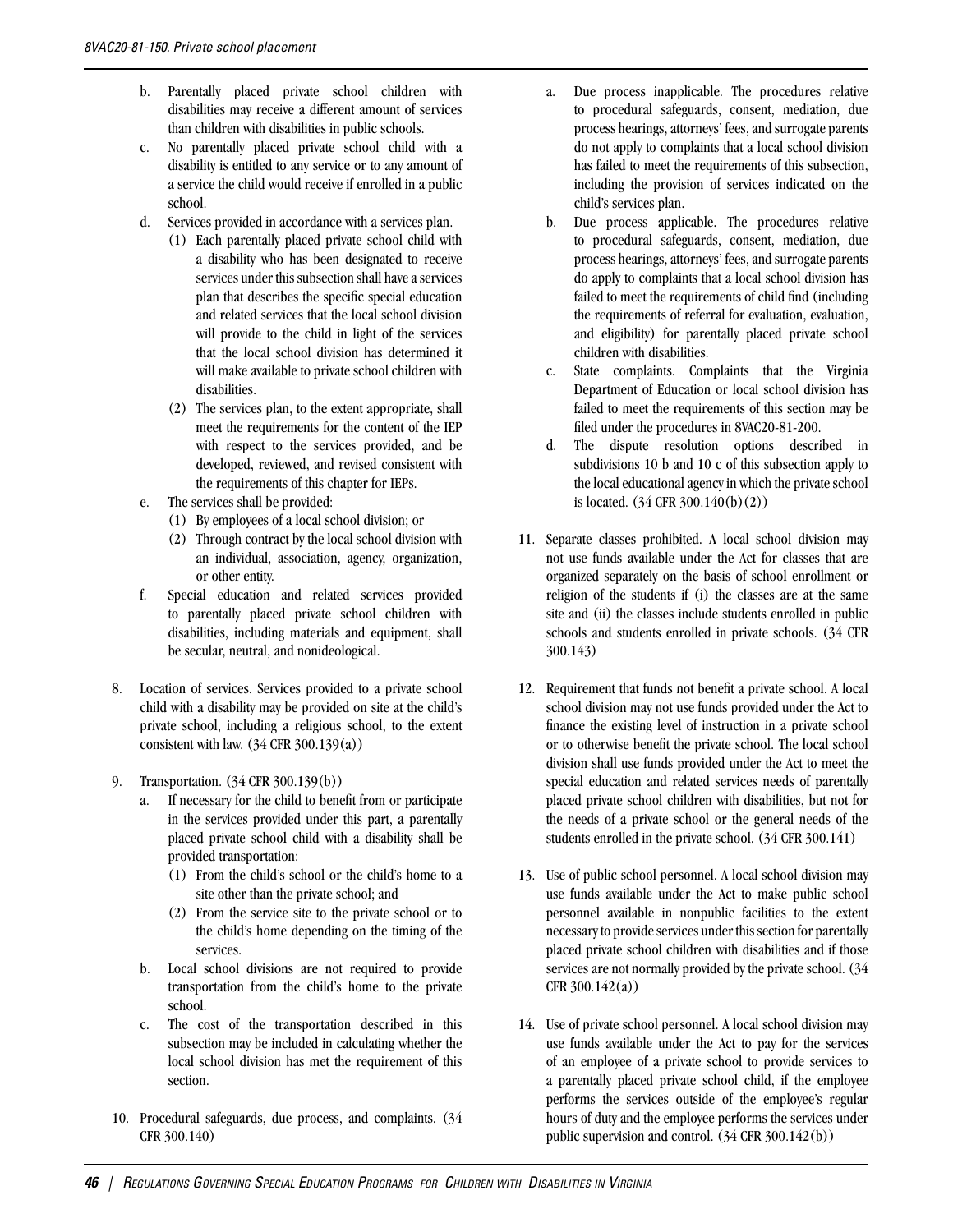b. Parentally placed private school children with disabilities may receive a different amount of services than children with disabilities in public schools.

c. No parentally placed private school child with a disability is entitled to any service or to any amount of a service the child would receive if enrolled in a public school.

d. Services provided in accordance with a services plan.

   (1) Each parentally placed private school child with a disability who has been designated to receive services under this subsection shall have a services plan that describes the specific special education and related services that the local school division will provide to the child in light of the services that the local school division has determined it will make available to private school children with disabilities.

   (2) The services plan, to the extent appropriate, shall meet the requirements for the content of the IEP with respect to the services provided, and be developed, reviewed, and revised consistent with the requirements of this chapter for IEPs.

e. The services shall be provided:

   (1) By employees of a local school division; or

   (2) Through contract by the local school division with an individual, association, agency, organization, or other entity.

f. Special education and related services provided to parentally placed private school children with disabilities, including materials and equipment, shall be secular, neutral, and nonideological.

8. Location of services. Services provided to a private school child with a disability may be provided on site at the child's private school, including a religious school, to the extent consistent with law. (34 CFR 300.139(a))

9. Transportation. (34 CFR 300.139(b))

   a. If necessary for the child to benefit from or participate in the services provided under this part, a parentally placed private school child with a disability shall be provided transportation:

      (1) From the child's school or the child's home to a site other than the private school; and

      (2) From the service site to the private school or to the child's home depending on the timing of the services.

   b. Local school divisions are not required to provide transportation from the child's home to the private school.

   c. The cost of the transportation described in this subsection may be included in calculating whether the local school division has met the requirement of this section.

10. Procedural safeguards, due process, and complaints. (34 CFR 300.140)

   a. Due process inapplicable. The procedures relative to procedural safeguards, consent, mediation, due process hearings, attorneys' fees, and surrogate parents do not apply to complaints that a local school division has failed to meet the requirements of this subsection, including the provision of services indicated on the child's services plan.

   b. Due process applicable. The procedures relative to procedural safeguards, consent, mediation, due process hearings, attorneys' fees, and surrogate parents do apply to complaints that a local school division has failed to meet the requirements of child find (including the requirements of referral for evaluation, evaluation, and eligibility) for parentally placed private school children with disabilities.

   c. State complaints. Complaints that the Virginia Department of Education or local school division has failed to meet the requirements of this section may be filed under the procedures in 8VAC20-81-200.

   d. The dispute resolution options described in subdivisions 10 b and 10 c of this subsection apply to the local educational agency in which the private school is located. (34 CFR 300.140(b)(2))

11. Separate classes prohibited. A local school division may not use funds available under the Act for classes that are organized separately on the basis of school enrollment or religion of the students if (i) the classes are at the same site and (ii) the classes include students enrolled in public schools and students enrolled in private schools. (34 CFR 300.143)

12. Requirement that funds not benefit a private school. A local school division may not use funds provided under the Act to finance the existing level of instruction in a private school or to otherwise benefit the private school. The local school division shall use funds provided under the Act to meet the special education and related services needs of parentally placed private school children with disabilities, but not for the needs of a private school or the general needs of the students enrolled in the private school. (34 CFR 300.141)

13. Use of public school personnel. A local school division may use funds available under the Act to make public school personnel available in nonpublic facilities to the extent necessary to provide services under this section for parentally placed private school children with disabilities and if those services are not normally provided by the private school. (34 CFR 300.142(a))

14. Use of private school personnel. A local school division may use funds available under the Act to pay for the services of an employee of a private school to provide services to a parentally placed private school child, if the employee performs the services outside of the employee's regular hours of duty and the employee performs the services under public supervision and control. (34 CFR 300.142(b))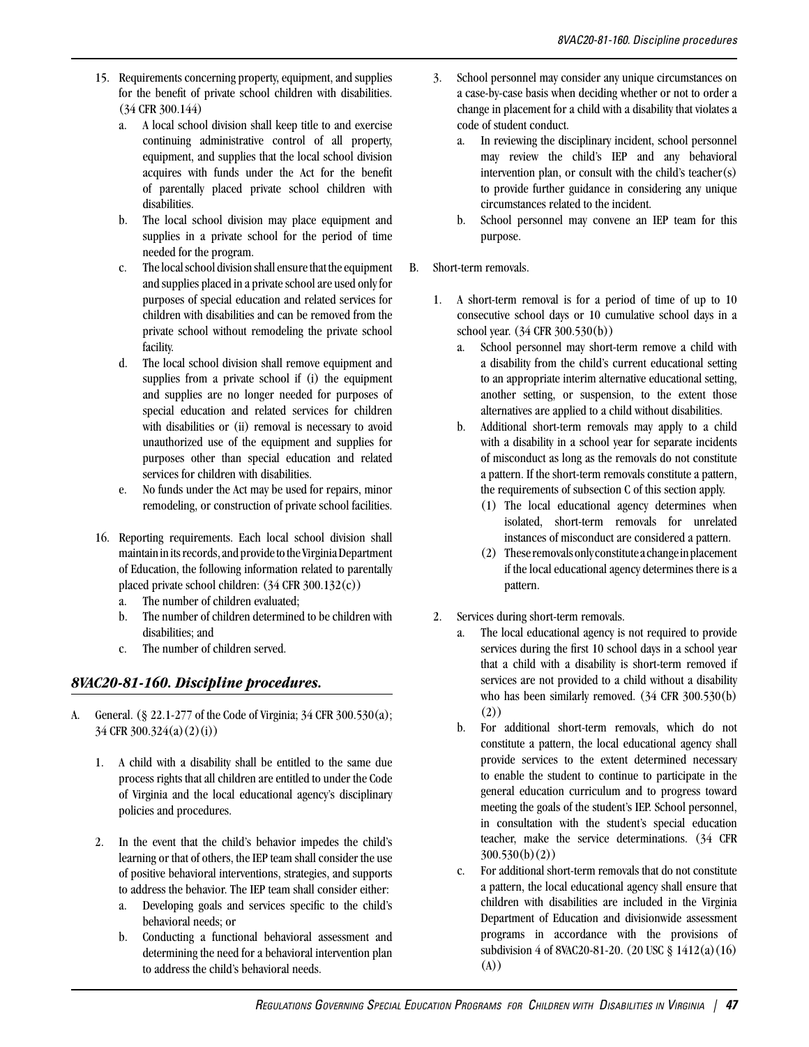15. Requirements concerning property, equipment, and supplies for the benefit of private school children with disabilities. (34 CFR 300.144)
    a. A local school division shall keep title to and exercise continuing administrative control of all property, equipment, and supplies that the local school division acquires with funds under the Act for the benefit of parentally placed private school children with disabilities.
    b. The local school division may place equipment and supplies in a private school for the period of time needed for the program.
    c. The local school division shall ensure that the equipment and supplies placed in a private school are used only for purposes of special education and related services for children with disabilities and can be removed from the private school without remodeling the private school facility.
    d. The local school division shall remove equipment and supplies from a private school if (i) the equipment and supplies are no longer needed for purposes of special education and related services for children with disabilities or (ii) removal is necessary to avoid unauthorized use of the equipment and supplies for purposes other than special education and related services for children with disabilities.
    e. No funds under the Act may be used for repairs, minor remodeling, or construction of private school facilities.

16. Reporting requirements. Each local school division shall maintain in its records, and provide to the Virginia Department of Education, the following information related to parentally placed private school children: (34 CFR 300.132(c))
    a. The number of children evaluated;
    b. The number of children determined to be children with disabilities; and
    c. The number of children served.

## *8VAC20-81-160. Discipline procedures.*

A. General. (§ 22.1-277 of the Code of Virginia; 34 CFR 300.530(a); 34 CFR 300.324(a)(2)(i))

1. A child with a disability shall be entitled to the same due process rights that all children are entitled to under the Code of Virginia and the local educational agency's disciplinary policies and procedures.

2. In the event that the child's behavior impedes the child's learning or that of others, the IEP team shall consider the use of positive behavioral interventions, strategies, and supports to address the behavior. The IEP team shall consider either:
    a. Developing goals and services specific to the child's behavioral needs; or
    b. Conducting a functional behavioral assessment and determining the need for a behavioral intervention plan to address the child's behavioral needs.

3. School personnel may consider any unique circumstances on a case-by-case basis when deciding whether or not to order a change in placement for a child with a disability that violates a code of student conduct.
    a. In reviewing the disciplinary incident, school personnel may review the child's IEP and any behavioral intervention plan, or consult with the child's teacher(s) to provide further guidance in considering any unique circumstances related to the incident.
    b. School personnel may convene an IEP team for this purpose.

B. Short-term removals.

1. A short-term removal is for a period of time of up to 10 consecutive school days or 10 cumulative school days in a school year. (34 CFR 300.530(b))
    a. School personnel may short-term remove a child with a disability from the child's current educational setting to an appropriate interim alternative educational setting, another setting, or suspension, to the extent those alternatives are applied to a child without disabilities.
    b. Additional short-term removals may apply to a child with a disability in a school year for separate incidents of misconduct as long as the removals do not constitute a pattern. If the short-term removals constitute a pattern, the requirements of subsection C of this section apply.
        (1) The local educational agency determines when isolated, short-term removals for unrelated instances of misconduct are considered a pattern.
        (2) These removals only constitute a change in placement if the local educational agency determines there is a pattern.

2. Services during short-term removals.
    a. The local educational agency is not required to provide services during the first 10 school days in a school year that a child with a disability is short-term removed if services are not provided to a child without a disability who has been similarly removed. (34 CFR 300.530(b)(2))
    b. For additional short-term removals, which do not constitute a pattern, the local educational agency shall provide services to the extent determined necessary to enable the student to continue to participate in the general education curriculum and to progress toward meeting the goals of the student's IEP. School personnel, in consultation with the student's special education teacher, make the service determinations. (34 CFR 300.530(b)(2))
    c. For additional short-term removals that do not constitute a pattern, the local educational agency shall ensure that children with disabilities are included in the Virginia Department of Education and divisionwide assessment programs in accordance with the provisions of subdivision 4 of 8VAC20-81-20. (20 USC § 1412(a)(16)(A))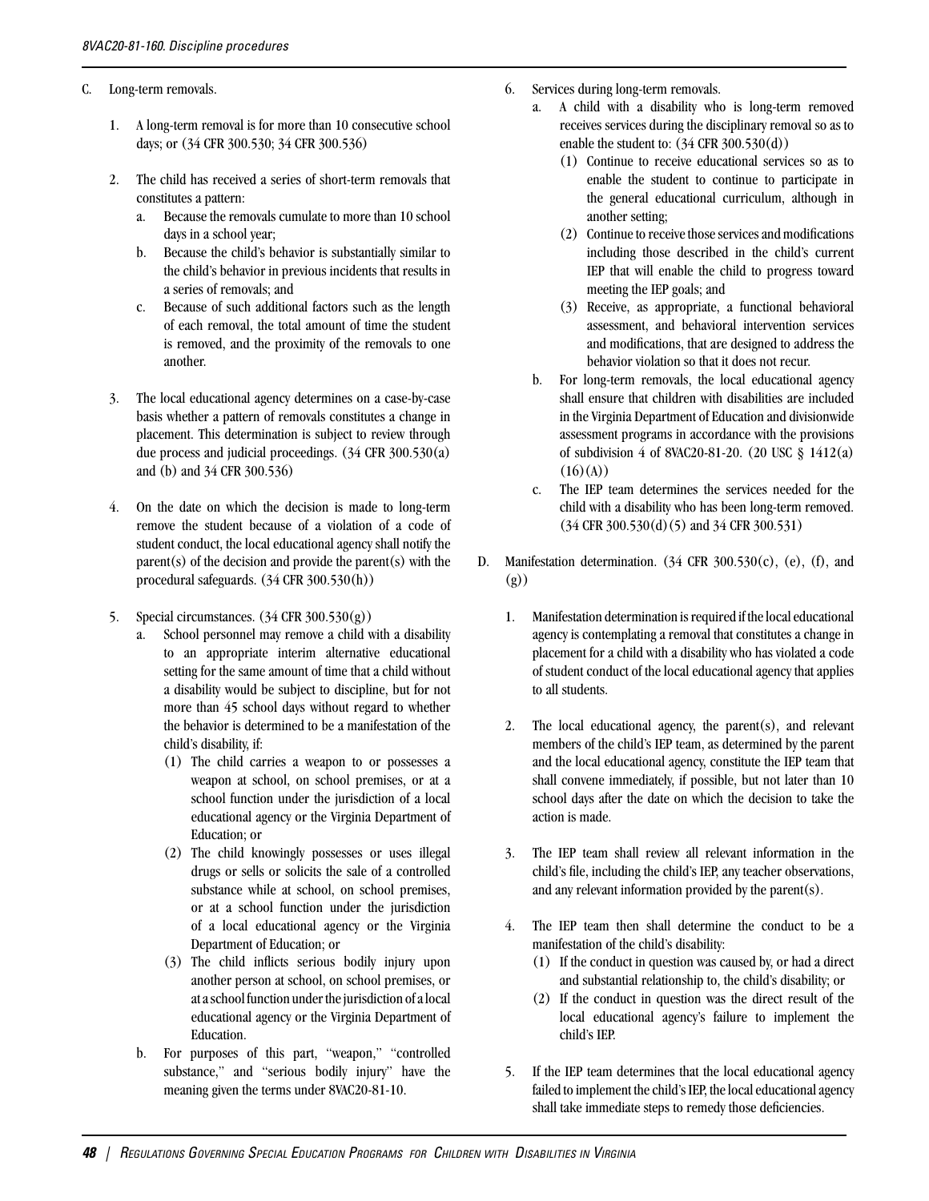C. Long-term removals.

1. A long-term removal is for more than 10 consecutive school days; or (34 CFR 300.530; 34 CFR 300.536)

2. The child has received a series of short-term removals that constitutes a pattern:
   a. Because the removals cumulate to more than 10 school days in a school year;
   b. Because the child's behavior is substantially similar to the child's behavior in previous incidents that results in a series of removals; and
   c. Because of such additional factors such as the length of each removal, the total amount of time the student is removed, and the proximity of the removals to one another.

3. The local educational agency determines on a case-by-case basis whether a pattern of removals constitutes a change in placement. This determination is subject to review through due process and judicial proceedings. (34 CFR 300.530(a) and (b) and 34 CFR 300.536)

4. On the date on which the decision is made to long-term remove the student because of a violation of a code of student conduct, the local educational agency shall notify the parent(s) of the decision and provide the parent(s) with the procedural safeguards. (34 CFR 300.530(h))

5. Special circumstances. (34 CFR 300.530(g))
   a. School personnel may remove a child with a disability to an appropriate interim alternative educational setting for the same amount of time that a child without a disability would be subject to discipline, but for not more than 45 school days without regard to whether the behavior is determined to be a manifestation of the child's disability, if:
      (1) The child carries a weapon to or possesses a weapon at school, on school premises, or at a school function under the jurisdiction of a local educational agency or the Virginia Department of Education; or
      (2) The child knowingly possesses or uses illegal drugs or sells or solicits the sale of a controlled substance while at school, on school premises, or at a school function under the jurisdiction of a local educational agency or the Virginia Department of Education; or
      (3) The child inflicts serious bodily injury upon another person at school, on school premises, or at a school function under the jurisdiction of a local educational agency or the Virginia Department of Education.
   b. For purposes of this part, "weapon," "controlled substance," and "serious bodily injury" have the meaning given the terms under 8VAC20-81-10.

6. Services during long-term removals.
   a. A child with a disability who is long-term removed receives services during the disciplinary removal so as to enable the student to: (34 CFR 300.530(d))
      (1) Continue to receive educational services so as to enable the student to continue to participate in the general educational curriculum, although in another setting;
      (2) Continue to receive those services and modifications including those described in the child's current IEP that will enable the child to progress toward meeting the IEP goals; and
      (3) Receive, as appropriate, a functional behavioral assessment, and behavioral intervention services and modifications, that are designed to address the behavior violation so that it does not recur.
   b. For long-term removals, the local educational agency shall ensure that children with disabilities are included in the Virginia Department of Education and divisionwide assessment programs in accordance with the provisions of subdivision 4 of 8VAC20-81-20. (20 USC § 1412(a)(16)(A))
   c. The IEP team determines the services needed for the child with a disability who has been long-term removed. (34 CFR 300.530(d)(5) and 34 CFR 300.531)

D. Manifestation determination. (34 CFR 300.530(c), (e), (f), and (g))

1. Manifestation determination is required if the local educational agency is contemplating a removal that constitutes a change in placement for a child with a disability who has violated a code of student conduct of the local educational agency that applies to all students.

2. The local educational agency, the parent(s), and relevant members of the child's IEP team, as determined by the parent and the local educational agency, constitute the IEP team that shall convene immediately, if possible, but not later than 10 school days after the date on which the decision to take the action is made.

3. The IEP team shall review all relevant information in the child's file, including the child's IEP, any teacher observations, and any relevant information provided by the parent(s).

4. The IEP team then shall determine the conduct to be a manifestation of the child's disability:
   (1) If the conduct in question was caused by, or had a direct and substantial relationship to, the child's disability; or
   (2) If the conduct in question was the direct result of the local educational agency's failure to implement the child's IEP.

5. If the IEP team determines that the local educational agency failed to implement the child's IEP, the local educational agency shall take immediate steps to remedy those deficiencies.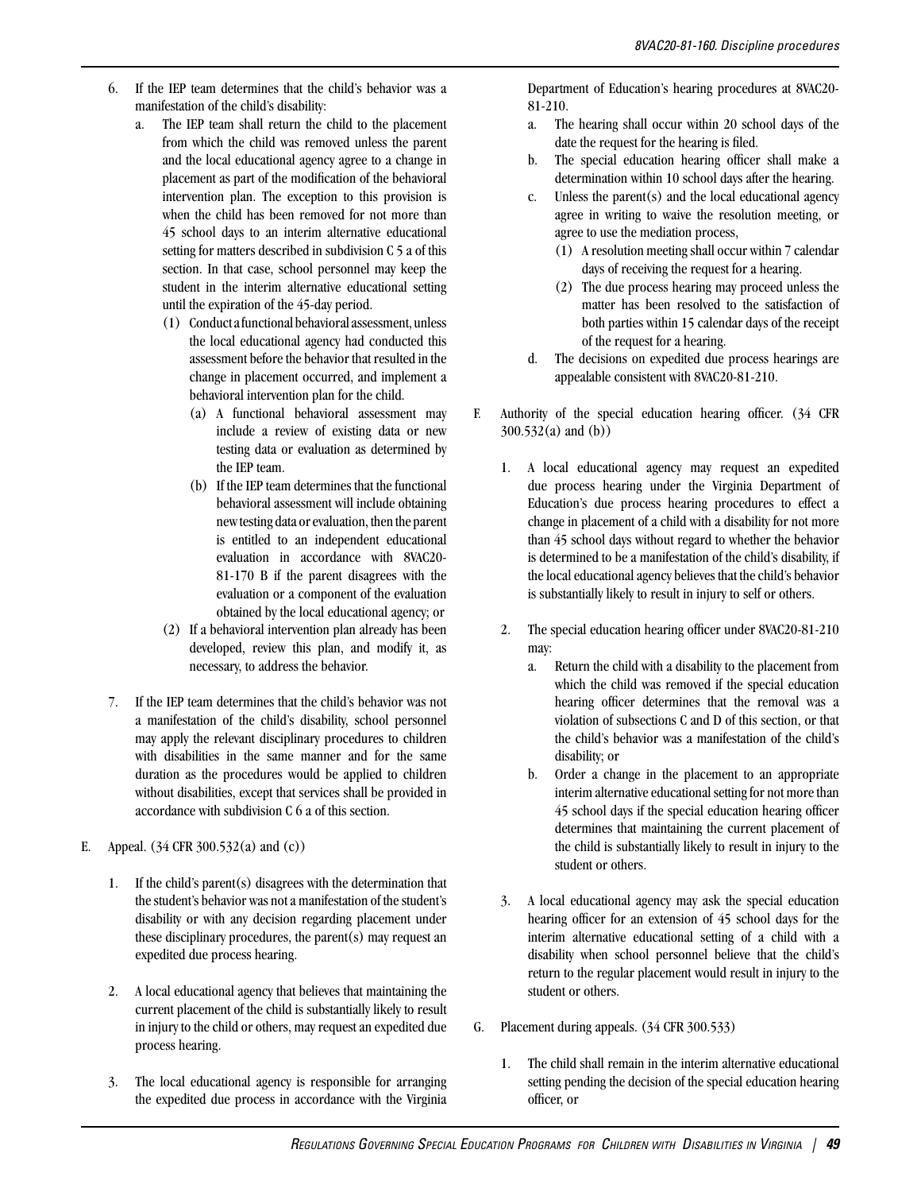6. If the IEP team determines that the child's behavior was a manifestation of the child's disability:
   a. The IEP team shall return the child to the placement from which the child was removed unless the parent and the local educational agency agree to a change in placement as part of the modification of the behavioral intervention plan. The exception to this provision is when the child has been removed for not more than 45 school days to an interim alternative educational setting for matters described in subdivision C 5 a of this section. In that case, school personnel may keep the student in the interim alternative educational setting until the expiration of the 45-day period.
      (1) Conduct a functional behavioral assessment, unless the local educational agency had conducted this assessment before the behavior that resulted in the change in placement occurred, and implement a behavioral intervention plan for the child.
         (a) A functional behavioral assessment may include a review of existing data or new testing data or evaluation as determined by the IEP team.
         (b) If the IEP team determines that the functional behavioral assessment will include obtaining new testing data or evaluation, then the parent is entitled to an independent educational evaluation in accordance with 8VAC20-81-170 B if the parent disagrees with the evaluation or a component of the evaluation obtained by the local educational agency; or
      (2) If a behavioral intervention plan already has been developed, review this plan, and modify it, as necessary, to address the behavior.

7. If the IEP team determines that the child's behavior was not a manifestation of the child's disability, school personnel may apply the relevant disciplinary procedures to children with disabilities in the same manner and for the same duration as the procedures would be applied to children without disabilities, except that services shall be provided in accordance with subdivision C 6 a of this section.

E. Appeal. (34 CFR 300.532(a) and (c))

1. If the child's parent(s) disagrees with the determination that the student's behavior was not a manifestation of the student's disability or with any decision regarding placement under these disciplinary procedures, the parent(s) may request an expedited due process hearing.

2. A local educational agency that believes that maintaining the current placement of the child is substantially likely to result in injury to the child or others, may request an expedited due process hearing.

3. The local educational agency is responsible for arranging the expedited due process in accordance with the Virginia Department of Education's hearing procedures at 8VAC20-81-210.
   a. The hearing shall occur within 20 school days of the date the request for the hearing is filed.
   b. The special education hearing officer shall make a determination within 10 school days after the hearing.
   c. Unless the parent(s) and the local educational agency agree in writing to waive the resolution meeting, or agree to use the mediation process,
      (1) A resolution meeting shall occur within 7 calendar days of receiving the request for a hearing.
      (2) The due process hearing may proceed unless the matter has been resolved to the satisfaction of both parties within 15 calendar days of the receipt of the request for a hearing.
   d. The decisions on expedited due process hearings are appealable consistent with 8VAC20-81-210.

F. Authority of the special education hearing officer. (34 CFR 300.532(a) and (b))

1. A local educational agency may request an expedited due process hearing under the Virginia Department of Education's due process hearing procedures to effect a change in placement of a child with a disability for not more than 45 school days without regard to whether the behavior is determined to be a manifestation of the child's disability, if the local educational agency believes that the child's behavior is substantially likely to result in injury to self or others.

2. The special education hearing officer under 8VAC20-81-210 may:
   a. Return the child with a disability to the placement from which the child was removed if the special education hearing officer determines that the removal was a violation of subsections C and D of this section, or that the child's behavior was a manifestation of the child's disability; or
   b. Order a change in the placement to an appropriate interim alternative educational setting for not more than 45 school days if the special education hearing officer determines that maintaining the current placement of the child is substantially likely to result in injury to the student or others.

3. A local educational agency may ask the special education hearing officer for an extension of 45 school days for the interim alternative educational setting of a child with a disability when school personnel believe that the child's return to the regular placement would result in injury to the student or others.

G. Placement during appeals. (34 CFR 300.533)

1. The child shall remain in the interim alternative educational setting pending the decision of the special education hearing officer, or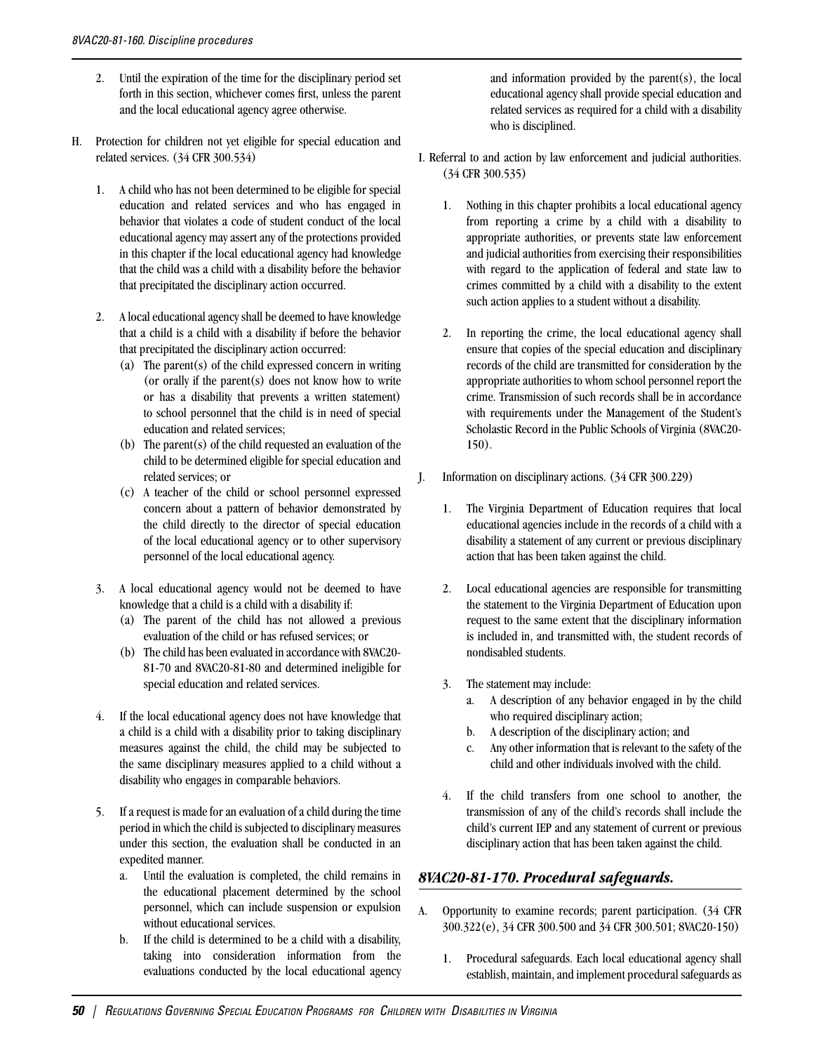2. Until the expiration of the time for the disciplinary period set forth in this section, whichever comes first, unless the parent and the local educational agency agree otherwise.

H. Protection for children not yet eligible for special education and related services. (34 CFR 300.534)

1. A child who has not been determined to be eligible for special education and related services and who has engaged in behavior that violates a code of student conduct of the local educational agency may assert any of the protections provided in this chapter if the local educational agency had knowledge that the child was a child with a disability before the behavior that precipitated the disciplinary action occurred.

2. A local educational agency shall be deemed to have knowledge that a child is a child with a disability if before the behavior that precipitated the disciplinary action occurred:
   (a) The parent(s) of the child expressed concern in writing (or orally if the parent(s) does not know how to write or has a disability that prevents a written statement) to school personnel that the child is in need of special education and related services;
   (b) The parent(s) of the child requested an evaluation of the child to be determined eligible for special education and related services; or
   (c) A teacher of the child or school personnel expressed concern about a pattern of behavior demonstrated by the child directly to the director of special education of the local educational agency or to other supervisory personnel of the local educational agency.

3. A local educational agency would not be deemed to have knowledge that a child is a child with a disability if:
   (a) The parent of the child has not allowed a previous evaluation of the child or has refused services; or
   (b) The child has been evaluated in accordance with 8VAC20-81-70 and 8VAC20-81-80 and determined ineligible for special education and related services.

4. If the local educational agency does not have knowledge that a child is a child with a disability prior to taking disciplinary measures against the child, the child may be subjected to the same disciplinary measures applied to a child without a disability who engages in comparable behaviors.

5. If a request is made for an evaluation of a child during the time period in which the child is subjected to disciplinary measures under this section, the evaluation shall be conducted in an expedited manner.
   a. Until the evaluation is completed, the child remains in the educational placement determined by the school personnel, which can include suspension or expulsion without educational services.
   b. If the child is determined to be a child with a disability, taking into consideration information from the evaluations conducted by the local educational agency and information provided by the parent(s), the local educational agency shall provide special education and related services as required for a child with a disability who is disciplined.

I. Referral to and action by law enforcement and judicial authorities. (34 CFR 300.535)

1. Nothing in this chapter prohibits a local educational agency from reporting a crime by a child with a disability to appropriate authorities, or prevents state law enforcement and judicial authorities from exercising their responsibilities with regard to the application of federal and state law to crimes committed by a child with a disability to the extent such action applies to a student without a disability.

2. In reporting the crime, the local educational agency shall ensure that copies of the special education and disciplinary records of the child are transmitted for consideration by the appropriate authorities to whom school personnel report the crime. Transmission of such records shall be in accordance with requirements under the Management of the Student's Scholastic Record in the Public Schools of Virginia (8VAC20-150).

J. Information on disciplinary actions. (34 CFR 300.229)

1. The Virginia Department of Education requires that local educational agencies include in the records of a child with a disability a statement of any current or previous disciplinary action that has been taken against the child.

2. Local educational agencies are responsible for transmitting the statement to the Virginia Department of Education upon request to the same extent that the disciplinary information is included in, and transmitted with, the student records of nondisabled students.

3. The statement may include:
   a. A description of any behavior engaged in by the child who required disciplinary action;
   b. A description of the disciplinary action; and
   c. Any other information that is relevant to the safety of the child and other individuals involved with the child.

4. If the child transfers from one school to another, the transmission of any of the child's records shall include the child's current IEP and any statement of current or previous disciplinary action that has been taken against the child.

## *8VAC20-81-170. Procedural safeguards.*

A. Opportunity to examine records; parent participation. (34 CFR 300.322(e), 34 CFR 300.500 and 34 CFR 300.501; 8VAC20-150)

1. Procedural safeguards. Each local educational agency shall establish, maintain, and implement procedural safeguards as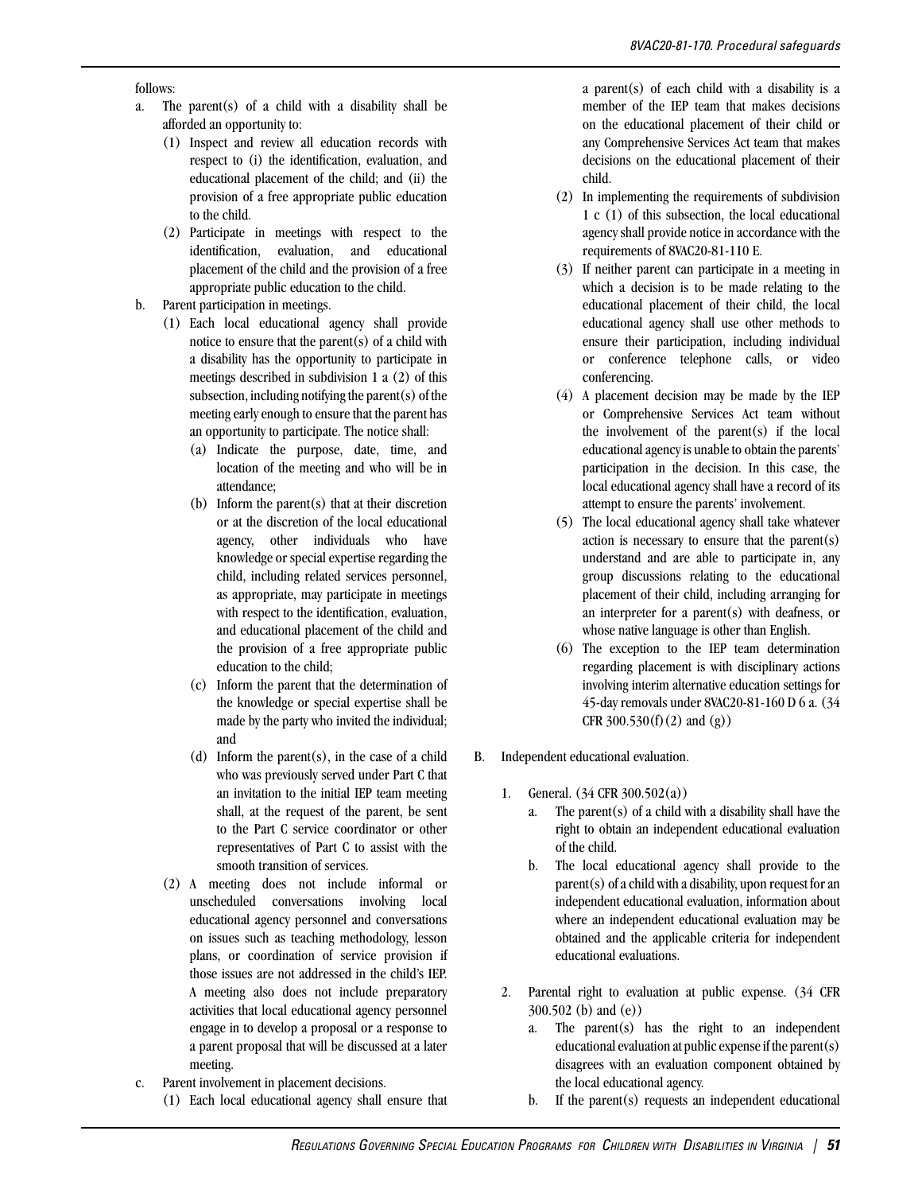follows:

a. The parent(s) of a child with a disability shall be afforded an opportunity to:
   (1) Inspect and review all education records with respect to (i) the identification, evaluation, and educational placement of the child; and (ii) the provision of a free appropriate public education to the child.
   (2) Participate in meetings with respect to the identification, evaluation, and educational placement of the child and the provision of a free appropriate public education to the child.

b. Parent participation in meetings.
   (1) Each local educational agency shall provide notice to ensure that the parent(s) of a child with a disability has the opportunity to participate in meetings described in subdivision 1 a (2) of this subsection, including notifying the parent(s) of the meeting early enough to ensure that the parent has an opportunity to participate. The notice shall:
      (a) Indicate the purpose, date, time, and location of the meeting and who will be in attendance;
      (b) Inform the parent(s) that at their discretion or at the discretion of the local educational agency, other individuals who have knowledge or special expertise regarding the child, including related services personnel, as appropriate, may participate in meetings with respect to the identification, evaluation, and educational placement of the child and the provision of a free appropriate public education to the child;
      (c) Inform the parent that the determination of the knowledge or special expertise shall be made by the party who invited the individual; and
      (d) Inform the parent(s), in the case of a child who was previously served under Part C that an invitation to the initial IEP team meeting shall, at the request of the parent, be sent to the Part C service coordinator or other representatives of Part C to assist with the smooth transition of services.
   (2) A meeting does not include informal or unscheduled conversations involving local educational agency personnel and conversations on issues such as teaching methodology, lesson plans, or coordination of service provision if those issues are not addressed in the child's IEP. A meeting also does not include preparatory activities that local educational agency personnel engage in to develop a proposal or a response to a parent proposal that will be discussed at a later meeting.

c. Parent involvement in placement decisions.
   (1) Each local educational agency shall ensure that a parent(s) of each child with a disability is a member of the IEP team that makes decisions on the educational placement of their child or any Comprehensive Services Act team that makes decisions on the educational placement of their child.
   (2) In implementing the requirements of subdivision 1 c (1) of this subsection, the local educational agency shall provide notice in accordance with the requirements of 8VAC20-81-110 E.
   (3) If neither parent can participate in a meeting in which a decision is to be made relating to the educational placement of their child, the local educational agency shall use other methods to ensure their participation, including individual or conference telephone calls, or video conferencing.
   (4) A placement decision may be made by the IEP or Comprehensive Services Act team without the involvement of the parent(s) if the local educational agency is unable to obtain the parents' participation in the decision. In this case, the local educational agency shall have a record of its attempt to ensure the parents' involvement.
   (5) The local educational agency shall take whatever action is necessary to ensure that the parent(s) understand and are able to participate in, any group discussions relating to the educational placement of their child, including arranging for an interpreter for a parent(s) with deafness, or whose native language is other than English.
   (6) The exception to the IEP team determination regarding placement is with disciplinary actions involving interim alternative education settings for 45-day removals under 8VAC20-81-160 D 6 a. (34 CFR 300.530(f)(2) and (g))

B. Independent educational evaluation.

1. General. (34 CFR 300.502(a))
   a. The parent(s) of a child with a disability shall have the right to obtain an independent educational evaluation of the child.
   b. The local educational agency shall provide to the parent(s) of a child with a disability, upon request for an independent educational evaluation, information about where an independent educational evaluation may be obtained and the applicable criteria for independent educational evaluations.

2. Parental right to evaluation at public expense. (34 CFR 300.502 (b) and (e))
   a. The parent(s) has the right to an independent educational evaluation at public expense if the parent(s) disagrees with an evaluation component obtained by the local educational agency.
   b. If the parent(s) requests an independent educational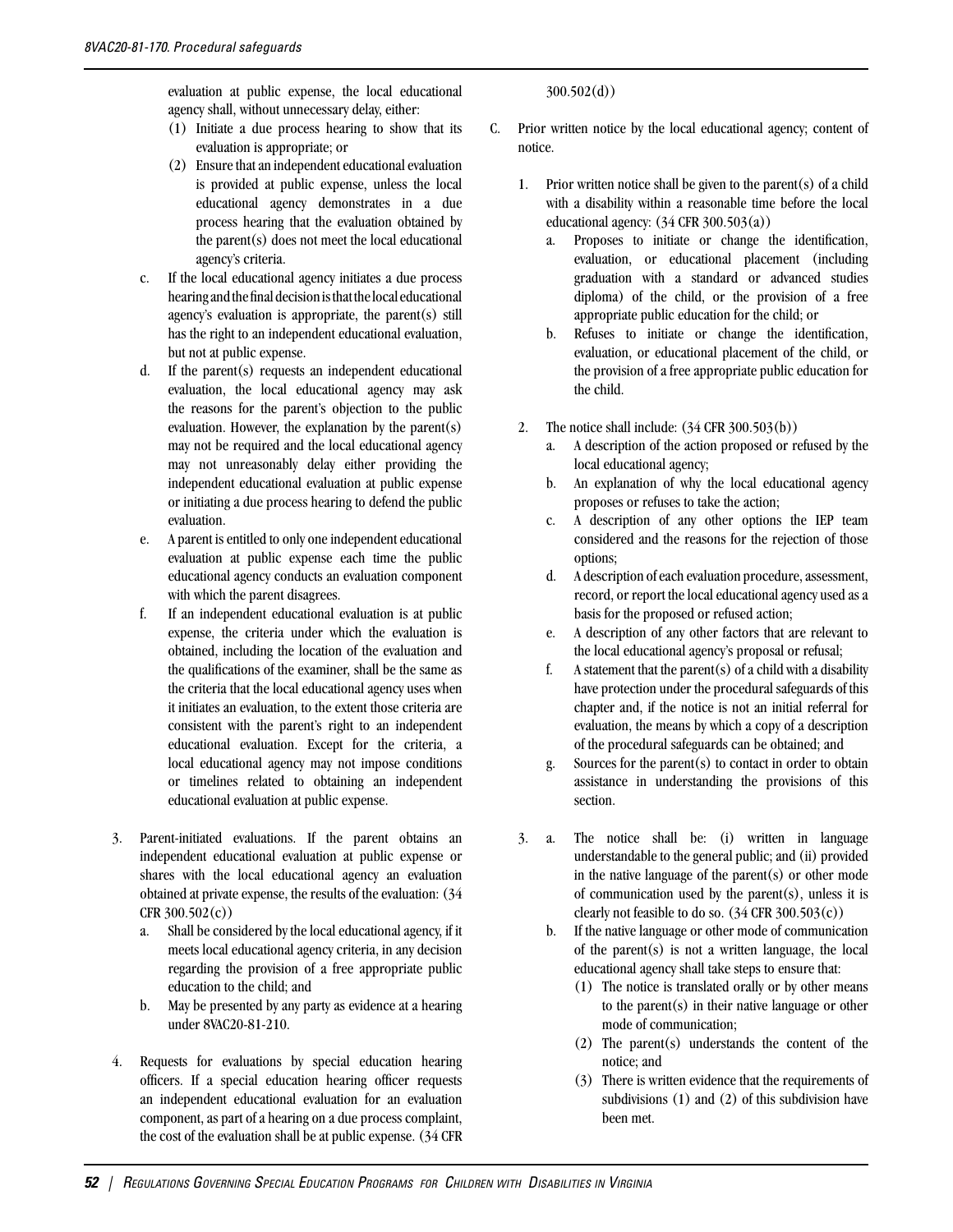evaluation at public expense, the local educational agency shall, without unnecessary delay, either:

(1) Initiate a due process hearing to show that its evaluation is appropriate; or

(2) Ensure that an independent educational evaluation is provided at public expense, unless the local educational agency demonstrates in a due process hearing that the evaluation obtained by the parent(s) does not meet the local educational agency's criteria.

c. If the local educational agency initiates a due process hearing and the final decision is that the local educational agency's evaluation is appropriate, the parent(s) still has the right to an independent educational evaluation, but not at public expense.

d. If the parent(s) requests an independent educational evaluation, the local educational agency may ask the reasons for the parent's objection to the public evaluation. However, the explanation by the parent(s) may not be required and the local educational agency may not unreasonably delay either providing the independent educational evaluation at public expense or initiating a due process hearing to defend the public evaluation.

e. A parent is entitled to only one independent educational evaluation at public expense each time the public educational agency conducts an evaluation component with which the parent disagrees.

f. If an independent educational evaluation is at public expense, the criteria under which the evaluation is obtained, including the location of the evaluation and the qualifications of the examiner, shall be the same as the criteria that the local educational agency uses when it initiates an evaluation, to the extent those criteria are consistent with the parent's right to an independent educational evaluation. Except for the criteria, a local educational agency may not impose conditions or timelines related to obtaining an independent educational evaluation at public expense.

3. Parent-initiated evaluations. If the parent obtains an independent educational evaluation at public expense or shares with the local educational agency an evaluation obtained at private expense, the results of the evaluation: (34 CFR 300.502(c))

a. Shall be considered by the local educational agency, if it meets local educational agency criteria, in any decision regarding the provision of a free appropriate public education to the child; and

b. May be presented by any party as evidence at a hearing under 8VAC20-81-210.

4. Requests for evaluations by special education hearing officers. If a special education hearing officer requests an independent educational evaluation for an evaluation component, as part of a hearing on a due process complaint, the cost of the evaluation shall be at public expense. (34 CFR 300.502(d))

C. Prior written notice by the local educational agency; content of notice.

1. Prior written notice shall be given to the parent(s) of a child with a disability within a reasonable time before the local educational agency: (34 CFR 300.503(a))

a. Proposes to initiate or change the identification, evaluation, or educational placement (including graduation with a standard or advanced studies diploma) of the child, or the provision of a free appropriate public education for the child; or

b. Refuses to initiate or change the identification, evaluation, or educational placement of the child, or the provision of a free appropriate public education for the child.

2. The notice shall include: (34 CFR 300.503(b))

a. A description of the action proposed or refused by the local educational agency;

b. An explanation of why the local educational agency proposes or refuses to take the action;

c. A description of any other options the IEP team considered and the reasons for the rejection of those options;

d. A description of each evaluation procedure, assessment, record, or report the local educational agency used as a basis for the proposed or refused action;

e. A description of any other factors that are relevant to the local educational agency's proposal or refusal;

f. A statement that the parent(s) of a child with a disability have protection under the procedural safeguards of this chapter and, if the notice is not an initial referral for evaluation, the means by which a copy of a description of the procedural safeguards can be obtained; and

g. Sources for the parent(s) to contact in order to obtain assistance in understanding the provisions of this section.

3. a. The notice shall be: (i) written in language understandable to the general public; and (ii) provided in the native language of the parent(s) or other mode of communication used by the parent(s), unless it is clearly not feasible to do so. (34 CFR 300.503(c))

b. If the native language or other mode of communication of the parent(s) is not a written language, the local educational agency shall take steps to ensure that:

(1) The notice is translated orally or by other means to the parent(s) in their native language or other mode of communication;

(2) The parent(s) understands the content of the notice; and

(3) There is written evidence that the requirements of subdivisions (1) and (2) of this subdivision have been met.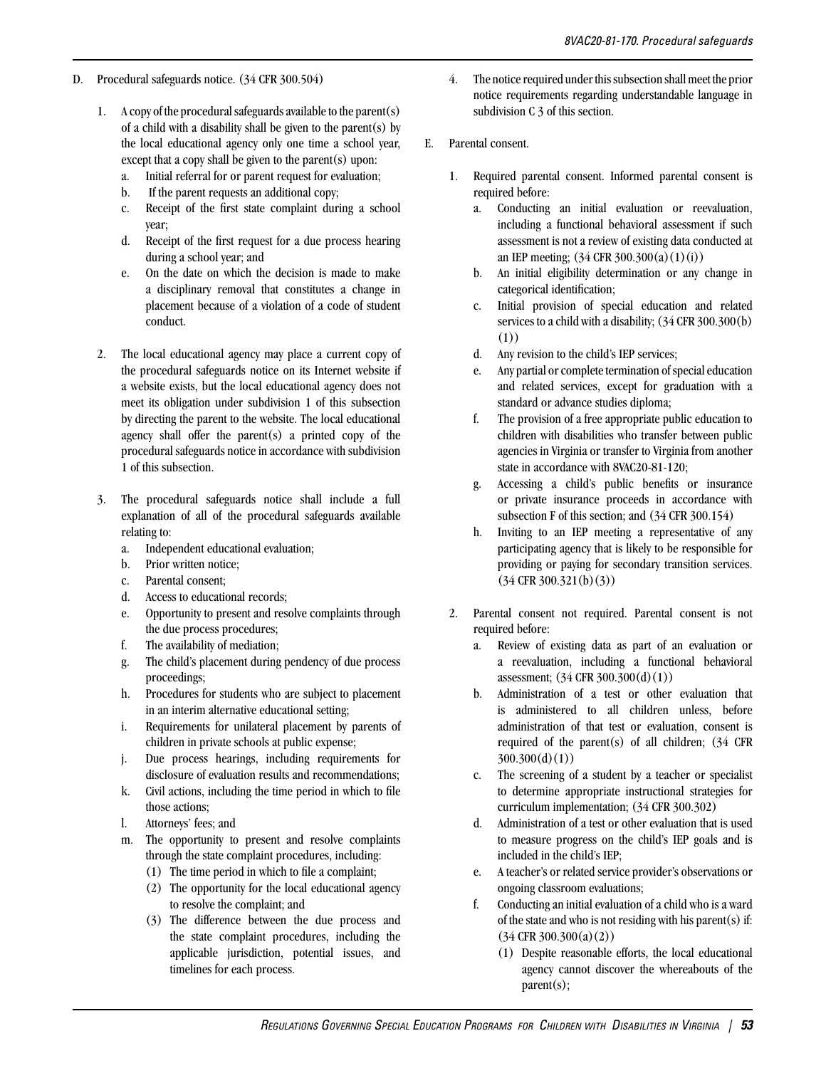D. Procedural safeguards notice. (34 CFR 300.504)

1. A copy of the procedural safeguards available to the parent(s) of a child with a disability shall be given to the parent(s) by the local educational agency only one time a school year, except that a copy shall be given to the parent(s) upon:
   a. Initial referral for or parent request for evaluation;
   b. If the parent requests an additional copy;
   c. Receipt of the first state complaint during a school year;
   d. Receipt of the first request for a due process hearing during a school year; and
   e. On the date on which the decision is made to make a disciplinary removal that constitutes a change in placement because of a violation of a code of student conduct.

2. The local educational agency may place a current copy of the procedural safeguards notice on its Internet website if a website exists, but the local educational agency does not meet its obligation under subdivision 1 of this subsection by directing the parent to the website. The local educational agency shall offer the parent(s) a printed copy of the procedural safeguards notice in accordance with subdivision 1 of this subsection.

3. The procedural safeguards notice shall include a full explanation of all of the procedural safeguards available relating to:
   a. Independent educational evaluation;
   b. Prior written notice;
   c. Parental consent;
   d. Access to educational records;
   e. Opportunity to present and resolve complaints through the due process procedures;
   f. The availability of mediation;
   g. The child's placement during pendency of due process proceedings;
   h. Procedures for students who are subject to placement in an interim alternative educational setting;
   i. Requirements for unilateral placement by parents of children in private schools at public expense;
   j. Due process hearings, including requirements for disclosure of evaluation results and recommendations;
   k. Civil actions, including the time period in which to file those actions;
   l. Attorneys' fees; and
   m. The opportunity to present and resolve complaints through the state complaint procedures, including:
      (1) The time period in which to file a complaint;
      (2) The opportunity for the local educational agency to resolve the complaint; and
      (3) The difference between the due process and the state complaint procedures, including the applicable jurisdiction, potential issues, and timelines for each process.

4. The notice required under this subsection shall meet the prior notice requirements regarding understandable language in subdivision C 3 of this section.

E. Parental consent.

1. Required parental consent. Informed parental consent is required before:
   a. Conducting an initial evaluation or reevaluation, including a functional behavioral assessment if such assessment is not a review of existing data conducted at an IEP meeting; (34 CFR 300.300(a)(1)(i))
   b. An initial eligibility determination or any change in categorical identification;
   c. Initial provision of special education and related services to a child with a disability; (34 CFR 300.300(b)(1))
   d. Any revision to the child's IEP services;
   e. Any partial or complete termination of special education and related services, except for graduation with a standard or advance studies diploma;
   f. The provision of a free appropriate public education to children with disabilities who transfer between public agencies in Virginia or transfer to Virginia from another state in accordance with 8VAC20-81-120;
   g. Accessing a child's public benefits or insurance or private insurance proceeds in accordance with subsection F of this section; and (34 CFR 300.154)
   h. Inviting to an IEP meeting a representative of any participating agency that is likely to be responsible for providing or paying for secondary transition services. (34 CFR 300.321(b)(3))

2. Parental consent not required. Parental consent is not required before:
   a. Review of existing data as part of an evaluation or a reevaluation, including a functional behavioral assessment; (34 CFR 300.300(d)(1))
   b. Administration of a test or other evaluation that is administered to all children unless, before administration of that test or evaluation, consent is required of the parent(s) of all children; (34 CFR 300.300(d)(1))
   c. The screening of a student by a teacher or specialist to determine appropriate instructional strategies for curriculum implementation; (34 CFR 300.302)
   d. Administration of a test or other evaluation that is used to measure progress on the child's IEP goals and is included in the child's IEP;
   e. A teacher's or related service provider's observations or ongoing classroom evaluations;
   f. Conducting an initial evaluation of a child who is a ward of the state and who is not residing with his parent(s) if: (34 CFR 300.300(a)(2))
      (1) Despite reasonable efforts, the local educational agency cannot discover the whereabouts of the parent(s);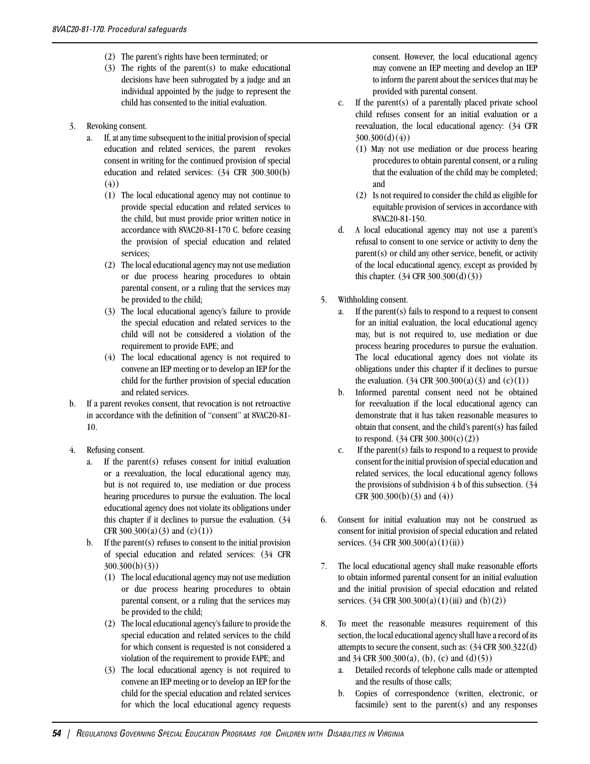(2) The parent's rights have been terminated; or

(3) The rights of the parent(s) to make educational decisions have been subrogated by a judge and an individual appointed by the judge to represent the child has consented to the initial evaluation.

3. Revoking consent.

   a. If, at any time subsequent to the initial provision of special education and related services, the parent revokes consent in writing for the continued provision of special education and related services: (34 CFR 300.300(b)(4))

      (1) The local educational agency may not continue to provide special education and related services to the child, but must provide prior written notice in accordance with 8VAC20-81-170 C. before ceasing the provision of special education and related services;

      (2) The local educational agency may not use mediation or due process hearing procedures to obtain parental consent, or a ruling that the services may be provided to the child;

      (3) The local educational agency's failure to provide the special education and related services to the child will not be considered a violation of the requirement to provide FAPE; and

      (4) The local educational agency is not required to convene an IEP meeting or to develop an IEP for the child for the further provision of special education and related services.

   b. If a parent revokes consent, that revocation is not retroactive in accordance with the definition of "consent" at 8VAC20-81-10.

4. Refusing consent.

   a. If the parent(s) refuses consent for initial evaluation or a reevaluation, the local educational agency may, but is not required to, use mediation or due process hearing procedures to pursue the evaluation. The local educational agency does not violate its obligations under this chapter if it declines to pursue the evaluation. (34 CFR 300.300(a)(3) and (c)(1))

   b. If the parent(s) refuses to consent to the initial provision of special education and related services: (34 CFR 300.300(b)(3))

      (1) The local educational agency may not use mediation or due process hearing procedures to obtain parental consent, or a ruling that the services may be provided to the child;

      (2) The local educational agency's failure to provide the special education and related services to the child for which consent is requested is not considered a violation of the requirement to provide FAPE; and

      (3) The local educational agency is not required to convene an IEP meeting or to develop an IEP for the child for the special education and related services for which the local educational agency requests consent. However, the local educational agency may convene an IEP meeting and develop an IEP to inform the parent about the services that may be provided with parental consent.

   c. If the parent(s) of a parentally placed private school child refuses consent for an initial evaluation or a reevaluation, the local educational agency: (34 CFR 300.300(d)(4))

      (1) May not use mediation or due process hearing procedures to obtain parental consent, or a ruling that the evaluation of the child may be completed; and

      (2) Is not required to consider the child as eligible for equitable provision of services in accordance with 8VAC20-81-150.

   d. A local educational agency may not use a parent's refusal to consent to one service or activity to deny the parent(s) or child any other service, benefit, or activity of the local educational agency, except as provided by this chapter. (34 CFR 300.300(d)(3))

5. Withholding consent.

   a. If the parent(s) fails to respond to a request to consent for an initial evaluation, the local educational agency may, but is not required to, use mediation or due process hearing procedures to pursue the evaluation. The local educational agency does not violate its obligations under this chapter if it declines to pursue the evaluation. (34 CFR 300.300(a)(3) and (c)(1))

   b. Informed parental consent need not be obtained for reevaluation if the local educational agency can demonstrate that it has taken reasonable measures to obtain that consent, and the child's parent(s) has failed to respond. (34 CFR 300.300(c)(2))

   c. If the parent(s) fails to respond to a request to provide consent for the initial provision of special education and related services, the local educational agency follows the provisions of subdivision 4 b of this subsection. (34 CFR 300.300(b)(3) and (4))

6. Consent for initial evaluation may not be construed as consent for initial provision of special education and related services. (34 CFR 300.300(a)(1)(ii))

7. The local educational agency shall make reasonable efforts to obtain informed parental consent for an initial evaluation and the initial provision of special education and related services. (34 CFR 300.300(a)(1)(iii) and (b)(2))

8. To meet the reasonable measures requirement of this section, the local educational agency shall have a record of its attempts to secure the consent, such as: (34 CFR 300.322(d) and 34 CFR 300.300(a), (b), (c) and (d)(5))

   a. Detailed records of telephone calls made or attempted and the results of those calls;

   b. Copies of correspondence (written, electronic, or facsimile) sent to the parent(s) and any responses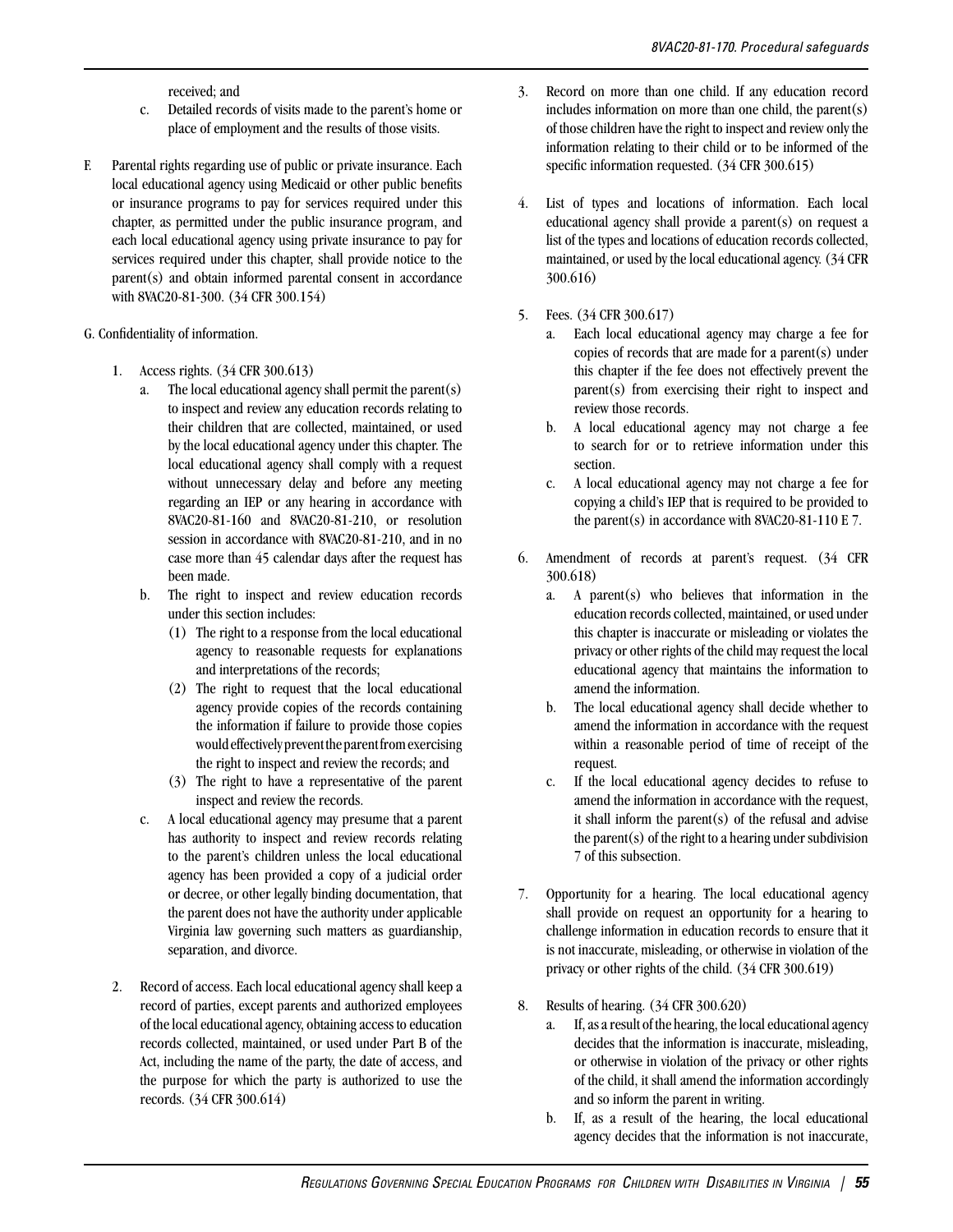received; and

c. Detailed records of visits made to the parent's home or place of employment and the results of those visits.

F. Parental rights regarding use of public or private insurance. Each local educational agency using Medicaid or other public benefits or insurance programs to pay for services required under this chapter, as permitted under the public insurance program, and each local educational agency using private insurance to pay for services required under this chapter, shall provide notice to the parent(s) and obtain informed parental consent in accordance with 8VAC20-81-300. (34 CFR 300.154)

G. Confidentiality of information.

1. Access rights. (34 CFR 300.613)
   a. The local educational agency shall permit the parent(s) to inspect and review any education records relating to their children that are collected, maintained, or used by the local educational agency under this chapter. The local educational agency shall comply with a request without unnecessary delay and before any meeting regarding an IEP or any hearing in accordance with 8VAC20-81-160 and 8VAC20-81-210, or resolution session in accordance with 8VAC20-81-210, and in no case more than 45 calendar days after the request has been made.
   b. The right to inspect and review education records under this section includes:
      (1) The right to a response from the local educational agency to reasonable requests for explanations and interpretations of the records;
      (2) The right to request that the local educational agency provide copies of the records containing the information if failure to provide those copies would effectively prevent the parent from exercising the right to inspect and review the records; and
      (3) The right to have a representative of the parent inspect and review the records.
   c. A local educational agency may presume that a parent has authority to inspect and review records relating to the parent's children unless the local educational agency has been provided a copy of a judicial order or decree, or other legally binding documentation, that the parent does not have the authority under applicable Virginia law governing such matters as guardianship, separation, and divorce.

2. Record of access. Each local educational agency shall keep a record of parties, except parents and authorized employees of the local educational agency, obtaining access to education records collected, maintained, or used under Part B of the Act, including the name of the party, the date of access, and the purpose for which the party is authorized to use the records. (34 CFR 300.614)

3. Record on more than one child. If any education record includes information on more than one child, the parent(s) of those children have the right to inspect and review only the information relating to their child or to be informed of the specific information requested. (34 CFR 300.615)

4. List of types and locations of information. Each local educational agency shall provide a parent(s) on request a list of the types and locations of education records collected, maintained, or used by the local educational agency. (34 CFR 300.616)

5. Fees. (34 CFR 300.617)
   a. Each local educational agency may charge a fee for copies of records that are made for a parent(s) under this chapter if the fee does not effectively prevent the parent(s) from exercising their right to inspect and review those records.
   b. A local educational agency may not charge a fee to search for or to retrieve information under this section.
   c. A local educational agency may not charge a fee for copying a child's IEP that is required to be provided to the parent(s) in accordance with 8VAC20-81-110 E 7.

6. Amendment of records at parent's request. (34 CFR 300.618)
   a. A parent(s) who believes that information in the education records collected, maintained, or used under this chapter is inaccurate or misleading or violates the privacy or other rights of the child may request the local educational agency that maintains the information to amend the information.
   b. The local educational agency shall decide whether to amend the information in accordance with the request within a reasonable period of time of receipt of the request.
   c. If the local educational agency decides to refuse to amend the information in accordance with the request, it shall inform the parent(s) of the refusal and advise the parent(s) of the right to a hearing under subdivision 7 of this subsection.

7. Opportunity for a hearing. The local educational agency shall provide on request an opportunity for a hearing to challenge information in education records to ensure that it is not inaccurate, misleading, or otherwise in violation of the privacy or other rights of the child. (34 CFR 300.619)

8. Results of hearing. (34 CFR 300.620)
   a. If, as a result of the hearing, the local educational agency decides that the information is inaccurate, misleading, or otherwise in violation of the privacy or other rights of the child, it shall amend the information accordingly and so inform the parent in writing.
   b. If, as a result of the hearing, the local educational agency decides that the information is not inaccurate,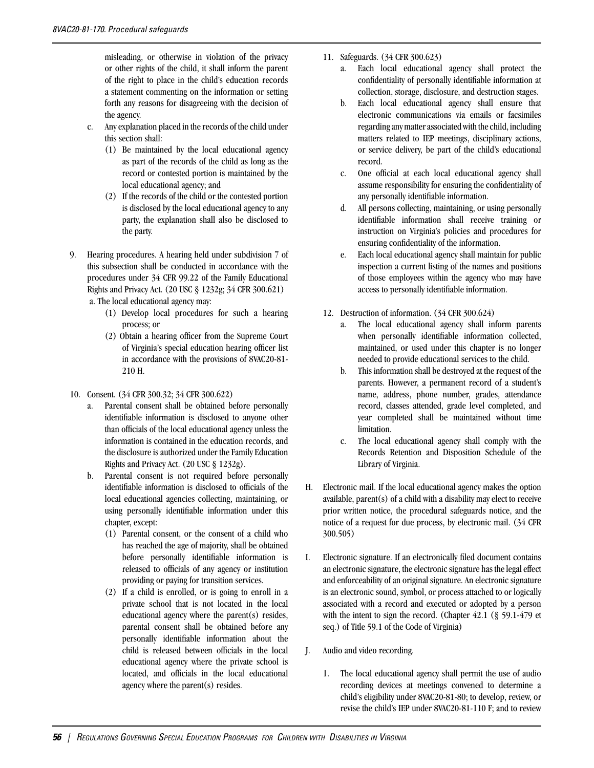misleading, or otherwise in violation of the privacy or other rights of the child, it shall inform the parent of the right to place in the child's education records a statement commenting on the information or setting forth any reasons for disagreeing with the decision of the agency.

c. Any explanation placed in the records of the child under this section shall:

(1) Be maintained by the local educational agency as part of the records of the child as long as the record or contested portion is maintained by the local educational agency; and

(2) If the records of the child or the contested portion is disclosed by the local educational agency to any party, the explanation shall also be disclosed to the party.

9. Hearing procedures. A hearing held under subdivision 7 of this subsection shall be conducted in accordance with the procedures under 34 CFR 99.22 of the Family Educational Rights and Privacy Act. (20 USC § 1232g; 34 CFR 300.621)

a. The local educational agency may:

(1) Develop local procedures for such a hearing process; or

(2) Obtain a hearing officer from the Supreme Court of Virginia's special education hearing officer list in accordance with the provisions of 8VAC20-81-210 H.

10. Consent. (34 CFR 300.32; 34 CFR 300.622)

a. Parental consent shall be obtained before personally identifiable information is disclosed to anyone other than officials of the local educational agency unless the information is contained in the education records, and the disclosure is authorized under the Family Education Rights and Privacy Act. (20 USC § 1232g).

b. Parental consent is not required before personally identifiable information is disclosed to officials of the local educational agencies collecting, maintaining, or using personally identifiable information under this chapter, except:

(1) Parental consent, or the consent of a child who has reached the age of majority, shall be obtained before personally identifiable information is released to officials of any agency or institution providing or paying for transition services.

(2) If a child is enrolled, or is going to enroll in a private school that is not located in the local educational agency where the parent(s) resides, parental consent shall be obtained before any personally identifiable information about the child is released between officials in the local educational agency where the private school is located, and officials in the local educational agency where the parent(s) resides.

11. Safeguards. (34 CFR 300.623)

a. Each local educational agency shall protect the confidentiality of personally identifiable information at collection, storage, disclosure, and destruction stages.

b. Each local educational agency shall ensure that electronic communications via emails or facsimiles regarding any matter associated with the child, including matters related to IEP meetings, disciplinary actions, or service delivery, be part of the child's educational record.

c. One official at each local educational agency shall assume responsibility for ensuring the confidentiality of any personally identifiable information.

d. All persons collecting, maintaining, or using personally identifiable information shall receive training or instruction on Virginia's policies and procedures for ensuring confidentiality of the information.

e. Each local educational agency shall maintain for public inspection a current listing of the names and positions of those employees within the agency who may have access to personally identifiable information.

12. Destruction of information. (34 CFR 300.624)

a. The local educational agency shall inform parents when personally identifiable information collected, maintained, or used under this chapter is no longer needed to provide educational services to the child.

b. This information shall be destroyed at the request of the parents. However, a permanent record of a student's name, address, phone number, grades, attendance record, classes attended, grade level completed, and year completed shall be maintained without time limitation.

c. The local educational agency shall comply with the Records Retention and Disposition Schedule of the Library of Virginia.

H. Electronic mail. If the local educational agency makes the option available, parent(s) of a child with a disability may elect to receive prior written notice, the procedural safeguards notice, and the notice of a request for due process, by electronic mail. (34 CFR 300.505)

I. Electronic signature. If an electronically filed document contains an electronic signature, the electronic signature has the legal effect and enforceability of an original signature. An electronic signature is an electronic sound, symbol, or process attached to or logically associated with a record and executed or adopted by a person with the intent to sign the record. (Chapter 42.1 (§ 59.1-479 et seq.) of Title 59.1 of the Code of Virginia)

J. Audio and video recording.

1. The local educational agency shall permit the use of audio recording devices at meetings convened to determine a child's eligibility under 8VAC20-81-80; to develop, review, or revise the child's IEP under 8VAC20-81-110 F; and to review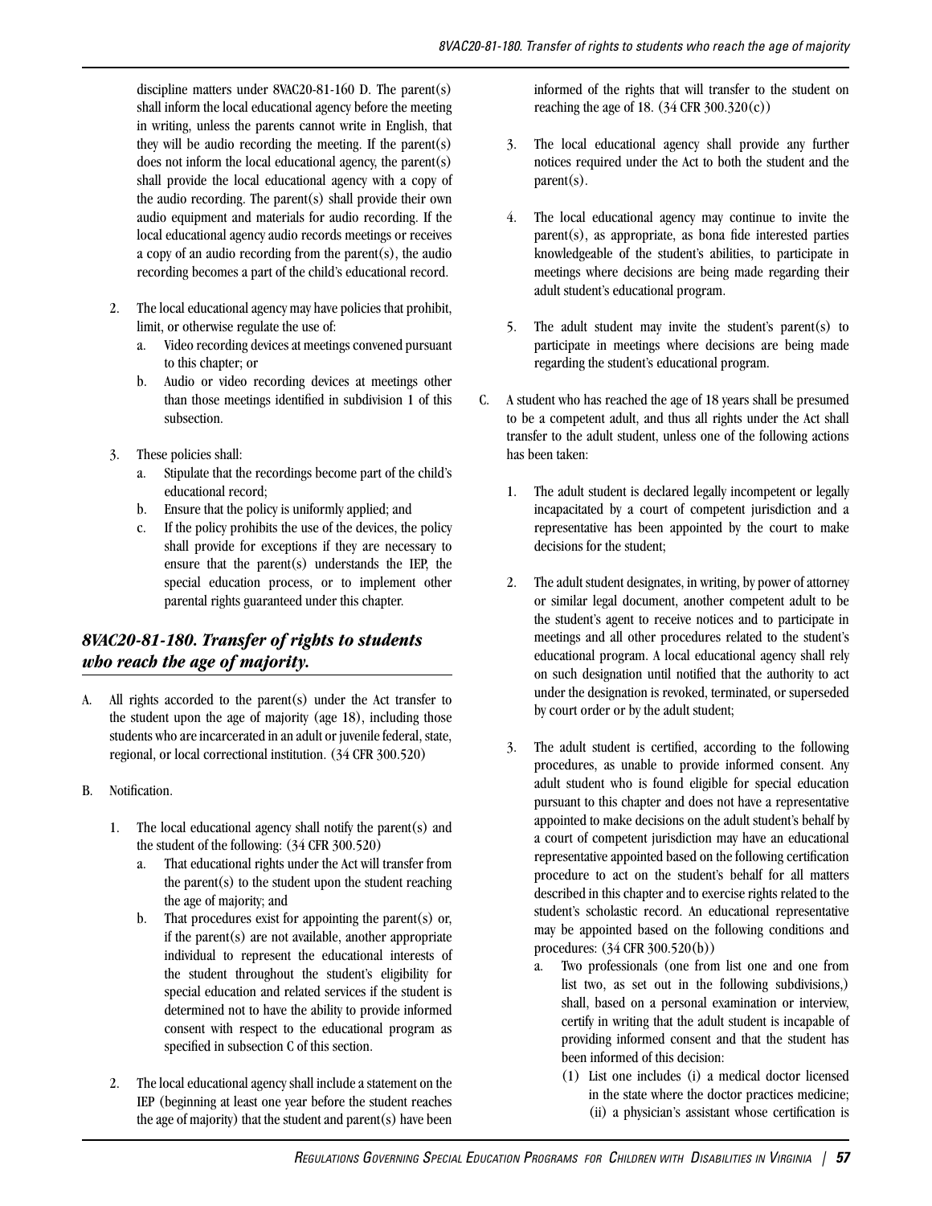discipline matters under 8VAC20-81-160 D. The parent(s) shall inform the local educational agency before the meeting in writing, unless the parents cannot write in English, that they will be audio recording the meeting. If the parent(s) does not inform the local educational agency, the parent(s) shall provide the local educational agency with a copy of the audio recording. The parent(s) shall provide their own audio equipment and materials for audio recording. If the local educational agency audio records meetings or receives a copy of an audio recording from the parent(s), the audio recording becomes a part of the child's educational record.

2. The local educational agency may have policies that prohibit, limit, or otherwise regulate the use of:
   a. Video recording devices at meetings convened pursuant to this chapter; or
   b. Audio or video recording devices at meetings other than those meetings identified in subdivision 1 of this subsection.

3. These policies shall:
   a. Stipulate that the recordings become part of the child's educational record;
   b. Ensure that the policy is uniformly applied; and
   c. If the policy prohibits the use of the devices, the policy shall provide for exceptions if they are necessary to ensure that the parent(s) understands the IEP, the special education process, or to implement other parental rights guaranteed under this chapter.

## *8VAC20-81-180. Transfer of rights to students who reach the age of majority.*

A. All rights accorded to the parent(s) under the Act transfer to the student upon the age of majority (age 18), including those students who are incarcerated in an adult or juvenile federal, state, regional, or local correctional institution. (34 CFR 300.520)

B. Notification.

1. The local educational agency shall notify the parent(s) and the student of the following: (34 CFR 300.520)
   a. That educational rights under the Act will transfer from the parent(s) to the student upon the student reaching the age of majority; and
   b. That procedures exist for appointing the parent(s) or, if the parent(s) are not available, another appropriate individual to represent the educational interests of the student throughout the student's eligibility for special education and related services if the student is determined not to have the ability to provide informed consent with respect to the educational program as specified in subsection C of this section.

2. The local educational agency shall include a statement on the IEP (beginning at least one year before the student reaches the age of majority) that the student and parent(s) have been informed of the rights that will transfer to the student on reaching the age of 18. (34 CFR 300.320(c))

3. The local educational agency shall provide any further notices required under the Act to both the student and the parent(s).

4. The local educational agency may continue to invite the parent(s), as appropriate, as bona fide interested parties knowledgeable of the student's abilities, to participate in meetings where decisions are being made regarding their adult student's educational program.

5. The adult student may invite the student's parent(s) to participate in meetings where decisions are being made regarding the student's educational program.

C. A student who has reached the age of 18 years shall be presumed to be a competent adult, and thus all rights under the Act shall transfer to the adult student, unless one of the following actions has been taken:

1. The adult student is declared legally incompetent or legally incapacitated by a court of competent jurisdiction and a representative has been appointed by the court to make decisions for the student;

2. The adult student designates, in writing, by power of attorney or similar legal document, another competent adult to be the student's agent to receive notices and to participate in meetings and all other procedures related to the student's educational program. A local educational agency shall rely on such designation until notified that the authority to act under the designation is revoked, terminated, or superseded by court order or by the adult student;

3. The adult student is certified, according to the following procedures, as unable to provide informed consent. Any adult student who is found eligible for special education pursuant to this chapter and does not have a representative appointed to make decisions on the adult student's behalf by a court of competent jurisdiction may have an educational representative appointed based on the following certification procedure to act on the student's behalf for all matters described in this chapter and to exercise rights related to the student's scholastic record. An educational representative may be appointed based on the following conditions and procedures: (34 CFR 300.520(b))
   a. Two professionals (one from list one and one from list two, as set out in the following subdivisions,) shall, based on a personal examination or interview, certify in writing that the adult student is incapable of providing informed consent and that the student has been informed of this decision:
      (1) List one includes (i) a medical doctor licensed in the state where the doctor practices medicine; (ii) a physician's assistant whose certification is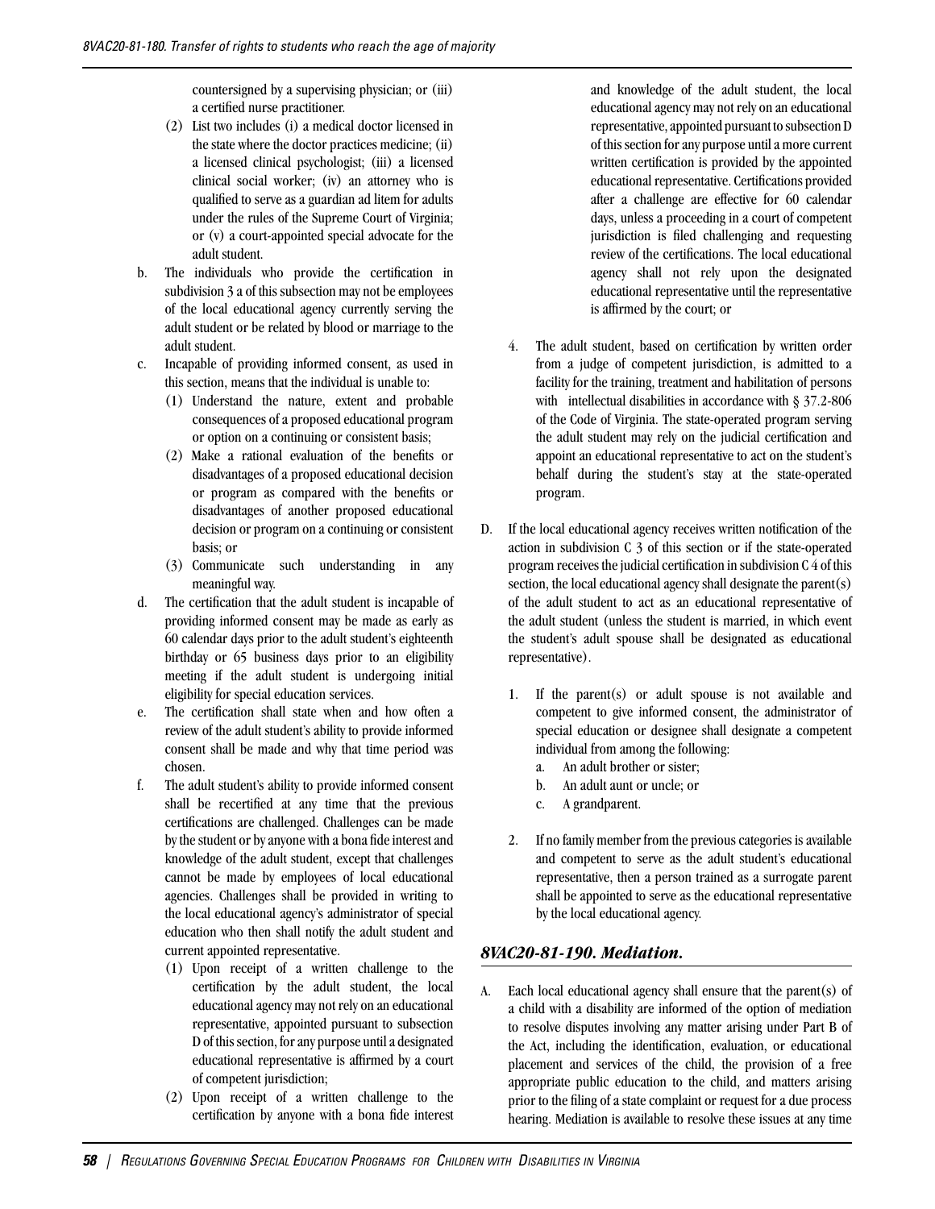countersigned by a supervising physician; or (iii) a certified nurse practitioner.

(2) List two includes (i) a medical doctor licensed in the state where the doctor practices medicine; (ii) a licensed clinical psychologist; (iii) a licensed clinical social worker; (iv) an attorney who is qualified to serve as a guardian ad litem for adults under the rules of the Supreme Court of Virginia; or (v) a court-appointed special advocate for the adult student.

b. The individuals who provide the certification in subdivision 3 a of this subsection may not be employees of the local educational agency currently serving the adult student or be related by blood or marriage to the adult student.

c. Incapable of providing informed consent, as used in this section, means that the individual is unable to:

(1) Understand the nature, extent and probable consequences of a proposed educational program or option on a continuing or consistent basis;

(2) Make a rational evaluation of the benefits or disadvantages of a proposed educational decision or program as compared with the benefits or disadvantages of another proposed educational decision or program on a continuing or consistent basis; or

(3) Communicate such understanding in any meaningful way.

d. The certification that the adult student is incapable of providing informed consent may be made as early as 60 calendar days prior to the adult student's eighteenth birthday or 65 business days prior to an eligibility meeting if the adult student is undergoing initial eligibility for special education services.

e. The certification shall state when and how often a review of the adult student's ability to provide informed consent shall be made and why that time period was chosen.

f. The adult student's ability to provide informed consent shall be recertified at any time that the previous certifications are challenged. Challenges can be made by the student or by anyone with a bona fide interest and knowledge of the adult student, except that challenges cannot be made by employees of local educational agencies. Challenges shall be provided in writing to the local educational agency's administrator of special education who then shall notify the adult student and current appointed representative.

(1) Upon receipt of a written challenge to the certification by the adult student, the local educational agency may not rely on an educational representative, appointed pursuant to subsection D of this section, for any purpose until a designated educational representative is affirmed by a court of competent jurisdiction;

(2) Upon receipt of a written challenge to the certification by anyone with a bona fide interest and knowledge of the adult student, the local educational agency may not rely on an educational representative, appointed pursuant to subsection D of this section for any purpose until a more current written certification is provided by the appointed educational representative. Certifications provided after a challenge are effective for 60 calendar days, unless a proceeding in a court of competent jurisdiction is filed challenging and requesting review of the certifications. The local educational agency shall not rely upon the designated educational representative until the representative is affirmed by the court; or

4. The adult student, based on certification by written order from a judge of competent jurisdiction, is admitted to a facility for the training, treatment and habilitation of persons with intellectual disabilities in accordance with § 37.2-806 of the Code of Virginia. The state-operated program serving the adult student may rely on the judicial certification and appoint an educational representative to act on the student's behalf during the student's stay at the state-operated program.

D. If the local educational agency receives written notification of the action in subdivision C 3 of this section or if the state-operated program receives the judicial certification in subdivision C 4 of this section, the local educational agency shall designate the parent(s) of the adult student to act as an educational representative of the adult student (unless the student is married, in which event the student's adult spouse shall be designated as educational representative).

1. If the parent(s) or adult spouse is not available and competent to give informed consent, the administrator of special education or designee shall designate a competent individual from among the following:
   a. An adult brother or sister;
   b. An adult aunt or uncle; or
   c. A grandparent.

2. If no family member from the previous categories is available and competent to serve as the adult student's educational representative, then a person trained as a surrogate parent shall be appointed to serve as the educational representative by the local educational agency.

## *8VAC20-81-190. Mediation.*

A. Each local educational agency shall ensure that the parent(s) of a child with a disability are informed of the option of mediation to resolve disputes involving any matter arising under Part B of the Act, including the identification, evaluation, or educational placement and services of the child, the provision of a free appropriate public education to the child, and matters arising prior to the filing of a state complaint or request for a due process hearing. Mediation is available to resolve these issues at any time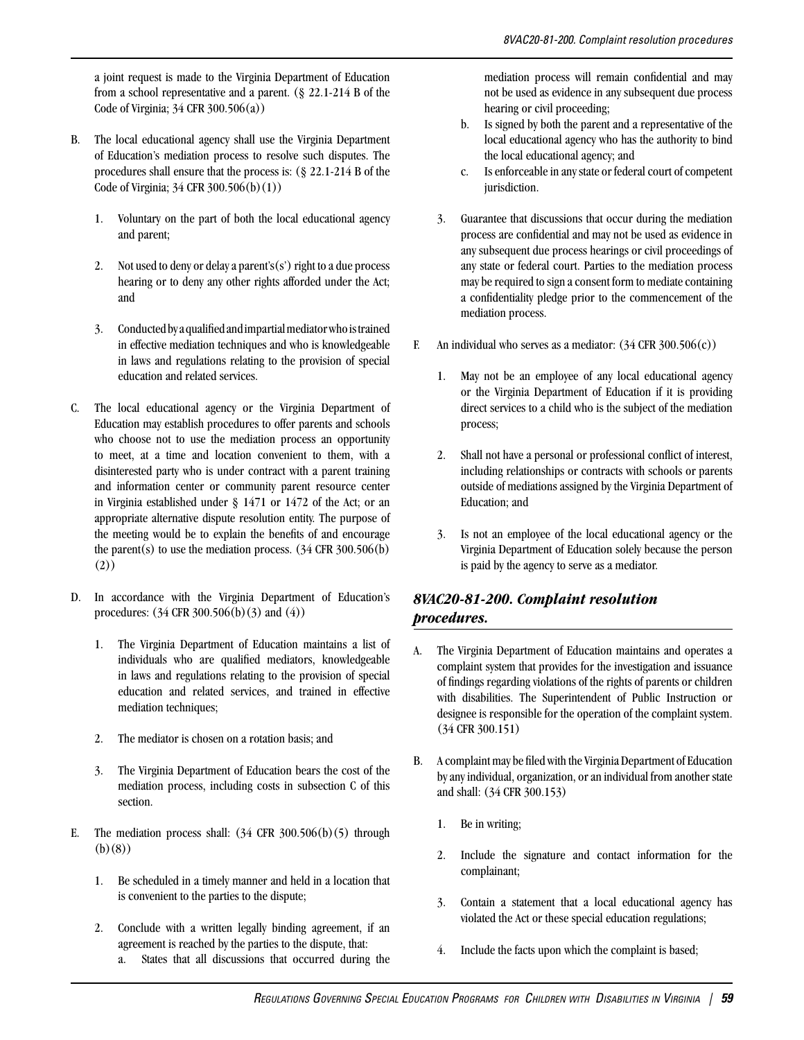a joint request is made to the Virginia Department of Education from a school representative and a parent. (§ 22.1-214 B of the Code of Virginia; 34 CFR 300.506(a))

B. The local educational agency shall use the Virginia Department of Education's mediation process to resolve such disputes. The procedures shall ensure that the process is: (§ 22.1-214 B of the Code of Virginia; 34 CFR 300.506(b)(1))

   1. Voluntary on the part of both the local educational agency and parent;

   2. Not used to deny or delay a parent's(s') right to a due process hearing or to deny any other rights afforded under the Act; and

   3. Conducted by a qualified and impartial mediator who is trained in effective mediation techniques and who is knowledgeable in laws and regulations relating to the provision of special education and related services.

C. The local educational agency or the Virginia Department of Education may establish procedures to offer parents and schools who choose not to use the mediation process an opportunity to meet, at a time and location convenient to them, with a disinterested party who is under contract with a parent training and information center or community parent resource center in Virginia established under § 1471 or 1472 of the Act; or an appropriate alternative dispute resolution entity. The purpose of the meeting would be to explain the benefits of and encourage the parent(s) to use the mediation process. (34 CFR 300.506(b)(2))

D. In accordance with the Virginia Department of Education's procedures: (34 CFR 300.506(b)(3) and (4))

   1. The Virginia Department of Education maintains a list of individuals who are qualified mediators, knowledgeable in laws and regulations relating to the provision of special education and related services, and trained in effective mediation techniques;

   2. The mediator is chosen on a rotation basis; and

   3. The Virginia Department of Education bears the cost of the mediation process, including costs in subsection C of this section.

E. The mediation process shall: (34 CFR 300.506(b)(5) through (b)(8))

   1. Be scheduled in a timely manner and held in a location that is convenient to the parties to the dispute;

   2. Conclude with a written legally binding agreement, if an agreement is reached by the parties to the dispute, that:
      a. States that all discussions that occurred during the mediation process will remain confidential and may not be used as evidence in any subsequent due process hearing or civil proceeding;
      b. Is signed by both the parent and a representative of the local educational agency who has the authority to bind the local educational agency; and
      c. Is enforceable in any state or federal court of competent jurisdiction.

   3. Guarantee that discussions that occur during the mediation process are confidential and may not be used as evidence in any subsequent due process hearings or civil proceedings of any state or federal court. Parties to the mediation process may be required to sign a consent form to mediate containing a confidentiality pledge prior to the commencement of the mediation process.

F. An individual who serves as a mediator: (34 CFR 300.506(c))

   1. May not be an employee of any local educational agency or the Virginia Department of Education if it is providing direct services to a child who is the subject of the mediation process;

   2. Shall not have a personal or professional conflict of interest, including relationships or contracts with schools or parents outside of mediations assigned by the Virginia Department of Education; and

   3. Is not an employee of the local educational agency or the Virginia Department of Education solely because the person is paid by the agency to serve as a mediator.

## *8VAC20-81-200. Complaint resolution procedures.*

A. The Virginia Department of Education maintains and operates a complaint system that provides for the investigation and issuance of findings regarding violations of the rights of parents or children with disabilities. The Superintendent of Public Instruction or designee is responsible for the operation of the complaint system. (34 CFR 300.151)

B. A complaint may be filed with the Virginia Department of Education by any individual, organization, or an individual from another state and shall: (34 CFR 300.153)

   1. Be in writing;

   2. Include the signature and contact information for the complainant;

   3. Contain a statement that a local educational agency has violated the Act or these special education regulations;

   4. Include the facts upon which the complaint is based;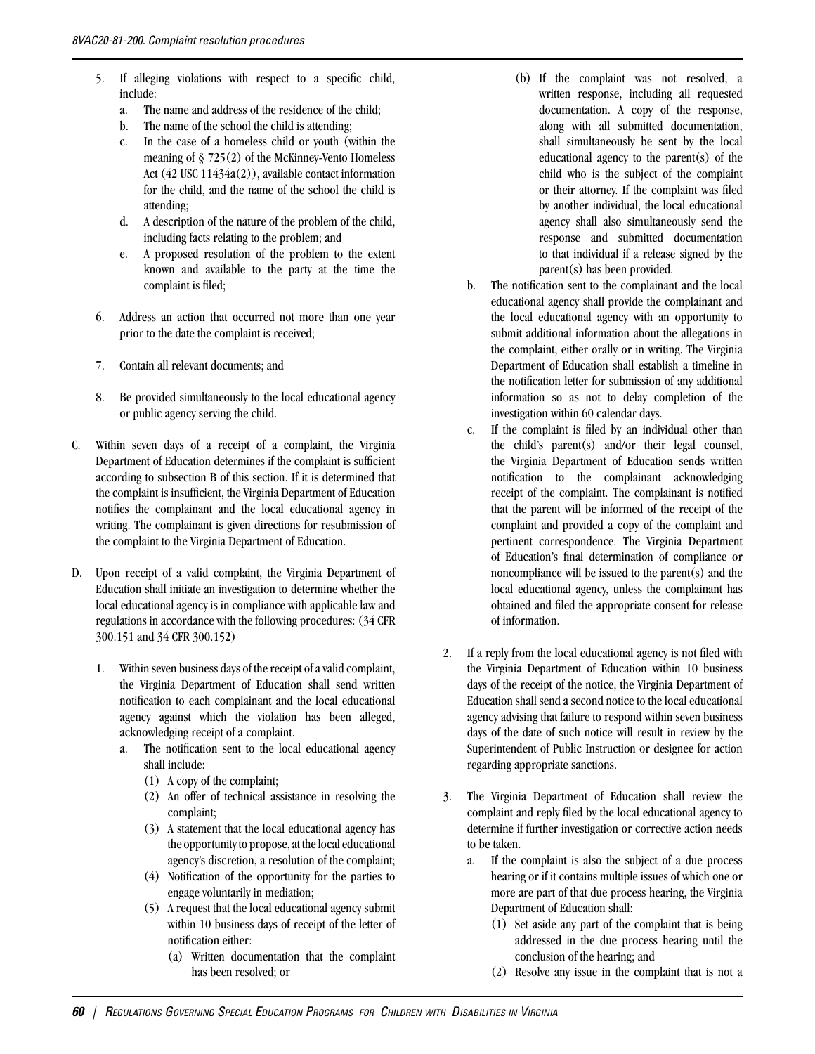5. If alleging violations with respect to a specific child, include:
   a. The name and address of the residence of the child;
   b. The name of the school the child is attending;
   c. In the case of a homeless child or youth (within the meaning of § 725(2) of the McKinney-Vento Homeless Act (42 USC 11434a(2)), available contact information for the child, and the name of the school the child is attending;
   d. A description of the nature of the problem of the child, including facts relating to the problem; and
   e. A proposed resolution of the problem to the extent known and available to the party at the time the complaint is filed;

6. Address an action that occurred not more than one year prior to the date the complaint is received;

7. Contain all relevant documents; and

8. Be provided simultaneously to the local educational agency or public agency serving the child.

C. Within seven days of a receipt of a complaint, the Virginia Department of Education determines if the complaint is sufficient according to subsection B of this section. If it is determined that the complaint is insufficient, the Virginia Department of Education notifies the complainant and the local educational agency in writing. The complainant is given directions for resubmission of the complaint to the Virginia Department of Education.

D. Upon receipt of a valid complaint, the Virginia Department of Education shall initiate an investigation to determine whether the local educational agency is in compliance with applicable law and regulations in accordance with the following procedures: (34 CFR 300.151 and 34 CFR 300.152)

   1. Within seven business days of the receipt of a valid complaint, the Virginia Department of Education shall send written notification to each complainant and the local educational agency against which the violation has been alleged, acknowledging receipt of a complaint.
      a. The notification sent to the local educational agency shall include:
         (1) A copy of the complaint;
         (2) An offer of technical assistance in resolving the complaint;
         (3) A statement that the local educational agency has the opportunity to propose, at the local educational agency's discretion, a resolution of the complaint;
         (4) Notification of the opportunity for the parties to engage voluntarily in mediation;
         (5) A request that the local educational agency submit within 10 business days of receipt of the letter of notification either:
            (a) Written documentation that the complaint has been resolved; or
            (b) If the complaint was not resolved, a written response, including all requested documentation. A copy of the response, along with all submitted documentation, shall simultaneously be sent by the local educational agency to the parent(s) of the child who is the subject of the complaint or their attorney. If the complaint was filed by another individual, the local educational agency shall also simultaneously send the response and submitted documentation to that individual if a release signed by the parent(s) has been provided.
      b. The notification sent to the complainant and the local educational agency shall provide the complainant and the local educational agency with an opportunity to submit additional information about the allegations in the complaint, either orally or in writing. The Virginia Department of Education shall establish a timeline in the notification letter for submission of any additional information so as not to delay completion of the investigation within 60 calendar days.
      c. If the complaint is filed by an individual other than the child's parent(s) and/or their legal counsel, the Virginia Department of Education sends written notification to the complainant acknowledging receipt of the complaint. The complainant is notified that the parent will be informed of the receipt of the complaint and provided a copy of the complaint and pertinent correspondence. The Virginia Department of Education's final determination of compliance or noncompliance will be issued to the parent(s) and the local educational agency, unless the complainant has obtained and filed the appropriate consent for release of information.

   2. If a reply from the local educational agency is not filed with the Virginia Department of Education within 10 business days of the receipt of the notice, the Virginia Department of Education shall send a second notice to the local educational agency advising that failure to respond within seven business days of the date of such notice will result in review by the Superintendent of Public Instruction or designee for action regarding appropriate sanctions.

   3. The Virginia Department of Education shall review the complaint and reply filed by the local educational agency to determine if further investigation or corrective action needs to be taken.
      a. If the complaint is also the subject of a due process hearing or if it contains multiple issues of which one or more are part of that due process hearing, the Virginia Department of Education shall:
         (1) Set aside any part of the complaint that is being addressed in the due process hearing until the conclusion of the hearing; and
         (2) Resolve any issue in the complaint that is not a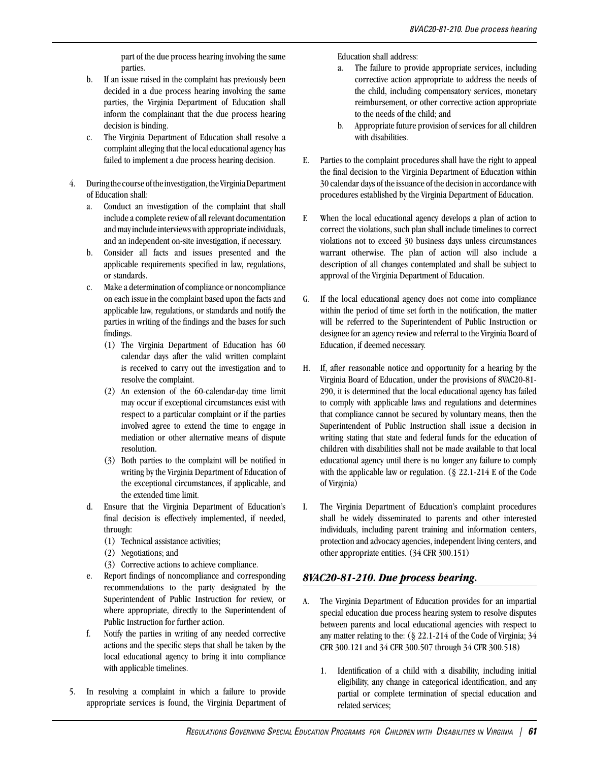part of the due process hearing involving the same parties.

b. If an issue raised in the complaint has previously been decided in a due process hearing involving the same parties, the Virginia Department of Education shall inform the complainant that the due process hearing decision is binding.

c. The Virginia Department of Education shall resolve a complaint alleging that the local educational agency has failed to implement a due process hearing decision.

4. During the course of the investigation, the Virginia Department of Education shall:

   a. Conduct an investigation of the complaint that shall include a complete review of all relevant documentation and may include interviews with appropriate individuals, and an independent on-site investigation, if necessary.

   b. Consider all facts and issues presented and the applicable requirements specified in law, regulations, or standards.

   c. Make a determination of compliance or noncompliance on each issue in the complaint based upon the facts and applicable law, regulations, or standards and notify the parties in writing of the findings and the bases for such findings.

      (1) The Virginia Department of Education has 60 calendar days after the valid written complaint is received to carry out the investigation and to resolve the complaint.

      (2) An extension of the 60-calendar-day time limit may occur if exceptional circumstances exist with respect to a particular complaint or if the parties involved agree to extend the time to engage in mediation or other alternative means of dispute resolution.

      (3) Both parties to the complaint will be notified in writing by the Virginia Department of Education of the exceptional circumstances, if applicable, and the extended time limit.

   d. Ensure that the Virginia Department of Education's final decision is effectively implemented, if needed, through:

      (1) Technical assistance activities;

      (2) Negotiations; and

      (3) Corrective actions to achieve compliance.

   e. Report findings of noncompliance and corresponding recommendations to the party designated by the Superintendent of Public Instruction for review, or where appropriate, directly to the Superintendent of Public Instruction for further action.

   f. Notify the parties in writing of any needed corrective actions and the specific steps that shall be taken by the local educational agency to bring it into compliance with applicable timelines.

5. In resolving a complaint in which a failure to provide appropriate services is found, the Virginia Department of Education shall address:

   a. The failure to provide appropriate services, including corrective action appropriate to address the needs of the child, including compensatory services, monetary reimbursement, or other corrective action appropriate to the needs of the child; and

   b. Appropriate future provision of services for all children with disabilities.

E. Parties to the complaint procedures shall have the right to appeal the final decision to the Virginia Department of Education within 30 calendar days of the issuance of the decision in accordance with procedures established by the Virginia Department of Education.

F. When the local educational agency develops a plan of action to correct the violations, such plan shall include timelines to correct violations not to exceed 30 business days unless circumstances warrant otherwise. The plan of action will also include a description of all changes contemplated and shall be subject to approval of the Virginia Department of Education.

G. If the local educational agency does not come into compliance within the period of time set forth in the notification, the matter will be referred to the Superintendent of Public Instruction or designee for an agency review and referral to the Virginia Board of Education, if deemed necessary.

H. If, after reasonable notice and opportunity for a hearing by the Virginia Board of Education, under the provisions of 8VAC20-81-290, it is determined that the local educational agency has failed to comply with applicable laws and regulations and determines that compliance cannot be secured by voluntary means, then the Superintendent of Public Instruction shall issue a decision in writing stating that state and federal funds for the education of children with disabilities shall not be made available to that local educational agency until there is no longer any failure to comply with the applicable law or regulation. (§ 22.1-214 E of the Code of Virginia)

I. The Virginia Department of Education's complaint procedures shall be widely disseminated to parents and other interested individuals, including parent training and information centers, protection and advocacy agencies, independent living centers, and other appropriate entities. (34 CFR 300.151)

## *8VAC20-81-210. Due process hearing.*

A. The Virginia Department of Education provides for an impartial special education due process hearing system to resolve disputes between parents and local educational agencies with respect to any matter relating to the: (§ 22.1-214 of the Code of Virginia; 34 CFR 300.121 and 34 CFR 300.507 through 34 CFR 300.518)

1. Identification of a child with a disability, including initial eligibility, any change in categorical identification, and any partial or complete termination of special education and related services;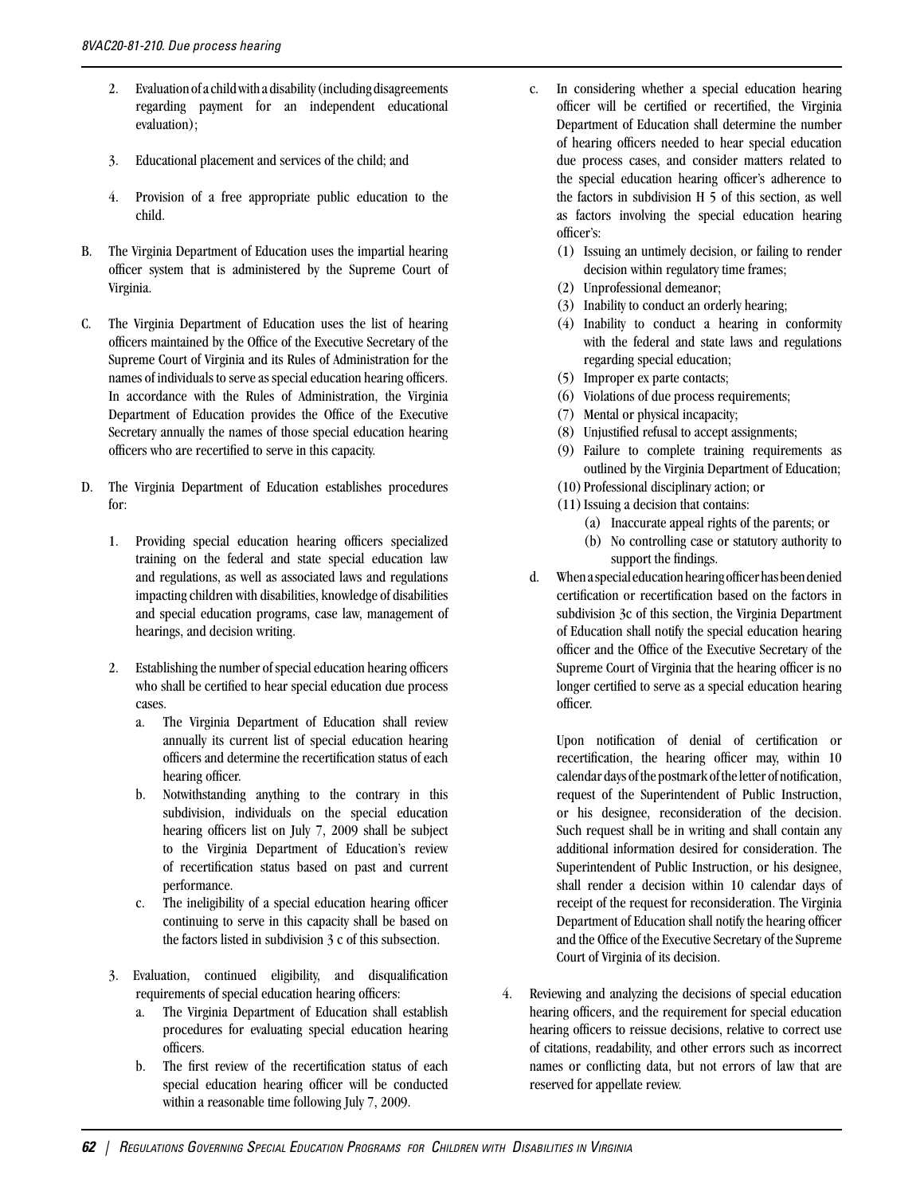2. Evaluation of a child with a disability (including disagreements regarding payment for an independent educational evaluation);

3. Educational placement and services of the child; and

4. Provision of a free appropriate public education to the child.

B. The Virginia Department of Education uses the impartial hearing officer system that is administered by the Supreme Court of Virginia.

C. The Virginia Department of Education uses the list of hearing officers maintained by the Office of the Executive Secretary of the Supreme Court of Virginia and its Rules of Administration for the names of individuals to serve as special education hearing officers. In accordance with the Rules of Administration, the Virginia Department of Education provides the Office of the Executive Secretary annually the names of those special education hearing officers who are recertified to serve in this capacity.

D. The Virginia Department of Education establishes procedures for:

1. Providing special education hearing officers specialized training on the federal and state special education law and regulations, as well as associated laws and regulations impacting children with disabilities, knowledge of disabilities and special education programs, case law, management of hearings, and decision writing.

2. Establishing the number of special education hearing officers who shall be certified to hear special education due process cases.
   a. The Virginia Department of Education shall review annually its current list of special education hearing officers and determine the recertification status of each hearing officer.
   b. Notwithstanding anything to the contrary in this subdivision, individuals on the special education hearing officers list on July 7, 2009 shall be subject to the Virginia Department of Education's review of recertification status based on past and current performance.
   c. The ineligibility of a special education hearing officer continuing to serve in this capacity shall be based on the factors listed in subdivision 3 c of this subsection.

3. Evaluation, continued eligibility, and disqualification requirements of special education hearing officers:
   a. The Virginia Department of Education shall establish procedures for evaluating special education hearing officers.
   b. The first review of the recertification status of each special education hearing officer will be conducted within a reasonable time following July 7, 2009.
   c. In considering whether a special education hearing officer will be certified or recertified, the Virginia Department of Education shall determine the number of hearing officers needed to hear special education due process cases, and consider matters related to the special education hearing officer's adherence to the factors in subdivision H 5 of this section, as well as factors involving the special education hearing officer's:
      (1) Issuing an untimely decision, or failing to render decision within regulatory time frames;
      (2) Unprofessional demeanor;
      (3) Inability to conduct an orderly hearing;
      (4) Inability to conduct a hearing in conformity with the federal and state laws and regulations regarding special education;
      (5) Improper ex parte contacts;
      (6) Violations of due process requirements;
      (7) Mental or physical incapacity;
      (8) Unjustified refusal to accept assignments;
      (9) Failure to complete training requirements as outlined by the Virginia Department of Education;
      (10) Professional disciplinary action; or
      (11) Issuing a decision that contains:
         (a) Inaccurate appeal rights of the parents; or
         (b) No controlling case or statutory authority to support the findings.
   d. When a special education hearing officer has been denied certification or recertification based on the factors in subdivision 3c of this section, the Virginia Department of Education shall notify the special education hearing officer and the Office of the Executive Secretary of the Supreme Court of Virginia that the hearing officer is no longer certified to serve as a special education hearing officer.

      Upon notification of denial of certification or recertification, the hearing officer may, within 10 calendar days of the postmark of the letter of notification, request of the Superintendent of Public Instruction, or his designee, reconsideration of the decision. Such request shall be in writing and shall contain any additional information desired for consideration. The Superintendent of Public Instruction, or his designee, shall render a decision within 10 calendar days of receipt of the request for reconsideration. The Virginia Department of Education shall notify the hearing officer and the Office of the Executive Secretary of the Supreme Court of Virginia of its decision.

4. Reviewing and analyzing the decisions of special education hearing officers, and the requirement for special education hearing officers to reissue decisions, relative to correct use of citations, readability, and other errors such as incorrect names or conflicting data, but not errors of law that are reserved for appellate review.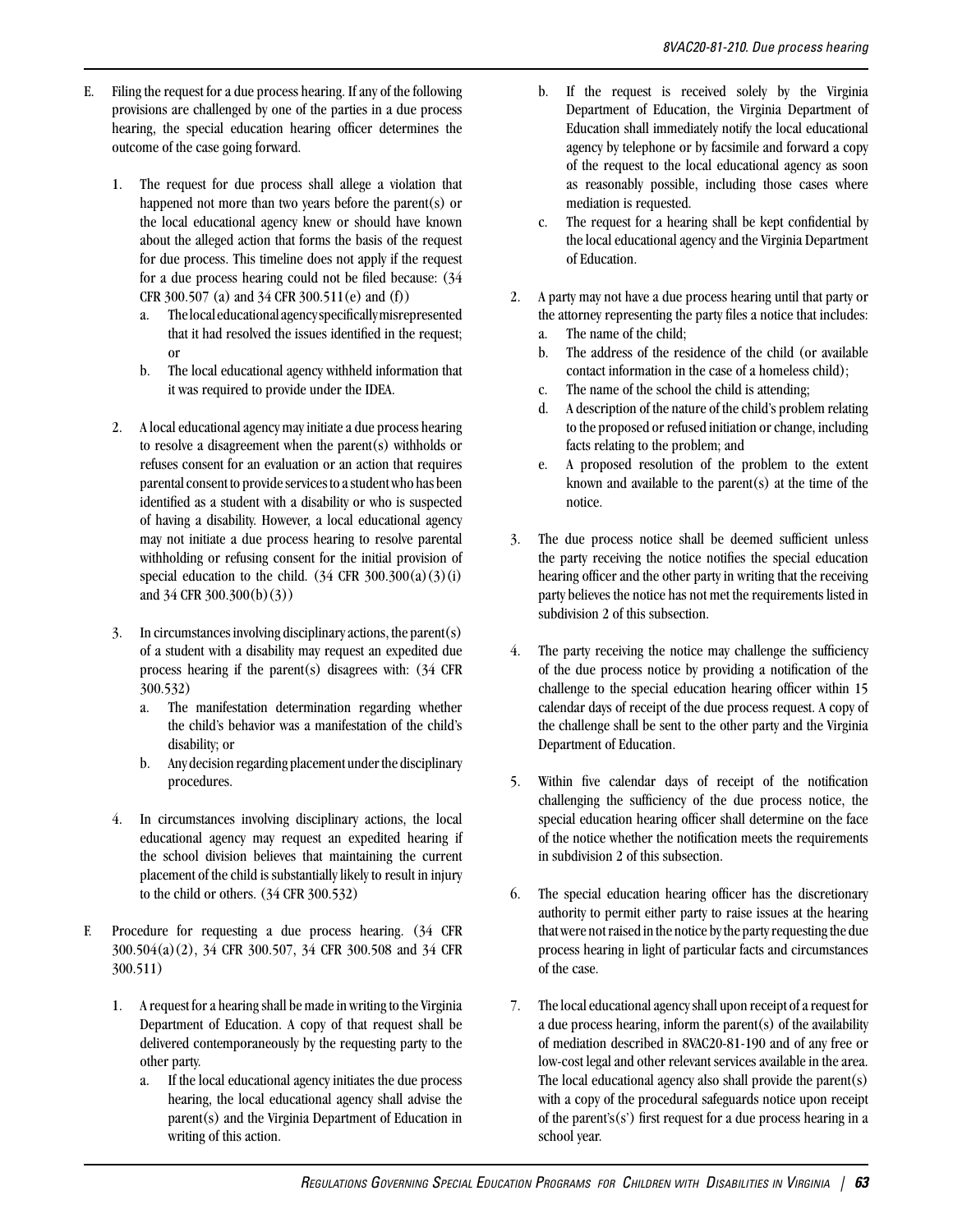E. Filing the request for a due process hearing. If any of the following provisions are challenged by one of the parties in a due process hearing, the special education hearing officer determines the outcome of the case going forward.

   1. The request for due process shall allege a violation that happened not more than two years before the parent(s) or the local educational agency knew or should have known about the alleged action that forms the basis of the request for due process. This timeline does not apply if the request for a due process hearing could not be filed because: (34 CFR 300.507 (a) and 34 CFR 300.511(e) and (f))
      a. The local educational agency specifically misrepresented that it had resolved the issues identified in the request; or
      b. The local educational agency withheld information that it was required to provide under the IDEA.

   2. A local educational agency may initiate a due process hearing to resolve a disagreement when the parent(s) withholds or refuses consent for an evaluation or an action that requires parental consent to provide services to a student who has been identified as a student with a disability or who is suspected of having a disability. However, a local educational agency may not initiate a due process hearing to resolve parental withholding or refusing consent for the initial provision of special education to the child. (34 CFR 300.300(a)(3)(i) and 34 CFR 300.300(b)(3))

   3. In circumstances involving disciplinary actions, the parent(s) of a student with a disability may request an expedited due process hearing if the parent(s) disagrees with: (34 CFR 300.532)
      a. The manifestation determination regarding whether the child's behavior was a manifestation of the child's disability; or
      b. Any decision regarding placement under the disciplinary procedures.

   4. In circumstances involving disciplinary actions, the local educational agency may request an expedited hearing if the school division believes that maintaining the current placement of the child is substantially likely to result in injury to the child or others. (34 CFR 300.532)

F. Procedure for requesting a due process hearing. (34 CFR 300.504(a)(2), 34 CFR 300.507, 34 CFR 300.508 and 34 CFR 300.511)

   1. A request for a hearing shall be made in writing to the Virginia Department of Education. A copy of that request shall be delivered contemporaneously by the requesting party to the other party.
      a. If the local educational agency initiates the due process hearing, the local educational agency shall advise the parent(s) and the Virginia Department of Education in writing of this action.
      b. If the request is received solely by the Virginia Department of Education, the Virginia Department of Education shall immediately notify the local educational agency by telephone or by facsimile and forward a copy of the request to the local educational agency as soon as reasonably possible, including those cases where mediation is requested.
      c. The request for a hearing shall be kept confidential by the local educational agency and the Virginia Department of Education.

   2. A party may not have a due process hearing until that party or the attorney representing the party files a notice that includes:
      a. The name of the child;
      b. The address of the residence of the child (or available contact information in the case of a homeless child);
      c. The name of the school the child is attending;
      d. A description of the nature of the child's problem relating to the proposed or refused initiation or change, including facts relating to the problem; and
      e. A proposed resolution of the problem to the extent known and available to the parent(s) at the time of the notice.

   3. The due process notice shall be deemed sufficient unless the party receiving the notice notifies the special education hearing officer and the other party in writing that the receiving party believes the notice has not met the requirements listed in subdivision 2 of this subsection.

   4. The party receiving the notice may challenge the sufficiency of the due process notice by providing a notification of the challenge to the special education hearing officer within 15 calendar days of receipt of the due process request. A copy of the challenge shall be sent to the other party and the Virginia Department of Education.

   5. Within five calendar days of receipt of the notification challenging the sufficiency of the due process notice, the special education hearing officer shall determine on the face of the notice whether the notification meets the requirements in subdivision 2 of this subsection.

   6. The special education hearing officer has the discretionary authority to permit either party to raise issues at the hearing that were not raised in the notice by the party requesting the due process hearing in light of particular facts and circumstances of the case.

   7. The local educational agency shall upon receipt of a request for a due process hearing, inform the parent(s) of the availability of mediation described in 8VAC20-81-190 and of any free or low-cost legal and other relevant services available in the area. The local educational agency also shall provide the parent(s) with a copy of the procedural safeguards notice upon receipt of the parent's(s') first request for a due process hearing in a school year.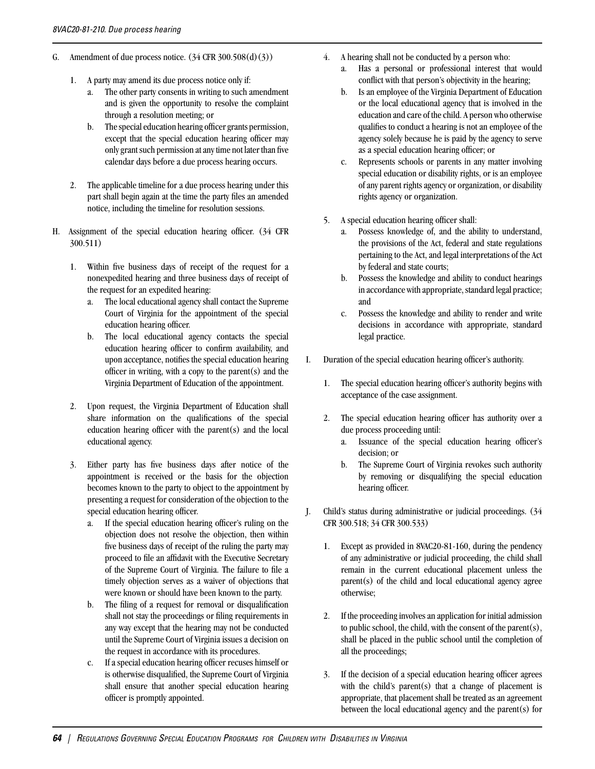G. Amendment of due process notice. (34 CFR 300.508(d)(3))

1. A party may amend its due process notice only if:
   a. The other party consents in writing to such amendment and is given the opportunity to resolve the complaint through a resolution meeting; or
   b. The special education hearing officer grants permission, except that the special education hearing officer may only grant such permission at any time not later than five calendar days before a due process hearing occurs.

2. The applicable timeline for a due process hearing under this part shall begin again at the time the party files an amended notice, including the timeline for resolution sessions.

H. Assignment of the special education hearing officer. (34 CFR 300.511)

1. Within five business days of receipt of the request for a nonexpedited hearing and three business days of receipt of the request for an expedited hearing:
   a. The local educational agency shall contact the Supreme Court of Virginia for the appointment of the special education hearing officer.
   b. The local educational agency contacts the special education hearing officer to confirm availability, and upon acceptance, notifies the special education hearing officer in writing, with a copy to the parent(s) and the Virginia Department of Education of the appointment.

2. Upon request, the Virginia Department of Education shall share information on the qualifications of the special education hearing officer with the parent(s) and the local educational agency.

3. Either party has five business days after notice of the appointment is received or the basis for the objection becomes known to the party to object to the appointment by presenting a request for consideration of the objection to the special education hearing officer.
   a. If the special education hearing officer's ruling on the objection does not resolve the objection, then within five business days of receipt of the ruling the party may proceed to file an affidavit with the Executive Secretary of the Supreme Court of Virginia. The failure to file a timely objection serves as a waiver of objections that were known or should have been known to the party.
   b. The filing of a request for removal or disqualification shall not stay the proceedings or filing requirements in any way except that the hearing may not be conducted until the Supreme Court of Virginia issues a decision on the request in accordance with its procedures.
   c. If a special education hearing officer recuses himself or is otherwise disqualified, the Supreme Court of Virginia shall ensure that another special education hearing officer is promptly appointed.

4. A hearing shall not be conducted by a person who:
   a. Has a personal or professional interest that would conflict with that person's objectivity in the hearing;
   b. Is an employee of the Virginia Department of Education or the local educational agency that is involved in the education and care of the child. A person who otherwise qualifies to conduct a hearing is not an employee of the agency solely because he is paid by the agency to serve as a special education hearing officer; or
   c. Represents schools or parents in any matter involving special education or disability rights, or is an employee of any parent rights agency or organization, or disability rights agency or organization.

5. A special education hearing officer shall:
   a. Possess knowledge of, and the ability to understand, the provisions of the Act, federal and state regulations pertaining to the Act, and legal interpretations of the Act by federal and state courts;
   b. Possess the knowledge and ability to conduct hearings in accordance with appropriate, standard legal practice; and
   c. Possess the knowledge and ability to render and write decisions in accordance with appropriate, standard legal practice.

I. Duration of the special education hearing officer's authority.

1. The special education hearing officer's authority begins with acceptance of the case assignment.

2. The special education hearing officer has authority over a due process proceeding until:
   a. Issuance of the special education hearing officer's decision; or
   b. The Supreme Court of Virginia revokes such authority by removing or disqualifying the special education hearing officer.

J. Child's status during administrative or judicial proceedings. (34 CFR 300.518; 34 CFR 300.533)

1. Except as provided in 8VAC20-81-160, during the pendency of any administrative or judicial proceeding, the child shall remain in the current educational placement unless the parent(s) of the child and local educational agency agree otherwise;

2. If the proceeding involves an application for initial admission to public school, the child, with the consent of the parent(s), shall be placed in the public school until the completion of all the proceedings;

3. If the decision of a special education hearing officer agrees with the child's parent(s) that a change of placement is appropriate, that placement shall be treated as an agreement between the local educational agency and the parent(s) for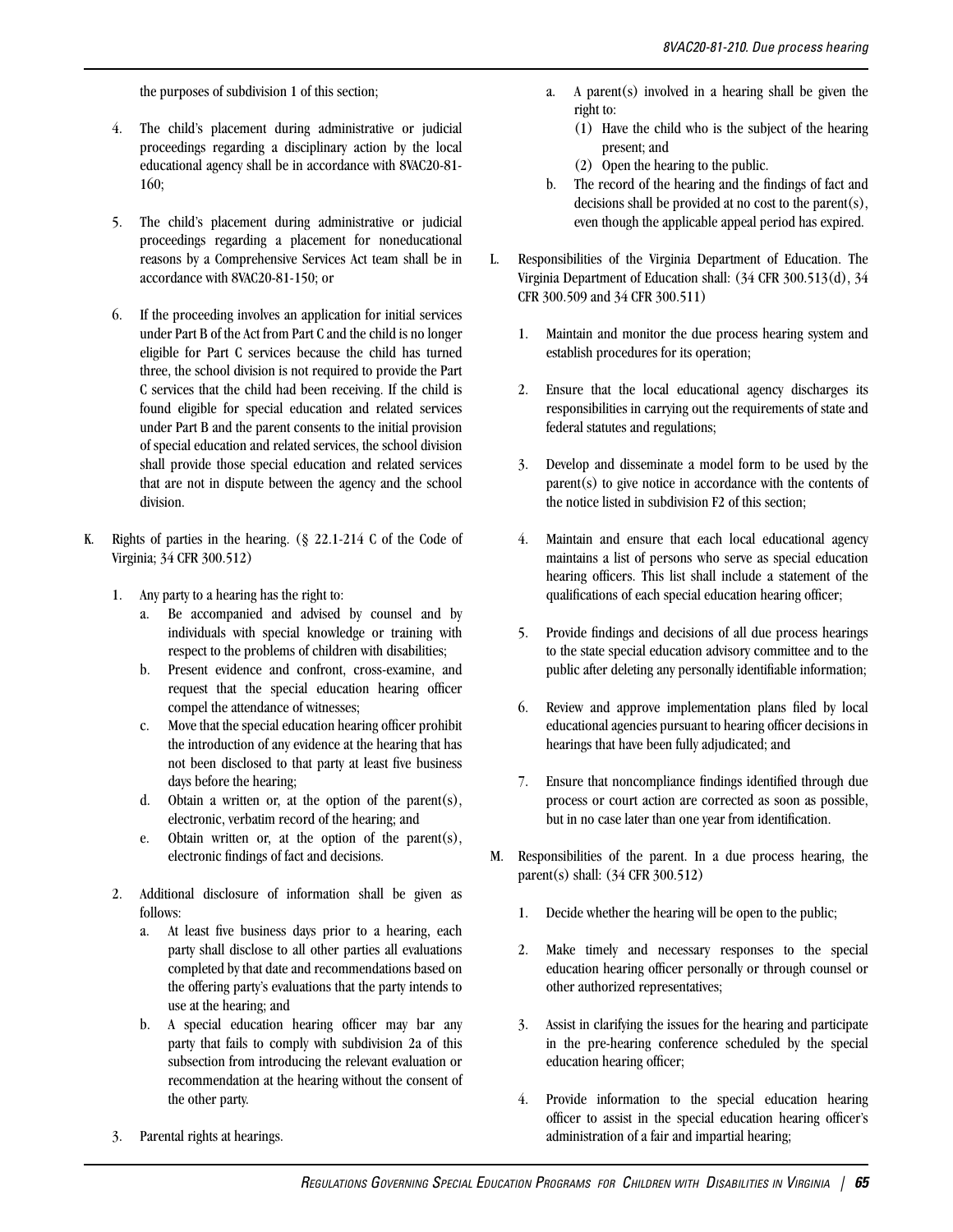the purposes of subdivision 1 of this section;

4. The child's placement during administrative or judicial proceedings regarding a disciplinary action by the local educational agency shall be in accordance with 8VAC20-81-160;

5. The child's placement during administrative or judicial proceedings regarding a placement for noneducational reasons by a Comprehensive Services Act team shall be in accordance with 8VAC20-81-150; or

6. If the proceeding involves an application for initial services under Part B of the Act from Part C and the child is no longer eligible for Part C services because the child has turned three, the school division is not required to provide the Part C services that the child had been receiving. If the child is found eligible for special education and related services under Part B and the parent consents to the initial provision of special education and related services, the school division shall provide those special education and related services that are not in dispute between the agency and the school division.

K. Rights of parties in the hearing. (§ 22.1-214 C of the Code of Virginia; 34 CFR 300.512)

1. Any party to a hearing has the right to:
   a. Be accompanied and advised by counsel and by individuals with special knowledge or training with respect to the problems of children with disabilities;
   b. Present evidence and confront, cross-examine, and request that the special education hearing officer compel the attendance of witnesses;
   c. Move that the special education hearing officer prohibit the introduction of any evidence at the hearing that has not been disclosed to that party at least five business days before the hearing;
   d. Obtain a written or, at the option of the parent(s), electronic, verbatim record of the hearing; and
   e. Obtain written or, at the option of the parent(s), electronic findings of fact and decisions.

2. Additional disclosure of information shall be given as follows:
   a. At least five business days prior to a hearing, each party shall disclose to all other parties all evaluations completed by that date and recommendations based on the offering party's evaluations that the party intends to use at the hearing; and
   b. A special education hearing officer may bar any party that fails to comply with subdivision 2a of this subsection from introducing the relevant evaluation or recommendation at the hearing without the consent of the other party.

3. Parental rights at hearings.
   a. A parent(s) involved in a hearing shall be given the right to:
      (1) Have the child who is the subject of the hearing present; and
      (2) Open the hearing to the public.
   b. The record of the hearing and the findings of fact and decisions shall be provided at no cost to the parent(s), even though the applicable appeal period has expired.

L. Responsibilities of the Virginia Department of Education. The Virginia Department of Education shall: (34 CFR 300.513(d), 34 CFR 300.509 and 34 CFR 300.511)

1. Maintain and monitor the due process hearing system and establish procedures for its operation;

2. Ensure that the local educational agency discharges its responsibilities in carrying out the requirements of state and federal statutes and regulations;

3. Develop and disseminate a model form to be used by the parent(s) to give notice in accordance with the contents of the notice listed in subdivision F2 of this section;

4. Maintain and ensure that each local educational agency maintains a list of persons who serve as special education hearing officers. This list shall include a statement of the qualifications of each special education hearing officer;

5. Provide findings and decisions of all due process hearings to the state special education advisory committee and to the public after deleting any personally identifiable information;

6. Review and approve implementation plans filed by local educational agencies pursuant to hearing officer decisions in hearings that have been fully adjudicated; and

7. Ensure that noncompliance findings identified through due process or court action are corrected as soon as possible, but in no case later than one year from identification.

M. Responsibilities of the parent. In a due process hearing, the parent(s) shall: (34 CFR 300.512)

1. Decide whether the hearing will be open to the public;

2. Make timely and necessary responses to the special education hearing officer personally or through counsel or other authorized representatives;

3. Assist in clarifying the issues for the hearing and participate in the pre-hearing conference scheduled by the special education hearing officer;

4. Provide information to the special education hearing officer to assist in the special education hearing officer's administration of a fair and impartial hearing;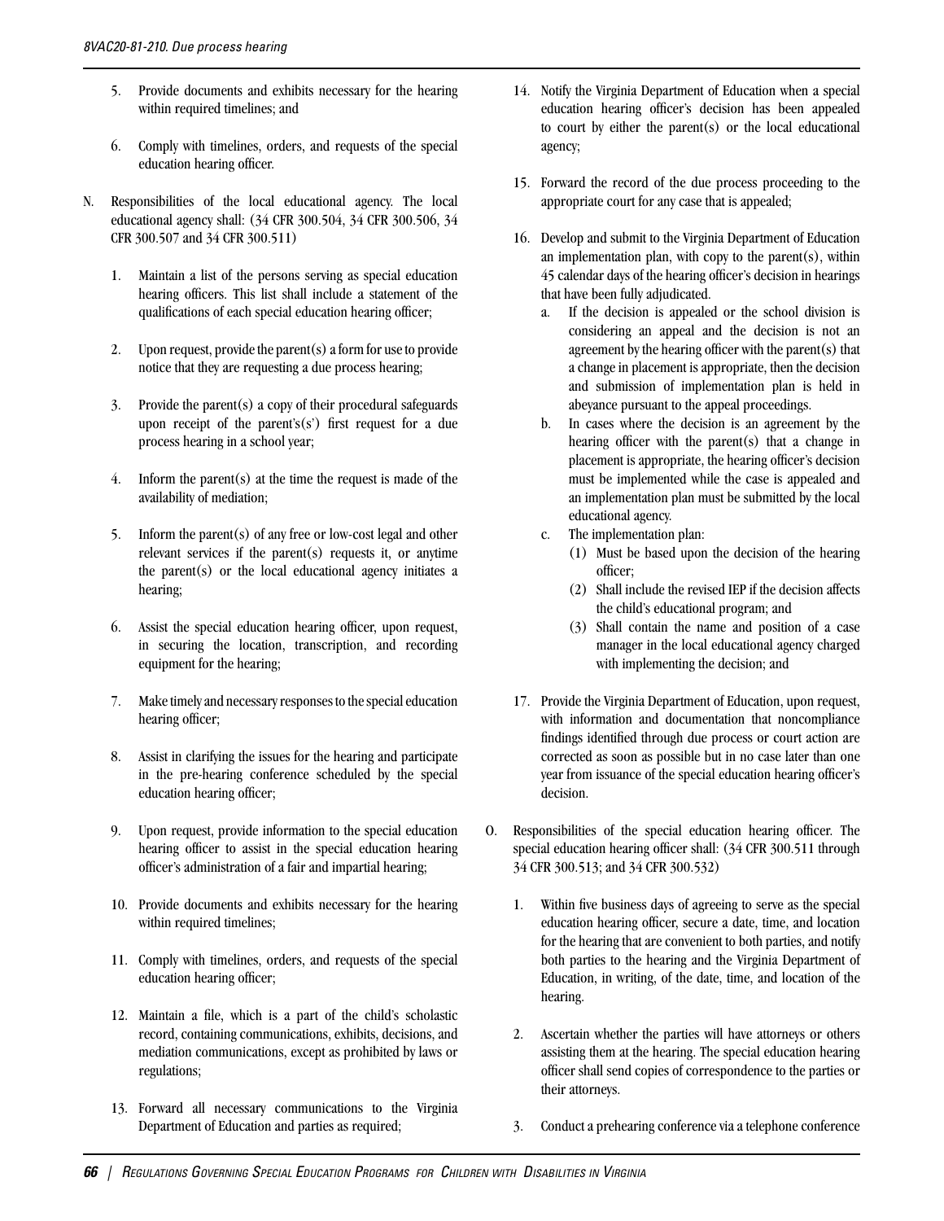5. Provide documents and exhibits necessary for the hearing within required timelines; and

6. Comply with timelines, orders, and requests of the special education hearing officer.

N. Responsibilities of the local educational agency. The local educational agency shall: (34 CFR 300.504, 34 CFR 300.506, 34 CFR 300.507 and 34 CFR 300.511)

1. Maintain a list of the persons serving as special education hearing officers. This list shall include a statement of the qualifications of each special education hearing officer;

2. Upon request, provide the parent(s) a form for use to provide notice that they are requesting a due process hearing;

3. Provide the parent(s) a copy of their procedural safeguards upon receipt of the parent's(s') first request for a due process hearing in a school year;

4. Inform the parent(s) at the time the request is made of the availability of mediation;

5. Inform the parent(s) of any free or low-cost legal and other relevant services if the parent(s) requests it, or anytime the parent(s) or the local educational agency initiates a hearing;

6. Assist the special education hearing officer, upon request, in securing the location, transcription, and recording equipment for the hearing;

7. Make timely and necessary responses to the special education hearing officer;

8. Assist in clarifying the issues for the hearing and participate in the pre-hearing conference scheduled by the special education hearing officer;

9. Upon request, provide information to the special education hearing officer to assist in the special education hearing officer's administration of a fair and impartial hearing;

10. Provide documents and exhibits necessary for the hearing within required timelines;

11. Comply with timelines, orders, and requests of the special education hearing officer;

12. Maintain a file, which is a part of the child's scholastic record, containing communications, exhibits, decisions, and mediation communications, except as prohibited by laws or regulations;

13. Forward all necessary communications to the Virginia Department of Education and parties as required;

14. Notify the Virginia Department of Education when a special education hearing officer's decision has been appealed to court by either the parent(s) or the local educational agency;

15. Forward the record of the due process proceeding to the appropriate court for any case that is appealed;

16. Develop and submit to the Virginia Department of Education an implementation plan, with copy to the parent(s), within 45 calendar days of the hearing officer's decision in hearings that have been fully adjudicated.
    a. If the decision is appealed or the school division is considering an appeal and the decision is not an agreement by the hearing officer with the parent(s) that a change in placement is appropriate, then the decision and submission of implementation plan is held in abeyance pursuant to the appeal proceedings.
    b. In cases where the decision is an agreement by the hearing officer with the parent(s) that a change in placement is appropriate, the hearing officer's decision must be implemented while the case is appealed and an implementation plan must be submitted by the local educational agency.
    c. The implementation plan:
        (1) Must be based upon the decision of the hearing officer;
        (2) Shall include the revised IEP if the decision affects the child's educational program; and
        (3) Shall contain the name and position of a case manager in the local educational agency charged with implementing the decision; and

17. Provide the Virginia Department of Education, upon request, with information and documentation that noncompliance findings identified through due process or court action are corrected as soon as possible but in no case later than one year from issuance of the special education hearing officer's decision.

O. Responsibilities of the special education hearing officer. The special education hearing officer shall: (34 CFR 300.511 through 34 CFR 300.513; and 34 CFR 300.532)

1. Within five business days of agreeing to serve as the special education hearing officer, secure a date, time, and location for the hearing that are convenient to both parties, and notify both parties to the hearing and the Virginia Department of Education, in writing, of the date, time, and location of the hearing.

2. Ascertain whether the parties will have attorneys or others assisting them at the hearing. The special education hearing officer shall send copies of correspondence to the parties or their attorneys.

3. Conduct a prehearing conference via a telephone conference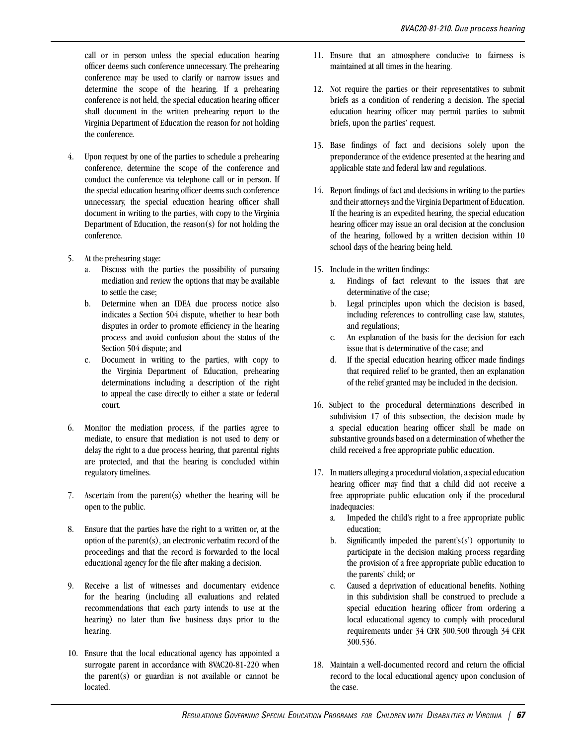call or in person unless the special education hearing officer deems such conference unnecessary. The prehearing conference may be used to clarify or narrow issues and determine the scope of the hearing. If a prehearing conference is not held, the special education hearing officer shall document in the written prehearing report to the Virginia Department of Education the reason for not holding the conference.

4. Upon request by one of the parties to schedule a prehearing conference, determine the scope of the conference and conduct the conference via telephone call or in person. If the special education hearing officer deems such conference unnecessary, the special education hearing officer shall document in writing to the parties, with copy to the Virginia Department of Education, the reason(s) for not holding the conference.

5. At the prehearing stage:
   a. Discuss with the parties the possibility of pursuing mediation and review the options that may be available to settle the case;
   b. Determine when an IDEA due process notice also indicates a Section 504 dispute, whether to hear both disputes in order to promote efficiency in the hearing process and avoid confusion about the status of the Section 504 dispute; and
   c. Document in writing to the parties, with copy to the Virginia Department of Education, prehearing determinations including a description of the right to appeal the case directly to either a state or federal court.

6. Monitor the mediation process, if the parties agree to mediate, to ensure that mediation is not used to deny or delay the right to a due process hearing, that parental rights are protected, and that the hearing is concluded within regulatory timelines.

7. Ascertain from the parent(s) whether the hearing will be open to the public.

8. Ensure that the parties have the right to a written or, at the option of the parent(s), an electronic verbatim record of the proceedings and that the record is forwarded to the local educational agency for the file after making a decision.

9. Receive a list of witnesses and documentary evidence for the hearing (including all evaluations and related recommendations that each party intends to use at the hearing) no later than five business days prior to the hearing.

10. Ensure that the local educational agency has appointed a surrogate parent in accordance with 8VAC20-81-220 when the parent(s) or guardian is not available or cannot be located.

11. Ensure that an atmosphere conducive to fairness is maintained at all times in the hearing.

12. Not require the parties or their representatives to submit briefs as a condition of rendering a decision. The special education hearing officer may permit parties to submit briefs, upon the parties' request.

13. Base findings of fact and decisions solely upon the preponderance of the evidence presented at the hearing and applicable state and federal law and regulations.

14. Report findings of fact and decisions in writing to the parties and their attorneys and the Virginia Department of Education. If the hearing is an expedited hearing, the special education hearing officer may issue an oral decision at the conclusion of the hearing, followed by a written decision within 10 school days of the hearing being held.

15. Include in the written findings:
   a. Findings of fact relevant to the issues that are determinative of the case;
   b. Legal principles upon which the decision is based, including references to controlling case law, statutes, and regulations;
   c. An explanation of the basis for the decision for each issue that is determinative of the case; and
   d. If the special education hearing officer made findings that required relief to be granted, then an explanation of the relief granted may be included in the decision.

16. Subject to the procedural determinations described in subdivision 17 of this subsection, the decision made by a special education hearing officer shall be made on substantive grounds based on a determination of whether the child received a free appropriate public education.

17. In matters alleging a procedural violation, a special education hearing officer may find that a child did not receive a free appropriate public education only if the procedural inadequacies:
   a. Impeded the child's right to a free appropriate public education;
   b. Significantly impeded the parent's(s') opportunity to participate in the decision making process regarding the provision of a free appropriate public education to the parents' child; or
   c. Caused a deprivation of educational benefits. Nothing in this subdivision shall be construed to preclude a special education hearing officer from ordering a local educational agency to comply with procedural requirements under 34 CFR 300.500 through 34 CFR 300.536.

18. Maintain a well-documented record and return the official record to the local educational agency upon conclusion of the case.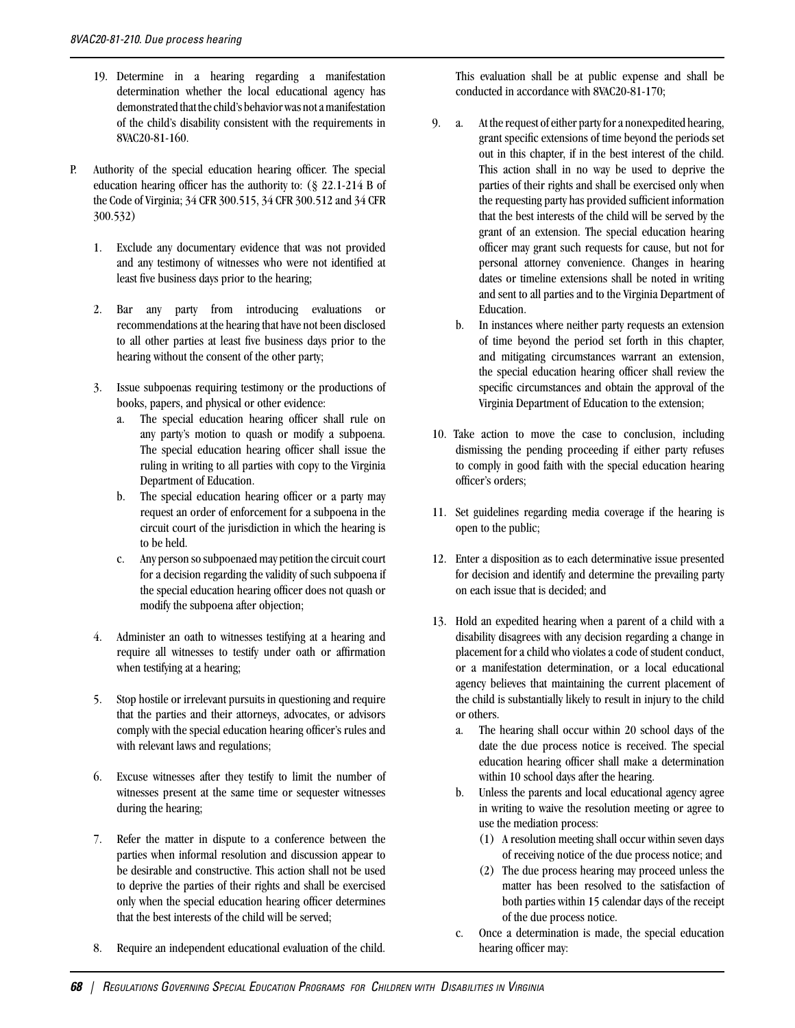19. Determine in a hearing regarding a manifestation determination whether the local educational agency has demonstrated that the child's behavior was not a manifestation of the child's disability consistent with the requirements in 8VAC20-81-160.

P. Authority of the special education hearing officer. The special education hearing officer has the authority to: (§ 22.1-214 B of the Code of Virginia; 34 CFR 300.515, 34 CFR 300.512 and 34 CFR 300.532)

   1. Exclude any documentary evidence that was not provided and any testimony of witnesses who were not identified at least five business days prior to the hearing;

   2. Bar any party from introducing evaluations or recommendations at the hearing that have not been disclosed to all other parties at least five business days prior to the hearing without the consent of the other party;

   3. Issue subpoenas requiring testimony or the productions of books, papers, and physical or other evidence:
      a. The special education hearing officer shall rule on any party's motion to quash or modify a subpoena. The special education hearing officer shall issue the ruling in writing to all parties with copy to the Virginia Department of Education.
      b. The special education hearing officer or a party may request an order of enforcement for a subpoena in the circuit court of the jurisdiction in which the hearing is to be held.
      c. Any person so subpoenaed may petition the circuit court for a decision regarding the validity of such subpoena if the special education hearing officer does not quash or modify the subpoena after objection;

   4. Administer an oath to witnesses testifying at a hearing and require all witnesses to testify under oath or affirmation when testifying at a hearing;

   5. Stop hostile or irrelevant pursuits in questioning and require that the parties and their attorneys, advocates, or advisors comply with the special education hearing officer's rules and with relevant laws and regulations;

   6. Excuse witnesses after they testify to limit the number of witnesses present at the same time or sequester witnesses during the hearing;

   7. Refer the matter in dispute to a conference between the parties when informal resolution and discussion appear to be desirable and constructive. This action shall not be used to deprive the parties of their rights and shall be exercised only when the special education hearing officer determines that the best interests of the child will be served;

   8. Require an independent educational evaluation of the child. This evaluation shall be at public expense and shall be conducted in accordance with 8VAC20-81-170;

   9. a. At the request of either party for a nonexpedited hearing, grant specific extensions of time beyond the periods set out in this chapter, if in the best interest of the child. This action shall in no way be used to deprive the parties of their rights and shall be exercised only when the requesting party has provided sufficient information that the best interests of the child will be served by the grant of an extension. The special education hearing officer may grant such requests for cause, but not for personal attorney convenience. Changes in hearing dates or timeline extensions shall be noted in writing and sent to all parties and to the Virginia Department of Education.
      b. In instances where neither party requests an extension of time beyond the period set forth in this chapter, and mitigating circumstances warrant an extension, the special education hearing officer shall review the specific circumstances and obtain the approval of the Virginia Department of Education to the extension;

   10. Take action to move the case to conclusion, including dismissing the pending proceeding if either party refuses to comply in good faith with the special education hearing officer's orders;

   11. Set guidelines regarding media coverage if the hearing is open to the public;

   12. Enter a disposition as to each determinative issue presented for decision and identify and determine the prevailing party on each issue that is decided; and

   13. Hold an expedited hearing when a parent of a child with a disability disagrees with any decision regarding a change in placement for a child who violates a code of student conduct, or a manifestation determination, or a local educational agency believes that maintaining the current placement of the child is substantially likely to result in injury to the child or others.
      a. The hearing shall occur within 20 school days of the date the due process notice is received. The special education hearing officer shall make a determination within 10 school days after the hearing.
      b. Unless the parents and local educational agency agree in writing to waive the resolution meeting or agree to use the mediation process:
         (1) A resolution meeting shall occur within seven days of receiving notice of the due process notice; and
         (2) The due process hearing may proceed unless the matter has been resolved to the satisfaction of both parties within 15 calendar days of the receipt of the due process notice.
      c. Once a determination is made, the special education hearing officer may: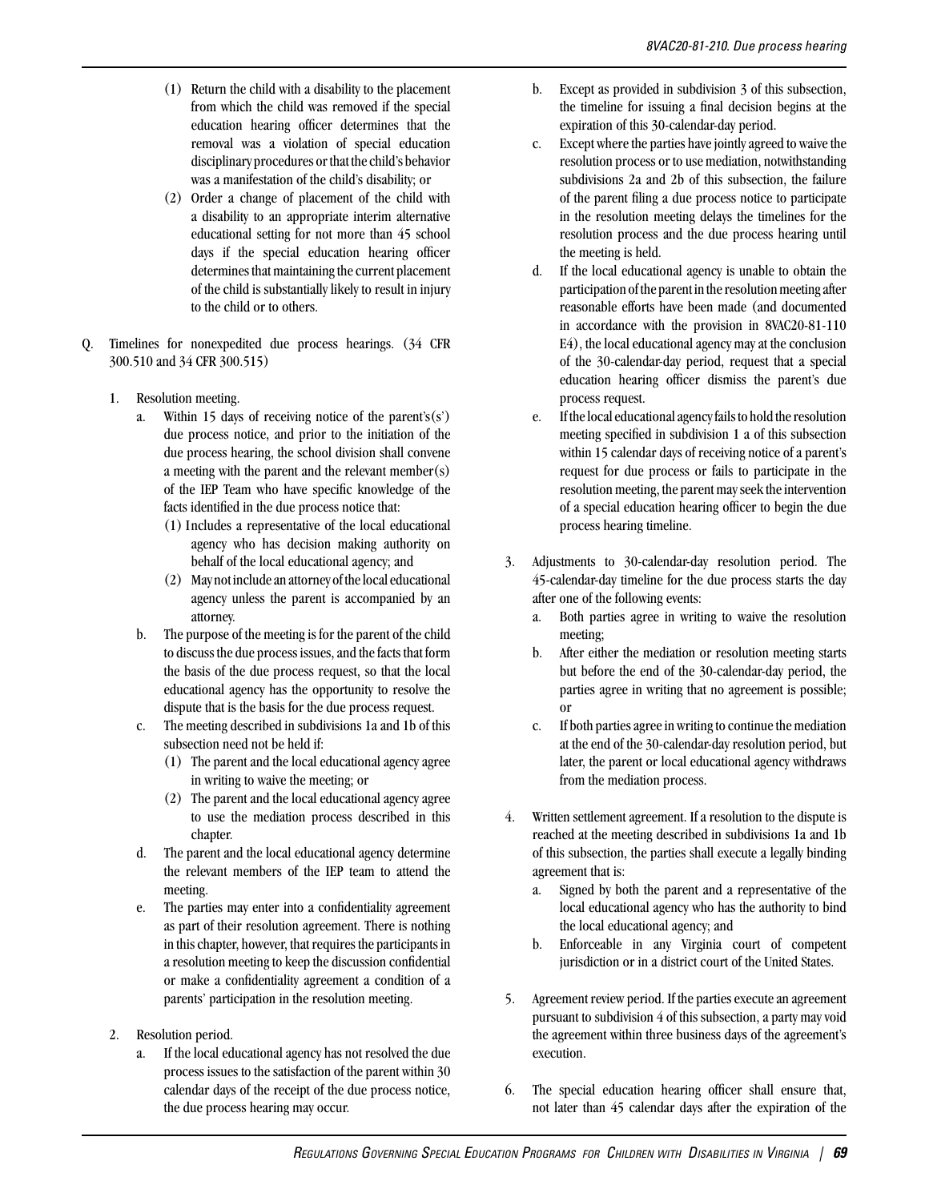(1) Return the child with a disability to the placement from which the child was removed if the special education hearing officer determines that the removal was a violation of special education disciplinary procedures or that the child's behavior was a manifestation of the child's disability; or

(2) Order a change of placement of the child with a disability to an appropriate interim alternative educational setting for not more than 45 school days if the special education hearing officer determines that maintaining the current placement of the child is substantially likely to result in injury to the child or to others.

Q. Timelines for nonexpedited due process hearings. (34 CFR 300.510 and 34 CFR 300.515)

1. Resolution meeting.
   a. Within 15 days of receiving notice of the parent's(s') due process notice, and prior to the initiation of the due process hearing, the school division shall convene a meeting with the parent and the relevant member(s) of the IEP Team who have specific knowledge of the facts identified in the due process notice that:
      (1) Includes a representative of the local educational agency who has decision making authority on behalf of the local educational agency; and
      (2) May not include an attorney of the local educational agency unless the parent is accompanied by an attorney.
   b. The purpose of the meeting is for the parent of the child to discuss the due process issues, and the facts that form the basis of the due process request, so that the local educational agency has the opportunity to resolve the dispute that is the basis for the due process request.
   c. The meeting described in subdivisions 1a and 1b of this subsection need not be held if:
      (1) The parent and the local educational agency agree in writing to waive the meeting; or
      (2) The parent and the local educational agency agree to use the mediation process described in this chapter.
   d. The parent and the local educational agency determine the relevant members of the IEP team to attend the meeting.
   e. The parties may enter into a confidentiality agreement as part of their resolution agreement. There is nothing in this chapter, however, that requires the participants in a resolution meeting to keep the discussion confidential or make a confidentiality agreement a condition of a parents' participation in the resolution meeting.

2. Resolution period.
   a. If the local educational agency has not resolved the due process issues to the satisfaction of the parent within 30 calendar days of the receipt of the due process notice, the due process hearing may occur.
   b. Except as provided in subdivision 3 of this subsection, the timeline for issuing a final decision begins at the expiration of this 30-calendar-day period.
   c. Except where the parties have jointly agreed to waive the resolution process or to use mediation, notwithstanding subdivisions 2a and 2b of this subsection, the failure of the parent filing a due process notice to participate in the resolution meeting delays the timelines for the resolution process and the due process hearing until the meeting is held.
   d. If the local educational agency is unable to obtain the participation of the parent in the resolution meeting after reasonable efforts have been made (and documented in accordance with the provision in 8VAC20-81-110 E4), the local educational agency may at the conclusion of the 30-calendar-day period, request that a special education hearing officer dismiss the parent's due process request.
   e. If the local educational agency fails to hold the resolution meeting specified in subdivision 1 a of this subsection within 15 calendar days of receiving notice of a parent's request for due process or fails to participate in the resolution meeting, the parent may seek the intervention of a special education hearing officer to begin the due process hearing timeline.

3. Adjustments to 30-calendar-day resolution period. The 45-calendar-day timeline for the due process starts the day after one of the following events:
   a. Both parties agree in writing to waive the resolution meeting;
   b. After either the mediation or resolution meeting starts but before the end of the 30-calendar-day period, the parties agree in writing that no agreement is possible; or
   c. If both parties agree in writing to continue the mediation at the end of the 30-calendar-day resolution period, but later, the parent or local educational agency withdraws from the mediation process.

4. Written settlement agreement. If a resolution to the dispute is reached at the meeting described in subdivisions 1a and 1b of this subsection, the parties shall execute a legally binding agreement that is:
   a. Signed by both the parent and a representative of the local educational agency who has the authority to bind the local educational agency; and
   b. Enforceable in any Virginia court of competent jurisdiction or in a district court of the United States.

5. Agreement review period. If the parties execute an agreement pursuant to subdivision 4 of this subsection, a party may void the agreement within three business days of the agreement's execution.

6. The special education hearing officer shall ensure that, not later than 45 calendar days after the expiration of the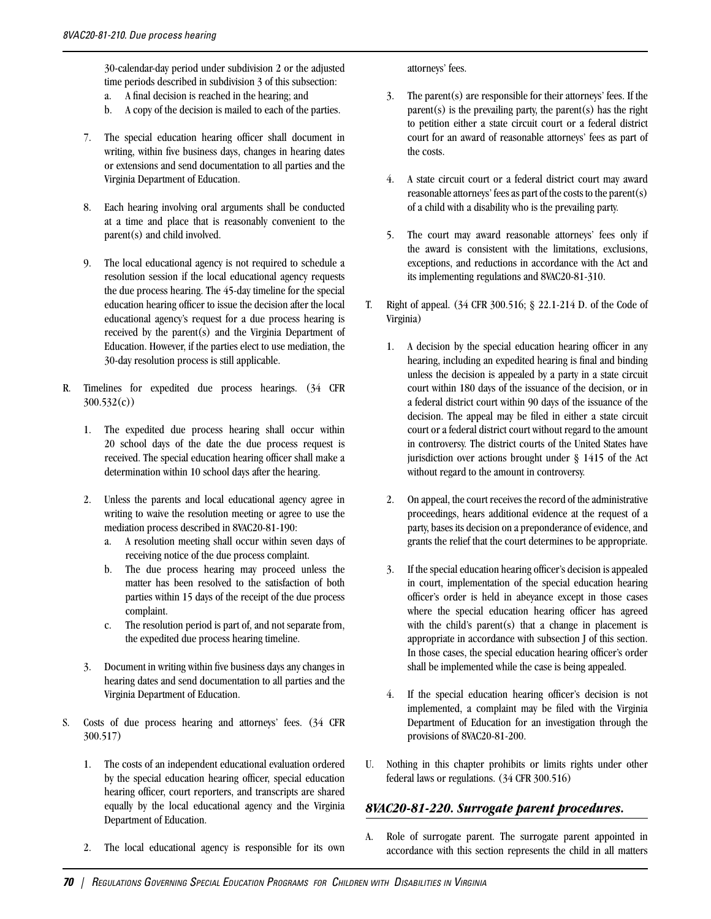30-calendar-day period under subdivision 2 or the adjusted time periods described in subdivision 3 of this subsection:
   a. A final decision is reached in the hearing; and
   b. A copy of the decision is mailed to each of the parties.

7. The special education hearing officer shall document in writing, within five business days, changes in hearing dates or extensions and send documentation to all parties and the Virginia Department of Education.

8. Each hearing involving oral arguments shall be conducted at a time and place that is reasonably convenient to the parent(s) and child involved.

9. The local educational agency is not required to schedule a resolution session if the local educational agency requests the due process hearing. The 45-day timeline for the special education hearing officer to issue the decision after the local educational agency's request for a due process hearing is received by the parent(s) and the Virginia Department of Education. However, if the parties elect to use mediation, the 30-day resolution process is still applicable.

R. Timelines for expedited due process hearings. (34 CFR 300.532(c))

   1. The expedited due process hearing shall occur within 20 school days of the date the due process request is received. The special education hearing officer shall make a determination within 10 school days after the hearing.

   2. Unless the parents and local educational agency agree in writing to waive the resolution meeting or agree to use the mediation process described in 8VAC20-81-190:
      a. A resolution meeting shall occur within seven days of receiving notice of the due process complaint.
      b. The due process hearing may proceed unless the matter has been resolved to the satisfaction of both parties within 15 days of the receipt of the due process complaint.
      c. The resolution period is part of, and not separate from, the expedited due process hearing timeline.

   3. Document in writing within five business days any changes in hearing dates and send documentation to all parties and the Virginia Department of Education.

S. Costs of due process hearing and attorneys' fees. (34 CFR 300.517)

   1. The costs of an independent educational evaluation ordered by the special education hearing officer, special education hearing officer, court reporters, and transcripts are shared equally by the local educational agency and the Virginia Department of Education.

   2. The local educational agency is responsible for its own attorneys' fees.

   3. The parent(s) are responsible for their attorneys' fees. If the parent(s) is the prevailing party, the parent(s) has the right to petition either a state circuit court or a federal district court for an award of reasonable attorneys' fees as part of the costs.

   4. A state circuit court or a federal district court may award reasonable attorneys' fees as part of the costs to the parent(s) of a child with a disability who is the prevailing party.

   5. The court may award reasonable attorneys' fees only if the award is consistent with the limitations, exclusions, exceptions, and reductions in accordance with the Act and its implementing regulations and 8VAC20-81-310.

T. Right of appeal. (34 CFR 300.516; § 22.1-214 D. of the Code of Virginia)

   1. A decision by the special education hearing officer in any hearing, including an expedited hearing is final and binding unless the decision is appealed by a party in a state circuit court within 180 days of the issuance of the decision, or in a federal district court within 90 days of the issuance of the decision. The appeal may be filed in either a state circuit court or a federal district court without regard to the amount in controversy. The district courts of the United States have jurisdiction over actions brought under § 1415 of the Act without regard to the amount in controversy.

   2. On appeal, the court receives the record of the administrative proceedings, hears additional evidence at the request of a party, bases its decision on a preponderance of evidence, and grants the relief that the court determines to be appropriate.

   3. If the special education hearing officer's decision is appealed in court, implementation of the special education hearing officer's order is held in abeyance except in those cases where the special education hearing officer has agreed with the child's parent(s) that a change in placement is appropriate in accordance with subsection J of this section. In those cases, the special education hearing officer's order shall be implemented while the case is being appealed.

   4. If the special education hearing officer's decision is not implemented, a complaint may be filed with the Virginia Department of Education for an investigation through the provisions of 8VAC20-81-200.

U. Nothing in this chapter prohibits or limits rights under other federal laws or regulations. (34 CFR 300.516)

## *8VAC20-81-220. Surrogate parent procedures.*

A. Role of surrogate parent. The surrogate parent appointed in accordance with this section represents the child in all matters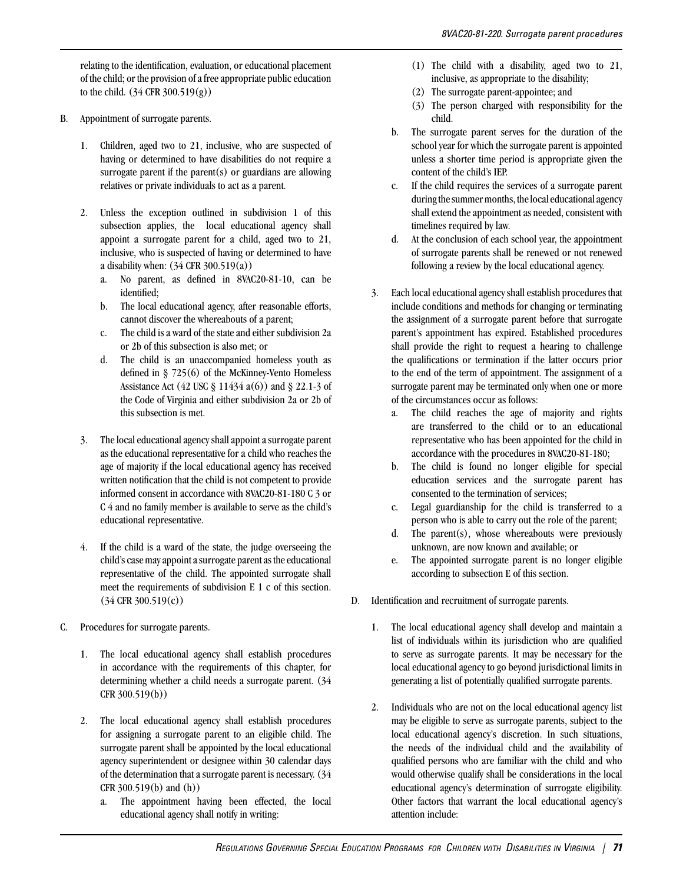relating to the identification, evaluation, or educational placement of the child; or the provision of a free appropriate public education to the child. (34 CFR 300.519(g))

B. Appointment of surrogate parents.

1. Children, aged two to 21, inclusive, who are suspected of having or determined to have disabilities do not require a surrogate parent if the parent(s) or guardians are allowing relatives or private individuals to act as a parent.

2. Unless the exception outlined in subdivision 1 of this subsection applies, the local educational agency shall appoint a surrogate parent for a child, aged two to 21, inclusive, who is suspected of having or determined to have a disability when: (34 CFR 300.519(a))
   a. No parent, as defined in 8VAC20-81-10, can be identified;
   b. The local educational agency, after reasonable efforts, cannot discover the whereabouts of a parent;
   c. The child is a ward of the state and either subdivision 2a or 2b of this subsection is also met; or
   d. The child is an unaccompanied homeless youth as defined in § 725(6) of the McKinney-Vento Homeless Assistance Act (42 USC § 11434 a(6)) and § 22.1-3 of the Code of Virginia and either subdivision 2a or 2b of this subsection is met.

3. The local educational agency shall appoint a surrogate parent as the educational representative for a child who reaches the age of majority if the local educational agency has received written notification that the child is not competent to provide informed consent in accordance with 8VAC20-81-180 C 3 or C 4 and no family member is available to serve as the child's educational representative.

4. If the child is a ward of the state, the judge overseeing the child's case may appoint a surrogate parent as the educational representative of the child. The appointed surrogate shall meet the requirements of subdivision E 1 c of this section. (34 CFR 300.519(c))

C. Procedures for surrogate parents.

1. The local educational agency shall establish procedures in accordance with the requirements of this chapter, for determining whether a child needs a surrogate parent. (34 CFR 300.519(b))

2. The local educational agency shall establish procedures for assigning a surrogate parent to an eligible child. The surrogate parent shall be appointed by the local educational agency superintendent or designee within 30 calendar days of the determination that a surrogate parent is necessary. (34 CFR 300.519(b) and (h))
   a. The appointment having been effected, the local educational agency shall notify in writing:
      (1) The child with a disability, aged two to 21, inclusive, as appropriate to the disability;
      (2) The surrogate parent-appointee; and
      (3) The person charged with responsibility for the child.
   b. The surrogate parent serves for the duration of the school year for which the surrogate parent is appointed unless a shorter time period is appropriate given the content of the child's IEP.
   c. If the child requires the services of a surrogate parent during the summer months, the local educational agency shall extend the appointment as needed, consistent with timelines required by law.
   d. At the conclusion of each school year, the appointment of surrogate parents shall be renewed or not renewed following a review by the local educational agency.

3. Each local educational agency shall establish procedures that include conditions and methods for changing or terminating the assignment of a surrogate parent before that surrogate parent's appointment has expired. Established procedures shall provide the right to request a hearing to challenge the qualifications or termination if the latter occurs prior to the end of the term of appointment. The assignment of a surrogate parent may be terminated only when one or more of the circumstances occur as follows:
   a. The child reaches the age of majority and rights are transferred to the child or to an educational representative who has been appointed for the child in accordance with the procedures in 8VAC20-81-180;
   b. The child is found no longer eligible for special education services and the surrogate parent has consented to the termination of services;
   c. Legal guardianship for the child is transferred to a person who is able to carry out the role of the parent;
   d. The parent(s), whose whereabouts were previously unknown, are now known and available; or
   e. The appointed surrogate parent is no longer eligible according to subsection E of this section.

D. Identification and recruitment of surrogate parents.

1. The local educational agency shall develop and maintain a list of individuals within its jurisdiction who are qualified to serve as surrogate parents. It may be necessary for the local educational agency to go beyond jurisdictional limits in generating a list of potentially qualified surrogate parents.

2. Individuals who are not on the local educational agency list may be eligible to serve as surrogate parents, subject to the local educational agency's discretion. In such situations, the needs of the individual child and the availability of qualified persons who are familiar with the child and who would otherwise qualify shall be considerations in the local educational agency's determination of surrogate eligibility. Other factors that warrant the local educational agency's attention include: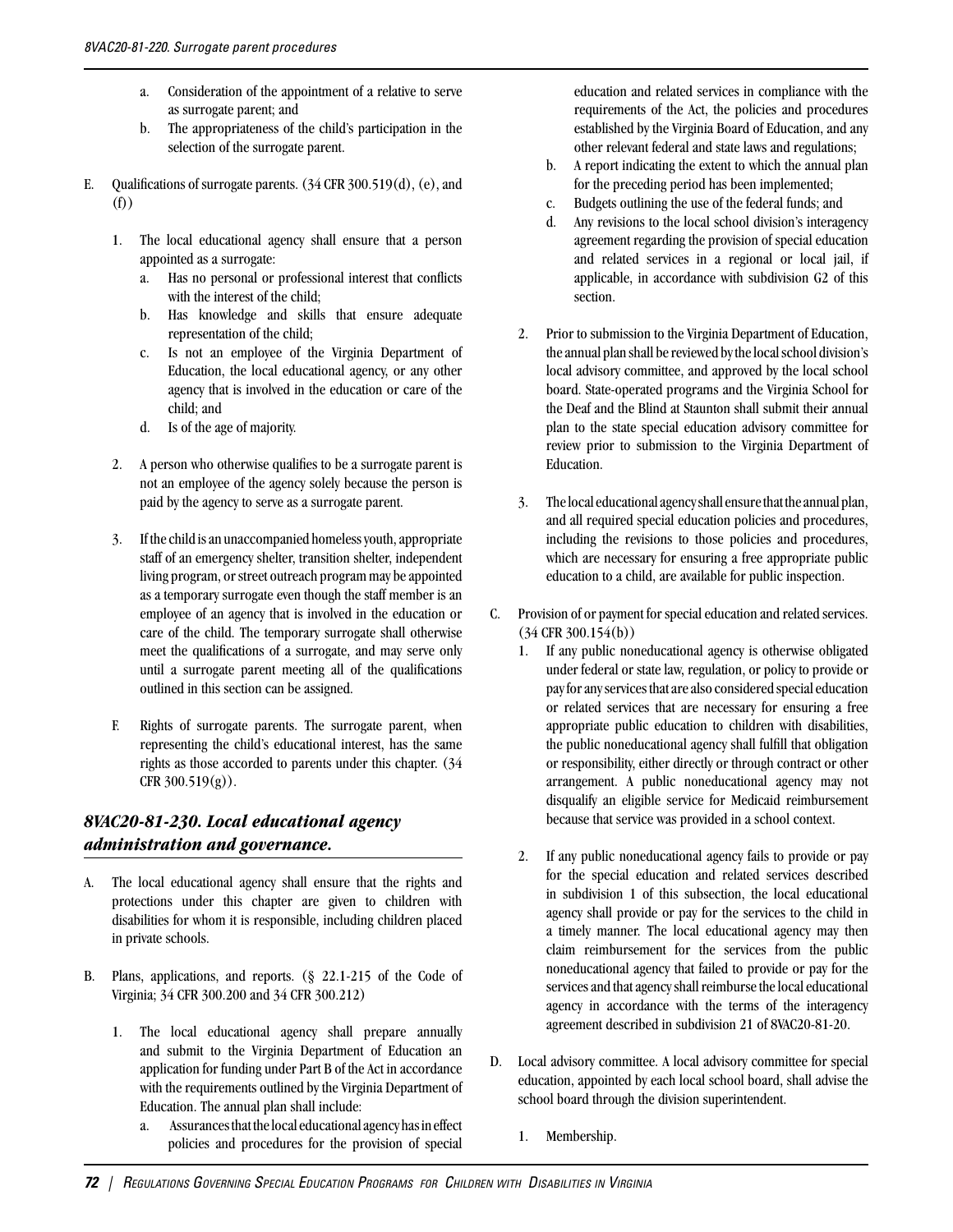a. Consideration of the appointment of a relative to serve as surrogate parent; and
b. The appropriateness of the child's participation in the selection of the surrogate parent.

E. Qualifications of surrogate parents. (34 CFR 300.519(d), (e), and (f))

1. The local educational agency shall ensure that a person appointed as a surrogate:
   a. Has no personal or professional interest that conflicts with the interest of the child;
   b. Has knowledge and skills that ensure adequate representation of the child;
   c. Is not an employee of the Virginia Department of Education, the local educational agency, or any other agency that is involved in the education or care of the child; and
   d. Is of the age of majority.

2. A person who otherwise qualifies to be a surrogate parent is not an employee of the agency solely because the person is paid by the agency to serve as a surrogate parent.

3. If the child is an unaccompanied homeless youth, appropriate staff of an emergency shelter, transition shelter, independent living program, or street outreach program may be appointed as a temporary surrogate even though the staff member is an employee of an agency that is involved in the education or care of the child. The temporary surrogate shall otherwise meet the qualifications of a surrogate, and may serve only until a surrogate parent meeting all of the qualifications outlined in this section can be assigned.

F. Rights of surrogate parents. The surrogate parent, when representing the child's educational interest, has the same rights as those accorded to parents under this chapter. (34 CFR 300.519(g)).

## *8VAC20-81-230. Local educational agency administration and governance.*

A. The local educational agency shall ensure that the rights and protections under this chapter are given to children with disabilities for whom it is responsible, including children placed in private schools.

B. Plans, applications, and reports. (§ 22.1-215 of the Code of Virginia; 34 CFR 300.200 and 34 CFR 300.212)

1. The local educational agency shall prepare annually and submit to the Virginia Department of Education an application for funding under Part B of the Act in accordance with the requirements outlined by the Virginia Department of Education. The annual plan shall include:
   a. Assurances that the local educational agency has in effect policies and procedures for the provision of special education and related services in compliance with the requirements of the Act, the policies and procedures established by the Virginia Board of Education, and any other relevant federal and state laws and regulations;
   b. A report indicating the extent to which the annual plan for the preceding period has been implemented;
   c. Budgets outlining the use of the federal funds; and
   d. Any revisions to the local school division's interagency agreement regarding the provision of special education and related services in a regional or local jail, if applicable, in accordance with subdivision G2 of this section.

2. Prior to submission to the Virginia Department of Education, the annual plan shall be reviewed by the local school division's local advisory committee, and approved by the local school board. State-operated programs and the Virginia School for the Deaf and the Blind at Staunton shall submit their annual plan to the state special education advisory committee for review prior to submission to the Virginia Department of Education.

3. The local educational agency shall ensure that the annual plan, and all required special education policies and procedures, including the revisions to those policies and procedures, which are necessary for ensuring a free appropriate public education to a child, are available for public inspection.

C. Provision of or payment for special education and related services. (34 CFR 300.154(b))

1. If any public noneducational agency is otherwise obligated under federal or state law, regulation, or policy to provide or pay for any services that are also considered special education or related services that are necessary for ensuring a free appropriate public education to children with disabilities, the public noneducational agency shall fulfill that obligation or responsibility, either directly or through contract or other arrangement. A public noneducational agency may not disqualify an eligible service for Medicaid reimbursement because that service was provided in a school context.

2. If any public noneducational agency fails to provide or pay for the special education and related services described in subdivision 1 of this subsection, the local educational agency shall provide or pay for the services to the child in a timely manner. The local educational agency may then claim reimbursement for the services from the public noneducational agency that failed to provide or pay for the services and that agency shall reimburse the local educational agency in accordance with the terms of the interagency agreement described in subdivision 21 of 8VAC20-81-20.

D. Local advisory committee. A local advisory committee for special education, appointed by each local school board, shall advise the school board through the division superintendent.

1. Membership.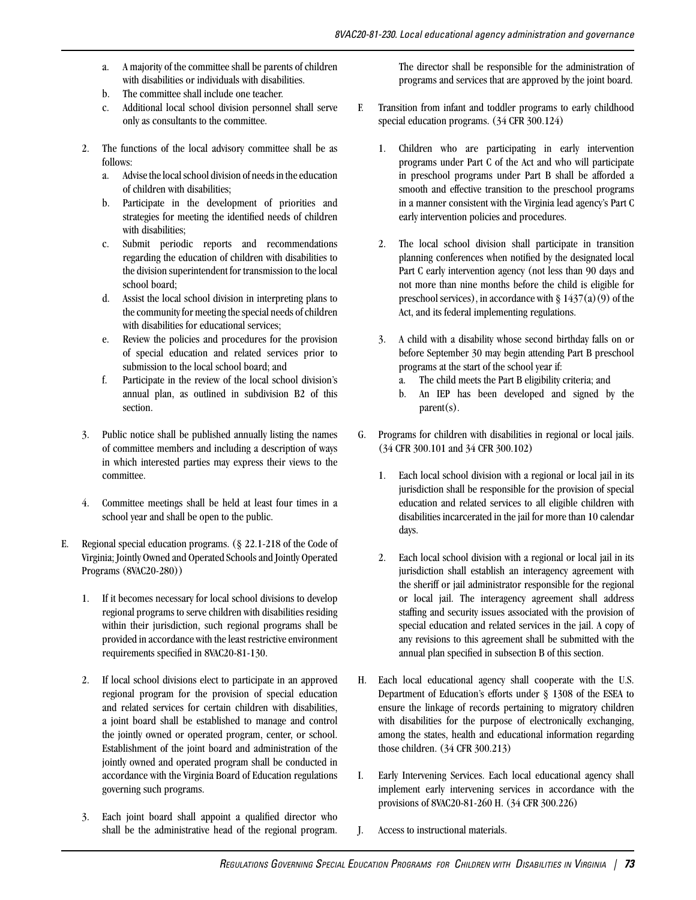a. A majority of the committee shall be parents of children with disabilities or individuals with disabilities.
   b. The committee shall include one teacher.
   c. Additional local school division personnel shall serve only as consultants to the committee.

2. The functions of the local advisory committee shall be as follows:
   a. Advise the local school division of needs in the education of children with disabilities;
   b. Participate in the development of priorities and strategies for meeting the identified needs of children with disabilities;
   c. Submit periodic reports and recommendations regarding the education of children with disabilities to the division superintendent for transmission to the local school board;
   d. Assist the local school division in interpreting plans to the community for meeting the special needs of children with disabilities for educational services;
   e. Review the policies and procedures for the provision of special education and related services prior to submission to the local school board; and
   f. Participate in the review of the local school division's annual plan, as outlined in subdivision B2 of this section.

3. Public notice shall be published annually listing the names of committee members and including a description of ways in which interested parties may express their views to the committee.

4. Committee meetings shall be held at least four times in a school year and shall be open to the public.

E. Regional special education programs. (§ 22.1-218 of the Code of Virginia; Jointly Owned and Operated Schools and Jointly Operated Programs (8VAC20-280))

   1. If it becomes necessary for local school divisions to develop regional programs to serve children with disabilities residing within their jurisdiction, such regional programs shall be provided in accordance with the least restrictive environment requirements specified in 8VAC20-81-130.

   2. If local school divisions elect to participate in an approved regional program for the provision of special education and related services for certain children with disabilities, a joint board shall be established to manage and control the jointly owned or operated program, center, or school. Establishment of the joint board and administration of the jointly owned and operated program shall be conducted in accordance with the Virginia Board of Education regulations governing such programs.

   3. Each joint board shall appoint a qualified director who shall be the administrative head of the regional program. The director shall be responsible for the administration of programs and services that are approved by the joint board.

F. Transition from infant and toddler programs to early childhood special education programs. (34 CFR 300.124)

   1. Children who are participating in early intervention programs under Part C of the Act and who will participate in preschool programs under Part B shall be afforded a smooth and effective transition to the preschool programs in a manner consistent with the Virginia lead agency's Part C early intervention policies and procedures.

   2. The local school division shall participate in transition planning conferences when notified by the designated local Part C early intervention agency (not less than 90 days and not more than nine months before the child is eligible for preschool services), in accordance with § 1437(a)(9) of the Act, and its federal implementing regulations.

   3. A child with a disability whose second birthday falls on or before September 30 may begin attending Part B preschool programs at the start of the school year if:
      a. The child meets the Part B eligibility criteria; and
      b. An IEP has been developed and signed by the parent(s).

G. Programs for children with disabilities in regional or local jails. (34 CFR 300.101 and 34 CFR 300.102)

   1. Each local school division with a regional or local jail in its jurisdiction shall be responsible for the provision of special education and related services to all eligible children with disabilities incarcerated in the jail for more than 10 calendar days.

   2. Each local school division with a regional or local jail in its jurisdiction shall establish an interagency agreement with the sheriff or jail administrator responsible for the regional or local jail. The interagency agreement shall address staffing and security issues associated with the provision of special education and related services in the jail. A copy of any revisions to this agreement shall be submitted with the annual plan specified in subsection B of this section.

H. Each local educational agency shall cooperate with the U.S. Department of Education's efforts under § 1308 of the ESEA to ensure the linkage of records pertaining to migratory children with disabilities for the purpose of electronically exchanging, among the states, health and educational information regarding those children. (34 CFR 300.213)

I. Early Intervening Services. Each local educational agency shall implement early intervening services in accordance with the provisions of 8VAC20-81-260 H. (34 CFR 300.226)

J. Access to instructional materials.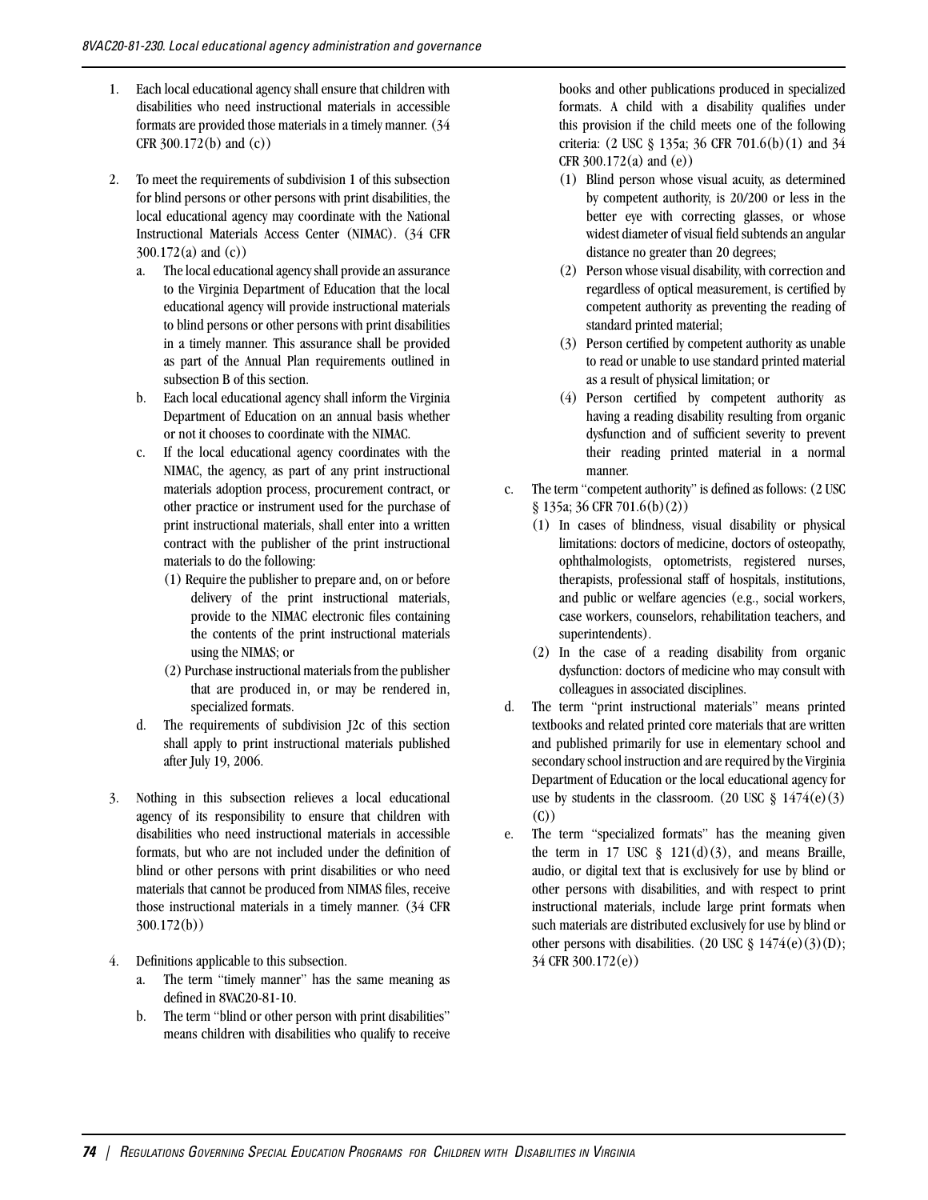1. Each local educational agency shall ensure that children with disabilities who need instructional materials in accessible formats are provided those materials in a timely manner. (34 CFR 300.172(b) and (c))

2. To meet the requirements of subdivision 1 of this subsection for blind persons or other persons with print disabilities, the local educational agency may coordinate with the National Instructional Materials Access Center (NIMAC). (34 CFR 300.172(a) and (c))
   a. The local educational agency shall provide an assurance to the Virginia Department of Education that the local educational agency will provide instructional materials to blind persons or other persons with print disabilities in a timely manner. This assurance shall be provided as part of the Annual Plan requirements outlined in subsection B of this section.
   b. Each local educational agency shall inform the Virginia Department of Education on an annual basis whether or not it chooses to coordinate with the NIMAC.
   c. If the local educational agency coordinates with the NIMAC, the agency, as part of any print instructional materials adoption process, procurement contract, or other practice or instrument used for the purchase of print instructional materials, shall enter into a written contract with the publisher of the print instructional materials to do the following:
      (1) Require the publisher to prepare and, on or before delivery of the print instructional materials, provide to the NIMAC electronic files containing the contents of the print instructional materials using the NIMAS; or
      (2) Purchase instructional materials from the publisher that are produced in, or may be rendered in, specialized formats.
   d. The requirements of subdivision J2c of this section shall apply to print instructional materials published after July 19, 2006.

3. Nothing in this subsection relieves a local educational agency of its responsibility to ensure that children with disabilities who need instructional materials in accessible formats, but who are not included under the definition of blind or other persons with print disabilities or who need materials that cannot be produced from NIMAS files, receive those instructional materials in a timely manner. (34 CFR 300.172(b))

4. Definitions applicable to this subsection.
   a. The term "timely manner" has the same meaning as defined in 8VAC20-81-10.
   b. The term "blind or other person with print disabilities" means children with disabilities who qualify to receive books and other publications produced in specialized formats. A child with a disability qualifies under this provision if the child meets one of the following criteria: (2 USC § 135a; 36 CFR 701.6(b)(1) and 34 CFR 300.172(a) and (e))
      (1) Blind person whose visual acuity, as determined by competent authority, is 20/200 or less in the better eye with correcting glasses, or whose widest diameter of visual field subtends an angular distance no greater than 20 degrees;
      (2) Person whose visual disability, with correction and regardless of optical measurement, is certified by competent authority as preventing the reading of standard printed material;
      (3) Person certified by competent authority as unable to read or unable to use standard printed material as a result of physical limitation; or
      (4) Person certified by competent authority as having a reading disability resulting from organic dysfunction and of sufficient severity to prevent their reading printed material in a normal manner.
   c. The term "competent authority" is defined as follows: (2 USC § 135a; 36 CFR 701.6(b)(2))
      (1) In cases of blindness, visual disability or physical limitations: doctors of medicine, doctors of osteopathy, ophthalmologists, optometrists, registered nurses, therapists, professional staff of hospitals, institutions, and public or welfare agencies (e.g., social workers, case workers, counselors, rehabilitation teachers, and superintendents).
      (2) In the case of a reading disability from organic dysfunction: doctors of medicine who may consult with colleagues in associated disciplines.
   d. The term "print instructional materials" means printed textbooks and related printed core materials that are written and published primarily for use in elementary school and secondary school instruction and are required by the Virginia Department of Education or the local educational agency for use by students in the classroom. (20 USC § 1474(e)(3)(C))
   e. The term "specialized formats" has the meaning given the term in 17 USC § 121(d)(3), and means Braille, audio, or digital text that is exclusively for use by blind or other persons with disabilities, and with respect to print instructional materials, include large print formats when such materials are distributed exclusively for use by blind or other persons with disabilities. (20 USC § 1474(e)(3)(D); 34 CFR 300.172(e))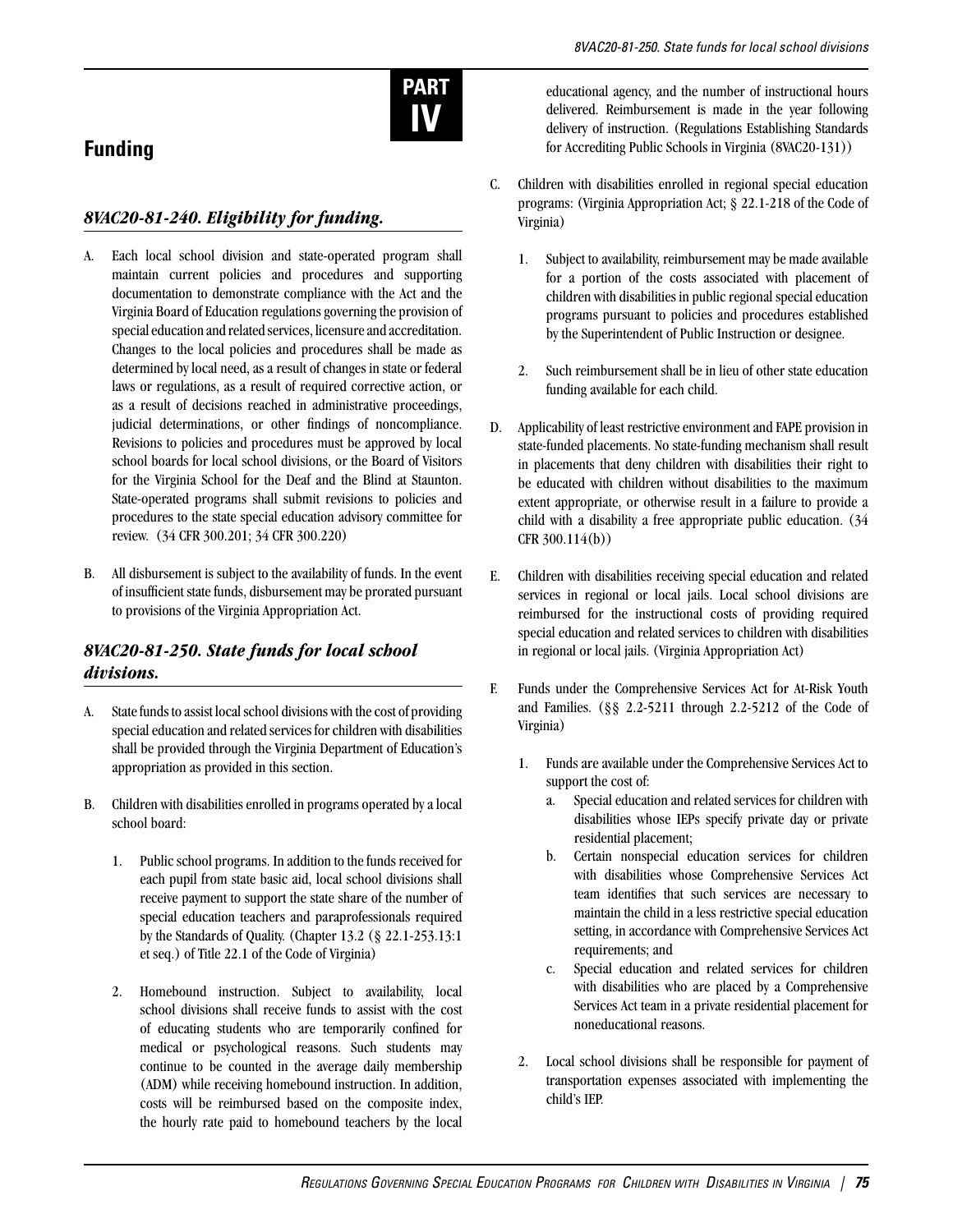# PART IV

## Funding

### *8VAC20-81-240. Eligibility for funding.*

A. Each local school division and state-operated program shall maintain current policies and procedures and supporting documentation to demonstrate compliance with the Act and the Virginia Board of Education regulations governing the provision of special education and related services, licensure and accreditation. Changes to the local policies and procedures shall be made as determined by local need, as a result of changes in state or federal laws or regulations, as a result of required corrective action, or as a result of decisions reached in administrative proceedings, judicial determinations, or other findings of noncompliance. Revisions to policies and procedures must be approved by local school boards for local school divisions, or the Board of Visitors for the Virginia School for the Deaf and the Blind at Staunton. State-operated programs shall submit revisions to policies and procedures to the state special education advisory committee for review. (34 CFR 300.201; 34 CFR 300.220)

B. All disbursement is subject to the availability of funds. In the event of insufficient state funds, disbursement may be prorated pursuant to provisions of the Virginia Appropriation Act.

### *8VAC20-81-250. State funds for local school divisions.*

A. State funds to assist local school divisions with the cost of providing special education and related services for children with disabilities shall be provided through the Virginia Department of Education's appropriation as provided in this section.

B. Children with disabilities enrolled in programs operated by a local school board:

1. Public school programs. In addition to the funds received for each pupil from state basic aid, local school divisions shall receive payment to support the state share of the number of special education teachers and paraprofessionals required by the Standards of Quality. (Chapter 13.2 (§ 22.1-253.13:1 et seq.) of Title 22.1 of the Code of Virginia)

2. Homebound instruction. Subject to availability, local school divisions shall receive funds to assist with the cost of educating students who are temporarily confined for medical or psychological reasons. Such students may continue to be counted in the average daily membership (ADM) while receiving homebound instruction. In addition, costs will be reimbursed based on the composite index, the hourly rate paid to homebound teachers by the local educational agency, and the number of instructional hours delivered. Reimbursement is made in the year following delivery of instruction. (Regulations Establishing Standards for Accrediting Public Schools in Virginia (8VAC20-131))

C. Children with disabilities enrolled in regional special education programs: (Virginia Appropriation Act; § 22.1-218 of the Code of Virginia)

1. Subject to availability, reimbursement may be made available for a portion of the costs associated with placement of children with disabilities in public regional special education programs pursuant to policies and procedures established by the Superintendent of Public Instruction or designee.

2. Such reimbursement shall be in lieu of other state education funding available for each child.

D. Applicability of least restrictive environment and FAPE provision in state-funded placements. No state-funding mechanism shall result in placements that deny children with disabilities their right to be educated with children without disabilities to the maximum extent appropriate, or otherwise result in a failure to provide a child with a disability a free appropriate public education. (34 CFR 300.114(b))

E. Children with disabilities receiving special education and related services in regional or local jails. Local school divisions are reimbursed for the instructional costs of providing required special education and related services to children with disabilities in regional or local jails. (Virginia Appropriation Act)

F. Funds under the Comprehensive Services Act for At-Risk Youth and Families. (§§ 2.2-5211 through 2.2-5212 of the Code of Virginia)

1. Funds are available under the Comprehensive Services Act to support the cost of:
   a. Special education and related services for children with disabilities whose IEPs specify private day or private residential placement;
   b. Certain nonspecial education services for children with disabilities whose Comprehensive Services Act team identifies that such services are necessary to maintain the child in a less restrictive special education setting, in accordance with Comprehensive Services Act requirements; and
   c. Special education and related services for children with disabilities who are placed by a Comprehensive Services Act team in a private residential placement for noneducational reasons.

2. Local school divisions shall be responsible for payment of transportation expenses associated with implementing the child's IEP.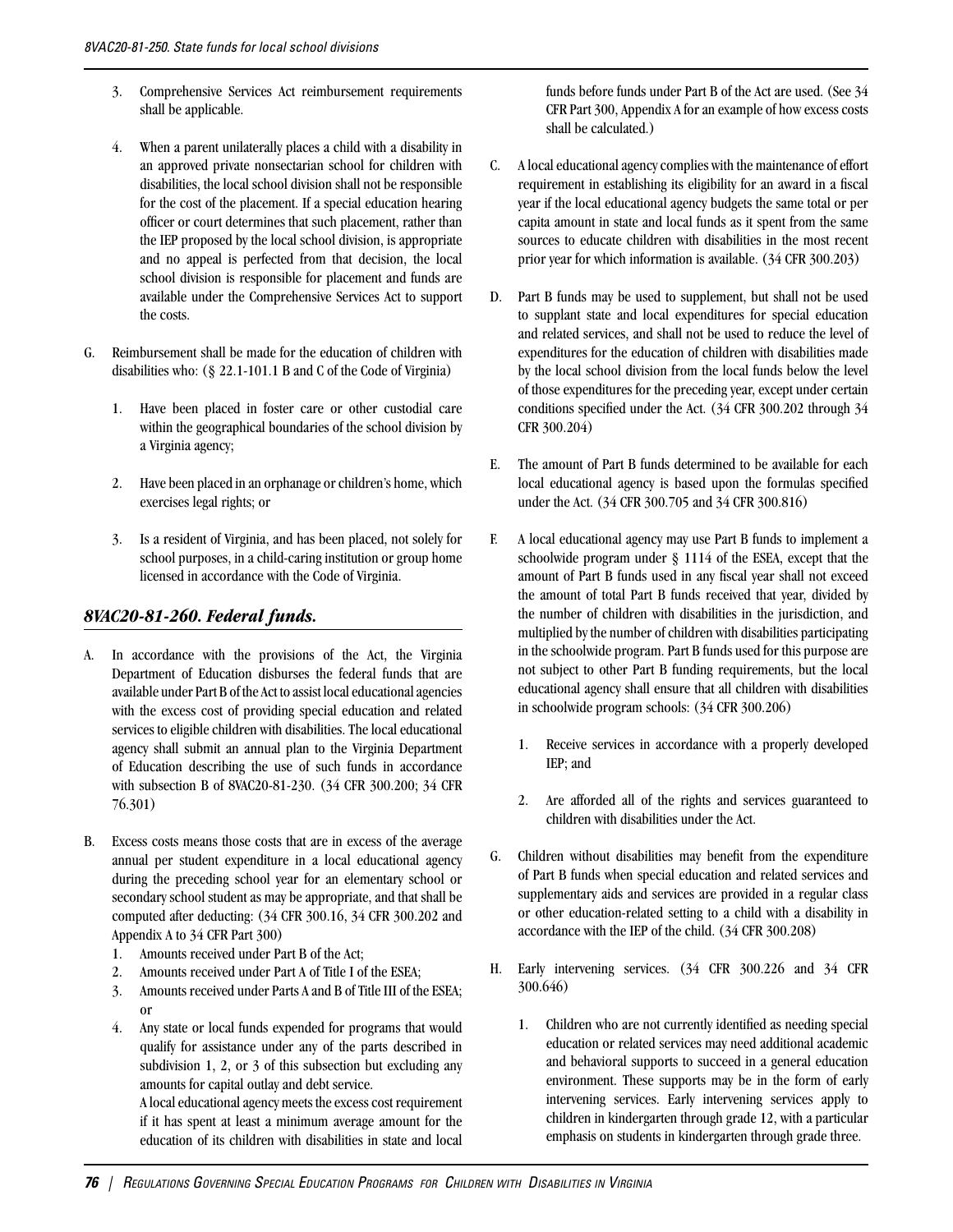3. Comprehensive Services Act reimbursement requirements shall be applicable.

4. When a parent unilaterally places a child with a disability in an approved private nonsectarian school for children with disabilities, the local school division shall not be responsible for the cost of the placement. If a special education hearing officer or court determines that such placement, rather than the IEP proposed by the local school division, is appropriate and no appeal is perfected from that decision, the local school division is responsible for placement and funds are available under the Comprehensive Services Act to support the costs.

G. Reimbursement shall be made for the education of children with disabilities who: (§ 22.1-101.1 B and C of the Code of Virginia)

   1. Have been placed in foster care or other custodial care within the geographical boundaries of the school division by a Virginia agency;

   2. Have been placed in an orphanage or children's home, which exercises legal rights; or

   3. Is a resident of Virginia, and has been placed, not solely for school purposes, in a child-caring institution or group home licensed in accordance with the Code of Virginia.

## *8VAC20-81-260. Federal funds.*

A. In accordance with the provisions of the Act, the Virginia Department of Education disburses the federal funds that are available under Part B of the Act to assist local educational agencies with the excess cost of providing special education and related services to eligible children with disabilities. The local educational agency shall submit an annual plan to the Virginia Department of Education describing the use of such funds in accordance with subsection B of 8VAC20-81-230. (34 CFR 300.200; 34 CFR 76.301)

B. Excess costs means those costs that are in excess of the average annual per student expenditure in a local educational agency during the preceding school year for an elementary school or secondary school student as may be appropriate, and that shall be computed after deducting: (34 CFR 300.16, 34 CFR 300.202 and Appendix A to 34 CFR Part 300)
   1. Amounts received under Part B of the Act;
   2. Amounts received under Part A of Title I of the ESEA;
   3. Amounts received under Parts A and B of Title III of the ESEA; or
   4. Any state or local funds expended for programs that would qualify for assistance under any of the parts described in subdivision 1, 2, or 3 of this subsection but excluding any amounts for capital outlay and debt service.

   A local educational agency meets the excess cost requirement if it has spent at least a minimum average amount for the education of its children with disabilities in state and local funds before funds under Part B of the Act are used. (See 34 CFR Part 300, Appendix A for an example of how excess costs shall be calculated.)

C. A local educational agency complies with the maintenance of effort requirement in establishing its eligibility for an award in a fiscal year if the local educational agency budgets the same total or per capita amount in state and local funds as it spent from the same sources to educate children with disabilities in the most recent prior year for which information is available. (34 CFR 300.203)

D. Part B funds may be used to supplement, but shall not be used to supplant state and local expenditures for special education and related services, and shall not be used to reduce the level of expenditures for the education of children with disabilities made by the local school division from the local funds below the level of those expenditures for the preceding year, except under certain conditions specified under the Act. (34 CFR 300.202 through 34 CFR 300.204)

E. The amount of Part B funds determined to be available for each local educational agency is based upon the formulas specified under the Act. (34 CFR 300.705 and 34 CFR 300.816)

F. A local educational agency may use Part B funds to implement a schoolwide program under § 1114 of the ESEA, except that the amount of Part B funds used in any fiscal year shall not exceed the amount of total Part B funds received that year, divided by the number of children with disabilities in the jurisdiction, and multiplied by the number of children with disabilities participating in the schoolwide program. Part B funds used for this purpose are not subject to other Part B funding requirements, but the local educational agency shall ensure that all children with disabilities in schoolwide program schools: (34 CFR 300.206)

   1. Receive services in accordance with a properly developed IEP; and

   2. Are afforded all of the rights and services guaranteed to children with disabilities under the Act.

G. Children without disabilities may benefit from the expenditure of Part B funds when special education and related services and supplementary aids and services are provided in a regular class or other education-related setting to a child with a disability in accordance with the IEP of the child. (34 CFR 300.208)

H. Early intervening services. (34 CFR 300.226 and 34 CFR 300.646)

   1. Children who are not currently identified as needing special education or related services may need additional academic and behavioral supports to succeed in a general education environment. These supports may be in the form of early intervening services. Early intervening services apply to children in kindergarten through grade 12, with a particular emphasis on students in kindergarten through grade three.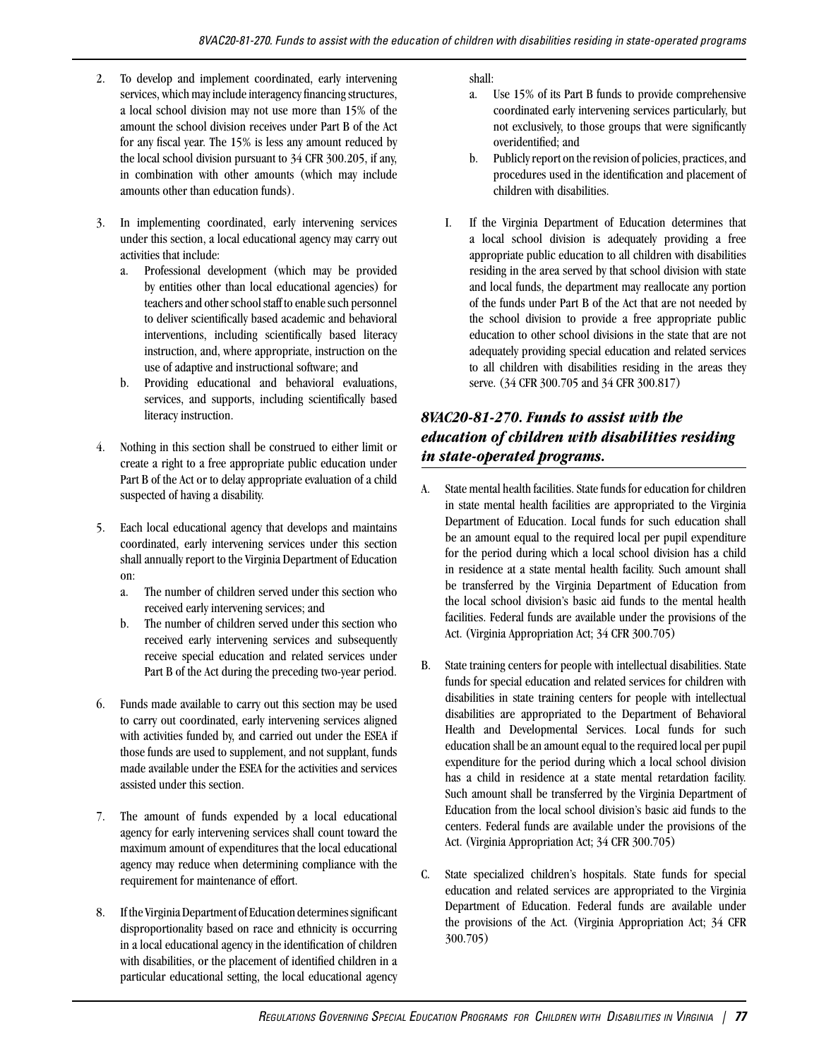2. To develop and implement coordinated, early intervening services, which may include interagency financing structures, a local school division may not use more than 15% of the amount the school division receives under Part B of the Act for any fiscal year. The 15% is less any amount reduced by the local school division pursuant to 34 CFR 300.205, if any, in combination with other amounts (which may include amounts other than education funds).

3. In implementing coordinated, early intervening services under this section, a local educational agency may carry out activities that include:
   a. Professional development (which may be provided by entities other than local educational agencies) for teachers and other school staff to enable such personnel to deliver scientifically based academic and behavioral interventions, including scientifically based literacy instruction, and, where appropriate, instruction on the use of adaptive and instructional software; and
   b. Providing educational and behavioral evaluations, services, and supports, including scientifically based literacy instruction.

4. Nothing in this section shall be construed to either limit or create a right to a free appropriate public education under Part B of the Act or to delay appropriate evaluation of a child suspected of having a disability.

5. Each local educational agency that develops and maintains coordinated, early intervening services under this section shall annually report to the Virginia Department of Education on:
   a. The number of children served under this section who received early intervening services; and
   b. The number of children served under this section who received early intervening services and subsequently receive special education and related services under Part B of the Act during the preceding two-year period.

6. Funds made available to carry out this section may be used to carry out coordinated, early intervening services aligned with activities funded by, and carried out under the ESEA if those funds are used to supplement, and not supplant, funds made available under the ESEA for the activities and services assisted under this section.

7. The amount of funds expended by a local educational agency for early intervening services shall count toward the maximum amount of expenditures that the local educational agency may reduce when determining compliance with the requirement for maintenance of effort.

8. If the Virginia Department of Education determines significant disproportionality based on race and ethnicity is occurring in a local educational agency in the identification of children with disabilities, or the placement of identified children in a particular educational setting, the local educational agency shall:
   a. Use 15% of its Part B funds to provide comprehensive coordinated early intervening services particularly, but not exclusively, to those groups that were significantly overidentified; and
   b. Publicly report on the revision of policies, practices, and procedures used in the identification and placement of children with disabilities.

I. If the Virginia Department of Education determines that a local school division is adequately providing a free appropriate public education to all children with disabilities residing in the area served by that school division with state and local funds, the department may reallocate any portion of the funds under Part B of the Act that are not needed by the school division to provide a free appropriate public education to other school divisions in the state that are not adequately providing special education and related services to all children with disabilities residing in the areas they serve. (34 CFR 300.705 and 34 CFR 300.817)

## *8VAC20-81-270. Funds to assist with the education of children with disabilities residing in state-operated programs.*

A. State mental health facilities. State funds for education for children in state mental health facilities are appropriated to the Virginia Department of Education. Local funds for such education shall be an amount equal to the required local per pupil expenditure for the period during which a local school division has a child in residence at a state mental health facility. Such amount shall be transferred by the Virginia Department of Education from the local school division's basic aid funds to the mental health facilities. Federal funds are available under the provisions of the Act. (Virginia Appropriation Act; 34 CFR 300.705)

B. State training centers for people with intellectual disabilities. State funds for special education and related services for children with disabilities in state training centers for people with intellectual disabilities are appropriated to the Department of Behavioral Health and Developmental Services. Local funds for such education shall be an amount equal to the required local per pupil expenditure for the period during which a local school division has a child in residence at a state mental retardation facility. Such amount shall be transferred by the Virginia Department of Education from the local school division's basic aid funds to the centers. Federal funds are available under the provisions of the Act. (Virginia Appropriation Act; 34 CFR 300.705)

C. State specialized children's hospitals. State funds for special education and related services are appropriated to the Virginia Department of Education. Federal funds are available under the provisions of the Act. (Virginia Appropriation Act; 34 CFR 300.705)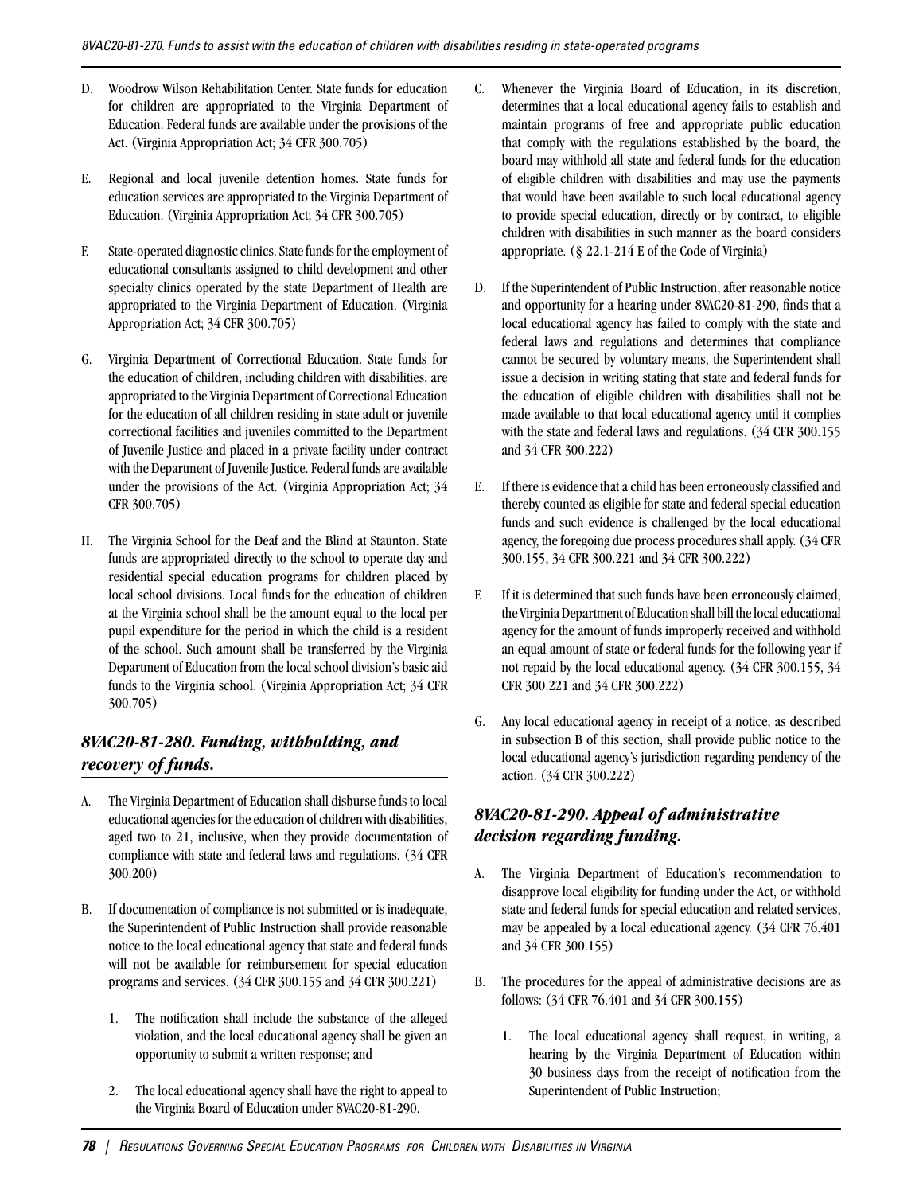D. Woodrow Wilson Rehabilitation Center. State funds for education for children are appropriated to the Virginia Department of Education. Federal funds are available under the provisions of the Act. (Virginia Appropriation Act; 34 CFR 300.705)

E. Regional and local juvenile detention homes. State funds for education services are appropriated to the Virginia Department of Education. (Virginia Appropriation Act; 34 CFR 300.705)

F. State-operated diagnostic clinics. State funds for the employment of educational consultants assigned to child development and other specialty clinics operated by the state Department of Health are appropriated to the Virginia Department of Education. (Virginia Appropriation Act; 34 CFR 300.705)

G. Virginia Department of Correctional Education. State funds for the education of children, including children with disabilities, are appropriated to the Virginia Department of Correctional Education for the education of all children residing in state adult or juvenile correctional facilities and juveniles committed to the Department of Juvenile Justice and placed in a private facility under contract with the Department of Juvenile Justice. Federal funds are available under the provisions of the Act. (Virginia Appropriation Act; 34 CFR 300.705)

H. The Virginia School for the Deaf and the Blind at Staunton. State funds are appropriated directly to the school to operate day and residential special education programs for children placed by local school divisions. Local funds for the education of children at the Virginia school shall be the amount equal to the local per pupil expenditure for the period in which the child is a resident of the school. Such amount shall be transferred by the Virginia Department of Education from the local school division's basic aid funds to the Virginia school. (Virginia Appropriation Act; 34 CFR 300.705)

## *8VAC20-81-280. Funding, withholding, and recovery of funds.*

A. The Virginia Department of Education shall disburse funds to local educational agencies for the education of children with disabilities, aged two to 21, inclusive, when they provide documentation of compliance with state and federal laws and regulations. (34 CFR 300.200)

B. If documentation of compliance is not submitted or is inadequate, the Superintendent of Public Instruction shall provide reasonable notice to the local educational agency that state and federal funds will not be available for reimbursement for special education programs and services. (34 CFR 300.155 and 34 CFR 300.221)

   1. The notification shall include the substance of the alleged violation, and the local educational agency shall be given an opportunity to submit a written response; and

   2. The local educational agency shall have the right to appeal to the Virginia Board of Education under 8VAC20-81-290.

C. Whenever the Virginia Board of Education, in its discretion, determines that a local educational agency fails to establish and maintain programs of free and appropriate public education that comply with the regulations established by the board, the board may withhold all state and federal funds for the education of eligible children with disabilities and may use the payments that would have been available to such local educational agency to provide special education, directly or by contract, to eligible children with disabilities in such manner as the board considers appropriate. (§ 22.1-214 E of the Code of Virginia)

D. If the Superintendent of Public Instruction, after reasonable notice and opportunity for a hearing under 8VAC20-81-290, finds that a local educational agency has failed to comply with the state and federal laws and regulations and determines that compliance cannot be secured by voluntary means, the Superintendent shall issue a decision in writing stating that state and federal funds for the education of eligible children with disabilities shall not be made available to that local educational agency until it complies with the state and federal laws and regulations. (34 CFR 300.155 and 34 CFR 300.222)

E. If there is evidence that a child has been erroneously classified and thereby counted as eligible for state and federal special education funds and such evidence is challenged by the local educational agency, the foregoing due process procedures shall apply. (34 CFR 300.155, 34 CFR 300.221 and 34 CFR 300.222)

F. If it is determined that such funds have been erroneously claimed, the Virginia Department of Education shall bill the local educational agency for the amount of funds improperly received and withhold an equal amount of state or federal funds for the following year if not repaid by the local educational agency. (34 CFR 300.155, 34 CFR 300.221 and 34 CFR 300.222)

G. Any local educational agency in receipt of a notice, as described in subsection B of this section, shall provide public notice to the local educational agency's jurisdiction regarding pendency of the action. (34 CFR 300.222)

## *8VAC20-81-290. Appeal of administrative decision regarding funding.*

A. The Virginia Department of Education's recommendation to disapprove local eligibility for funding under the Act, or withhold state and federal funds for special education and related services, may be appealed by a local educational agency. (34 CFR 76.401 and 34 CFR 300.155)

B. The procedures for the appeal of administrative decisions are as follows: (34 CFR 76.401 and 34 CFR 300.155)

   1. The local educational agency shall request, in writing, a hearing by the Virginia Department of Education within 30 business days from the receipt of notification from the Superintendent of Public Instruction;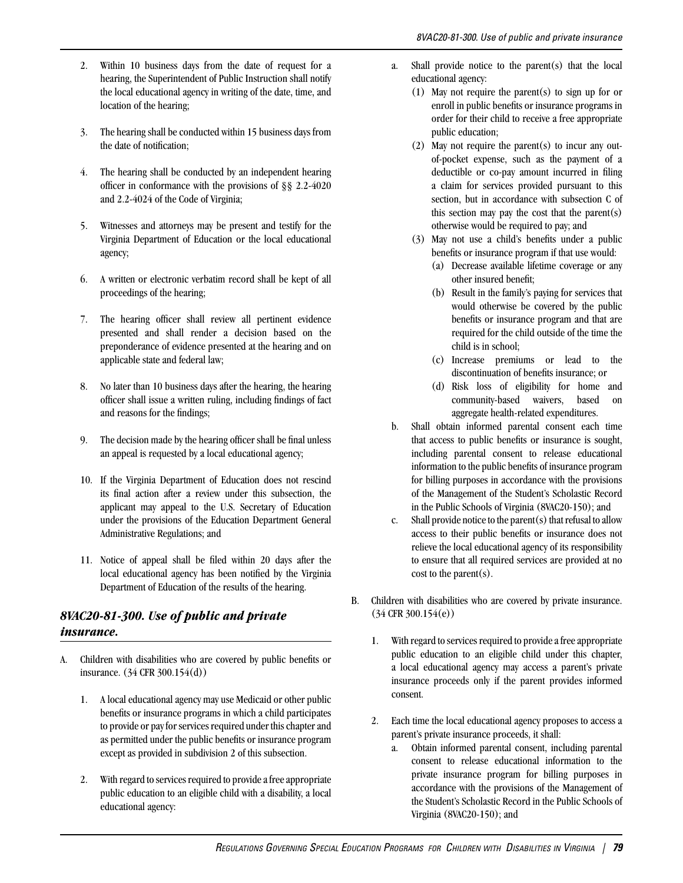2. Within 10 business days from the date of request for a hearing, the Superintendent of Public Instruction shall notify the local educational agency in writing of the date, time, and location of the hearing;

3. The hearing shall be conducted within 15 business days from the date of notification;

4. The hearing shall be conducted by an independent hearing officer in conformance with the provisions of §§ 2.2-4020 and 2.2-4024 of the Code of Virginia;

5. Witnesses and attorneys may be present and testify for the Virginia Department of Education or the local educational agency;

6. A written or electronic verbatim record shall be kept of all proceedings of the hearing;

7. The hearing officer shall review all pertinent evidence presented and shall render a decision based on the preponderance of evidence presented at the hearing and on applicable state and federal law;

8. No later than 10 business days after the hearing, the hearing officer shall issue a written ruling, including findings of fact and reasons for the findings;

9. The decision made by the hearing officer shall be final unless an appeal is requested by a local educational agency;

10. If the Virginia Department of Education does not rescind its final action after a review under this subsection, the applicant may appeal to the U.S. Secretary of Education under the provisions of the Education Department General Administrative Regulations; and

11. Notice of appeal shall be filed within 20 days after the local educational agency has been notified by the Virginia Department of Education of the results of the hearing.

## *8VAC20-81-300. Use of public and private insurance.*

A. Children with disabilities who are covered by public benefits or insurance. (34 CFR 300.154(d))

1. A local educational agency may use Medicaid or other public benefits or insurance programs in which a child participates to provide or pay for services required under this chapter and as permitted under the public benefits or insurance program except as provided in subdivision 2 of this subsection.

2. With regard to services required to provide a free appropriate public education to an eligible child with a disability, a local educational agency:

   a. Shall provide notice to the parent(s) that the local educational agency:
      (1) May not require the parent(s) to sign up for or enroll in public benefits or insurance programs in order for their child to receive a free appropriate public education;
      (2) May not require the parent(s) to incur any out-of-pocket expense, such as the payment of a deductible or co-pay amount incurred in filing a claim for services provided pursuant to this section, but in accordance with subsection C of this section may pay the cost that the parent(s) otherwise would be required to pay; and
      (3) May not use a child's benefits under a public benefits or insurance program if that use would:
         (a) Decrease available lifetime coverage or any other insured benefit;
         (b) Result in the family's paying for services that would otherwise be covered by the public benefits or insurance program and that are required for the child outside of the time the child is in school;
         (c) Increase premiums or lead to the discontinuation of benefits insurance; or
         (d) Risk loss of eligibility for home and community-based waivers, based on aggregate health-related expenditures.

   b. Shall obtain informed parental consent each time that access to public benefits or insurance is sought, including parental consent to release educational information to the public benefits of insurance program for billing purposes in accordance with the provisions of the Management of the Student's Scholastic Record in the Public Schools of Virginia (8VAC20-150); and

   c. Shall provide notice to the parent(s) that refusal to allow access to their public benefits or insurance does not relieve the local educational agency of its responsibility to ensure that all required services are provided at no cost to the parent(s).

B. Children with disabilities who are covered by private insurance. (34 CFR 300.154(e))

1. With regard to services required to provide a free appropriate public education to an eligible child under this chapter, a local educational agency may access a parent's private insurance proceeds only if the parent provides informed consent.

2. Each time the local educational agency proposes to access a parent's private insurance proceeds, it shall:

   a. Obtain informed parental consent, including parental consent to release educational information to the private insurance program for billing purposes in accordance with the provisions of the Management of the Student's Scholastic Record in the Public Schools of Virginia (8VAC20-150); and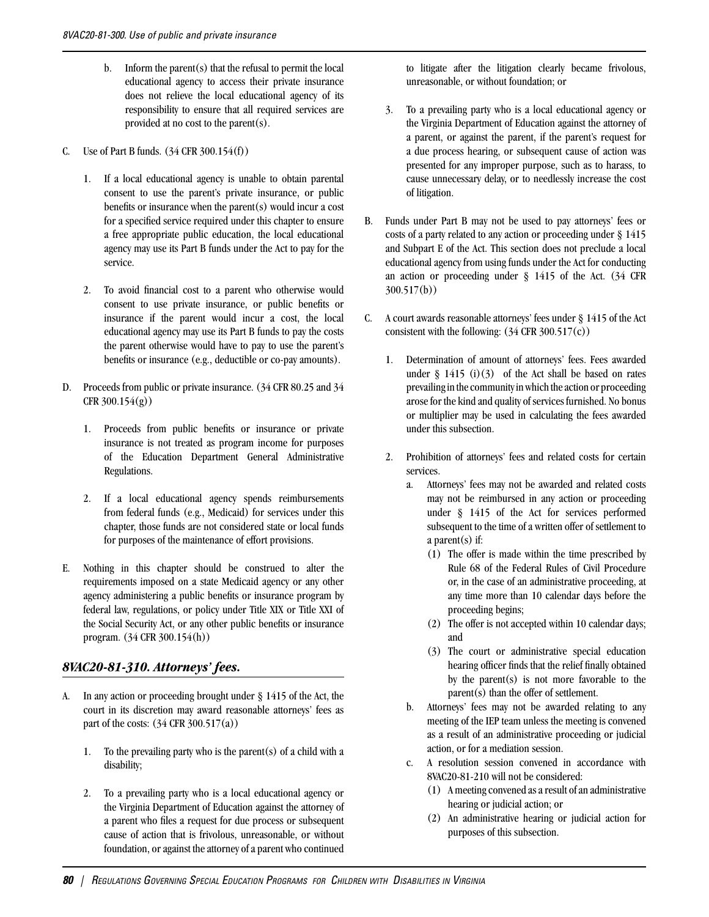b. Inform the parent(s) that the refusal to permit the local educational agency to access their private insurance does not relieve the local educational agency of its responsibility to ensure that all required services are provided at no cost to the parent(s).

C. Use of Part B funds. (34 CFR 300.154(f))

1. If a local educational agency is unable to obtain parental consent to use the parent's private insurance, or public benefits or insurance when the parent(s) would incur a cost for a specified service required under this chapter to ensure a free appropriate public education, the local educational agency may use its Part B funds under the Act to pay for the service.

2. To avoid financial cost to a parent who otherwise would consent to use private insurance, or public benefits or insurance if the parent would incur a cost, the local educational agency may use its Part B funds to pay the costs the parent otherwise would have to pay to use the parent's benefits or insurance (e.g., deductible or co-pay amounts).

D. Proceeds from public or private insurance. (34 CFR 80.25 and 34 CFR 300.154(g))

1. Proceeds from public benefits or insurance or private insurance is not treated as program income for purposes of the Education Department General Administrative Regulations.

2. If a local educational agency spends reimbursements from federal funds (e.g., Medicaid) for services under this chapter, those funds are not considered state or local funds for purposes of the maintenance of effort provisions.

E. Nothing in this chapter should be construed to alter the requirements imposed on a state Medicaid agency or any other agency administering a public benefits or insurance program by federal law, regulations, or policy under Title XIX or Title XXI of the Social Security Act, or any other public benefits or insurance program. (34 CFR 300.154(h))

## *8VAC20-81-310. Attorneys' fees.*

A. In any action or proceeding brought under § 1415 of the Act, the court in its discretion may award reasonable attorneys' fees as part of the costs: (34 CFR 300.517(a))

1. To the prevailing party who is the parent(s) of a child with a disability;

2. To a prevailing party who is a local educational agency or the Virginia Department of Education against the attorney of a parent who files a request for due process or subsequent cause of action that is frivolous, unreasonable, or without foundation, or against the attorney of a parent who continued to litigate after the litigation clearly became frivolous, unreasonable, or without foundation; or

3. To a prevailing party who is a local educational agency or the Virginia Department of Education against the attorney of a parent, or against the parent, if the parent's request for a due process hearing, or subsequent cause of action was presented for any improper purpose, such as to harass, to cause unnecessary delay, or to needlessly increase the cost of litigation.

B. Funds under Part B may not be used to pay attorneys' fees or costs of a party related to any action or proceeding under § 1415 and Subpart E of the Act. This section does not preclude a local educational agency from using funds under the Act for conducting an action or proceeding under § 1415 of the Act. (34 CFR 300.517(b))

C. A court awards reasonable attorneys' fees under § 1415 of the Act consistent with the following: (34 CFR 300.517(c))

1. Determination of amount of attorneys' fees. Fees awarded under § 1415 (i)(3) of the Act shall be based on rates prevailing in the community in which the action or proceeding arose for the kind and quality of services furnished. No bonus or multiplier may be used in calculating the fees awarded under this subsection.

2. Prohibition of attorneys' fees and related costs for certain services.
   a. Attorneys' fees may not be awarded and related costs may not be reimbursed in any action or proceeding under § 1415 of the Act for services performed subsequent to the time of a written offer of settlement to a parent(s) if:
      (1) The offer is made within the time prescribed by Rule 68 of the Federal Rules of Civil Procedure or, in the case of an administrative proceeding, at any time more than 10 calendar days before the proceeding begins;
      (2) The offer is not accepted within 10 calendar days; and
      (3) The court or administrative special education hearing officer finds that the relief finally obtained by the parent(s) is not more favorable to the parent(s) than the offer of settlement.
   b. Attorneys' fees may not be awarded relating to any meeting of the IEP team unless the meeting is convened as a result of an administrative proceeding or judicial action, or for a mediation session.
   c. A resolution session convened in accordance with 8VAC20-81-210 will not be considered:
      (1) A meeting convened as a result of an administrative hearing or judicial action; or
      (2) An administrative hearing or judicial action for purposes of this subsection.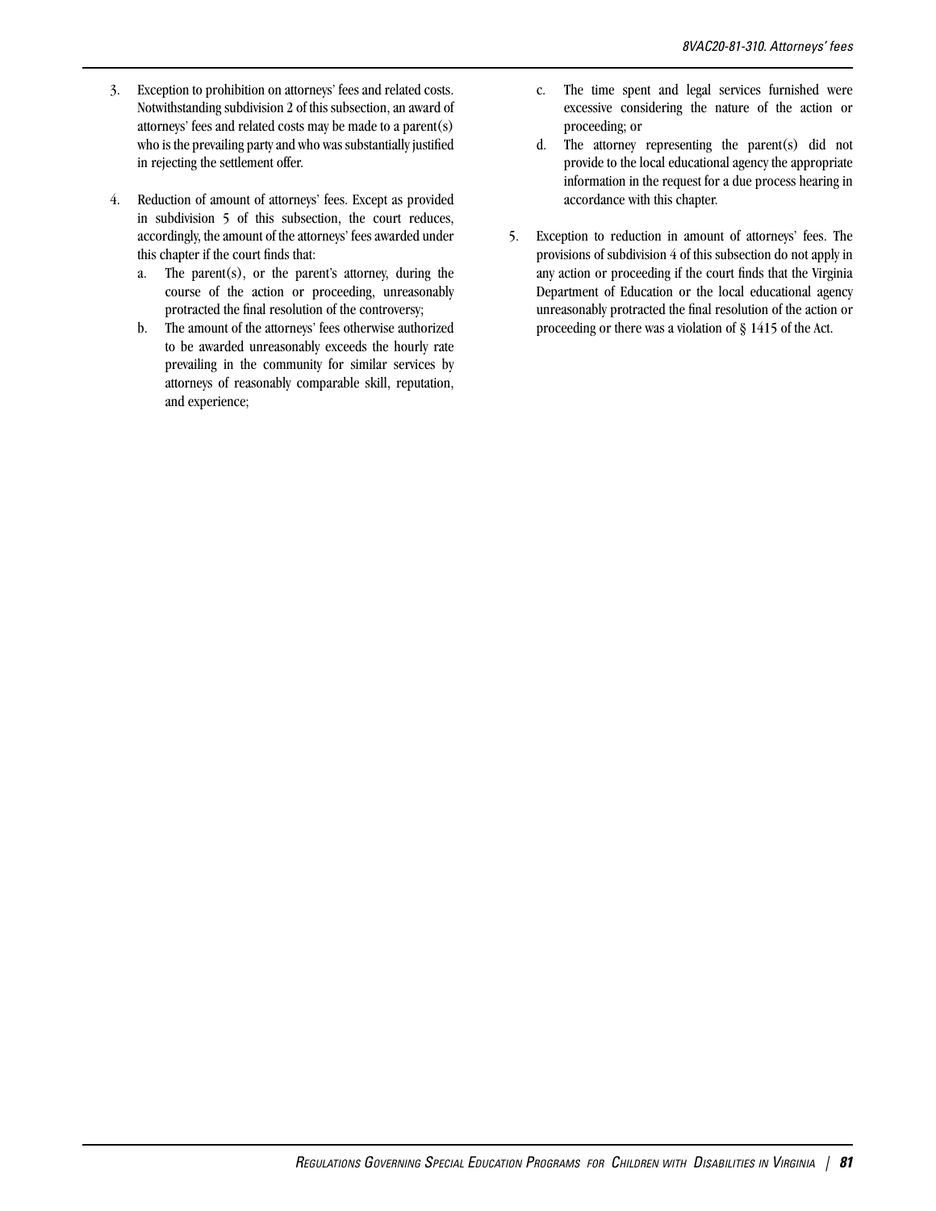3. Exception to prohibition on attorneys' fees and related costs. Notwithstanding subdivision 2 of this subsection, an award of attorneys' fees and related costs may be made to a parent(s) who is the prevailing party and who was substantially justified in rejecting the settlement offer.

4. Reduction of amount of attorneys' fees. Except as provided in subdivision 5 of this subsection, the court reduces, accordingly, the amount of the attorneys' fees awarded under this chapter if the court finds that:
   a. The parent(s), or the parent's attorney, during the course of the action or proceeding, unreasonably protracted the final resolution of the controversy;
   b. The amount of the attorneys' fees otherwise authorized to be awarded unreasonably exceeds the hourly rate prevailing in the community for similar services by attorneys of reasonably comparable skill, reputation, and experience;
   c. The time spent and legal services furnished were excessive considering the nature of the action or proceeding; or
   d. The attorney representing the parent(s) did not provide to the local educational agency the appropriate information in the request for a due process hearing in accordance with this chapter.

5. Exception to reduction in amount of attorneys' fees. The provisions of subdivision 4 of this subsection do not apply in any action or proceeding if the court finds that the Virginia Department of Education or the local educational agency unreasonably protracted the final resolution of the action or proceeding or there was a violation of § 1415 of the Act.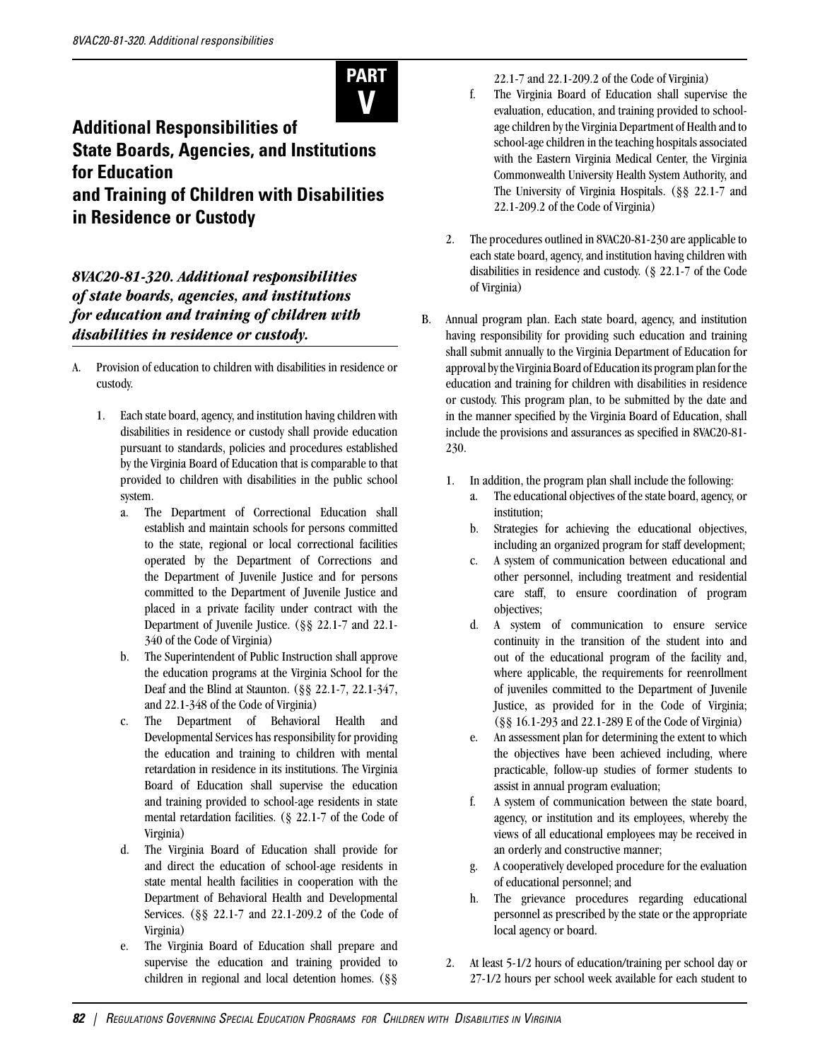# PART V

## Additional Responsibilities of State Boards, Agencies, and Institutions for Education and Training of Children with Disabilities in Residence or Custody

### *8VAC20-81-320. Additional responsibilities of state boards, agencies, and institutions for education and training of children with disabilities in residence or custody.*

A. Provision of education to children with disabilities in residence or custody.

1. Each state board, agency, and institution having children with disabilities in residence or custody shall provide education pursuant to standards, policies and procedures established by the Virginia Board of Education that is comparable to that provided to children with disabilities in the public school system.
   a. The Department of Correctional Education shall establish and maintain schools for persons committed to the state, regional or local correctional facilities operated by the Department of Corrections and the Department of Juvenile Justice and for persons committed to the Department of Juvenile Justice and placed in a private facility under contract with the Department of Juvenile Justice. (§§ 22.1-7 and 22.1-340 of the Code of Virginia)
   b. The Superintendent of Public Instruction shall approve the education programs at the Virginia School for the Deaf and the Blind at Staunton. (§§ 22.1-7, 22.1-347, and 22.1-348 of the Code of Virginia)
   c. The Department of Behavioral Health and Developmental Services has responsibility for providing the education and training to children with mental retardation in residence in its institutions. The Virginia Board of Education shall supervise the education and training provided to school-age residents in state mental retardation facilities. (§ 22.1-7 of the Code of Virginia)
   d. The Virginia Board of Education shall provide for and direct the education of school-age residents in state mental health facilities in cooperation with the Department of Behavioral Health and Developmental Services. (§§ 22.1-7 and 22.1-209.2 of the Code of Virginia)
   e. The Virginia Board of Education shall prepare and supervise the education and training provided to children in regional and local detention homes. (§§ 22.1-7 and 22.1-209.2 of the Code of Virginia)
   f. The Virginia Board of Education shall supervise the evaluation, education, and training provided to school-age children by the Virginia Department of Health and to school-age children in the teaching hospitals associated with the Eastern Virginia Medical Center, the Virginia Commonwealth University Health System Authority, and The University of Virginia Hospitals. (§§ 22.1-7 and 22.1-209.2 of the Code of Virginia)
2. The procedures outlined in 8VAC20-81-230 are applicable to each state board, agency, and institution having children with disabilities in residence and custody. (§ 22.1-7 of the Code of Virginia)

B. Annual program plan. Each state board, agency, and institution having responsibility for providing such education and training shall submit annually to the Virginia Department of Education for approval by the Virginia Board of Education its program plan for the education and training for children with disabilities in residence or custody. This program plan, to be submitted by the date and in the manner specified by the Virginia Board of Education, shall include the provisions and assurances as specified in 8VAC20-81-230.

1. In addition, the program plan shall include the following:
   a. The educational objectives of the state board, agency, or institution;
   b. Strategies for achieving the educational objectives, including an organized program for staff development;
   c. A system of communication between educational and other personnel, including treatment and residential care staff, to ensure coordination of program objectives;
   d. A system of communication to ensure service continuity in the transition of the student into and out of the educational program of the facility and, where applicable, the requirements for reenrollment of juveniles committed to the Department of Juvenile Justice, as provided for in the Code of Virginia; (§§ 16.1-293 and 22.1-289 E of the Code of Virginia)
   e. An assessment plan for determining the extent to which the objectives have been achieved including, where practicable, follow-up studies of former students to assist in annual program evaluation;
   f. A system of communication between the state board, agency, or institution and its employees, whereby the views of all educational employees may be received in an orderly and constructive manner;
   g. A cooperatively developed procedure for the evaluation of educational personnel; and
   h. The grievance procedures regarding educational personnel as prescribed by the state or the appropriate local agency or board.
2. At least 5-1/2 hours of education/training per school day or 27-1/2 hours per school week available for each student to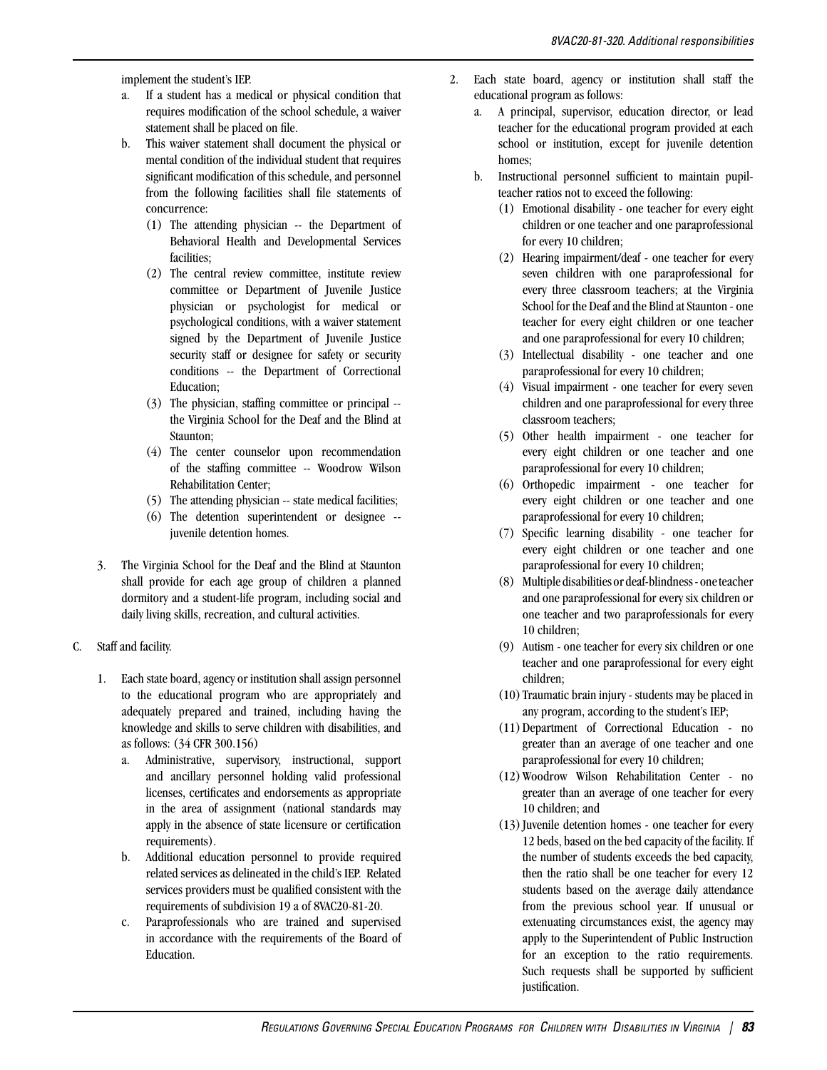implement the student's IEP.

a. If a student has a medical or physical condition that requires modification of the school schedule, a waiver statement shall be placed on file.

b. This waiver statement shall document the physical or mental condition of the individual student that requires significant modification of this schedule, and personnel from the following facilities shall file statements of concurrence:

   (1) The attending physician -- the Department of Behavioral Health and Developmental Services facilities;

   (2) The central review committee, institute review committee or Department of Juvenile Justice physician or psychologist for medical or psychological conditions, with a waiver statement signed by the Department of Juvenile Justice security staff or designee for safety or security conditions -- the Department of Correctional Education;

   (3) The physician, staffing committee or principal -- the Virginia School for the Deaf and the Blind at Staunton;

   (4) The center counselor upon recommendation of the staffing committee -- Woodrow Wilson Rehabilitation Center;

   (5) The attending physician -- state medical facilities;

   (6) The detention superintendent or designee -- juvenile detention homes.

3. The Virginia School for the Deaf and the Blind at Staunton shall provide for each age group of children a planned dormitory and a student-life program, including social and daily living skills, recreation, and cultural activities.

C. Staff and facility.

1. Each state board, agency or institution shall assign personnel to the educational program who are appropriately and adequately prepared and trained, including having the knowledge and skills to serve children with disabilities, and as follows: (34 CFR 300.156)

   a. Administrative, supervisory, instructional, support and ancillary personnel holding valid professional licenses, certificates and endorsements as appropriate in the area of assignment (national standards may apply in the absence of state licensure or certification requirements).

   b. Additional education personnel to provide required related services as delineated in the child's IEP. Related services providers must be qualified consistent with the requirements of subdivision 19 a of 8VAC20-81-20.

   c. Paraprofessionals who are trained and supervised in accordance with the requirements of the Board of Education.

2. Each state board, agency or institution shall staff the educational program as follows:

   a. A principal, supervisor, education director, or lead teacher for the educational program provided at each school or institution, except for juvenile detention homes;

   b. Instructional personnel sufficient to maintain pupil-teacher ratios not to exceed the following:

      (1) Emotional disability - one teacher for every eight children or one teacher and one paraprofessional for every 10 children;

      (2) Hearing impairment/deaf - one teacher for every seven children with one paraprofessional for every three classroom teachers; at the Virginia School for the Deaf and the Blind at Staunton - one teacher for every eight children or one teacher and one paraprofessional for every 10 children;

      (3) Intellectual disability - one teacher and one paraprofessional for every 10 children;

      (4) Visual impairment - one teacher for every seven children and one paraprofessional for every three classroom teachers;

      (5) Other health impairment - one teacher for every eight children or one teacher and one paraprofessional for every 10 children;

      (6) Orthopedic impairment - one teacher for every eight children or one teacher and one paraprofessional for every 10 children;

      (7) Specific learning disability - one teacher for every eight children or one teacher and one paraprofessional for every 10 children;

      (8) Multiple disabilities or deaf-blindness - one teacher and one paraprofessional for every six children or one teacher and two paraprofessionals for every 10 children;

      (9) Autism - one teacher for every six children or one teacher and one paraprofessional for every eight children;

      (10) Traumatic brain injury - students may be placed in any program, according to the student's IEP;

      (11) Department of Correctional Education - no greater than an average of one teacher and one paraprofessional for every 10 children;

      (12) Woodrow Wilson Rehabilitation Center - no greater than an average of one teacher for every 10 children; and

      (13) Juvenile detention homes - one teacher for every 12 beds, based on the bed capacity of the facility. If the number of students exceeds the bed capacity, then the ratio shall be one teacher for every 12 students based on the average daily attendance from the previous school year. If unusual or extenuating circumstances exist, the agency may apply to the Superintendent of Public Instruction for an exception to the ratio requirements. Such requests shall be supported by sufficient justification.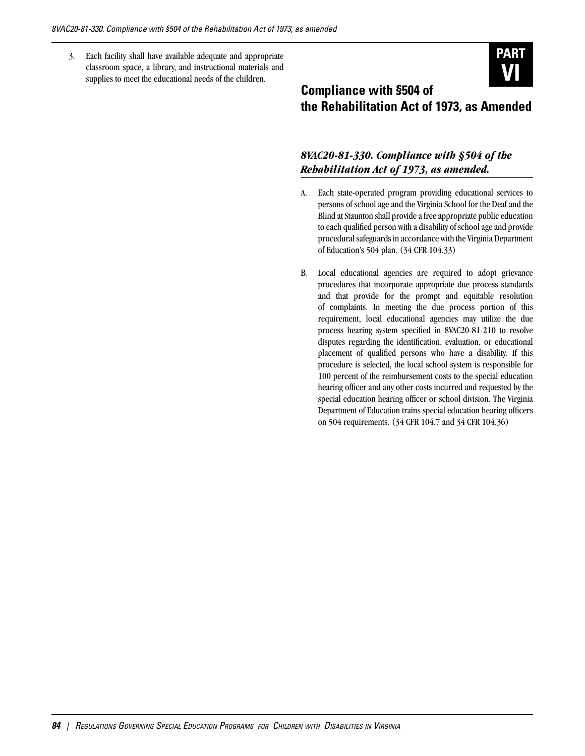3. Each facility shall have available adequate and appropriate classroom space, a library, and instructional materials and supplies to meet the educational needs of the children.

# PART VI

# Compliance with §504 of the Rehabilitation Act of 1973, as Amended

### *8VAC20-81-330. Compliance with §504 of the Rehabilitation Act of 1973, as amended.*

A. Each state-operated program providing educational services to persons of school age and the Virginia School for the Deaf and the Blind at Staunton shall provide a free appropriate public education to each qualified person with a disability of school age and provide procedural safeguards in accordance with the Virginia Department of Education's 504 plan. (34 CFR 104.33)

B. Local educational agencies are required to adopt grievance procedures that incorporate appropriate due process standards and that provide for the prompt and equitable resolution of complaints. In meeting the due process portion of this requirement, local educational agencies may utilize the due process hearing system specified in 8VAC20-81-210 to resolve disputes regarding the identification, evaluation, or educational placement of qualified persons who have a disability. If this procedure is selected, the local school system is responsible for 100 percent of the reimbursement costs to the special education hearing officer and any other costs incurred and requested by the special education hearing officer or school division. The Virginia Department of Education trains special education hearing officers on 504 requirements. (34 CFR 104.7 and 34 CFR 104.36)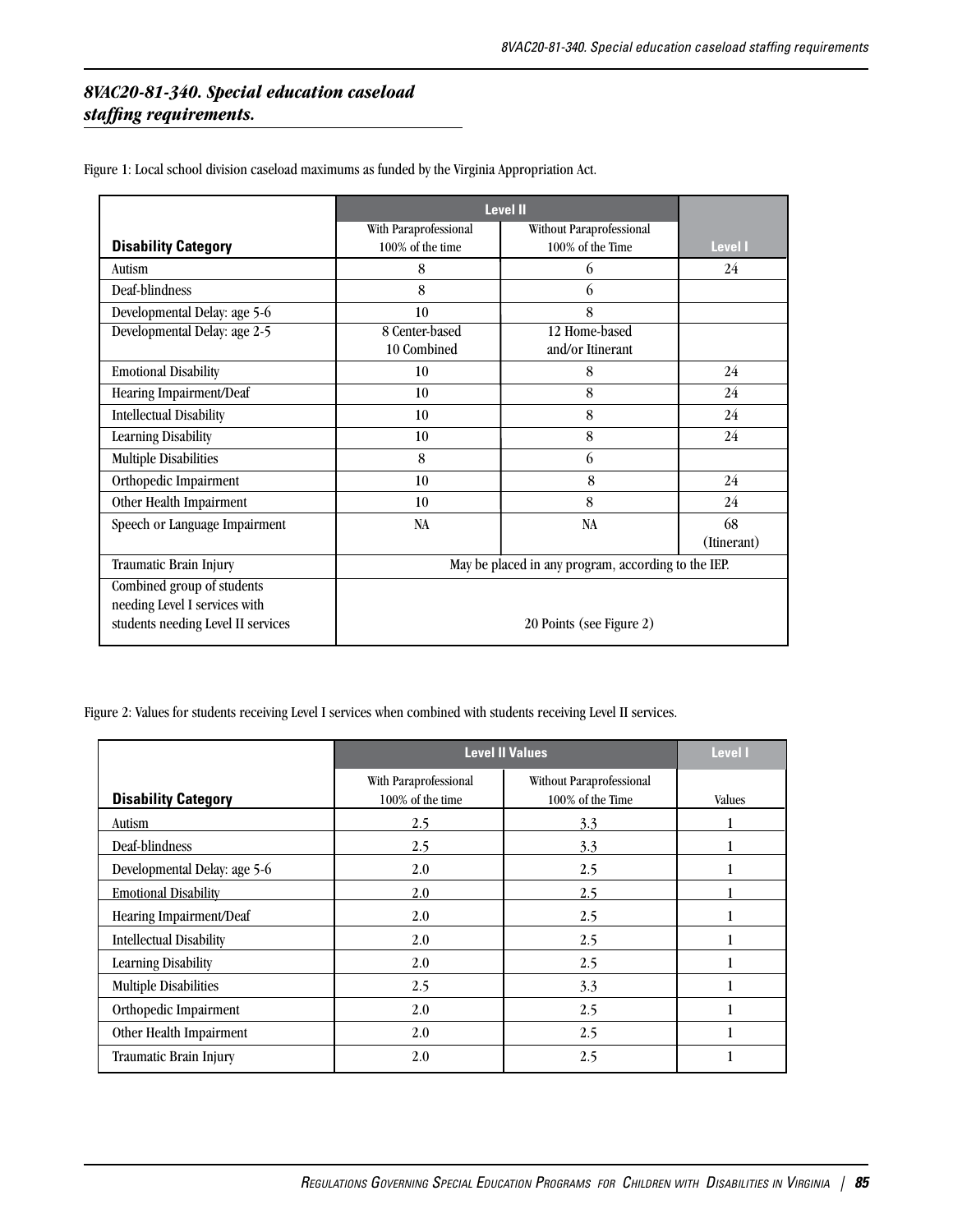## *8VAC20-81-340. Special education caseload staffing requirements.*

Figure 1: Local school division caseload maximums as funded by the Virginia Appropriation Act.

| Disability Category | Level II | | Level I |
|---|---|---|---|
| | With Paraprofessional 100% of the time | Without Paraprofessional 100% of the Time | |
| Autism | 8 | 6 | 24 |
| Deaf-blindness | 8 | 6 | |
| Developmental Delay: age 5-6 | 10 | 8 | |
| Developmental Delay: age 2-5 | 8 Center-based<br>10 Combined | 12 Home-based<br>and/or Itinerant | |
| Emotional Disability | 10 | 8 | 24 |
| Hearing Impairment/Deaf | 10 | 8 | 24 |
| Intellectual Disability | 10 | 8 | 24 |
| Learning Disability | 10 | 8 | 24 |
| Multiple Disabilities | 8 | 6 | |
| Orthopedic Impairment | 10 | 8 | 24 |
| Other Health Impairment | 10 | 8 | 24 |
| Speech or Language Impairment | NA | NA | 68<br>(Itinerant) |
| Traumatic Brain Injury | May be placed in any program, according to the IEP. | | |
| Combined group of students needing Level I services with students needing Level II services | 20 Points (see Figure 2) | | |

Figure 2: Values for students receiving Level I services when combined with students receiving Level II services.

| Disability Category | Level II Values | | Level I |
|---|---|---|---|
| | With Paraprofessional 100% of the time | Without Paraprofessional 100% of the Time | Values |
| Autism | 2.5 | 3.3 | 1 |
| Deaf-blindness | 2.5 | 3.3 | 1 |
| Developmental Delay: age 5-6 | 2.0 | 2.5 | 1 |
| Emotional Disability | 2.0 | 2.5 | 1 |
| Hearing Impairment/Deaf | 2.0 | 2.5 | 1 |
| Intellectual Disability | 2.0 | 2.5 | 1 |
| Learning Disability | 2.0 | 2.5 | 1 |
| Multiple Disabilities | 2.5 | 3.3 | 1 |
| Orthopedic Impairment | 2.0 | 2.5 | 1 |
| Other Health Impairment | 2.0 | 2.5 | 1 |
| Traumatic Brain Injury | 2.0 | 2.5 | 1 |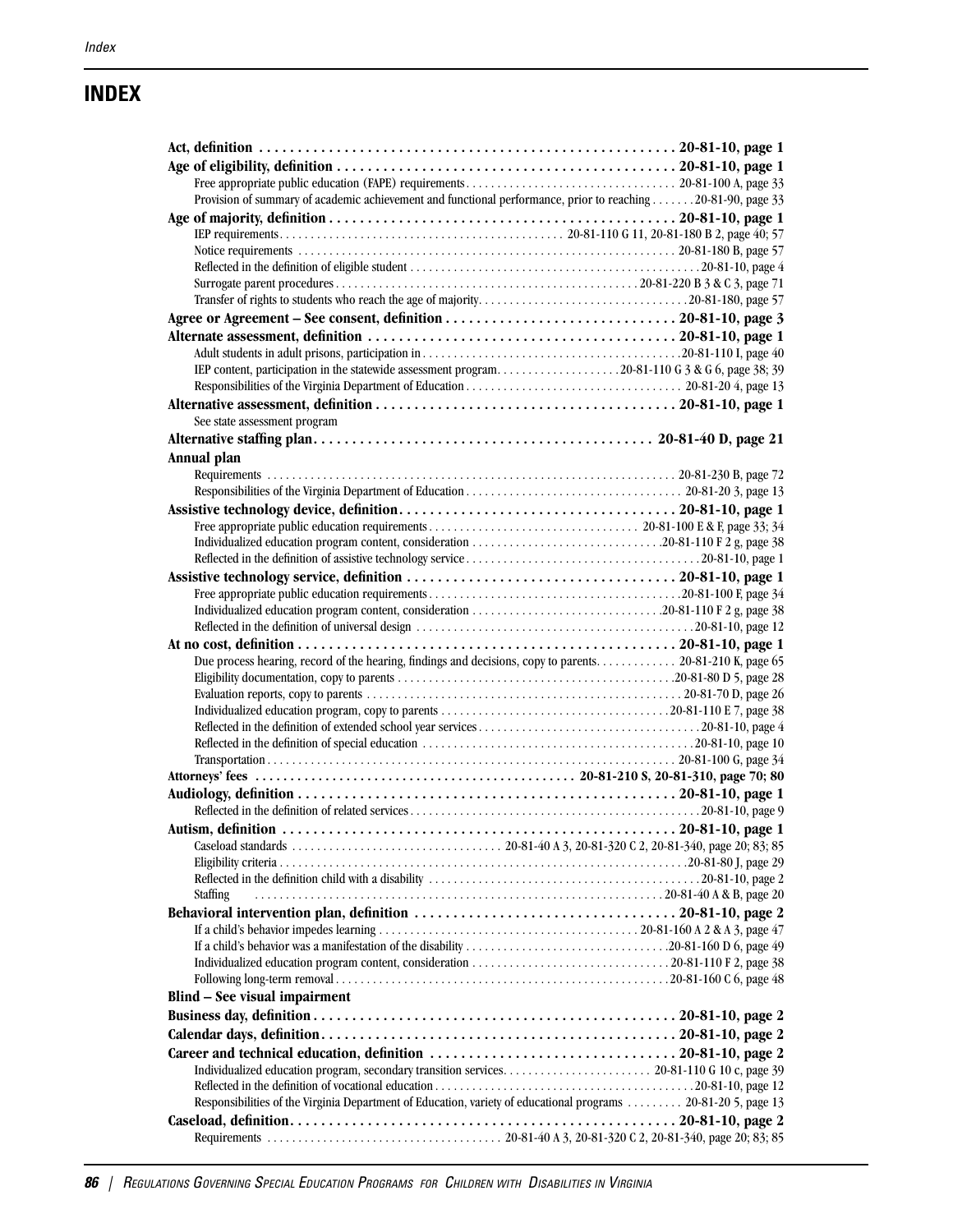# INDEX

**Act, definition** . . . . . . . . . . . . . . . . . . . . . . . . . . . . . . . . . . . . . . . . . . . . . . . . . . . . **20-81-10, page 1**

**Age of eligibility, definition** . . . . . . . . . . . . . . . . . . . . . . . . . . . . . . . . . . . . . . . . . . . **20-81-10, page 1**

- Free appropriate public education (FAPE) requirements . . . . . . . . . . . . . . . . . . . . . . . . . . . . . . . . . 20-81-100 A, page 33
- Provision of summary of academic achievement and functional performance, prior to reaching . . . . . . . 20-81-90, page 33

**Age of majority, definition** . . . . . . . . . . . . . . . . . . . . . . . . . . . . . . . . . . . . . . . . . . . . **20-81-10, page 1**

- IEP requirements . . . . . . . . . . . . . . . . . . . . . . . . . . . . . . . . . . . . . . . . . . . . . 20-81-110 G 11, 20-81-180 B 2, page 40; 57
- Notice requirements . . . . . . . . . . . . . . . . . . . . . . . . . . . . . . . . . . . . . . . . . . . . . . . . . . . . . . . . . . . . 20-81-180 B, page 57
- Reflected in the definition of eligible student . . . . . . . . . . . . . . . . . . . . . . . . . . . . . . . . . . . . . . . . . . . . . 20-81-10, page 4
- Surrogate parent procedures . . . . . . . . . . . . . . . . . . . . . . . . . . . . . . . . . . . . . . . . . . . . . . . . 20-81-220 B 3 & C 3, page 71
- Transfer of rights to students who reach the age of majority . . . . . . . . . . . . . . . . . . . . . . . . . . . . . . . . . . 20-81-180, page 57

**Agree or Agreement – See consent, definition** . . . . . . . . . . . . . . . . . . . . . . . . . . . . . . **20-81-10, page 3**

**Alternate assessment, definition** . . . . . . . . . . . . . . . . . . . . . . . . . . . . . . . . . . . . . . . . **20-81-10, page 1**

- Adult students in adult prisons, participation in . . . . . . . . . . . . . . . . . . . . . . . . . . . . . . . . . . . . . . . . . 20-81-110 I, page 40
- IEP content, participation in the statewide assessment program . . . . . . . . . . . . . . . . . . . . . 20-81-110 G 3 & G 6, page 38; 39
- Responsibilities of the Virginia Department of Education . . . . . . . . . . . . . . . . . . . . . . . . . . . . . . . . . . 20-81-20 4, page 13

**Alternative assessment, definition** . . . . . . . . . . . . . . . . . . . . . . . . . . . . . . . . . . . . . . . **20-81-10, page 1**

- See state assessment program

**Alternative staffing plan** . . . . . . . . . . . . . . . . . . . . . . . . . . . . . . . . . . . . . . . . . . . **20-81-40 D, page 21**

**Annual plan**

- Requirements . . . . . . . . . . . . . . . . . . . . . . . . . . . . . . . . . . . . . . . . . . . . . . . . . . . . . . . . . . . . . . . . . 20-81-230 B, page 72
- Responsibilities of the Virginia Department of Education . . . . . . . . . . . . . . . . . . . . . . . . . . . . . . . . . . 20-81-20 3, page 13

**Assistive technology device, definition** . . . . . . . . . . . . . . . . . . . . . . . . . . . . . . . . . . . . **20-81-10, page 1**

- Free appropriate public education requirements . . . . . . . . . . . . . . . . . . . . . . . . . . . . . . . . . . 20-81-100 E & F, page 33; 34
- Individualized education program content, consideration . . . . . . . . . . . . . . . . . . . . . . . . . . . . . . 20-81-110 F 2 g, page 38
- Reflected in the definition of assistive technology service . . . . . . . . . . . . . . . . . . . . . . . . . . . . . . . . . . . . 20-81-10, page 1

**Assistive technology service, definition** . . . . . . . . . . . . . . . . . . . . . . . . . . . . . . . . . . . **20-81-10, page 1**

- Free appropriate public education requirements . . . . . . . . . . . . . . . . . . . . . . . . . . . . . . . . . . . . . . . . 20-81-100 F, page 34
- Individualized education program content, consideration . . . . . . . . . . . . . . . . . . . . . . . . . . . . . . 20-81-110 F 2 g, page 38
- Reflected in the definition of universal design . . . . . . . . . . . . . . . . . . . . . . . . . . . . . . . . . . . . . . . . . . . 20-81-10, page 12

**At no cost, definition** . . . . . . . . . . . . . . . . . . . . . . . . . . . . . . . . . . . . . . . . . . . . . . . . . **20-81-10, page 1**

- Due process hearing, record of the hearing, findings and decisions, copy to parents . . . . . . . . . . . . . 20-81-210 K, page 65
- Eligibility documentation, copy to parents . . . . . . . . . . . . . . . . . . . . . . . . . . . . . . . . . . . . . . . . . . . . 20-81-80 D 5, page 28
- Evaluation reports, copy to parents . . . . . . . . . . . . . . . . . . . . . . . . . . . . . . . . . . . . . . . . . . . . . . . . . 20-81-70 D, page 26
- Individualized education program, copy to parents . . . . . . . . . . . . . . . . . . . . . . . . . . . . . . . . . . . . . 20-81-110 E 7, page 38
- Reflected in the definition of extended school year services . . . . . . . . . . . . . . . . . . . . . . . . . . . . . . . . . . 20-81-10, page 4
- Reflected in the definition of special education . . . . . . . . . . . . . . . . . . . . . . . . . . . . . . . . . . . . . . . . . . 20-81-10, page 10
- Transportation . . . . . . . . . . . . . . . . . . . . . . . . . . . . . . . . . . . . . . . . . . . . . . . . . . . . . . . . . . . . . . . . 20-81-100 G, page 34

**Attorneys' fees** . . . . . . . . . . . . . . . . . . . . . . . . . . . . . . . . . . . . . . . . . . . . . **20-81-210 S, 20-81-310, page 70; 80**

**Audiology, definition** . . . . . . . . . . . . . . . . . . . . . . . . . . . . . . . . . . . . . . . . . . . . . . . . **20-81-10, page 1**

- Reflected in the definition of related services . . . . . . . . . . . . . . . . . . . . . . . . . . . . . . . . . . . . . . . . . . . . 20-81-10, page 9

**Autism, definition** . . . . . . . . . . . . . . . . . . . . . . . . . . . . . . . . . . . . . . . . . . . . . . . . . . . **20-81-10, page 1**

- Caseload standards . . . . . . . . . . . . . . . . . . . . . . . . . . . . . . . . . 20-81-40 A 3, 20-81-320 C 2, 20-81-340, page 20; 83; 85
- Eligibility criteria . . . . . . . . . . . . . . . . . . . . . . . . . . . . . . . . . . . . . . . . . . . . . . . . . . . . . . . . . . . . . . . . . 20-81-80 J, page 29
- Reflected in the definition child with a disability . . . . . . . . . . . . . . . . . . . . . . . . . . . . . . . . . . . . . . . . . . 20-81-10, page 2
- Staffing . . . . . . . . . . . . . . . . . . . . . . . . . . . . . . . . . . . . . . . . . . . . . . . . . . . . . . . . . . . . . . . . . . . . . 20-81-40 A & B, page 20

**Behavioral intervention plan, definition** . . . . . . . . . . . . . . . . . . . . . . . . . . . . . . . . . . . **20-81-10, page 2**

- If a child's behavior impedes learning . . . . . . . . . . . . . . . . . . . . . . . . . . . . . . . . . . . . . . . . . . 20-81-160 A 2 & A 3, page 47
- If a child's behavior was a manifestation of the disability . . . . . . . . . . . . . . . . . . . . . . . . . . . . . . . . 20-81-160 D 6, page 49
- Individualized education program content, consideration . . . . . . . . . . . . . . . . . . . . . . . . . . . . . . . . 20-81-110 F 2, page 38
- Following long-term removal . . . . . . . . . . . . . . . . . . . . . . . . . . . . . . . . . . . . . . . . . . . . . . . . . . . . . 20-81-160 C 6, page 48

**Blind – See visual impairment**

**Business day, definition** . . . . . . . . . . . . . . . . . . . . . . . . . . . . . . . . . . . . . . . . . . . . . . . **20-81-10, page 2**

**Calendar days, definition** . . . . . . . . . . . . . . . . . . . . . . . . . . . . . . . . . . . . . . . . . . . . . . **20-81-10, page 2**

**Career and technical education, definition** . . . . . . . . . . . . . . . . . . . . . . . . . . . . . . . . **20-81-10, page 2**

- Individualized education program, secondary transition services . . . . . . . . . . . . . . . . . . . . . . . . 20-81-110 G 10 c, page 39
- Reflected in the definition of vocational education . . . . . . . . . . . . . . . . . . . . . . . . . . . . . . . . . . . . . . . . 20-81-10, page 12
- Responsibilities of the Virginia Department of Education, variety of educational programs . . . . . . . . . 20-81-20 5, page 13

**Caseload, definition** . . . . . . . . . . . . . . . . . . . . . . . . . . . . . . . . . . . . . . . . . . . . . . . . . . **20-81-10, page 2**

- Requirements . . . . . . . . . . . . . . . . . . . . . . . . . . . . . . . . . . . . . . 20-81-40 A 3, 20-81-320 C 2, 20-81-340, page 20; 83; 85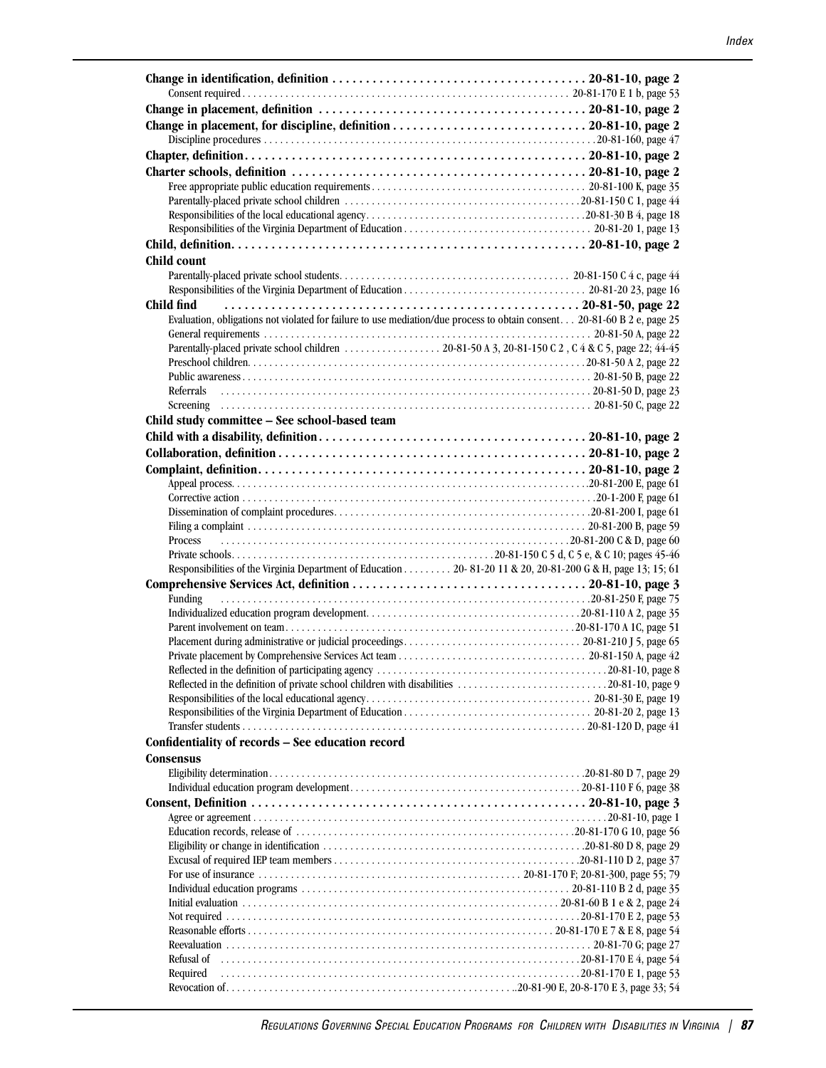**Change in identification, definition . . . . . . . . . . . . . . . . . . . . . . . . . . . . . . . . . . . . . 20-81-10, page 2**
Consent required . . . . . . . . . . . . . . . . . . . . . . . . . . . . . . . . . . . . . . . . . . . . . . . . . . . . . . . . . . 20-81-170 E 1 b, page 53

**Change in placement, definition . . . . . . . . . . . . . . . . . . . . . . . . . . . . . . . . . . . . . . . 20-81-10, page 2**

**Change in placement, for discipline, definition . . . . . . . . . . . . . . . . . . . . . . . . . . . . 20-81-10, page 2**
Discipline procedures . . . . . . . . . . . . . . . . . . . . . . . . . . . . . . . . . . . . . . . . . . . . . . . . . . . . . . . . . . 20-81-160, page 47

**Chapter, definition . . . . . . . . . . . . . . . . . . . . . . . . . . . . . . . . . . . . . . . . . . . . . . . . . . 20-81-10, page 2**

**Charter schools, definition . . . . . . . . . . . . . . . . . . . . . . . . . . . . . . . . . . . . . . . . . . 20-81-10, page 2**
Free appropriate public education requirements . . . . . . . . . . . . . . . . . . . . . . . . . . . . . . . . . . . . . . 20-81-100 K, page 35
Parentally-placed private school children . . . . . . . . . . . . . . . . . . . . . . . . . . . . . . . . . . . . . . . . . . 20-81-150 C 1, page 44
Responsibilities of the local educational agency . . . . . . . . . . . . . . . . . . . . . . . . . . . . . . . . . . . . . . . 20-81-30 B 4, page 18
Responsibilities of the Virginia Department of Education . . . . . . . . . . . . . . . . . . . . . . . . . . . . . . . . . 20-81-20 1, page 13

**Child, definition . . . . . . . . . . . . . . . . . . . . . . . . . . . . . . . . . . . . . . . . . . . . . . . . . . . . 20-81-10, page 2**

**Child count**
Parentally-placed private school students . . . . . . . . . . . . . . . . . . . . . . . . . . . . . . . . . . . . . . . . . 20-81-150 C 4 c, page 44
Responsibilities of the Virginia Department of Education . . . . . . . . . . . . . . . . . . . . . . . . . . . . . . . . 20-81-20 23, page 16

**Child find . . . . . . . . . . . . . . . . . . . . . . . . . . . . . . . . . . . . . . . . . . . . . . . . . . . . . . . . 20-81-50, page 22**
Evaluation, obligations not violated for failure to use mediation/due process to obtain consent . . . 20-81-60 B 2 e, page 25
General requirements . . . . . . . . . . . . . . . . . . . . . . . . . . . . . . . . . . . . . . . . . . . . . . . . . . . . . . . . . . 20-81-50 A, page 22
Parentally-placed private school children . . . . . . . . . . . . . . . . . . 20-81-50 A 3, 20-81-150 C 2 , C 4 & C 5, page 22; 44-45
Preschool children . . . . . . . . . . . . . . . . . . . . . . . . . . . . . . . . . . . . . . . . . . . . . . . . . . . . . . . . . . . . 20-81-50 A 2, page 22
Public awareness . . . . . . . . . . . . . . . . . . . . . . . . . . . . . . . . . . . . . . . . . . . . . . . . . . . . . . . . . . . . . 20-81-50 B, page 22
Referrals . . . . . . . . . . . . . . . . . . . . . . . . . . . . . . . . . . . . . . . . . . . . . . . . . . . . . . . . . . . . . . . . . . . 20-81-50 D, page 23
Screening . . . . . . . . . . . . . . . . . . . . . . . . . . . . . . . . . . . . . . . . . . . . . . . . . . . . . . . . . . . . . . . . . . 20-81-50 C, page 22

**Child study committee – See school-based team**

**Child with a disability, definition . . . . . . . . . . . . . . . . . . . . . . . . . . . . . . . . . . . . . . . . 20-81-10, page 2**

**Collaboration, definition . . . . . . . . . . . . . . . . . . . . . . . . . . . . . . . . . . . . . . . . . . . . . . 20-81-10, page 2**

**Complaint, definition . . . . . . . . . . . . . . . . . . . . . . . . . . . . . . . . . . . . . . . . . . . . . . . . . 20-81-10, page 2**
Appeal process . . . . . . . . . . . . . . . . . . . . . . . . . . . . . . . . . . . . . . . . . . . . . . . . . . . . . . . . . . . . . . 20-81-200 E, page 61
Corrective action . . . . . . . . . . . . . . . . . . . . . . . . . . . . . . . . . . . . . . . . . . . . . . . . . . . . . . . . . . . . . 20-1-200 F, page 61
Dissemination of complaint procedures . . . . . . . . . . . . . . . . . . . . . . . . . . . . . . . . . . . . . . . . . . . . . 20-81-200 I, page 61
Filing a complaint . . . . . . . . . . . . . . . . . . . . . . . . . . . . . . . . . . . . . . . . . . . . . . . . . . . . . . . . . . . . 20-81-200 B, page 59
Process . . . . . . . . . . . . . . . . . . . . . . . . . . . . . . . . . . . . . . . . . . . . . . . . . . . . . . . . . . . . . . . . . . . . 20-81-200 C & D, page 60
Private schools . . . . . . . . . . . . . . . . . . . . . . . . . . . . . . . . . . . . . . . . . . . . . . . . 20-81-150 C 5 d, C 5 e, & C 10; pages 45-46
Responsibilities of the Virginia Department of Education . . . . . . . . . 20- 81-20 11 & 20, 20-81-200 G & H, page 13; 15; 61

**Comprehensive Services Act, definition . . . . . . . . . . . . . . . . . . . . . . . . . . . . . . . . . . 20-81-10, page 3**
Funding . . . . . . . . . . . . . . . . . . . . . . . . . . . . . . . . . . . . . . . . . . . . . . . . . . . . . . . . . . . . . . . . . . . . 20-81-250 F, page 75
Individualized education program development . . . . . . . . . . . . . . . . . . . . . . . . . . . . . . . . . . . . . . 20-81-110 A 2, page 35
Parent involvement on team . . . . . . . . . . . . . . . . . . . . . . . . . . . . . . . . . . . . . . . . . . . . . . . . . . . . . 20-81-170 A 1C, page 51
Placement during administrative or judicial proceedings . . . . . . . . . . . . . . . . . . . . . . . . . . . . . . . . 20-81-210 J 5, page 65
Private placement by Comprehensive Services Act team . . . . . . . . . . . . . . . . . . . . . . . . . . . . . . . . 20-81-150 A, page 42
Reflected in the definition of participating agency . . . . . . . . . . . . . . . . . . . . . . . . . . . . . . . . . . . . . . 20-81-10, page 8
Reflected in the definition of private school children with disabilities . . . . . . . . . . . . . . . . . . . . . . . 20-81-10, page 9
Responsibilities of the local educational agency . . . . . . . . . . . . . . . . . . . . . . . . . . . . . . . . . . . . . . . 20-81-30 E, page 19
Responsibilities of the Virginia Department of Education . . . . . . . . . . . . . . . . . . . . . . . . . . . . . . . . . 20-81-20 2, page 13
Transfer students . . . . . . . . . . . . . . . . . . . . . . . . . . . . . . . . . . . . . . . . . . . . . . . . . . . . . . . . . . . . . 20-81-120 D, page 41

**Confidentiality of records – See education record**

**Consensus**
Eligibility determination . . . . . . . . . . . . . . . . . . . . . . . . . . . . . . . . . . . . . . . . . . . . . . . . . . . . . . . . 20-81-80 D 7, page 29
Individual education program development . . . . . . . . . . . . . . . . . . . . . . . . . . . . . . . . . . . . . . . . . 20-81-110 F 6, page 38

**Consent, Definition . . . . . . . . . . . . . . . . . . . . . . . . . . . . . . . . . . . . . . . . . . . . . . . . . . 20-81-10, page 3**
Agree or agreement . . . . . . . . . . . . . . . . . . . . . . . . . . . . . . . . . . . . . . . . . . . . . . . . . . . . . . . . . . . 20-81-10, page 1
Education records, release of . . . . . . . . . . . . . . . . . . . . . . . . . . . . . . . . . . . . . . . . . . . . . . . . . . . 20-81-170 G 10, page 56
Eligibility or change in identification . . . . . . . . . . . . . . . . . . . . . . . . . . . . . . . . . . . . . . . . . . . . . . . 20-81-80 D 8, page 29
Excusal of required IEP team members . . . . . . . . . . . . . . . . . . . . . . . . . . . . . . . . . . . . . . . . . . . . . 20-81-110 D 2, page 37
For use of insurance . . . . . . . . . . . . . . . . . . . . . . . . . . . . . . . . . . . . . . . . . . . . . . . 20-81-170 F; 20-81-300, page 55; 79
Individual education programs . . . . . . . . . . . . . . . . . . . . . . . . . . . . . . . . . . . . . . . . . . . . . . . . . . . 20-81-110 B 2 d, page 35
Initial evaluation . . . . . . . . . . . . . . . . . . . . . . . . . . . . . . . . . . . . . . . . . . . . . . . . . . . . . . . . . . . . . . 20-81-60 B 1 e & 2, page 24
Not required . . . . . . . . . . . . . . . . . . . . . . . . . . . . . . . . . . . . . . . . . . . . . . . . . . . . . . . . . . . . . . . . . 20-81-170 E 2, page 53
Reasonable efforts . . . . . . . . . . . . . . . . . . . . . . . . . . . . . . . . . . . . . . . . . . . . . . . . . . . . . . . . . . . . 20-81-170 E 7 & E 8, page 54
Reevaluation . . . . . . . . . . . . . . . . . . . . . . . . . . . . . . . . . . . . . . . . . . . . . . . . . . . . . . . . . . . . . . . . . 20-81-70 G, page 27
Refusal of . . . . . . . . . . . . . . . . . . . . . . . . . . . . . . . . . . . . . . . . . . . . . . . . . . . . . . . . . . . . . . . . . . . 20-81-170 E 4, page 54
Required . . . . . . . . . . . . . . . . . . . . . . . . . . . . . . . . . . . . . . . . . . . . . . . . . . . . . . . . . . . . . . . . . . . 20-81-170 E 1, page 53
Revocation of . . . . . . . . . . . . . . . . . . . . . . . . . . . . . . . . . . . . . . . . . . . . . . . . . . . . 20-81-90 E, 20-8-170 E 3, page 33; 54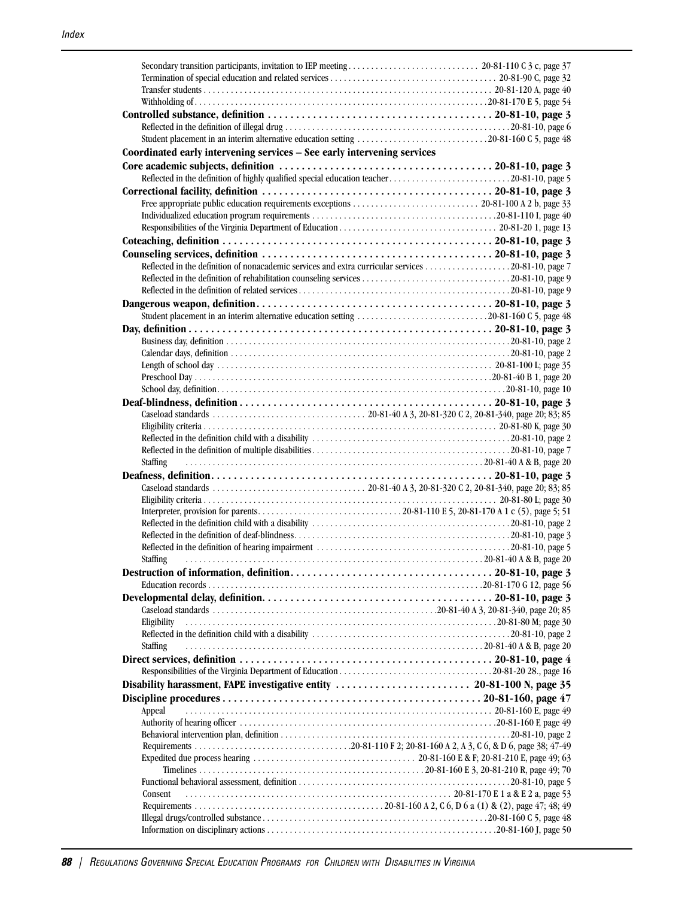Secondary transition participants, invitation to IEP meeting . . . . . . . . . . . . . . . . . . . . . . . . . . . . . 20-81-110 C 3 c, page 37
Termination of special education and related services . . . . . . . . . . . . . . . . . . . . . . . . . . . . . . . . . . . . 20-81-90 C, page 32
Transfer students . . . . . . . . . . . . . . . . . . . . . . . . . . . . . . . . . . . . . . . . . . . . . . . . . . . . . . . . . . . . . . . . . 20-81-120 A, page 40
Withholding of . . . . . . . . . . . . . . . . . . . . . . . . . . . . . . . . . . . . . . . . . . . . . . . . . . . . . . . . . . . . . . . . . . 20-81-170 E 5, page 54

**Controlled substance, definition . . . . . . . . . . . . . . . . . . . . . . . . . . . . . . . . . . . . . . . . 20-81-10, page 3**
Reflected in the definition of illegal drug . . . . . . . . . . . . . . . . . . . . . . . . . . . . . . . . . . . . . . . . . . . . . . . . . . 20-81-10, page 6
Student placement in an interim alternative education setting . . . . . . . . . . . . . . . . . . . . . . . . . . . . . 20-81-160 C 5, page 48

**Coordinated early intervening services – See early intervening services**

**Core academic subjects, definition . . . . . . . . . . . . . . . . . . . . . . . . . . . . . . . . . . . . . . 20-81-10, page 3**
Reflected in the definition of highly qualified special education teacher . . . . . . . . . . . . . . . . . . . . . . . . . . . 20-81-10, page 5

**Correctional facility, definition . . . . . . . . . . . . . . . . . . . . . . . . . . . . . . . . . . . . . . . . . 20-81-10, page 3**
Free appropriate public education requirements exceptions . . . . . . . . . . . . . . . . . . . . . . . . . . . . 20-81-100 A 2 b, page 33
Individualized education program requirements . . . . . . . . . . . . . . . . . . . . . . . . . . . . . . . . . . . . . . . . . 20-81-110 I, page 40
Responsibilities of the Virginia Department of Education . . . . . . . . . . . . . . . . . . . . . . . . . . . . . . . . . . . 20-81-20 1, page 13

**Coteaching, definition . . . . . . . . . . . . . . . . . . . . . . . . . . . . . . . . . . . . . . . . . . . . . . . . 20-81-10, page 3**

**Counseling services, definition . . . . . . . . . . . . . . . . . . . . . . . . . . . . . . . . . . . . . . . . . 20-81-10, page 3**
Reflected in the definition of nonacademic services and extra curricular services . . . . . . . . . . . . . . . . . . . 20-81-10, page 7
Reflected in the definition of rehabilitation counseling services . . . . . . . . . . . . . . . . . . . . . . . . . . . . . . . . . 20-81-10, page 9
Reflected in the definition of related services . . . . . . . . . . . . . . . . . . . . . . . . . . . . . . . . . . . . . . . . . . . . . . . 20-81-10, page 9

**Dangerous weapon, definition . . . . . . . . . . . . . . . . . . . . . . . . . . . . . . . . . . . . . . . . . . 20-81-10, page 3**
Student placement in an interim alternative education setting . . . . . . . . . . . . . . . . . . . . . . . . . . . . . 20-81-160 C 5, page 48

**Day, definition . . . . . . . . . . . . . . . . . . . . . . . . . . . . . . . . . . . . . . . . . . . . . . . . . . . . . . 20-81-10, page 3**
Business day, definition . . . . . . . . . . . . . . . . . . . . . . . . . . . . . . . . . . . . . . . . . . . . . . . . . . . . . . . . . . . . . . . 20-81-10, page 2
Calendar days, definition . . . . . . . . . . . . . . . . . . . . . . . . . . . . . . . . . . . . . . . . . . . . . . . . . . . . . . . . . . . . . . 20-81-10, page 2
Length of school day . . . . . . . . . . . . . . . . . . . . . . . . . . . . . . . . . . . . . . . . . . . . . . . . . . . . . . . . . . . . . . . 20-81-100 L; page 35
Preschool Day . . . . . . . . . . . . . . . . . . . . . . . . . . . . . . . . . . . . . . . . . . . . . . . . . . . . . . . . . . . . . . . . . . . 20-81-40 B 1, page 20
School day, definition . . . . . . . . . . . . . . . . . . . . . . . . . . . . . . . . . . . . . . . . . . . . . . . . . . . . . . . . . . . . . . . . 20-81-10, page 10

**Deaf-blindness, definition . . . . . . . . . . . . . . . . . . . . . . . . . . . . . . . . . . . . . . . . . . . . . 20-81-10, page 3**
Caseload standards . . . . . . . . . . . . . . . . . . . . . . . . . . . . . . . . . 20-81-40 A 3, 20-81-320 C 2, 20-81-340, page 20; 83; 85
Eligibility criteria . . . . . . . . . . . . . . . . . . . . . . . . . . . . . . . . . . . . . . . . . . . . . . . . . . . . . . . . . . . . . . . . . . 20-81-80 K, page 30
Reflected in the definition child with a disability . . . . . . . . . . . . . . . . . . . . . . . . . . . . . . . . . . . . . . . . . . . . 20-81-10, page 2
Reflected in the definition of multiple disabilities . . . . . . . . . . . . . . . . . . . . . . . . . . . . . . . . . . . . . . . . . . . . 20-81-10, page 7
Staffing . . . . . . . . . . . . . . . . . . . . . . . . . . . . . . . . . . . . . . . . . . . . . . . . . . . . . . . . . . . . . . . . . . . . . . . . . 20-81-40 A & B, page 20

**Deafness, definition . . . . . . . . . . . . . . . . . . . . . . . . . . . . . . . . . . . . . . . . . . . . . . . . . . 20-81-10, page 3**
Caseload standards . . . . . . . . . . . . . . . . . . . . . . . . . . . . . . . . . 20-81-40 A 3, 20-81-320 C 2, 20-81-340, page 20; 83; 85
Eligibility criteria . . . . . . . . . . . . . . . . . . . . . . . . . . . . . . . . . . . . . . . . . . . . . . . . . . . . . . . . . . . . . . . . . . 20-81-80 L; page 30
Interpreter, provision for parents . . . . . . . . . . . . . . . . . . . . . . . . . . . . . . . . 20-81-110 E 5, 20-81-170 A 1 c (5), page 5; 51
Reflected in the definition child with a disability . . . . . . . . . . . . . . . . . . . . . . . . . . . . . . . . . . . . . . . . . . . . 20-81-10, page 2
Reflected in the definition of deaf-blindness . . . . . . . . . . . . . . . . . . . . . . . . . . . . . . . . . . . . . . . . . . . . . . . . 20-81-10, page 3
Reflected in the definition of hearing impairment . . . . . . . . . . . . . . . . . . . . . . . . . . . . . . . . . . . . . . . . . . . 20-81-10, page 5
Staffing . . . . . . . . . . . . . . . . . . . . . . . . . . . . . . . . . . . . . . . . . . . . . . . . . . . . . . . . . . . . . . . . . . . . . . . . . 20-81-40 A & B, page 20

**Destruction of information, definition . . . . . . . . . . . . . . . . . . . . . . . . . . . . . . . . . . . . 20-81-10, page 3**
Education records . . . . . . . . . . . . . . . . . . . . . . . . . . . . . . . . . . . . . . . . . . . . . . . . . . . . . . . . . . . . . . . 20-81-170 G 12, page 56

**Developmental delay, definition . . . . . . . . . . . . . . . . . . . . . . . . . . . . . . . . . . . . . . . . . 20-81-10, page 3**
Caseload standards . . . . . . . . . . . . . . . . . . . . . . . . . . . . . . . . . . . . . . . . . . . . . . . . . 20-81-40 A 3, 20-81-340, page 20; 85
Eligibility . . . . . . . . . . . . . . . . . . . . . . . . . . . . . . . . . . . . . . . . . . . . . . . . . . . . . . . . . . . . . . . . . . . . . . . . . 20-81-80 M; page 30
Reflected in the definition child with a disability . . . . . . . . . . . . . . . . . . . . . . . . . . . . . . . . . . . . . . . . . . . . 20-81-10, page 2
Staffing . . . . . . . . . . . . . . . . . . . . . . . . . . . . . . . . . . . . . . . . . . . . . . . . . . . . . . . . . . . . . . . . . . . . . . . . . 20-81-40 A & B, page 20

**Direct services, definition . . . . . . . . . . . . . . . . . . . . . . . . . . . . . . . . . . . . . . . . . . . . . 20-81-10, page 4**
Responsibilities of the Virginia Department of Education . . . . . . . . . . . . . . . . . . . . . . . . . . . . . . . . . . . 20-81-20 28., page 16

**Disability harassment, FAPE investigative entity . . . . . . . . . . . . . . . . . . . . . . . . 20-81-100 N, page 35**

**Discipline procedures . . . . . . . . . . . . . . . . . . . . . . . . . . . . . . . . . . . . . . . . . . . . . . 20-81-160, page 47**
Appeal . . . . . . . . . . . . . . . . . . . . . . . . . . . . . . . . . . . . . . . . . . . . . . . . . . . . . . . . . . . . . . . . . . . . . . . . . . 20-81-160 E, page 49
Authority of hearing officer . . . . . . . . . . . . . . . . . . . . . . . . . . . . . . . . . . . . . . . . . . . . . . . . . . . . . . . . . . . 20-81-160 F, page 49
Behavioral intervention plan, definition . . . . . . . . . . . . . . . . . . . . . . . . . . . . . . . . . . . . . . . . . . . . . . . . . . . 20-81-10, page 2
Requirements . . . . . . . . . . . . . . . . . . . . . . . . . . . . . . . . . . 20-81-110 F 2; 20-81-160 A 2, A 3, C 6, & D 6, page 38; 47-49
Expedited due process hearing . . . . . . . . . . . . . . . . . . . . . . . . . . . . . . . . . . . 20-81-160 E & F; 20-81-210 E, page 49; 63
Timelines . . . . . . . . . . . . . . . . . . . . . . . . . . . . . . . . . . . . . . . . . . . . . . . . . . . . . . . 20-81-160 E 3, 20-81-210 R, page 49; 70
Functional behavioral assessment, definition . . . . . . . . . . . . . . . . . . . . . . . . . . . . . . . . . . . . . . . . . . . . . . . 20-81-10, page 5
Consent . . . . . . . . . . . . . . . . . . . . . . . . . . . . . . . . . . . . . . . . . . . . . . . . . . . . . . . . . . . . . . . . . . 20-81-170 E 1 a & E 2 a, page 53
Requirements . . . . . . . . . . . . . . . . . . . . . . . . . . . . . . . . . . . . . . . . . 20-81-160 A 2, C 6, D 6 a (1) & (2), page 47; 48; 49
Illegal drugs/controlled substance . . . . . . . . . . . . . . . . . . . . . . . . . . . . . . . . . . . . . . . . . . . . . . . . . . . . 20-81-160 C 5, page 48
Information on disciplinary actions . . . . . . . . . . . . . . . . . . . . . . . . . . . . . . . . . . . . . . . . . . . . . . . . . . . . . . 20-81-160 J, page 50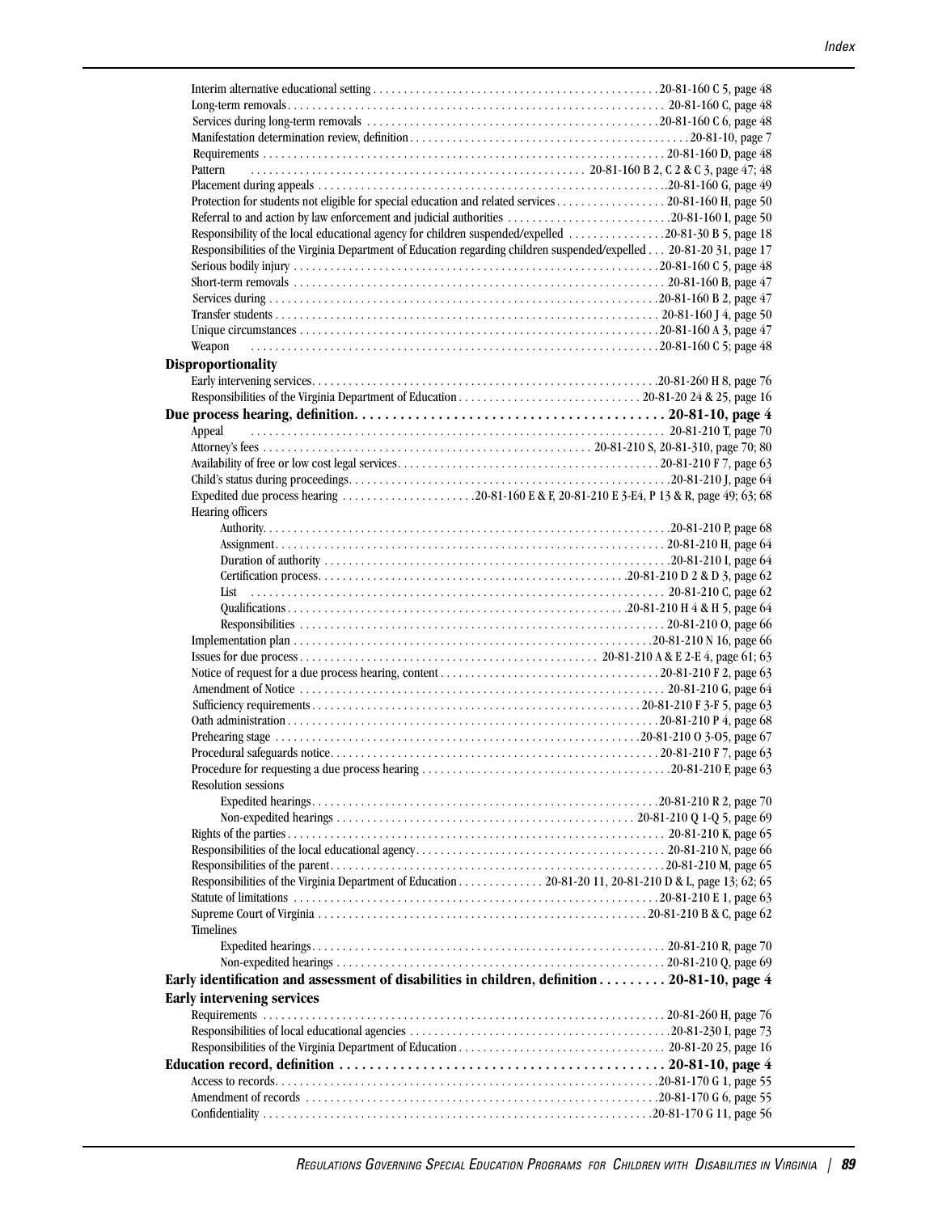Interim alternative educational setting . . . . . . . . . . . . . . . . . . . . . . . . . . . . . . . . . . . . . . . . . . . . . . . 20-81-160 C 5, page 48
Long-term removals . . . . . . . . . . . . . . . . . . . . . . . . . . . . . . . . . . . . . . . . . . . . . . . . . . . . . . . . . . . . . 20-81-160 C, page 48
Services during long-term removals . . . . . . . . . . . . . . . . . . . . . . . . . . . . . . . . . . . . . . . . . . . . . . . 20-81-160 C 6, page 48
Manifestation determination review, definition . . . . . . . . . . . . . . . . . . . . . . . . . . . . . . . . . . . . . . . . . . . . 20-81-10, page 7
Requirements . . . . . . . . . . . . . . . . . . . . . . . . . . . . . . . . . . . . . . . . . . . . . . . . . . . . . . . . . . . . . . . . 20-81-160 D, page 48
Pattern . . . . . . . . . . . . . . . . . . . . . . . . . . . . . . . . . . . . . . . . . . . . . . . . . . . . . . 20-81-160 B 2, C 2 & C 3, page 47; 48
Placement during appeals . . . . . . . . . . . . . . . . . . . . . . . . . . . . . . . . . . . . . . . . . . . . . . . . . . . . . . . . 20-81-160 G, page 49
Protection for students not eligible for special education and related services . . . . . . . . . . . . . . . . . . 20-81-160 H, page 50
Referral to and action by law enforcement and judicial authorities . . . . . . . . . . . . . . . . . . . . . . . . . . . 20-81-160 I, page 50
Responsibility of the local educational agency for children suspended/expelled . . . . . . . . . . . . . . . . 20-81-30 B 5, page 18
Responsibilities of the Virginia Department of Education regarding children suspended/expelled . . . 20-81-20 31, page 17
Serious bodily injury . . . . . . . . . . . . . . . . . . . . . . . . . . . . . . . . . . . . . . . . . . . . . . . . . . . . . . . . . . . 20-81-160 C 5, page 48
Short-term removals . . . . . . . . . . . . . . . . . . . . . . . . . . . . . . . . . . . . . . . . . . . . . . . . . . . . . . . . . . . . 20-81-160 B, page 47
Services during . . . . . . . . . . . . . . . . . . . . . . . . . . . . . . . . . . . . . . . . . . . . . . . . . . . . . . . . . . . . . . 20-81-160 B 2, page 47
Transfer students . . . . . . . . . . . . . . . . . . . . . . . . . . . . . . . . . . . . . . . . . . . . . . . . . . . . . . . . . . . . . . 20-81-160 J 4, page 50
Unique circumstances . . . . . . . . . . . . . . . . . . . . . . . . . . . . . . . . . . . . . . . . . . . . . . . . . . . . . . . . . . 20-81-160 A 3, page 47
Weapon . . . . . . . . . . . . . . . . . . . . . . . . . . . . . . . . . . . . . . . . . . . . . . . . . . . . . . . . . . . . . . . . . . . . 20-81-160 C 5; page 48

**Disproportionality**

Early intervening services . . . . . . . . . . . . . . . . . . . . . . . . . . . . . . . . . . . . . . . . . . . . . . . . . . . . . . . . 20-81-260 H 8, page 76
Responsibilities of the Virginia Department of Education . . . . . . . . . . . . . . . . . . . . . . . . . . . . . . 20-81-20 24 & 25, page 16

**Due process hearing, definition. . . . . . . . . . . . . . . . . . . . . . . . . . . . . . . . . . . . . . . . 20-81-10, page 4**

Appeal . . . . . . . . . . . . . . . . . . . . . . . . . . . . . . . . . . . . . . . . . . . . . . . . . . . . . . . . . . . . . . . . . . . . 20-81-210 T, page 70
Attorney's fees . . . . . . . . . . . . . . . . . . . . . . . . . . . . . . . . . . . . . . . . . . . . . . . . . . . . . 20-81-210 S, 20-81-310, page 70; 80
Availability of free or low cost legal services . . . . . . . . . . . . . . . . . . . . . . . . . . . . . . . . . . . . . . . . . . 20-81-210 F 7, page 63
Child's status during proceedings . . . . . . . . . . . . . . . . . . . . . . . . . . . . . . . . . . . . . . . . . . . . . . . . . . . 20-81-210 J, page 64
Expedited due process hearing . . . . . . . . . . . . . . . . . . . . . 20-81-160 E & F, 20-81-210 E 3-E4, P 13 & R, page 49; 63; 68
Hearing officers

- Authority . . . . . . . . . . . . . . . . . . . . . . . . . . . . . . . . . . . . . . . . . . . . . . . . . . . . . . . . . . . . . . . . 20-81-210 P, page 68
- Assignment . . . . . . . . . . . . . . . . . . . . . . . . . . . . . . . . . . . . . . . . . . . . . . . . . . . . . . . . . . . . . . 20-81-210 H, page 64
- Duration of authority . . . . . . . . . . . . . . . . . . . . . . . . . . . . . . . . . . . . . . . . . . . . . . . . . . . . . . . 20-81-210 I, page 64
- Certification process . . . . . . . . . . . . . . . . . . . . . . . . . . . . . . . . . . . . . . . . . . . . . . . . . 20-81-210 D 2 & D 3, page 62
- List . . . . . . . . . . . . . . . . . . . . . . . . . . . . . . . . . . . . . . . . . . . . . . . . . . . . . . . . . . . . . . . . . . . . 20-81-210 C, page 62
- Qualifications . . . . . . . . . . . . . . . . . . . . . . . . . . . . . . . . . . . . . . . . . . . . . . . . . . . . . . . . 20-81-210 H 4 & H 5, page 64
- Responsibilities . . . . . . . . . . . . . . . . . . . . . . . . . . . . . . . . . . . . . . . . . . . . . . . . . . . . . . . . . . 20-81-210 O, page 66

Implementation plan . . . . . . . . . . . . . . . . . . . . . . . . . . . . . . . . . . . . . . . . . . . . . . . . . . . . . . . . . . 20-81-210 N 16, page 66
Issues for due process . . . . . . . . . . . . . . . . . . . . . . . . . . . . . . . . . . . . . . . . . . . . . . . 20-81-210 A & E 2-E 4, page 61; 63
Notice of request for a due process hearing, content . . . . . . . . . . . . . . . . . . . . . . . . . . . . . . . . . . . 20-81-210 F 2, page 63
Amendment of Notice . . . . . . . . . . . . . . . . . . . . . . . . . . . . . . . . . . . . . . . . . . . . . . . . . . . . . . . . . . 20-81-210 G, page 64
Sufficiency requirements . . . . . . . . . . . . . . . . . . . . . . . . . . . . . . . . . . . . . . . . . . . . . . . . . . . . 20-81-210 F 3-F 5, page 63
Oath administration . . . . . . . . . . . . . . . . . . . . . . . . . . . . . . . . . . . . . . . . . . . . . . . . . . . . . . . . . . . 20-81-210 P 4, page 68
Prehearing stage . . . . . . . . . . . . . . . . . . . . . . . . . . . . . . . . . . . . . . . . . . . . . . . . . . . . . . . . . . . 20-81-210 O 3-O5, page 67
Procedural safeguards notice . . . . . . . . . . . . . . . . . . . . . . . . . . . . . . . . . . . . . . . . . . . . . . . . . . . . . 20-81-210 F 7, page 63
Procedure for requesting a due process hearing . . . . . . . . . . . . . . . . . . . . . . . . . . . . . . . . . . . . . . . . 20-81-210 F, page 63
Resolution sessions

- Expedited hearings . . . . . . . . . . . . . . . . . . . . . . . . . . . . . . . . . . . . . . . . . . . . . . . . . . . . . . . . 20-81-210 R 2, page 70
- Non-expedited hearings . . . . . . . . . . . . . . . . . . . . . . . . . . . . . . . . . . . . . . . . . . . . . . . . . 20-81-210 Q 1-Q 5, page 69

Rights of the parties . . . . . . . . . . . . . . . . . . . . . . . . . . . . . . . . . . . . . . . . . . . . . . . . . . . . . . . . . . . . 20-81-210 K, page 65
Responsibilities of the local educational agency . . . . . . . . . . . . . . . . . . . . . . . . . . . . . . . . . . . . . . . . 20-81-210 N, page 66
Responsibilities of the parent . . . . . . . . . . . . . . . . . . . . . . . . . . . . . . . . . . . . . . . . . . . . . . . . . . . . . . 20-81-210 M, page 65
Responsibilities of the Virginia Department of Education . . . . . . . . . . . . . . 20-81-20 11, 20-81-210 D & L, page 13; 62; 65
Statute of limitations . . . . . . . . . . . . . . . . . . . . . . . . . . . . . . . . . . . . . . . . . . . . . . . . . . . . . . . . . . . 20-81-210 E 1, page 63
Supreme Court of Virginia . . . . . . . . . . . . . . . . . . . . . . . . . . . . . . . . . . . . . . . . . . . . . . . . . . . . . 20-81-210 B & C, page 62
Timelines

- Expedited hearings . . . . . . . . . . . . . . . . . . . . . . . . . . . . . . . . . . . . . . . . . . . . . . . . . . . . . . . . . 20-81-210 R, page 70
- Non-expedited hearings . . . . . . . . . . . . . . . . . . . . . . . . . . . . . . . . . . . . . . . . . . . . . . . . . . . . . 20-81-210 Q, page 69

**Early identification and assessment of disabilities in children, definition . . . . . . . . . 20-81-10, page 4**

**Early intervening services**

Requirements . . . . . . . . . . . . . . . . . . . . . . . . . . . . . . . . . . . . . . . . . . . . . . . . . . . . . . . . . . . . . . . 20-81-260 H, page 76
Responsibilities of local educational agencies . . . . . . . . . . . . . . . . . . . . . . . . . . . . . . . . . . . . . . . . . 20-81-230 I, page 73
Responsibilities of the Virginia Department of Education . . . . . . . . . . . . . . . . . . . . . . . . . . . . . . . . . 20-81-20 25, page 16

**Education record, definition . . . . . . . . . . . . . . . . . . . . . . . . . . . . . . . . . . . . . . . . . . 20-81-10, page 4**

Access to records . . . . . . . . . . . . . . . . . . . . . . . . . . . . . . . . . . . . . . . . . . . . . . . . . . . . . . . . . . . . . 20-81-170 G 1, page 55
Amendment of records . . . . . . . . . . . . . . . . . . . . . . . . . . . . . . . . . . . . . . . . . . . . . . . . . . . . . . . . . 20-81-170 G 6, page 55
Confidentiality . . . . . . . . . . . . . . . . . . . . . . . . . . . . . . . . . . . . . . . . . . . . . . . . . . . . . . . . . . . . . . . 20-81-170 G 11, page 56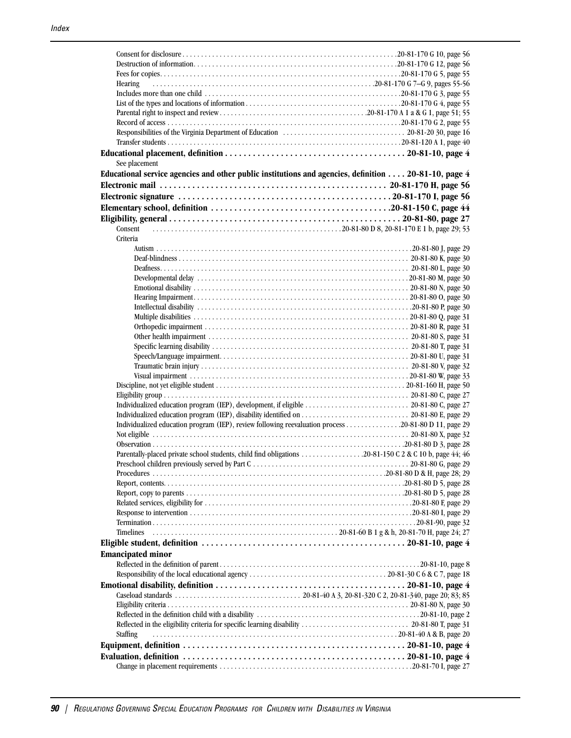Consent for disclosure . . . . . . . . . . . . . . . . . . . . . . . . . . . . . . . . . . . . . . . . . . . . . . . . . . . . . . . . .20-81-170 G 10, page 56
Destruction of information. . . . . . . . . . . . . . . . . . . . . . . . . . . . . . . . . . . . . . . . . . . . . . . . . . . . . . .20-81-170 G 12, page 56
Fees for copies. . . . . . . . . . . . . . . . . . . . . . . . . . . . . . . . . . . . . . . . . . . . . . . . . . . . . . . . . . . . . . . . .20-81-170 G 5, page 55
Hearing . . . . . . . . . . . . . . . . . . . . . . . . . . . . . . . . . . . . . . . . . . . . . . . . . . . . . . . . . . .20-81-170 G 7–G 9, pages 55-56
Includes more than one child . . . . . . . . . . . . . . . . . . . . . . . . . . . . . . . . . . . . . . . . . . . . . . . . . . . . .20-81-170 G 3, page 55
List of the types and locations of information . . . . . . . . . . . . . . . . . . . . . . . . . . . . . . . . . . . . . . . . . .20-81-170 G 4, page 55
Parental right to inspect and review . . . . . . . . . . . . . . . . . . . . . . . . . . . . . . . . . . . . . . . .20-81-170 A 1 a & G 1, page 51; 55
Record of access . . . . . . . . . . . . . . . . . . . . . . . . . . . . . . . . . . . . . . . . . . . . . . . . . . . . . . . . . . . . . .20-81-170 G 2, page 55
Responsibilities of the Virginia Department of Education . . . . . . . . . . . . . . . . . . . . . . . . . . . . . . . . . 20-81-20 30, page 16
Transfer students . . . . . . . . . . . . . . . . . . . . . . . . . . . . . . . . . . . . . . . . . . . . . . . . . . . . . . . . . . . . . . .20-81-120 A 1, page 40

**Educational placement, definition . . . . . . . . . . . . . . . . . . . . . . . . . . . . . . . . . . . . . . 20-81-10, page 4**
See placement

**Educational service agencies and other public institutions and agencies, definition . . . . 20-81-10, page 4**

**Electronic mail . . . . . . . . . . . . . . . . . . . . . . . . . . . . . . . . . . . . . . . . . . . . . . . . 20-81-170 H, page 56**

**Electronic signature . . . . . . . . . . . . . . . . . . . . . . . . . . . . . . . . . . . . . . . . . . . . . .20-81-170 I, page 56**

**Elementary school, definition . . . . . . . . . . . . . . . . . . . . . . . . . . . . . . . . . . . . . . .20-81-150 C, page 44**

**Eligibility, general . . . . . . . . . . . . . . . . . . . . . . . . . . . . . . . . . . . . . . . . . . . . . . . . . . 20-81-80, page 27**
Consent . . . . . . . . . . . . . . . . . . . . . . . . . . . . . . . . . . . . . . . . . . . . . . . . . .20-81-80 D 8, 20-81-170 E 1 b, page 29; 53
Criteria
    Autism . . . . . . . . . . . . . . . . . . . . . . . . . . . . . . . . . . . . . . . . . . . . . . . . . . . . . . . . . . . . . . . . . . .20-81-80 J, page 29
    Deaf-blindness . . . . . . . . . . . . . . . . . . . . . . . . . . . . . . . . . . . . . . . . . . . . . . . . . . . . . . . . . . . . 20-81-80 K, page 30
    Deafness. . . . . . . . . . . . . . . . . . . . . . . . . . . . . . . . . . . . . . . . . . . . . . . . . . . . . . . . . . . . . . . . . 20-81-80 L, page 30
    Developmental delay . . . . . . . . . . . . . . . . . . . . . . . . . . . . . . . . . . . . . . . . . . . . . . . . . . . . . . . .20-81-80 M, page 30
    Emotional disability . . . . . . . . . . . . . . . . . . . . . . . . . . . . . . . . . . . . . . . . . . . . . . . . . . . . . . . . 20-81-80 N, page 30
    Hearing Impairment. . . . . . . . . . . . . . . . . . . . . . . . . . . . . . . . . . . . . . . . . . . . . . . . . . . . . . . . 20-81-80 O, page 30
    Intellectual disability . . . . . . . . . . . . . . . . . . . . . . . . . . . . . . . . . . . . . . . . . . . . . . . . . . . . . . . .20-81-80 P, page 30
    Multiple disabilities . . . . . . . . . . . . . . . . . . . . . . . . . . . . . . . . . . . . . . . . . . . . . . . . . . . . . . . . 20-81-80 Q, page 31
    Orthopedic impairment . . . . . . . . . . . . . . . . . . . . . . . . . . . . . . . . . . . . . . . . . . . . . . . . . . . . . . 20-81-80 R, page 31
    Other health impairment . . . . . . . . . . . . . . . . . . . . . . . . . . . . . . . . . . . . . . . . . . . . . . . . . . . . . 20-81-80 S, page 31
    Specific learning disability . . . . . . . . . . . . . . . . . . . . . . . . . . . . . . . . . . . . . . . . . . . . . . . . . . . 20-81-80 T, page 31
    Speech/Language impairment. . . . . . . . . . . . . . . . . . . . . . . . . . . . . . . . . . . . . . . . . . . . . . . . . 20-81-80 U, page 31
    Traumatic brain injury . . . . . . . . . . . . . . . . . . . . . . . . . . . . . . . . . . . . . . . . . . . . . . . . . . . . . . 20-81-80 V, page 32
    Visual impairment . . . . . . . . . . . . . . . . . . . . . . . . . . . . . . . . . . . . . . . . . . . . . . . . . . . . . . . . .20-81-80 W, page 33
Discipline, not yet eligible student . . . . . . . . . . . . . . . . . . . . . . . . . . . . . . . . . . . . . . . . . . . . . . . . . 20-81-160 H, page 50
Eligibility group . . . . . . . . . . . . . . . . . . . . . . . . . . . . . . . . . . . . . . . . . . . . . . . . . . . . . . . . . . . . . . . . 20-81-80 C, page 27
Individualized education program (IEP), development, if eligible . . . . . . . . . . . . . . . . . . . . . . . . . . . . 20-81-80 C, page 27
Individualized education program (IEP), disability identified on . . . . . . . . . . . . . . . . . . . . . . . . . . . . . 20-81-80 E, page 29
Individualized education program (IEP), review following reevaluation process . . . . . . . . . . . . . . .20-81-80 D 11, page 29
Not eligible . . . . . . . . . . . . . . . . . . . . . . . . . . . . . . . . . . . . . . . . . . . . . . . . . . . . . . . . . . . . . . . . . . . 20-81-80 X, page 32
Observation . . . . . . . . . . . . . . . . . . . . . . . . . . . . . . . . . . . . . . . . . . . . . . . . . . . . . . . . . . . . . . . . . . .20-81-80 D 3, page 28
Parentally-placed private school students, child find obligations . . . . . . . . . . . . . . . . .20-81-150 C 2 & C 10 b, page 44; 46
Preschool children previously served by Part C . . . . . . . . . . . . . . . . . . . . . . . . . . . . . . . . . . . . . . . . . 20-81-80 G, page 29
Procedures . . . . . . . . . . . . . . . . . . . . . . . . . . . . . . . . . . . . . . . . . . . . . . . . . . . . . . . . . . . . . .20-81-80 D & H, page 28; 29
Report, contents. . . . . . . . . . . . . . . . . . . . . . . . . . . . . . . . . . . . . . . . . . . . . . . . . . . . . . . . . . . . . . . .20-81-80 D 5, page 28
Report, copy to parents . . . . . . . . . . . . . . . . . . . . . . . . . . . . . . . . . . . . . . . . . . . . . . . . . . . . . . . . . .20-81-80 D 5, page 28
Related services, eligibility for . . . . . . . . . . . . . . . . . . . . . . . . . . . . . . . . . . . . . . . . . . . . . . . . . . . . . .20-81-80 F, page 29
Response to intervention . . . . . . . . . . . . . . . . . . . . . . . . . . . . . . . . . . . . . . . . . . . . . . . . . . . . . . . . . .20-81-80 I, page 29
Termination . . . . . . . . . . . . . . . . . . . . . . . . . . . . . . . . . . . . . . . . . . . . . . . . . . . . . . . . . . . . . . . . . . . . .20-81-90, page 32
Timelines . . . . . . . . . . . . . . . . . . . . . . . . . . . . . . . . . . . . . . . . . . . . . . . . . 20-81-60 B 1 g & h, 20-81-70 H, page 24; 27

**Eligible student, definition . . . . . . . . . . . . . . . . . . . . . . . . . . . . . . . . . . . . . . . . . . . 20-81-10, page 4**

**Emancipated minor**
Reflected in the definition of parent . . . . . . . . . . . . . . . . . . . . . . . . . . . . . . . . . . . . . . . . . . . . . . . . . . . . . .20-81-10, page 8
Responsibility of the local educational agency . . . . . . . . . . . . . . . . . . . . . . . . . . . . . . . . . . . . . 20-81-30 C 6 & C 7, page 18

**Emotional disability, definition . . . . . . . . . . . . . . . . . . . . . . . . . . . . . . . . . . . . . . . . . 20-81-10, page 4**
Caseload standards . . . . . . . . . . . . . . . . . . . . . . . . . . . . . . . . 20-81-40 A 3, 20-81-320 C 2, 20-81-340, page 20; 83; 85
Eligibility criteria . . . . . . . . . . . . . . . . . . . . . . . . . . . . . . . . . . . . . . . . . . . . . . . . . . . . . . . . . . . . . . . 20-81-80 N, page 30
Reflected in the definition child with a disability . . . . . . . . . . . . . . . . . . . . . . . . . . . . . . . . . . . . . . . . . . .20-81-10, page 2
Reflected in the eligibility criteria for specific learning disability . . . . . . . . . . . . . . . . . . . . . . . . . . . . . 20-81-80 T, page 31
Staffing . . . . . . . . . . . . . . . . . . . . . . . . . . . . . . . . . . . . . . . . . . . . . . . . . . . . . . . . . . . . . . . . . . 20-81-40 A & B, page 20

**Equipment, definition . . . . . . . . . . . . . . . . . . . . . . . . . . . . . . . . . . . . . . . . . . . . . . . . . 20-81-10, page 4**

**Evaluation, definition . . . . . . . . . . . . . . . . . . . . . . . . . . . . . . . . . . . . . . . . . . . . . . . . 20-81-10, page 4**
Change in placement requirements . . . . . . . . . . . . . . . . . . . . . . . . . . . . . . . . . . . . . . . . . . . . . . . . . . .20-81-70 I, page 27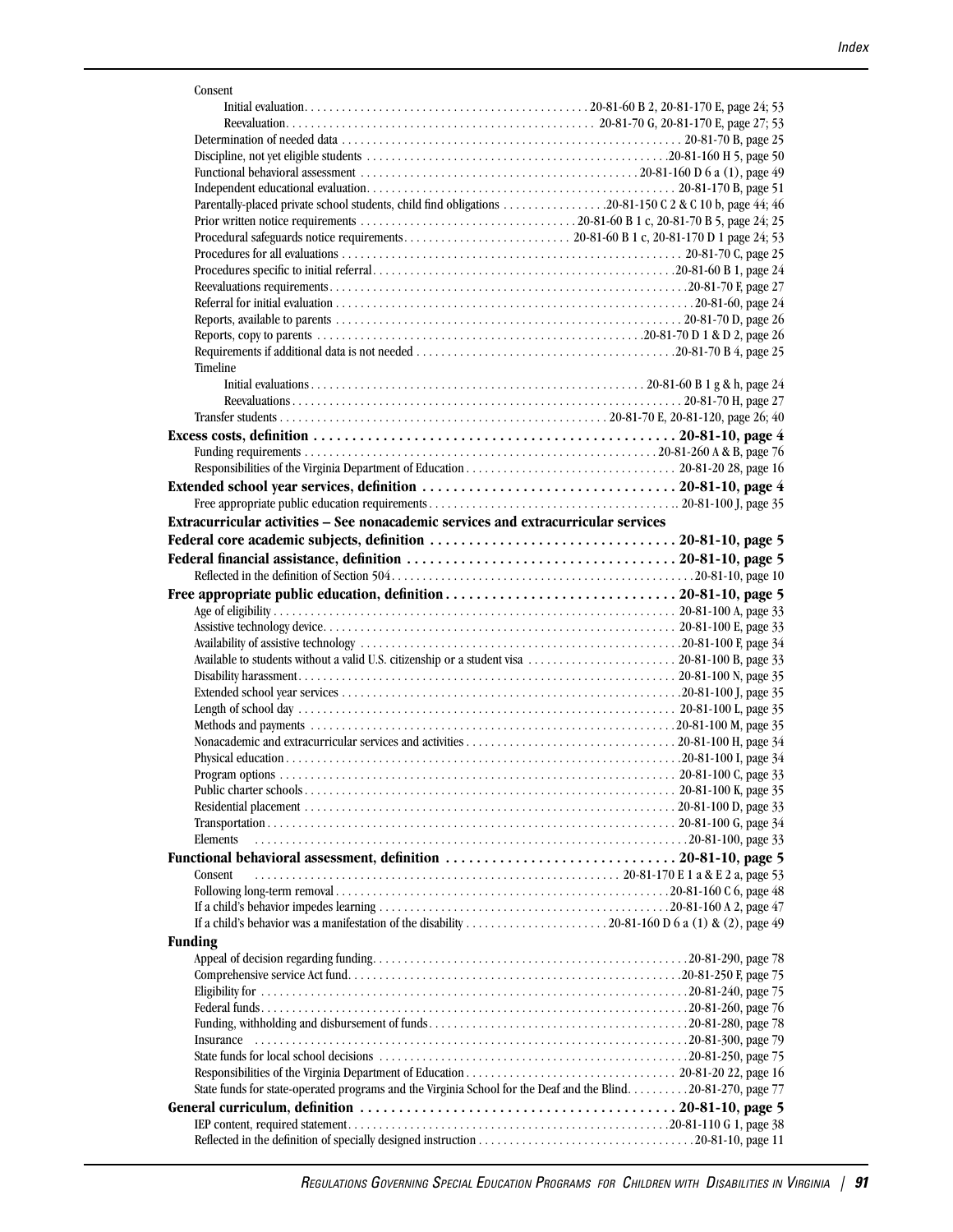Consent

- Initial evaluation . . . 20-81-60 B 2, 20-81-170 E, page 24; 53
- Reevaluation . . . 20-81-70 G, 20-81-170 E, page 27; 53

Determination of needed data . . . 20-81-70 B, page 25
Discipline, not yet eligible students . . . 20-81-160 H 5, page 50
Functional behavioral assessment . . . 20-81-160 D 6 a (1), page 49
Independent educational evaluation . . . 20-81-170 B, page 51
Parentally-placed private school students, child find obligations . . . 20-81-150 C 2 & C 10 b, page 44; 46
Prior written notice requirements . . . 20-81-60 B 1 c, 20-81-70 B 5, page 24; 25
Procedural safeguards notice requirements . . . 20-81-60 B 1 c, 20-81-170 D 1 page 24; 53
Procedures for all evaluations . . . 20-81-70 C, page 25
Procedures specific to initial referral . . . 20-81-60 B 1, page 24
Reevaluations requirements . . . 20-81-70 F, page 27
Referral for initial evaluation . . . 20-81-60, page 24
Reports, available to parents . . . 20-81-70 D, page 26
Reports, copy to parents . . . 20-81-70 D 1 & D 2, page 26
Requirements if additional data is not needed . . . 20-81-70 B 4, page 25
Timeline

- Initial evaluations . . . 20-81-60 B 1 g & h, page 24
- Reevaluations . . . 20-81-70 H, page 27

Transfer students . . . 20-81-70 E, 20-81-120, page 26; 40

**Excess costs, definition . . . 20-81-10, page 4**

Funding requirements . . . 20-81-260 A & B, page 76
Responsibilities of the Virginia Department of Education . . . 20-81-20 28, page 16

**Extended school year services, definition . . . 20-81-10, page 4**

Free appropriate public education requirements . . . 20-81-100 J, page 35

**Extracurricular activities – See nonacademic services and extracurricular services**

**Federal core academic subjects, definition . . . 20-81-10, page 5**

**Federal financial assistance, definition . . . 20-81-10, page 5**

Reflected in the definition of Section 504 . . . 20-81-10, page 10

**Free appropriate public education, definition . . . 20-81-10, page 5**

Age of eligibility . . . 20-81-100 A, page 33
Assistive technology device . . . 20-81-100 E, page 33
Availability of assistive technology . . . 20-81-100 F, page 34
Available to students without a valid U.S. citizenship or a student visa . . . 20-81-100 B, page 33
Disability harassment . . . 20-81-100 N, page 35
Extended school year services . . . 20-81-100 J, page 35
Length of school day . . . 20-81-100 L, page 35
Methods and payments . . . 20-81-100 M, page 35
Nonacademic and extracurricular services and activities . . . 20-81-100 H, page 34
Physical education . . . 20-81-100 I, page 34
Program options . . . 20-81-100 C, page 33
Public charter schools . . . 20-81-100 K, page 35
Residential placement . . . 20-81-100 D, page 33
Transportation . . . 20-81-100 G, page 34
Elements . . . 20-81-100, page 33

**Functional behavioral assessment, definition . . . 20-81-10, page 5**

Consent . . . 20-81-170 E 1 a & E 2 a, page 53
Following long-term removal . . . 20-81-160 C 6, page 48
If a child's behavior impedes learning . . . 20-81-160 A 2, page 47
If a child's behavior was a manifestation of the disability . . . 20-81-160 D 6 a (1) & (2), page 49

**Funding**

Appeal of decision regarding funding . . . 20-81-290, page 78
Comprehensive service Act fund . . . 20-81-250 F, page 75
Eligibility for . . . 20-81-240, page 75
Federal funds . . . 20-81-260, page 76
Funding, withholding and disbursement of funds . . . 20-81-280, page 78
Insurance . . . 20-81-300, page 79
State funds for local school decisions . . . 20-81-250, page 75
Responsibilities of the Virginia Department of Education . . . 20-81-20 22, page 16
State funds for state-operated programs and the Virginia School for the Deaf and the Blind . . . 20-81-270, page 77

**General curriculum, definition . . . 20-81-10, page 5**

IEP content, required statement . . . 20-81-110 G 1, page 38
Reflected in the definition of specially designed instruction . . . 20-81-10, page 11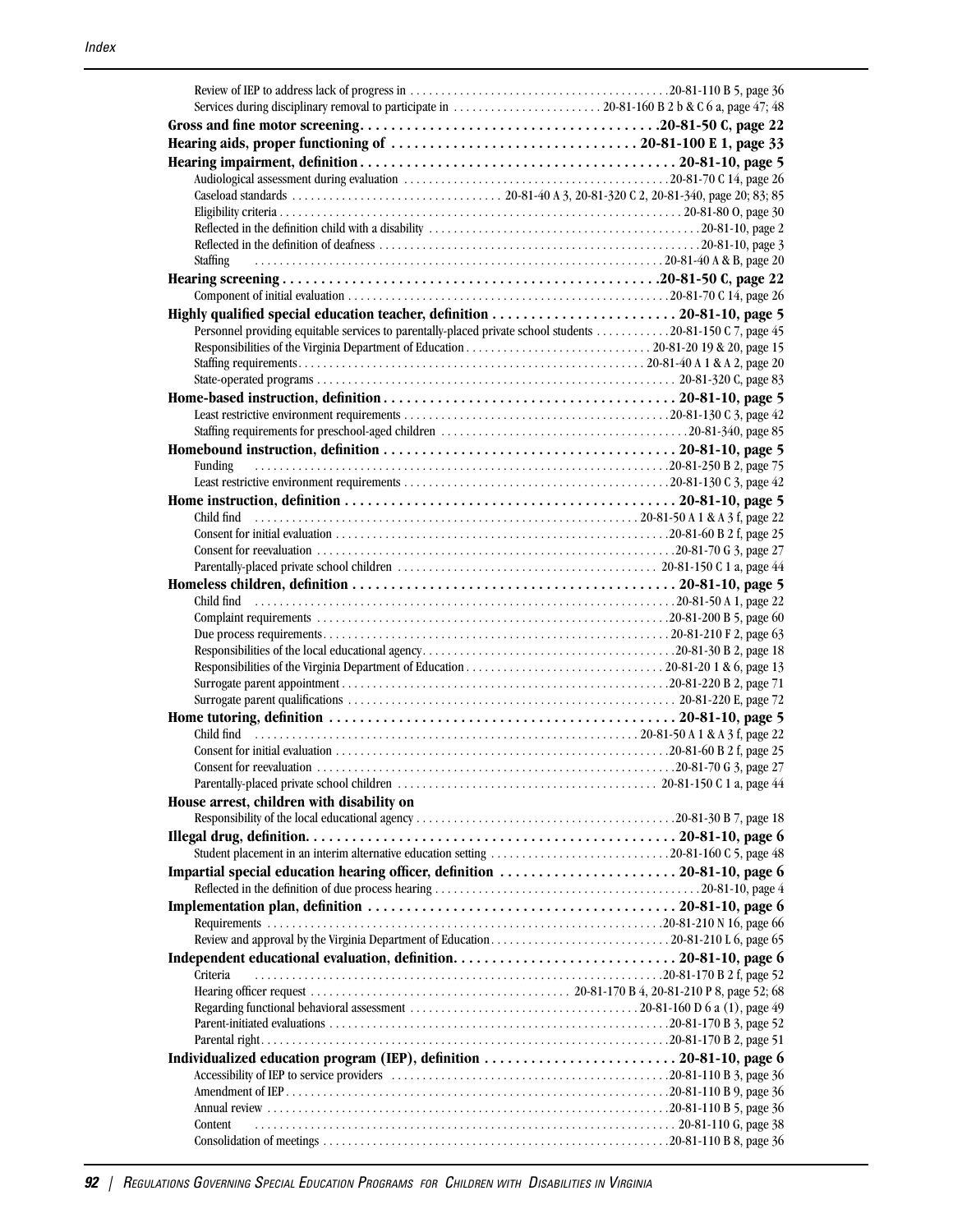Review of IEP to address lack of progress in . . . . . . . . . . 20-81-110 B 5, page 36
Services during disciplinary removal to participate in . . . . . . . . . . 20-81-160 B 2 b & C 6 a, page 47; 48

**Gross and fine motor screening. . . . . . . . . . 20-81-50 C, page 22**

**Hearing aids, proper functioning of . . . . . . . . . . 20-81-100 E 1, page 33**

**Hearing impairment, definition . . . . . . . . . . 20-81-10, page 5**

Audiological assessment during evaluation . . . . . . . . . . 20-81-70 C 14, page 26
Caseload standards . . . . . . . . . . 20-81-40 A 3, 20-81-320 C 2, 20-81-340, page 20; 83; 85
Eligibility criteria . . . . . . . . . . 20-81-80 O, page 30
Reflected in the definition child with a disability . . . . . . . . . . 20-81-10, page 2
Reflected in the definition of deafness . . . . . . . . . . 20-81-10, page 3
Staffing . . . . . . . . . . 20-81-40 A & B, page 20

**Hearing screening . . . . . . . . . . 20-81-50 C, page 22**

Component of initial evaluation . . . . . . . . . . 20-81-70 C 14, page 26

**Highly qualified special education teacher, definition . . . . . . . . . . 20-81-10, page 5**

Personnel providing equitable services to parentally-placed private school students . . . . . . . . . . 20-81-150 C 7, page 45
Responsibilities of the Virginia Department of Education . . . . . . . . . . 20-81-20 19 & 20, page 15
Staffing requirements . . . . . . . . . . 20-81-40 A 1 & A 2, page 20
State-operated programs . . . . . . . . . . 20-81-320 C, page 83

**Home-based instruction, definition . . . . . . . . . . 20-81-10, page 5**

Least restrictive environment requirements . . . . . . . . . . 20-81-130 C 3, page 42
Staffing requirements for preschool-aged children . . . . . . . . . . 20-81-340, page 85

**Homebound instruction, definition . . . . . . . . . . 20-81-10, page 5**

Funding . . . . . . . . . . 20-81-250 B 2, page 75
Least restrictive environment requirements . . . . . . . . . . 20-81-130 C 3, page 42

**Home instruction, definition . . . . . . . . . . 20-81-10, page 5**

Child find . . . . . . . . . . 20-81-50 A 1 & A 3 f, page 22
Consent for initial evaluation . . . . . . . . . . 20-81-60 B 2 f, page 25
Consent for reevaluation . . . . . . . . . . 20-81-70 G 3, page 27
Parentally-placed private school children . . . . . . . . . . 20-81-150 C 1 a, page 44

**Homeless children, definition . . . . . . . . . . 20-81-10, page 5**

Child find . . . . . . . . . . 20-81-50 A 1, page 22
Complaint requirements . . . . . . . . . . 20-81-200 B 5, page 60
Due process requirements . . . . . . . . . . 20-81-210 F 2, page 63
Responsibilities of the local educational agency . . . . . . . . . . 20-81-30 B 2, page 18
Responsibilities of the Virginia Department of Education . . . . . . . . . . 20-81-20 1 & 6, page 13
Surrogate parent appointment . . . . . . . . . . 20-81-220 B 2, page 71
Surrogate parent qualifications . . . . . . . . . . 20-81-220 E, page 72

**Home tutoring, definition . . . . . . . . . . 20-81-10, page 5**

Child find . . . . . . . . . . 20-81-50 A 1 & A 3 f, page 22
Consent for initial evaluation . . . . . . . . . . 20-81-60 B 2 f, page 25
Consent for reevaluation . . . . . . . . . . 20-81-70 G 3, page 27
Parentally-placed private school children . . . . . . . . . . 20-81-150 C 1 a, page 44

**House arrest, children with disability on**

Responsibility of the local educational agency . . . . . . . . . . 20-81-30 B 7, page 18

**Illegal drug, definition. . . . . . . . . . 20-81-10, page 6**

Student placement in an interim alternative education setting . . . . . . . . . . 20-81-160 C 5, page 48

**Impartial special education hearing officer, definition . . . . . . . . . . 20-81-10, page 6**

Reflected in the definition of due process hearing . . . . . . . . . . 20-81-10, page 4

**Implementation plan, definition . . . . . . . . . . 20-81-10, page 6**

Requirements . . . . . . . . . . 20-81-210 N 16, page 66
Review and approval by the Virginia Department of Education . . . . . . . . . . 20-81-210 L 6, page 65

**Independent educational evaluation, definition. . . . . . . . . . 20-81-10, page 6**

Criteria . . . . . . . . . . 20-81-170 B 2 f, page 52
Hearing officer request . . . . . . . . . . 20-81-170 B 4, 20-81-210 P 8, page 52; 68
Regarding functional behavioral assessment . . . . . . . . . . 20-81-160 D 6 a (1), page 49
Parent-initiated evaluations . . . . . . . . . . 20-81-170 B 3, page 52
Parental right . . . . . . . . . . 20-81-170 B 2, page 51

**Individualized education program (IEP), definition . . . . . . . . . . 20-81-10, page 6**

Accessibility of IEP to service providers . . . . . . . . . . 20-81-110 B 3, page 36
Amendment of IEP . . . . . . . . . . 20-81-110 B 9, page 36
Annual review . . . . . . . . . . 20-81-110 B 5, page 36
Content . . . . . . . . . . 20-81-110 G, page 38
Consolidation of meetings . . . . . . . . . . 20-81-110 B 8, page 36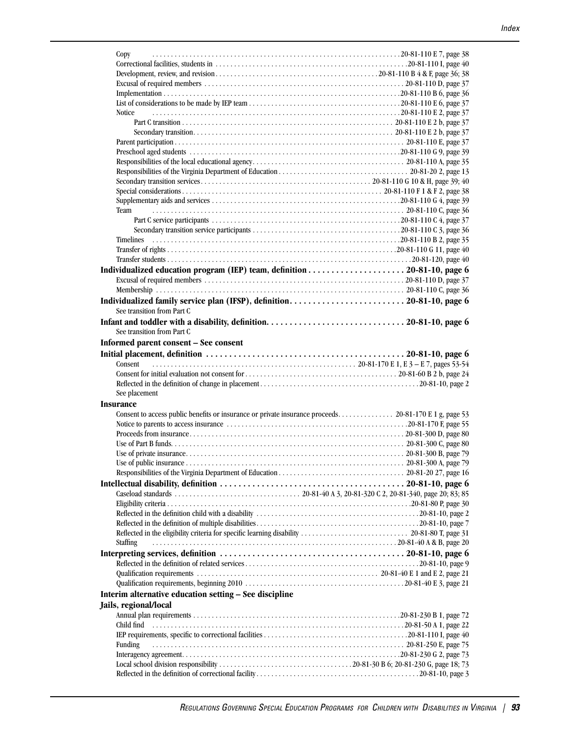Copy . . . . . . . . . . . . . . . . . . . . . . . . . . . . . . . . . . . . . . . . . . . . . . . . . . . . . . . . . . . . . . . . . . . 20-81-110 E 7, page 38
Correctional facilities, students in . . . . . . . . . . . . . . . . . . . . . . . . . . . . . . . . . . . . . . . . . . . . . . . . . . . 20-81-110 I, page 40
Development, review, and revision . . . . . . . . . . . . . . . . . . . . . . . . . . . . . . . . . . . . . . . . . . . . . 20-81-110 B 4 & F, page 36; 38
Excusal of required members . . . . . . . . . . . . . . . . . . . . . . . . . . . . . . . . . . . . . . . . . . . . . . . . . . . . . 20-81-110 D, page 37
Implementation . . . . . . . . . . . . . . . . . . . . . . . . . . . . . . . . . . . . . . . . . . . . . . . . . . . . . . . . . . . . . . . . 20-81-110 B 6, page 36
List of considerations to be made by IEP team . . . . . . . . . . . . . . . . . . . . . . . . . . . . . . . . . . . . . . . . 20-81-110 E 6, page 37
Notice . . . . . . . . . . . . . . . . . . . . . . . . . . . . . . . . . . . . . . . . . . . . . . . . . . . . . . . . . . . . . . . . . . . 20-81-110 E 2, page 37
    Part C transition . . . . . . . . . . . . . . . . . . . . . . . . . . . . . . . . . . . . . . . . . . . . . . . . . . . . . . . . . 20-81-110 E 2 b, page 37
    Secondary transition . . . . . . . . . . . . . . . . . . . . . . . . . . . . . . . . . . . . . . . . . . . . . . . . . . . . . . 20-81-110 E 2 b, page 37
Parent participation . . . . . . . . . . . . . . . . . . . . . . . . . . . . . . . . . . . . . . . . . . . . . . . . . . . . . . . . . . . . . . 20-81-110 E, page 37
Preschool aged students . . . . . . . . . . . . . . . . . . . . . . . . . . . . . . . . . . . . . . . . . . . . . . . . . . . . . . . . . 20-81-110 G 9, page 39
Responsibilities of the local educational agency . . . . . . . . . . . . . . . . . . . . . . . . . . . . . . . . . . . . . . . . . 20-81-110 A, page 35
Responsibilities of the Virginia Department of Education . . . . . . . . . . . . . . . . . . . . . . . . . . . . . . . . . . . 20-81-20 2, page 13
Secondary transition services . . . . . . . . . . . . . . . . . . . . . . . . . . . . . . . . . . . . . . . . . . . . . . 20-81-110 G 10 & H, page 39; 40
Special considerations . . . . . . . . . . . . . . . . . . . . . . . . . . . . . . . . . . . . . . . . . . . . . . . . . . . . . 20-81-110 F 1 & F 2, page 38
Supplementary aids and services . . . . . . . . . . . . . . . . . . . . . . . . . . . . . . . . . . . . . . . . . . . . . . . . . . . 20-81-110 G 4, page 39
Team . . . . . . . . . . . . . . . . . . . . . . . . . . . . . . . . . . . . . . . . . . . . . . . . . . . . . . . . . . . . . . . . . . . . . 20-81-110 C, page 36
    Part C service participants . . . . . . . . . . . . . . . . . . . . . . . . . . . . . . . . . . . . . . . . . . . . . . . . . . . 20-81-110 C 4, page 37
    Secondary transition service participants . . . . . . . . . . . . . . . . . . . . . . . . . . . . . . . . . . . . . . . . 20-81-110 C 3, page 36
Timelines . . . . . . . . . . . . . . . . . . . . . . . . . . . . . . . . . . . . . . . . . . . . . . . . . . . . . . . . . . . . . . . . . . . 20-81-110 B 2, page 35
Transfer of rights . . . . . . . . . . . . . . . . . . . . . . . . . . . . . . . . . . . . . . . . . . . . . . . . . . . . . . . . . . . . . . 20-81-110 G 11, page 40
Transfer students . . . . . . . . . . . . . . . . . . . . . . . . . . . . . . . . . . . . . . . . . . . . . . . . . . . . . . . . . . . . . . . . . . 20-81-120, page 40

**Individualized education program (IEP) team, definition . . . . . . . . . . . . . . . . . . . . . 20-81-10, page 6**
Excusal of required members . . . . . . . . . . . . . . . . . . . . . . . . . . . . . . . . . . . . . . . . . . . . . . . . . . . . . 20-81-110 D, page 37
Membership . . . . . . . . . . . . . . . . . . . . . . . . . . . . . . . . . . . . . . . . . . . . . . . . . . . . . . . . . . . . . . . . . . 20-81-110 C, page 36

**Individualized family service plan (IFSP), definition . . . . . . . . . . . . . . . . . . . . . . . . . 20-81-10, page 6**
See transition from Part C

**Infant and toddler with a disability, definition . . . . . . . . . . . . . . . . . . . . . . . . . . . . . . 20-81-10, page 6**
See transition from Part C

**Informed parent consent – See consent**

**Initial placement, definition . . . . . . . . . . . . . . . . . . . . . . . . . . . . . . . . . . . . . . . . . . . 20-81-10, page 6**
Consent . . . . . . . . . . . . . . . . . . . . . . . . . . . . . . . . . . . . . . . . . . . . . . . . . . . . . . 20-81-170 E 1, E 3 – E 7, pages 53-54
Consent for initial evaluation not consent for . . . . . . . . . . . . . . . . . . . . . . . . . . . . . . . . . . . . . . . . . 20-81-60 B 2 b, page 24
Reflected in the definition of change in placement . . . . . . . . . . . . . . . . . . . . . . . . . . . . . . . . . . . . . . . . . . 20-81-10, page 2
See placement

**Insurance**
Consent to access public benefits or insurance or private insurance proceeds . . . . . . . . . . . . . . 20-81-170 E 1 g, page 53
Notice to parents to access insurance . . . . . . . . . . . . . . . . . . . . . . . . . . . . . . . . . . . . . . . . . . . . . . . . 20-81-170 F, page 55
Proceeds from insurance . . . . . . . . . . . . . . . . . . . . . . . . . . . . . . . . . . . . . . . . . . . . . . . . . . . . . . . . . 20-81-300 D, page 80
Use of Part B funds . . . . . . . . . . . . . . . . . . . . . . . . . . . . . . . . . . . . . . . . . . . . . . . . . . . . . . . . . . . . . 20-81-300 C, page 80
Use of private insurance . . . . . . . . . . . . . . . . . . . . . . . . . . . . . . . . . . . . . . . . . . . . . . . . . . . . . . . . . 20-81-300 B, page 79
Use of public insurance . . . . . . . . . . . . . . . . . . . . . . . . . . . . . . . . . . . . . . . . . . . . . . . . . . . . . . . . . . 20-81-300 A, page 79
Responsibilities of the Virginia Department of Education . . . . . . . . . . . . . . . . . . . . . . . . . . . . . . . . . 20-81-20 27, page 16

**Intellectual disability, definition . . . . . . . . . . . . . . . . . . . . . . . . . . . . . . . . . . . . . . . . 20-81-10, page 6**
Caseload standards . . . . . . . . . . . . . . . . . . . . . . . . . . . . . . . . . 20-81-40 A 3, 20-81-320 C 2, 20-81-340, page 20; 83; 85
Eligibility criteria . . . . . . . . . . . . . . . . . . . . . . . . . . . . . . . . . . . . . . . . . . . . . . . . . . . . . . . . . . . . . . . . . 20-81-80 P, page 30
Reflected in the definition child with a disability . . . . . . . . . . . . . . . . . . . . . . . . . . . . . . . . . . . . . . . . . . . 20-81-10, page 2
Reflected in the definition of multiple disabilities . . . . . . . . . . . . . . . . . . . . . . . . . . . . . . . . . . . . . . . . . . 20-81-10, page 7
Reflected in the eligibility criteria for specific learning disability . . . . . . . . . . . . . . . . . . . . . . . . . . . . . 20-81-80 T, page 31
Staffing . . . . . . . . . . . . . . . . . . . . . . . . . . . . . . . . . . . . . . . . . . . . . . . . . . . . . . . . . . . . . . . . . . . . 20-81-40 A & B, page 20

**Interpreting services, definition . . . . . . . . . . . . . . . . . . . . . . . . . . . . . . . . . . . . . . . . 20-81-10, page 6**
Reflected in the definition of related services . . . . . . . . . . . . . . . . . . . . . . . . . . . . . . . . . . . . . . . . . . . . . 20-81-10, page 9
Qualification requirements . . . . . . . . . . . . . . . . . . . . . . . . . . . . . . . . . . . . . . . . . . . . . . . . . 20-81-40 E 1 and E 2, page 21
Qualification requirements, beginning 2010 . . . . . . . . . . . . . . . . . . . . . . . . . . . . . . . . . . . . . . . . . . . 20-81-40 E 3, page 21

**Interim alternative education setting – See discipline**

**Jails, regional/local**
Annual plan requirements . . . . . . . . . . . . . . . . . . . . . . . . . . . . . . . . . . . . . . . . . . . . . . . . . . . . . . . . 20-81-230 B 1, page 72
Child find . . . . . . . . . . . . . . . . . . . . . . . . . . . . . . . . . . . . . . . . . . . . . . . . . . . . . . . . . . . . . . . . . . . . 20-81-50 A 1, page 22
IEP requirements, specific to correctional facilities . . . . . . . . . . . . . . . . . . . . . . . . . . . . . . . . . . . . . . . 20-81-110 I, page 40
Funding . . . . . . . . . . . . . . . . . . . . . . . . . . . . . . . . . . . . . . . . . . . . . . . . . . . . . . . . . . . . . . . . . . . . . . 20-81-250 E, page 75
Interagency agreement . . . . . . . . . . . . . . . . . . . . . . . . . . . . . . . . . . . . . . . . . . . . . . . . . . . . . . . . . . 20-81-230 G 2, page 73
Local school division responsibility . . . . . . . . . . . . . . . . . . . . . . . . . . . . . . . . . . . . . 20-81-30 B 6; 20-81-230 G, page 18; 73
Reflected in the definition of correctional facility . . . . . . . . . . . . . . . . . . . . . . . . . . . . . . . . . . . . . . . . . . . 20-81-10, page 3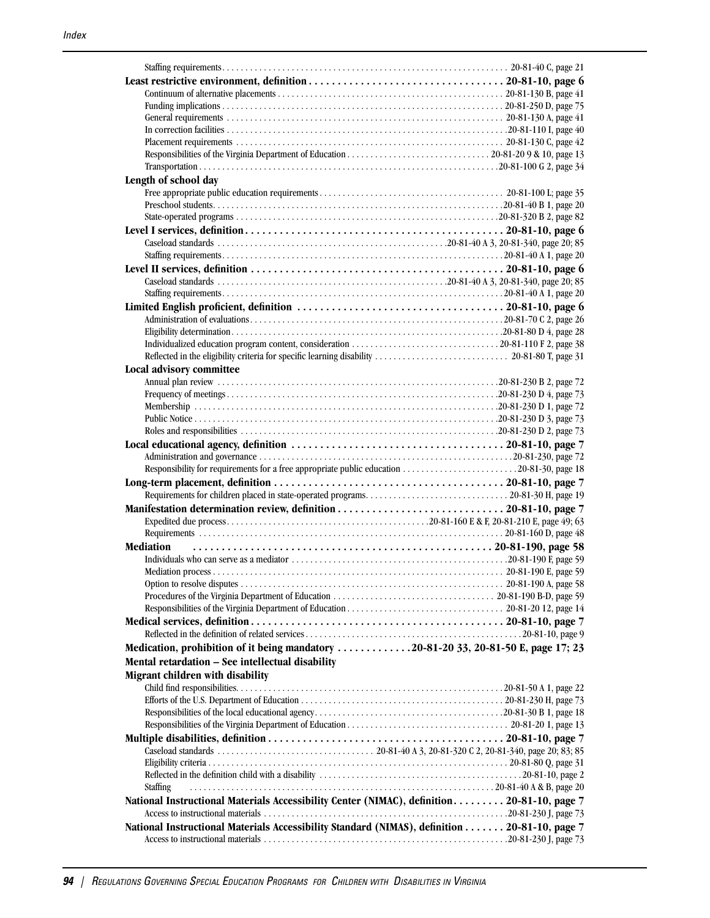Staffing requirements . . . 20-81-40 C, page 21

**Least restrictive environment, definition . . . 20-81-10, page 6**

- Continuum of alternative placements . . . 20-81-130 B, page 41
- Funding implications . . . 20-81-250 D, page 75
- General requirements . . . 20-81-130 A, page 41
- In correction facilities . . . 20-81-110 I, page 40
- Placement requirements . . . 20-81-130 C, page 42
- Responsibilities of the Virginia Department of Education . . . 20-81-20 9 & 10, page 13
- Transportation . . . 20-81-100 G 2, page 34

**Length of school day**

- Free appropriate public education requirements . . . 20-81-100 L; page 35
- Preschool students . . . 20-81-40 B 1, page 20
- State-operated programs . . . 20-81-320 B 2, page 82

**Level I services, definition . . . 20-81-10, page 6**

- Caseload standards . . . 20-81-40 A 3, 20-81-340, page 20; 85
- Staffing requirements . . . 20-81-40 A 1, page 20

**Level II services, definition . . . 20-81-10, page 6**

- Caseload standards . . . 20-81-40 A 3, 20-81-340, page 20; 85
- Staffing requirements . . . 20-81-40 A 1, page 20

**Limited English proficient, definition . . . 20-81-10, page 6**

- Administration of evaluations . . . 20-81-70 C 2, page 26
- Eligibility determination . . . 20-81-80 D 4, page 28
- Individualized education program content, consideration . . . 20-81-110 F 2, page 38
- Reflected in the eligibility criteria for specific learning disability . . . 20-81-80 T, page 31

**Local advisory committee**

- Annual plan review . . . 20-81-230 B 2, page 72
- Frequency of meetings . . . 20-81-230 D 4, page 73
- Membership . . . 20-81-230 D 1, page 72
- Public Notice . . . 20-81-230 D 3, page 73
- Roles and responsibilities . . . 20-81-230 D 2, page 73

**Local educational agency, definition . . . 20-81-10, page 7**

- Administration and governance . . . 20-81-230, page 72
- Responsibility for requirements for a free appropriate public education . . . 20-81-30, page 18

**Long-term placement, definition . . . 20-81-10, page 7**

- Requirements for children placed in state-operated programs . . . 20-81-30 H, page 19

**Manifestation determination review, definition . . . 20-81-10, page 7**

- Expedited due process . . . 20-81-160 E & F, 20-81-210 E, page 49; 63
- Requirements . . . 20-81-160 D, page 48

**Mediation . . . 20-81-190, page 58**

- Individuals who can serve as a mediator . . . 20-81-190 F, page 59
- Mediation process . . . 20-81-190 E, page 59
- Option to resolve disputes . . . 20-81-190 A, page 58
- Procedures of the Virginia Department of Education . . . 20-81-190 B-D, page 59
- Responsibilities of the Virginia Department of Education . . . 20-81-20 12, page 14

**Medical services, definition . . . 20-81-10, page 7**

- Reflected in the definition of related services . . . 20-81-10, page 9

**Medication, prohibition of it being mandatory . . . 20-81-20 33, 20-81-50 E, page 17; 23**

**Mental retardation – See intellectual disability**

**Migrant children with disability**

- Child find responsibilities . . . 20-81-50 A 1, page 22
- Efforts of the U.S. Department of Education . . . 20-81-230 H, page 73
- Responsibilities of the local educational agency . . . 20-81-30 B 1, page 18
- Responsibilities of the Virginia Department of Education . . . 20-81-20 1, page 13

**Multiple disabilities, definition . . . 20-81-10, page 7**

- Caseload standards . . . 20-81-40 A 3, 20-81-320 C 2, 20-81-340, page 20; 83; 85
- Eligibility criteria . . . 20-81-80 Q, page 31
- Reflected in the definition child with a disability . . . 20-81-10, page 2
- Staffing . . . 20-81-40 A & B, page 20

**National Instructional Materials Accessibility Center (NIMAC), definition . . . 20-81-10, page 7**

- Access to instructional materials . . . 20-81-230 J, page 73

**National Instructional Materials Accessibility Standard (NIMAS), definition . . . 20-81-10, page 7**

- Access to instructional materials . . . 20-81-230 J, page 73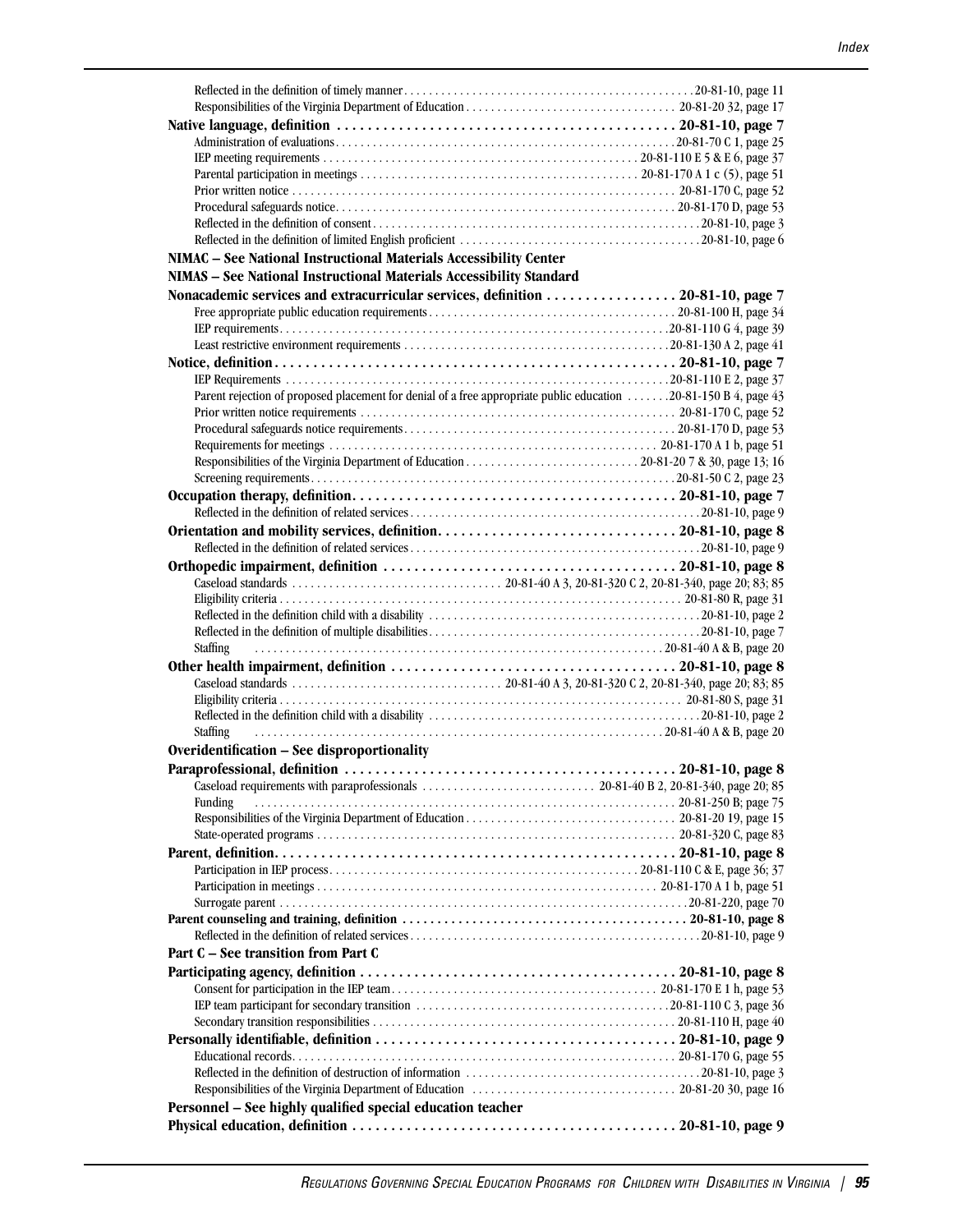Reflected in the definition of timely manner . . . 20-81-10, page 11
Responsibilities of the Virginia Department of Education . . . 20-81-20 32, page 17

**Native language, definition . . . 20-81-10, page 7**
Administration of evaluations . . . 20-81-70 C 1, page 25
IEP meeting requirements . . . 20-81-110 E 5 & E 6, page 37
Parental participation in meetings . . . 20-81-170 A 1 c (5), page 51
Prior written notice . . . 20-81-170 C, page 52
Procedural safeguards notice . . . 20-81-170 D, page 53
Reflected in the definition of consent . . . 20-81-10, page 3
Reflected in the definition of limited English proficient . . . 20-81-10, page 6

**NIMAC – See National Instructional Materials Accessibility Center**

**NIMAS – See National Instructional Materials Accessibility Standard**

**Nonacademic services and extracurricular services, definition . . . 20-81-10, page 7**
Free appropriate public education requirements . . . 20-81-100 H, page 34
IEP requirements . . . 20-81-110 G 4, page 39
Least restrictive environment requirements . . . 20-81-130 A 2, page 41

**Notice, definition . . . 20-81-10, page 7**
IEP Requirements . . . 20-81-110 E 2, page 37
Parent rejection of proposed placement for denial of a free appropriate public education . . . 20-81-150 B 4, page 43
Prior written notice requirements . . . 20-81-170 C, page 52
Procedural safeguards notice requirements . . . 20-81-170 D, page 53
Requirements for meetings . . . 20-81-170 A 1 b, page 51
Responsibilities of the Virginia Department of Education . . . 20-81-20 7 & 30, page 13; 16
Screening requirements . . . 20-81-50 C 2, page 23

**Occupation therapy, definition . . . 20-81-10, page 7**
Reflected in the definition of related services . . . 20-81-10, page 9

**Orientation and mobility services, definition . . . 20-81-10, page 8**
Reflected in the definition of related services . . . 20-81-10, page 9

**Orthopedic impairment, definition . . . 20-81-10, page 8**
Caseload standards . . . 20-81-40 A 3, 20-81-320 C 2, 20-81-340, page 20; 83; 85
Eligibility criteria . . . 20-81-80 R, page 31
Reflected in the definition child with a disability . . . 20-81-10, page 2
Reflected in the definition of multiple disabilities . . . 20-81-10, page 7
Staffing . . . 20-81-40 A & B, page 20

**Other health impairment, definition . . . 20-81-10, page 8**
Caseload standards . . . 20-81-40 A 3, 20-81-320 C 2, 20-81-340, page 20; 83; 85
Eligibility criteria . . . 20-81-80 S, page 31
Reflected in the definition child with a disability . . . 20-81-10, page 2
Staffing . . . 20-81-40 A & B, page 20

**Overidentification – See disproportionality**

**Paraprofessional, definition . . . 20-81-10, page 8**
Caseload requirements with paraprofessionals . . . 20-81-40 B 2, 20-81-340, page 20; 85
Funding . . . 20-81-250 B; page 75
Responsibilities of the Virginia Department of Education . . . 20-81-20 19, page 15
State-operated programs . . . 20-81-320 C, page 83

**Parent, definition . . . 20-81-10, page 8**
Participation in IEP process . . . 20-81-110 C & E, page 36; 37
Participation in meetings . . . 20-81-170 A 1 b, page 51
Surrogate parent . . . 20-81-220, page 70

**Parent counseling and training, definition . . . 20-81-10, page 8**
Reflected in the definition of related services . . . 20-81-10, page 9

**Part C – See transition from Part C**

**Participating agency, definition . . . 20-81-10, page 8**
Consent for participation in the IEP team . . . 20-81-170 E 1 h, page 53
IEP team participant for secondary transition . . . 20-81-110 C 3, page 36
Secondary transition responsibilities . . . 20-81-110 H, page 40

**Personally identifiable, definition . . . 20-81-10, page 9**
Educational records . . . 20-81-170 G, page 55
Reflected in the definition of destruction of information . . . 20-81-10, page 3
Responsibilities of the Virginia Department of Education . . . 20-81-20 30, page 16

**Personnel – See highly qualified special education teacher**

**Physical education, definition . . . 20-81-10, page 9**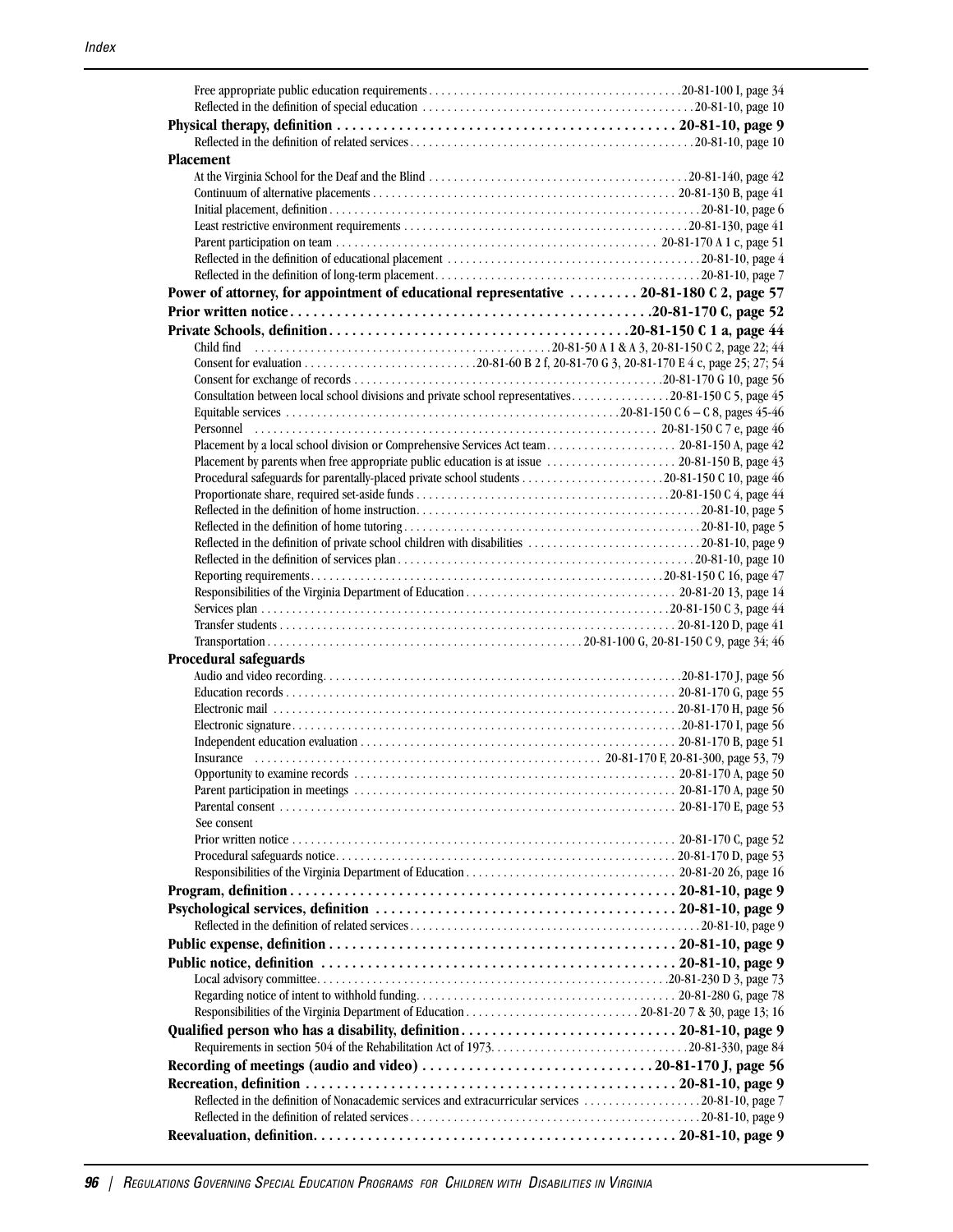Free appropriate public education requirements . . . . . . . . . . 20-81-100 I, page 34
Reflected in the definition of special education . . . . . . . . . . 20-81-10, page 10

**Physical therapy, definition . . . . . . . . . . 20-81-10, page 9**

Reflected in the definition of related services . . . . . . . . . . 20-81-10, page 10

**Placement**

At the Virginia School for the Deaf and the Blind . . . . . . . . . . 20-81-140, page 42
Continuum of alternative placements . . . . . . . . . . 20-81-130 B, page 41
Initial placement, definition . . . . . . . . . . 20-81-10, page 6
Least restrictive environment requirements . . . . . . . . . . 20-81-130, page 41
Parent participation on team . . . . . . . . . . 20-81-170 A 1 c, page 51
Reflected in the definition of educational placement . . . . . . . . . . 20-81-10, page 4
Reflected in the definition of long-term placement . . . . . . . . . . 20-81-10, page 7

**Power of attorney, for appointment of educational representative . . . . . . . . . . 20-81-180 C 2, page 57**

**Prior written notice . . . . . . . . . . 20-81-170 C, page 52**

**Private Schools, definition . . . . . . . . . . 20-81-150 C 1 a, page 44**

Child find . . . . . . . . . . 20-81-50 A 1 & A 3, 20-81-150 C 2, page 22; 44
Consent for evaluation . . . . . . . . . . 20-81-60 B 2 f, 20-81-70 G 3, 20-81-170 E 4 c, page 25; 27; 54
Consent for exchange of records . . . . . . . . . . 20-81-170 G 10, page 56
Consultation between local school divisions and private school representatives . . . . . . . . . . 20-81-150 C 5, page 45
Equitable services . . . . . . . . . . 20-81-150 C 6 – C 8, pages 45-46
Personnel . . . . . . . . . . 20-81-150 C 7 e, page 46
Placement by a local school division or Comprehensive Services Act team . . . . . . . . . . 20-81-150 A, page 42
Placement by parents when free appropriate public education is at issue . . . . . . . . . . 20-81-150 B, page 43
Procedural safeguards for parentally-placed private school students . . . . . . . . . . 20-81-150 C 10, page 46
Proportionate share, required set-aside funds . . . . . . . . . . 20-81-150 C 4, page 44
Reflected in the definition of home instruction . . . . . . . . . . 20-81-10, page 5
Reflected in the definition of home tutoring . . . . . . . . . . 20-81-10, page 5
Reflected in the definition of private school children with disabilities . . . . . . . . . . 20-81-10, page 9
Reflected in the definition of services plan . . . . . . . . . . 20-81-10, page 10
Reporting requirements . . . . . . . . . . 20-81-150 C 16, page 47
Responsibilities of the Virginia Department of Education . . . . . . . . . . 20-81-20 13, page 14
Services plan . . . . . . . . . . 20-81-150 C 3, page 44
Transfer students . . . . . . . . . . 20-81-120 D, page 41
Transportation . . . . . . . . . . 20-81-100 G, 20-81-150 C 9, page 34; 46

**Procedural safeguards**

Audio and video recording . . . . . . . . . . 20-81-170 J, page 56
Education records . . . . . . . . . . 20-81-170 G, page 55
Electronic mail . . . . . . . . . . 20-81-170 H, page 56
Electronic signature . . . . . . . . . . 20-81-170 I, page 56
Independent education evaluation . . . . . . . . . . 20-81-170 B, page 51
Insurance . . . . . . . . . . 20-81-170 F, 20-81-300, page 53, 79
Opportunity to examine records . . . . . . . . . . 20-81-170 A, page 50
Parent participation in meetings . . . . . . . . . . 20-81-170 A, page 50
Parental consent . . . . . . . . . . 20-81-170 E, page 53
See consent
Prior written notice . . . . . . . . . . 20-81-170 C, page 52
Procedural safeguards notice . . . . . . . . . . 20-81-170 D, page 53
Responsibilities of the Virginia Department of Education . . . . . . . . . . 20-81-20 26, page 16

**Program, definition . . . . . . . . . . 20-81-10, page 9**

**Psychological services, definition . . . . . . . . . . 20-81-10, page 9**

Reflected in the definition of related services . . . . . . . . . . 20-81-10, page 9

**Public expense, definition . . . . . . . . . . 20-81-10, page 9**

**Public notice, definition . . . . . . . . . . 20-81-10, page 9**

Local advisory committee . . . . . . . . . . 20-81-230 D 3, page 73
Regarding notice of intent to withhold funding . . . . . . . . . . 20-81-280 G, page 78
Responsibilities of the Virginia Department of Education . . . . . . . . . . 20-81-20 7 & 30, page 13; 16

**Qualified person who has a disability, definition . . . . . . . . . . 20-81-10, page 9**

Requirements in section 504 of the Rehabilitation Act of 1973 . . . . . . . . . . 20-81-330, page 84

**Recording of meetings (audio and video) . . . . . . . . . . 20-81-170 J, page 56**

**Recreation, definition . . . . . . . . . . 20-81-10, page 9**

Reflected in the definition of Nonacademic services and extracurricular services . . . . . . . . . . 20-81-10, page 7
Reflected in the definition of related services . . . . . . . . . . 20-81-10, page 9

**Reevaluation, definition . . . . . . . . . . 20-81-10, page 9**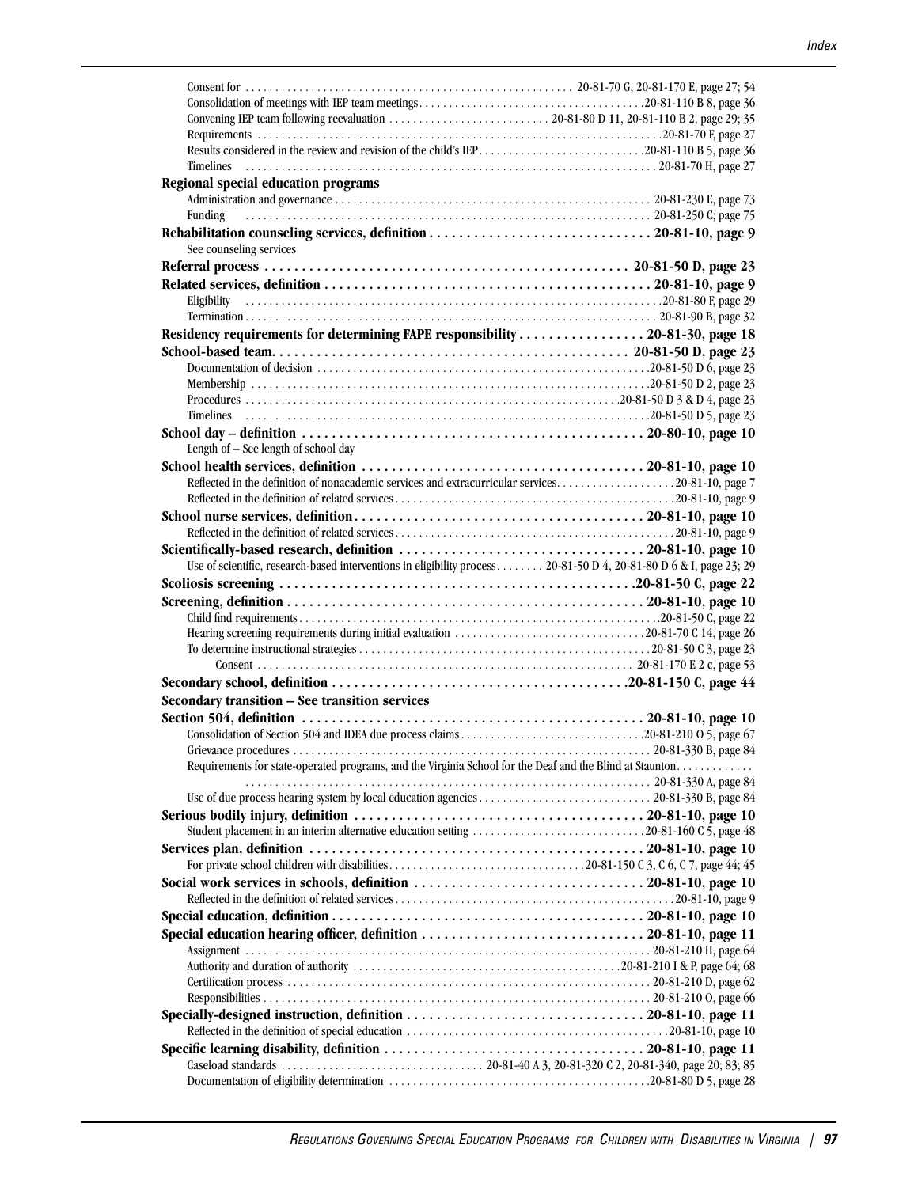Consent for . . . . . . . . . . 20-81-70 G, 20-81-170 E, page 27; 54
Consolidation of meetings with IEP team meetings . . . . . . . . . . 20-81-110 B 8, page 36
Convening IEP team following reevaluation . . . . . . . . . . 20-81-80 D 11, 20-81-110 B 2, page 29; 35
Requirements . . . . . . . . . . 20-81-70 F, page 27
Results considered in the review and revision of the child's IEP . . . . . . . . . . 20-81-110 B 5, page 36
Timelines . . . . . . . . . . 20-81-70 H, page 27

**Regional special education programs**
Administration and governance . . . . . . . . . . 20-81-230 E, page 73
Funding . . . . . . . . . . 20-81-250 C, page 75

**Rehabilitation counseling services, definition . . . . . . . . . . 20-81-10, page 9**
See counseling services

**Referral process . . . . . . . . . . 20-81-50 D, page 23**

**Related services, definition . . . . . . . . . . 20-81-10, page 9**
Eligibility . . . . . . . . . . 20-81-80 F, page 29
Termination . . . . . . . . . . 20-81-90 B, page 32

**Residency requirements for determining FAPE responsibility . . . . . . . . . . 20-81-30, page 18**

**School-based team. . . . . . . . . . . 20-81-50 D, page 23**
Documentation of decision . . . . . . . . . . 20-81-50 D 6, page 23
Membership . . . . . . . . . . 20-81-50 D 2, page 23
Procedures . . . . . . . . . . 20-81-50 D 3 & D 4, page 23
Timelines . . . . . . . . . . 20-81-50 D 5, page 23

**School day – definition . . . . . . . . . . 20-80-10, page 10**
Length of – See length of school day

**School health services, definition . . . . . . . . . . 20-81-10, page 10**
Reflected in the definition of nonacademic services and extracurricular services. . . . . . . . . . 20-81-10, page 7
Reflected in the definition of related services . . . . . . . . . . 20-81-10, page 9

**School nurse services, definition . . . . . . . . . . 20-81-10, page 10**
Reflected in the definition of related services . . . . . . . . . . 20-81-10, page 9

**Scientifically-based research, definition . . . . . . . . . . 20-81-10, page 10**
Use of scientific, research-based interventions in eligibility process . . . . . . . . 20-81-50 D 4, 20-81-80 D 6 & I, page 23; 29

**Scoliosis screening . . . . . . . . . . 20-81-50 C, page 22**

**Screening, definition . . . . . . . . . . 20-81-10, page 10**
Child find requirements . . . . . . . . . . 20-81-50 C, page 22
Hearing screening requirements during initial evaluation . . . . . . . . . . 20-81-70 C 14, page 26
To determine instructional strategies . . . . . . . . . . 20-81-50 C 3, page 23
Consent . . . . . . . . . . 20-81-170 E 2 c, page 53

**Secondary school, definition . . . . . . . . . . 20-81-150 C, page 44**

**Secondary transition – See transition services**

**Section 504, definition . . . . . . . . . . 20-81-10, page 10**
Consolidation of Section 504 and IDEA due process claims . . . . . . . . . . 20-81-210 O 5, page 67
Grievance procedures . . . . . . . . . . 20-81-330 B, page 84
Requirements for state-operated programs, and the Virginia School for the Deaf and the Blind at Staunton. . . . . . . . . . . 20-81-330 A, page 84
Use of due process hearing system by local education agencies . . . . . . . . . . 20-81-330 B, page 84

**Serious bodily injury, definition . . . . . . . . . . 20-81-10, page 10**
Student placement in an interim alternative education setting . . . . . . . . . . 20-81-160 C 5, page 48

**Services plan, definition . . . . . . . . . . 20-81-10, page 10**
For private school children with disabilities . . . . . . . . . . 20-81-150 C 3, C 6, C 7, page 44; 45

**Social work services in schools, definition . . . . . . . . . . 20-81-10, page 10**
Reflected in the definition of related services . . . . . . . . . . 20-81-10, page 9

**Special education, definition . . . . . . . . . . 20-81-10, page 10**

**Special education hearing officer, definition . . . . . . . . . . 20-81-10, page 11**
Assignment . . . . . . . . . . 20-81-210 H, page 64
Authority and duration of authority . . . . . . . . . . 20-81-210 I & P, page 64; 68
Certification process . . . . . . . . . . 20-81-210 D, page 62
Responsibilities . . . . . . . . . . 20-81-210 O, page 66

**Specially-designed instruction, definition . . . . . . . . . . 20-81-10, page 11**
Reflected in the definition of special education . . . . . . . . . . 20-81-10, page 10

**Specific learning disability, definition . . . . . . . . . . 20-81-10, page 11**
Caseload standards . . . . . . . . . . 20-81-40 A 3, 20-81-320 C 2, 20-81-340, page 20; 83; 85
Documentation of eligibility determination . . . . . . . . . . 20-81-80 D 5, page 28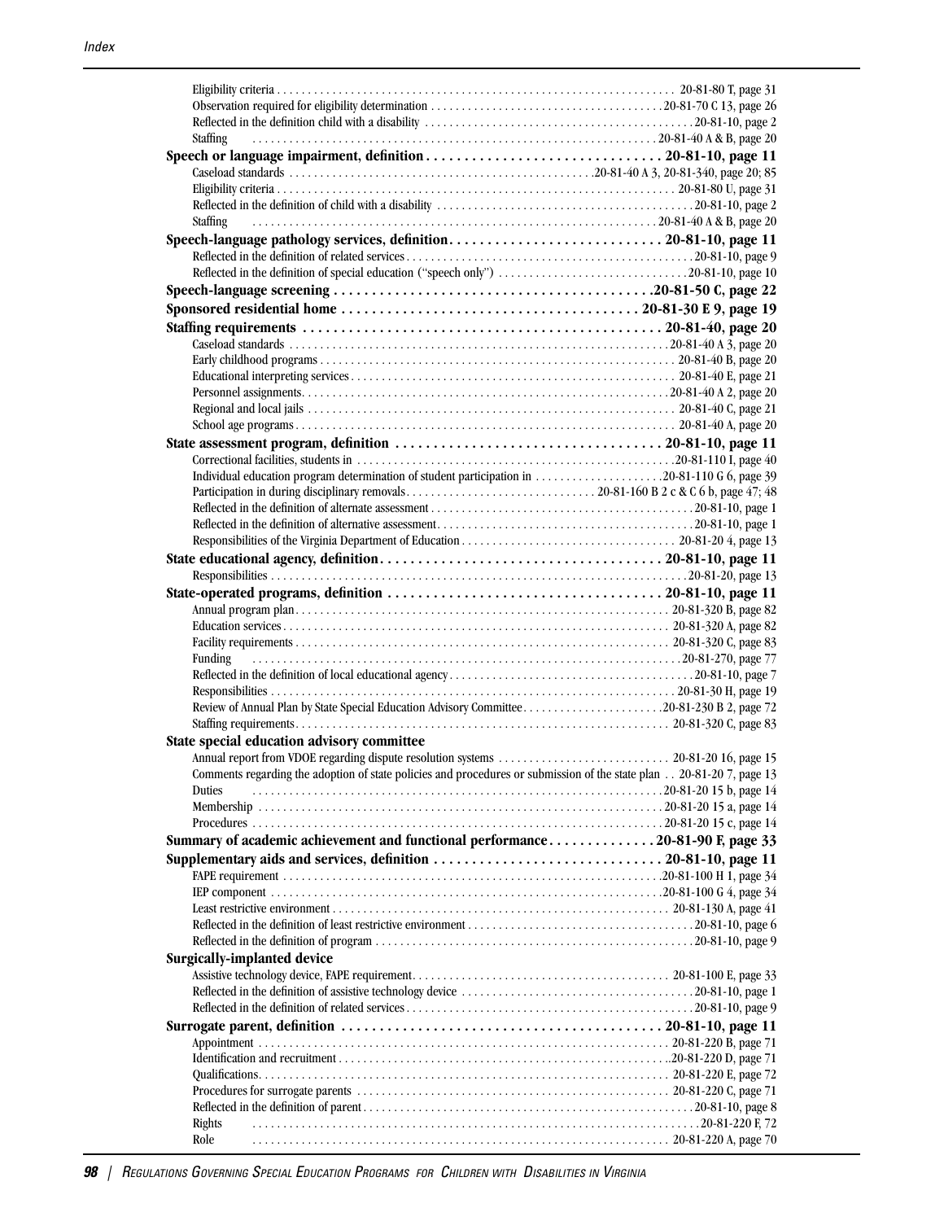Eligibility criteria . . . . . . . . . . 20-81-80 T, page 31
Observation required for eligibility determination . . . . . . . . . . 20-81-70 C 13, page 26
Reflected in the definition child with a disability . . . . . . . . . . 20-81-10, page 2
Staffing . . . . . . . . . . 20-81-40 A & B, page 20

**Speech or language impairment, definition . . . . . . . . . . 20-81-10, page 11**

Caseload standards . . . . . . . . . . 20-81-40 A 3, 20-81-340, page 20; 85
Eligibility criteria . . . . . . . . . . 20-81-80 U, page 31
Reflected in the definition of child with a disability . . . . . . . . . . 20-81-10, page 2
Staffing . . . . . . . . . . 20-81-40 A & B, page 20

**Speech-language pathology services, definition . . . . . . . . . . 20-81-10, page 11**

Reflected in the definition of related services . . . . . . . . . . 20-81-10, page 9
Reflected in the definition of special education ("speech only") . . . . . . . . . . 20-81-10, page 10

**Speech-language screening . . . . . . . . . . 20-81-50 C, page 22**

**Sponsored residential home . . . . . . . . . . 20-81-30 E 9, page 19**

**Staffing requirements . . . . . . . . . . 20-81-40, page 20**

Caseload standards . . . . . . . . . . 20-81-40 A 3, page 20
Early childhood programs . . . . . . . . . . 20-81-40 B, page 20
Educational interpreting services . . . . . . . . . . 20-81-40 E, page 21
Personnel assignments . . . . . . . . . . 20-81-40 A 2, page 20
Regional and local jails . . . . . . . . . . 20-81-40 C, page 21
School age programs . . . . . . . . . . 20-81-40 A, page 20

**State assessment program, definition . . . . . . . . . . 20-81-10, page 11**

Correctional facilities, students in . . . . . . . . . . 20-81-110 I, page 40
Individual education program determination of student participation in . . . . . . . . . . 20-81-110 G 6, page 39
Participation in during disciplinary removals . . . . . . . . . . 20-81-160 B 2 c & C 6 b, page 47; 48
Reflected in the definition of alternate assessment . . . . . . . . . . 20-81-10, page 1
Reflected in the definition of alternative assessment . . . . . . . . . . 20-81-10, page 1
Responsibilities of the Virginia Department of Education . . . . . . . . . . 20-81-20 4, page 13

**State educational agency, definition . . . . . . . . . . 20-81-10, page 11**

Responsibilities . . . . . . . . . . 20-81-20, page 13

**State-operated programs, definition . . . . . . . . . . 20-81-10, page 11**

Annual program plan . . . . . . . . . . 20-81-320 B, page 82
Education services . . . . . . . . . . 20-81-320 A, page 82
Facility requirements . . . . . . . . . . 20-81-320 C, page 83
Funding . . . . . . . . . . 20-81-270, page 77
Reflected in the definition of local educational agency . . . . . . . . . . 20-81-10, page 7
Responsibilities . . . . . . . . . . 20-81-30 H, page 19
Review of Annual Plan by State Special Education Advisory Committee . . . . . . . . . . 20-81-230 B 2, page 72
Staffing requirements . . . . . . . . . . 20-81-320 C, page 83

**State special education advisory committee**

Annual report from VDOE regarding dispute resolution systems . . . . . . . . . . 20-81-20 16, page 15
Comments regarding the adoption of state policies and procedures or submission of the state plan . . 20-81-20 7, page 13
Duties . . . . . . . . . . 20-81-20 15 b, page 14
Membership . . . . . . . . . . 20-81-20 15 a, page 14
Procedures . . . . . . . . . . 20-81-20 15 c, page 14

**Summary of academic achievement and functional performance . . . . . . . . . . 20-81-90 F, page 33**

**Supplementary aids and services, definition . . . . . . . . . . 20-81-10, page 11**

FAPE requirement . . . . . . . . . . 20-81-100 H 1, page 34
IEP component . . . . . . . . . . 20-81-100 G 4, page 34
Least restrictive environment . . . . . . . . . . 20-81-130 A, page 41
Reflected in the definition of least restrictive environment . . . . . . . . . . 20-81-10, page 6
Reflected in the definition of program . . . . . . . . . . 20-81-10, page 9

**Surgically-implanted device**

Assistive technology device, FAPE requirement . . . . . . . . . . 20-81-100 E, page 33
Reflected in the definition of assistive technology device . . . . . . . . . . 20-81-10, page 1
Reflected in the definition of related services . . . . . . . . . . 20-81-10, page 9

**Surrogate parent, definition . . . . . . . . . . 20-81-10, page 11**

Appointment . . . . . . . . . . 20-81-220 B, page 71
Identification and recruitment . . . . . . . . . . 20-81-220 D, page 71
Qualifications . . . . . . . . . . 20-81-220 E, page 72
Procedures for surrogate parents . . . . . . . . . . 20-81-220 C, page 71
Reflected in the definition of parent . . . . . . . . . . 20-81-10, page 8
Rights . . . . . . . . . . 20-81-220 F, 72
Role . . . . . . . . . . 20-81-220 A, page 70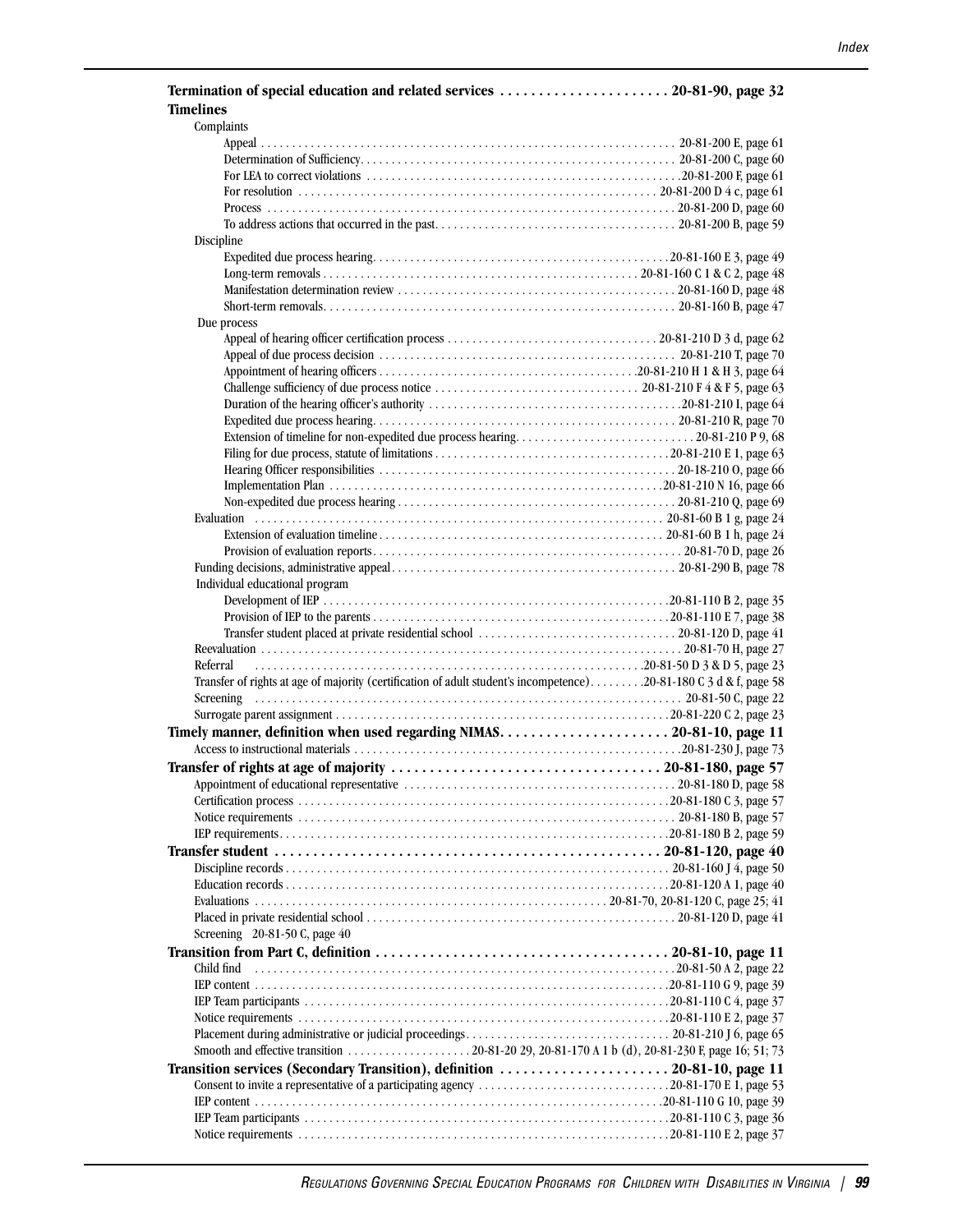**Termination of special education and related services . . . . . . . . . . . . . . . . . . . . . . 20-81-90, page 32**

**Timelines**

- Complaints
  - Appeal . . . . . . . . . . . . . . . . . . . . . . . . . . . . . . . . . . . . . . . . . . . . . . . . . . . . . . . . . . . . . . . . . . 20-81-200 E, page 61
  - Determination of Sufficiency. . . . . . . . . . . . . . . . . . . . . . . . . . . . . . . . . . . . . . . . . . . . . . . . . . . . 20-81-200 C, page 60
  - For LEA to correct violations . . . . . . . . . . . . . . . . . . . . . . . . . . . . . . . . . . . . . . . . . . . . . . . . . . .20-81-200 F, page 61
  - For resolution . . . . . . . . . . . . . . . . . . . . . . . . . . . . . . . . . . . . . . . . . . . . . . . . . . . . . . . . . . 20-81-200 D 4 c, page 61
  - Process . . . . . . . . . . . . . . . . . . . . . . . . . . . . . . . . . . . . . . . . . . . . . . . . . . . . . . . . . . . . . . . . . 20-81-200 D, page 60
  - To address actions that occurred in the past. . . . . . . . . . . . . . . . . . . . . . . . . . . . . . . . . . . . . . . 20-81-200 B, page 59
- Discipline
  - Expedited due process hearing. . . . . . . . . . . . . . . . . . . . . . . . . . . . . . . . . . . . . . . . . . . . . . . .20-81-160 E 3, page 49
  - Long-term removals . . . . . . . . . . . . . . . . . . . . . . . . . . . . . . . . . . . . . . . . . . . . . . . . . . . 20-81-160 C 1 & C 2, page 48
  - Manifestation determination review . . . . . . . . . . . . . . . . . . . . . . . . . . . . . . . . . . . . . . . . . . . . 20-81-160 D, page 48
  - Short-term removals. . . . . . . . . . . . . . . . . . . . . . . . . . . . . . . . . . . . . . . . . . . . . . . . . . . . . . . . . 20-81-160 B, page 47
- Due process
  - Appeal of hearing officer certification process . . . . . . . . . . . . . . . . . . . . . . . . . . . . . . . . . 20-81-210 D 3 d, page 62
  - Appeal of due process decision . . . . . . . . . . . . . . . . . . . . . . . . . . . . . . . . . . . . . . . . . . . . . . . 20-81-210 T, page 70
  - Appointment of hearing officers . . . . . . . . . . . . . . . . . . . . . . . . . . . . . . . . . . . . . . . . . .20-81-210 H 1 & H 3, page 64
  - Challenge sufficiency of due process notice . . . . . . . . . . . . . . . . . . . . . . . . . . . . . . . . . 20-81-210 F 4 & F 5, page 63
  - Duration of the hearing officer's authority . . . . . . . . . . . . . . . . . . . . . . . . . . . . . . . . . . . . . . . . .20-81-210 I, page 64
  - Expedited due process hearing. . . . . . . . . . . . . . . . . . . . . . . . . . . . . . . . . . . . . . . . . . . . . . . . . 20-81-210 R, page 70
  - Extension of timeline for non-expedited due process hearing. . . . . . . . . . . . . . . . . . . . . . . . . . . . . 20-81-210 P 9, 68
  - Filing for due process, statute of limitations . . . . . . . . . . . . . . . . . . . . . . . . . . . . . . . . . . . . . .20-81-210 E 1, page 63
  - Hearing Officer responsibilities . . . . . . . . . . . . . . . . . . . . . . . . . . . . . . . . . . . . . . . . . . . . . . . . 20-18-210 O, page 66
  - Implementation Plan . . . . . . . . . . . . . . . . . . . . . . . . . . . . . . . . . . . . . . . . . . . . . . . . . . . . . .20-81-210 N 16, page 66
  - Non-expedited due process hearing . . . . . . . . . . . . . . . . . . . . . . . . . . . . . . . . . . . . . . . . . . . . 20-81-210 Q, page 69
- Evaluation . . . . . . . . . . . . . . . . . . . . . . . . . . . . . . . . . . . . . . . . . . . . . . . . . . . . . . . . . . . . . . . . . 20-81-60 B 1 g, page 24
  - Extension of evaluation timeline . . . . . . . . . . . . . . . . . . . . . . . . . . . . . . . . . . . . . . . . . . . . . . 20-81-60 B 1 h, page 24
  - Provision of evaluation reports. . . . . . . . . . . . . . . . . . . . . . . . . . . . . . . . . . . . . . . . . . . . . . . . . . 20-81-70 D, page 26
- Funding decisions, administrative appeal. . . . . . . . . . . . . . . . . . . . . . . . . . . . . . . . . . . . . . . . . . . . . . 20-81-290 B, page 78
- Individual educational program
  - Development of IEP . . . . . . . . . . . . . . . . . . . . . . . . . . . . . . . . . . . . . . . . . . . . . . . . . . . . . . .20-81-110 B 2, page 35
  - Provision of IEP to the parents . . . . . . . . . . . . . . . . . . . . . . . . . . . . . . . . . . . . . . . . . . . . . . . .20-81-110 E 7, page 38
  - Transfer student placed at private residential school . . . . . . . . . . . . . . . . . . . . . . . . . . . . . . . . 20-81-120 D, page 41
- Reevaluation . . . . . . . . . . . . . . . . . . . . . . . . . . . . . . . . . . . . . . . . . . . . . . . . . . . . . . . . . . . . . . . . . . . 20-81-70 H, page 27
- Referral . . . . . . . . . . . . . . . . . . . . . . . . . . . . . . . . . . . . . . . . . . . . . . . . . . . . . . . . . . . . . . .20-81-50 D 3 & D 5, page 23
- Transfer of rights at age of majority (certification of adult student's incompetence). . . . . . . . .20-81-180 C 3 d & f, page 58
- Screening . . . . . . . . . . . . . . . . . . . . . . . . . . . . . . . . . . . . . . . . . . . . . . . . . . . . . . . . . . . . . . . . . . . . 20-81-50 C, page 22
- Surrogate parent assignment . . . . . . . . . . . . . . . . . . . . . . . . . . . . . . . . . . . . . . . . . . . . . . . . . . . . .20-81-220 C 2, page 23

**Timely manner, definition when used regarding NIMAS. . . . . . . . . . . . . . . . . . . . . . 20-81-10, page 11**

- Access to instructional materials . . . . . . . . . . . . . . . . . . . . . . . . . . . . . . . . . . . . . . . . . . . . . . . . . . . .20-81-230 J, page 73

**Transfer of rights at age of majority . . . . . . . . . . . . . . . . . . . . . . . . . . . . . . . . . . 20-81-180, page 57**

- Appointment of educational representative . . . . . . . . . . . . . . . . . . . . . . . . . . . . . . . . . . . . . . . . . . . 20-81-180 D, page 58
- Certification process . . . . . . . . . . . . . . . . . . . . . . . . . . . . . . . . . . . . . . . . . . . . . . . . . . . . . . . . . . .20-81-180 C 3, page 57
- Notice requirements . . . . . . . . . . . . . . . . . . . . . . . . . . . . . . . . . . . . . . . . . . . . . . . . . . . . . . . . . . . . 20-81-180 B, page 57
- IEP requirements. . . . . . . . . . . . . . . . . . . . . . . . . . . . . . . . . . . . . . . . . . . . . . . . . . . . . . . . . . . . . . .20-81-180 B 2, page 59

**Transfer student . . . . . . . . . . . . . . . . . . . . . . . . . . . . . . . . . . . . . . . . . . . . . . . . . . . 20-81-120, page 40**

- Discipline records . . . . . . . . . . . . . . . . . . . . . . . . . . . . . . . . . . . . . . . . . . . . . . . . . . . . . . . . . . . . . 20-81-160 J 4, page 50
- Education records . . . . . . . . . . . . . . . . . . . . . . . . . . . . . . . . . . . . . . . . . . . . . . . . . . . . . . . . . . . . .20-81-120 A 1, page 40
- Evaluations . . . . . . . . . . . . . . . . . . . . . . . . . . . . . . . . . . . . . . . . . . . . . . . . . . . . . . . 20-81-70, 20-81-120 C, page 25; 41
- Placed in private residential school . . . . . . . . . . . . . . . . . . . . . . . . . . . . . . . . . . . . . . . . . . . . . . . . . . 20-81-120 D, page 41
- Screening 20-81-50 C, page 40

**Transition from Part C, definition . . . . . . . . . . . . . . . . . . . . . . . . . . . . . . . . . . . . . 20-81-10, page 11**

- Child find . . . . . . . . . . . . . . . . . . . . . . . . . . . . . . . . . . . . . . . . . . . . . . . . . . . . . . . . . . . . . . . . . . . .20-81-50 A 2, page 22
- IEP content . . . . . . . . . . . . . . . . . . . . . . . . . . . . . . . . . . . . . . . . . . . . . . . . . . . . . . . . . . . . . . . . . .20-81-110 G 9, page 39
- IEP Team participants . . . . . . . . . . . . . . . . . . . . . . . . . . . . . . . . . . . . . . . . . . . . . . . . . . . . . . . . . .20-81-110 C 4, page 37
- Notice requirements . . . . . . . . . . . . . . . . . . . . . . . . . . . . . . . . . . . . . . . . . . . . . . . . . . . . . . . . . . .20-81-110 E 2, page 37
- Placement during administrative or judicial proceedings. . . . . . . . . . . . . . . . . . . . . . . . . . . . . . . . . 20-81-210 J 6, page 65
- Smooth and effective transition . . . . . . . . . . . . . . . . . . . . 20-81-20 29, 20-81-170 A 1 b (d), 20-81-230 F, page 16; 51; 73

**Transition services (Secondary Transition), definition . . . . . . . . . . . . . . . . . . . . . . 20-81-10, page 11**

- Consent to invite a representative of a participating agency . . . . . . . . . . . . . . . . . . . . . . . . . . . . . . .20-81-170 E 1, page 53
- IEP content . . . . . . . . . . . . . . . . . . . . . . . . . . . . . . . . . . . . . . . . . . . . . . . . . . . . . . . . . . . . . . . . .20-81-110 G 10, page 39
- IEP Team participants . . . . . . . . . . . . . . . . . . . . . . . . . . . . . . . . . . . . . . . . . . . . . . . . . . . . . . . . . .20-81-110 C 3, page 36
- Notice requirements . . . . . . . . . . . . . . . . . . . . . . . . . . . . . . . . . . . . . . . . . . . . . . . . . . . . . . . . . . .20-81-110 E 2, page 37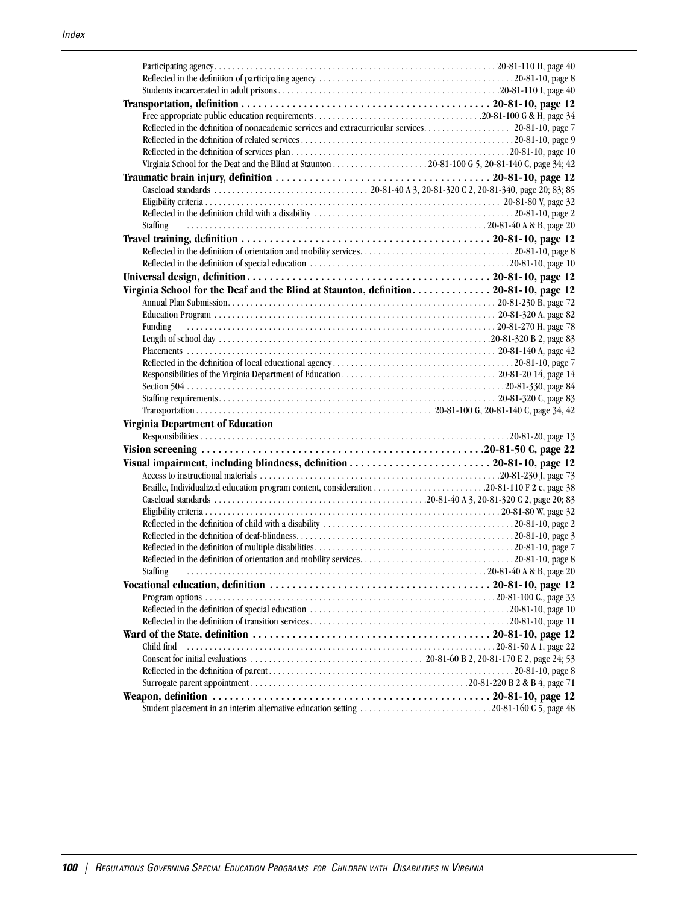Participating agency . . . . . . . . . . . . . . . . . . . . . . . . . . . . . . . . . . . . . . . . . . . . . . . . . . . . . . . . . . . . . 20-81-110 H, page 40
Reflected in the definition of participating agency . . . . . . . . . . . . . . . . . . . . . . . . . . . . . . . . . . . . . . . . . . 20-81-10, page 8
Students incarcerated in adult prisons . . . . . . . . . . . . . . . . . . . . . . . . . . . . . . . . . . . . . . . . . . . . . . . . 20-81-110 I, page 40

**Transportation, definition . . . . . . . . . . . . . . . . . . . . . . . . . . . . . . . . . . . . . . . . . . . 20-81-10, page 12**
Free appropriate public education requirements . . . . . . . . . . . . . . . . . . . . . . . . . . . . . . . . . . . .20-81-100 G & H, page 34
Reflected in the definition of nonacademic services and extracurricular services. . . . . . . . . . . . . . . . . . . 20-81-10, page 7
Reflected in the definition of related services . . . . . . . . . . . . . . . . . . . . . . . . . . . . . . . . . . . . . . . . . . . . . . 20-81-10, page 9
Reflected in the definition of services plan . . . . . . . . . . . . . . . . . . . . . . . . . . . . . . . . . . . . . . . . . . . . . . . 20-81-10, page 10
Virginia School for the Deaf and the Blind at Staunton . . . . . . . . . . . . . . . . . . . . . 20-81-100 G 5, 20-81-140 C, page 34; 42

**Traumatic brain injury, definition . . . . . . . . . . . . . . . . . . . . . . . . . . . . . . . . . . . . . 20-81-10, page 12**
Caseload standards . . . . . . . . . . . . . . . . . . . . . . . . . . . . . . . . . 20-81-40 A 3, 20-81-320 C 2, 20-81-340, page 20; 83; 85
Eligibility criteria . . . . . . . . . . . . . . . . . . . . . . . . . . . . . . . . . . . . . . . . . . . . . . . . . . . . . . . . . . . . . . . . . 20-81-80 V, page 32
Reflected in the definition child with a disability . . . . . . . . . . . . . . . . . . . . . . . . . . . . . . . . . . . . . . . . . . 20-81-10, page 2
Staffing . . . . . . . . . . . . . . . . . . . . . . . . . . . . . . . . . . . . . . . . . . . . . . . . . . . . . . . . . . . . . . . . . . 20-81-40 A & B, page 20

**Travel training, definition . . . . . . . . . . . . . . . . . . . . . . . . . . . . . . . . . . . . . . . . . . . 20-81-10, page 12**
Reflected in the definition of orientation and mobility services. . . . . . . . . . . . . . . . . . . . . . . . . . . . . . . . . 20-81-10, page 8
Reflected in the definition of special education . . . . . . . . . . . . . . . . . . . . . . . . . . . . . . . . . . . . . . . . . . 20-81-10, page 10

**Universal design, definition. . . . . . . . . . . . . . . . . . . . . . . . . . . . . . . . . . . . . . . . . . 20-81-10, page 12**

**Virginia School for the Deaf and the Blind at Staunton, definition. . . . . . . . . . . . . . 20-81-10, page 12**
Annual Plan Submission. . . . . . . . . . . . . . . . . . . . . . . . . . . . . . . . . . . . . . . . . . . . . . . . . . . . . . . . . . 20-81-230 B, page 72
Education Program . . . . . . . . . . . . . . . . . . . . . . . . . . . . . . . . . . . . . . . . . . . . . . . . . . . . . . . . . . . . 20-81-320 A, page 82
Funding . . . . . . . . . . . . . . . . . . . . . . . . . . . . . . . . . . . . . . . . . . . . . . . . . . . . . . . . . . . . . . . . . . . 20-81-270 H, page 78
Length of school day . . . . . . . . . . . . . . . . . . . . . . . . . . . . . . . . . . . . . . . . . . . . . . . . . . . . . . . . . . .20-81-320 B 2, page 83
Placements . . . . . . . . . . . . . . . . . . . . . . . . . . . . . . . . . . . . . . . . . . . . . . . . . . . . . . . . . . . . . . . . 20-81-140 A, page 42
Reflected in the definition of local educational agency . . . . . . . . . . . . . . . . . . . . . . . . . . . . . . . . . . . . . . . 20-81-10, page 7
Responsibilities of the Virginia Department of Education . . . . . . . . . . . . . . . . . . . . . . . . . . . . . . . . . . 20-81-20 14, page 14
Section 504 . . . . . . . . . . . . . . . . . . . . . . . . . . . . . . . . . . . . . . . . . . . . . . . . . . . . . . . . . . . . . . . . . .20-81-330, page 84
Staffing requirements. . . . . . . . . . . . . . . . . . . . . . . . . . . . . . . . . . . . . . . . . . . . . . . . . . . . . . . . . . 20-81-320 C, page 83
Transportation . . . . . . . . . . . . . . . . . . . . . . . . . . . . . . . . . . . . . . . . . . . . . . . . . . 20-81-100 G, 20-81-140 C, page 34, 42

**Virginia Department of Education**
Responsibilities . . . . . . . . . . . . . . . . . . . . . . . . . . . . . . . . . . . . . . . . . . . . . . . . . . . . . . . . . . . . . . . 20-81-20, page 13

**Vision screening . . . . . . . . . . . . . . . . . . . . . . . . . . . . . . . . . . . . . . . . . . . . . . . . .20-81-50 C, page 22**

**Visual impairment, including blindness, definition . . . . . . . . . . . . . . . . . . . . . . . . . 20-81-10, page 12**
Access to instructional materials . . . . . . . . . . . . . . . . . . . . . . . . . . . . . . . . . . . . . . . . . . . . . . . . . . . .20-81-230 J, page 73
Braille, Individualized education program content, consideration . . . . . . . . . . . . . . . . . . . . . . . . .20-81-110 F 2 c, page 38
Caseload standards . . . . . . . . . . . . . . . . . . . . . . . . . . . . . . . . . . . . . . . . . . . . . .20-81-40 A 3, 20-81-320 C 2, page 20; 83
Eligibility criteria . . . . . . . . . . . . . . . . . . . . . . . . . . . . . . . . . . . . . . . . . . . . . . . . . . . . . . . . . . . . . . . 20-81-80 W, page 32
Reflected in the definition of child with a disability . . . . . . . . . . . . . . . . . . . . . . . . . . . . . . . . . . . . . . . . . 20-81-10, page 2
Reflected in the definition of deaf-blindness. . . . . . . . . . . . . . . . . . . . . . . . . . . . . . . . . . . . . . . . . . . . . . . 20-81-10, page 3
Reflected in the definition of multiple disabilities. . . . . . . . . . . . . . . . . . . . . . . . . . . . . . . . . . . . . . . . . . . 20-81-10, page 7
Reflected in the definition of orientation and mobility services. . . . . . . . . . . . . . . . . . . . . . . . . . . . . . . . . 20-81-10, page 8
Staffing . . . . . . . . . . . . . . . . . . . . . . . . . . . . . . . . . . . . . . . . . . . . . . . . . . . . . . . . . . . . . . . . . . 20-81-40 A & B, page 20

**Vocational education, definition . . . . . . . . . . . . . . . . . . . . . . . . . . . . . . . . . . . . . . 20-81-10, page 12**
Program options . . . . . . . . . . . . . . . . . . . . . . . . . . . . . . . . . . . . . . . . . . . . . . . . . . . . . . . . . . . . . . 20-81-100 C., page 33
Reflected in the definition of special education . . . . . . . . . . . . . . . . . . . . . . . . . . . . . . . . . . . . . . . . . . 20-81-10, page 10
Reflected in the definition of transition services . . . . . . . . . . . . . . . . . . . . . . . . . . . . . . . . . . . . . . . . . . 20-81-10, page 11

**Ward of the State, definition . . . . . . . . . . . . . . . . . . . . . . . . . . . . . . . . . . . . . . . . . 20-81-10, page 12**
Child find . . . . . . . . . . . . . . . . . . . . . . . . . . . . . . . . . . . . . . . . . . . . . . . . . . . . . . . . . . . . . . . . . . 20-81-50 A 1, page 22
Consent for initial evaluations . . . . . . . . . . . . . . . . . . . . . . . . . . . . . . . . . . . . . 20-81-60 B 2, 20-81-170 E 2, page 24; 53
Reflected in the definition of parent . . . . . . . . . . . . . . . . . . . . . . . . . . . . . . . . . . . . . . . . . . . . . . . . . . . . 20-81-10, page 8
Surrogate parent appointment . . . . . . . . . . . . . . . . . . . . . . . . . . . . . . . . . . . . . . . . . . . . . . . . 20-81-220 B 2 & B 4, page 71

**Weapon, definition . . . . . . . . . . . . . . . . . . . . . . . . . . . . . . . . . . . . . . . . . . . . . . . . 20-81-10, page 12**
Student placement in an interim alternative education setting . . . . . . . . . . . . . . . . . . . . . . . . . . . . 20-81-160 C 5, page 48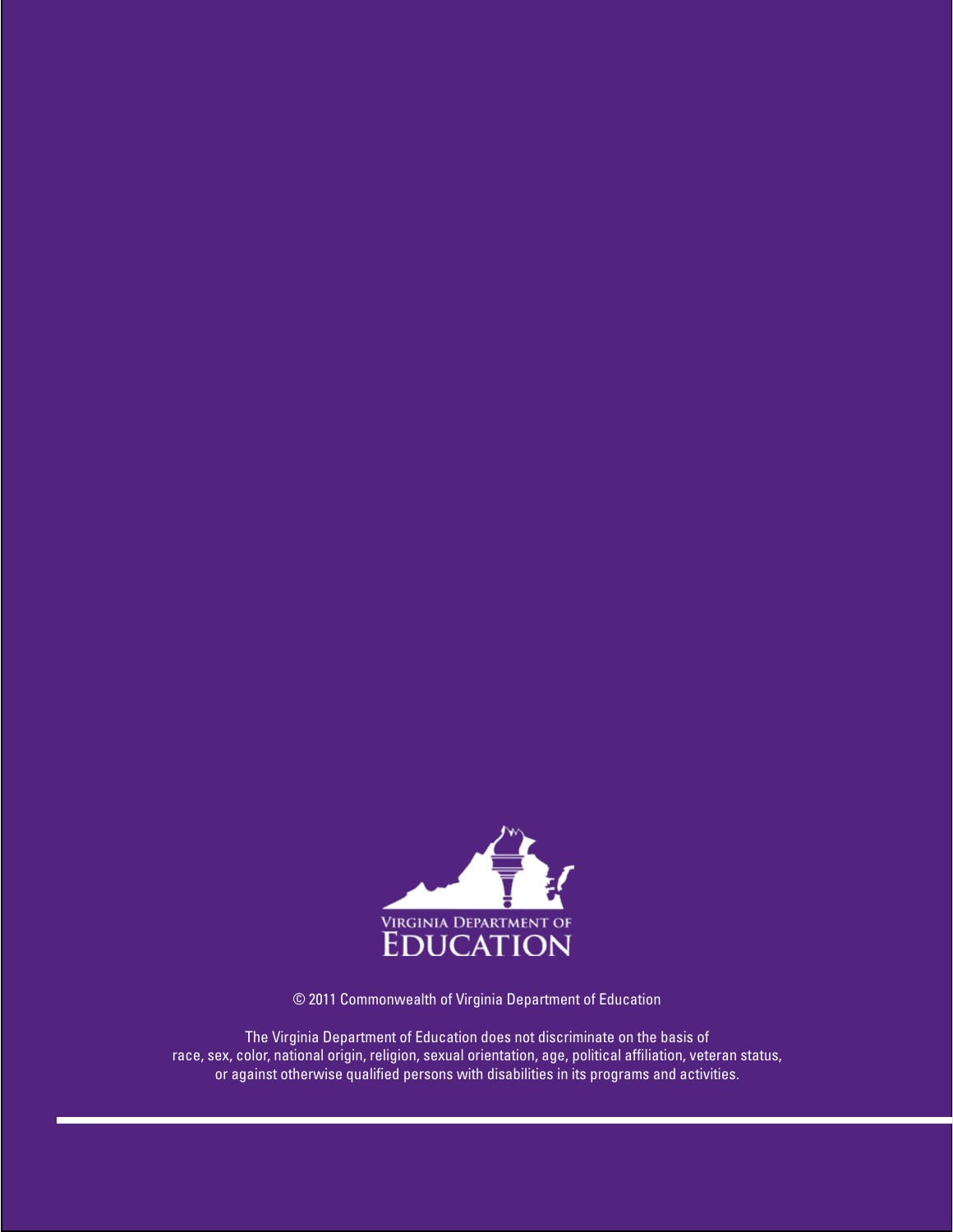VIRGINIA DEPARTMENT OF
EDUCATION

© 2011 Commonwealth of Virginia Department of Education

The Virginia Department of Education does not discriminate on the basis of race, sex, color, national origin, religion, sexual orientation, age, political affiliation, veteran status, or against otherwise qualified persons with disabilities in its programs and activities.